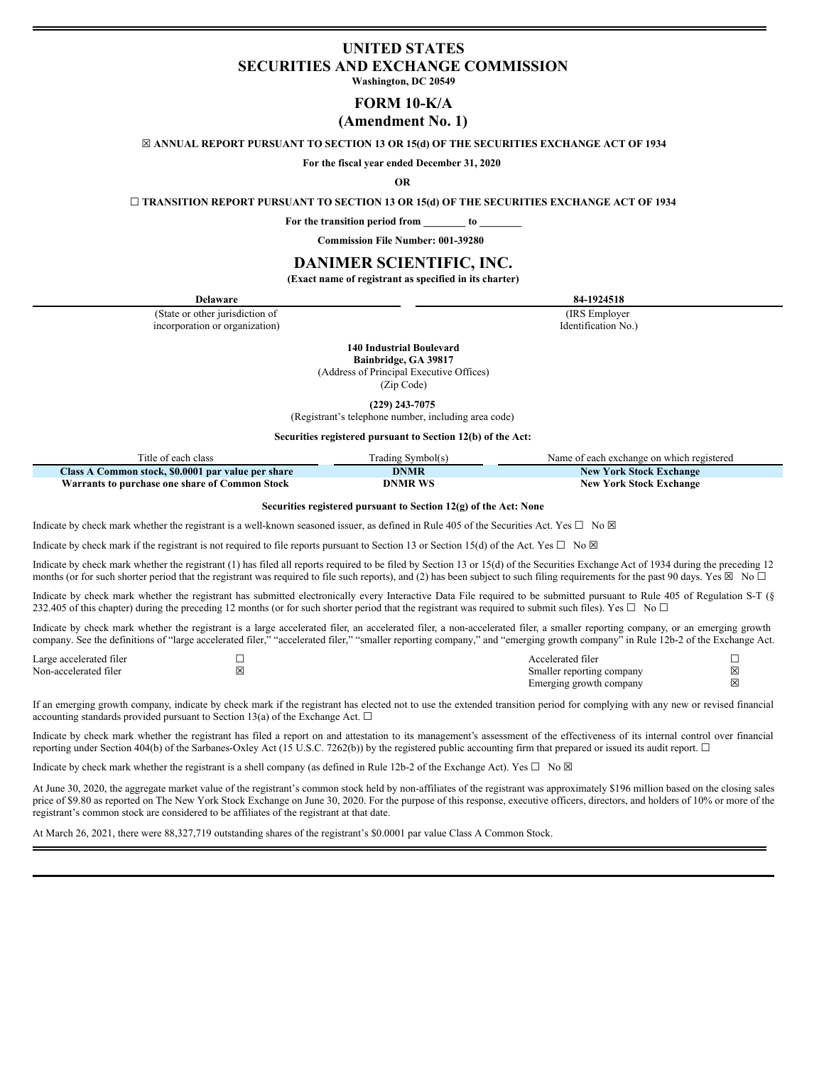# UNITED STATES
# SECURITIES AND EXCHANGE COMMISSION

**Washington, DC 20549**

## FORM 10-K/A

## (Amendment No. 1)

☒ **ANNUAL REPORT PURSUANT TO SECTION 13 OR 15(d) OF THE SECURITIES EXCHANGE ACT OF 1934**

**For the fiscal year ended December 31, 2020**

**OR**

☐ **TRANSITION REPORT PURSUANT TO SECTION 13 OR 15(d) OF THE SECURITIES EXCHANGE ACT OF 1934**

**For the transition period from ________ to ________**

**Commission File Number: 001-39280**

# DANIMER SCIENTIFIC, INC.

**(Exact name of registrant as specified in its charter)**

| **Delaware** | **84-1924518** |
|---|---|
| (State or other jurisdiction of incorporation or organization) | (IRS Employer Identification No.) |

**140 Industrial Boulevard**
**Bainbridge, GA 39817**
(Address of Principal Executive Offices)
(Zip Code)

**(229) 243-7075**
(Registrant's telephone number, including area code)

**Securities registered pursuant to Section 12(b) of the Act:**

| Title of each class | Trading Symbol(s) | Name of each exchange on which registered |
|---|---|---|
| **Class A Common stock, $0.0001 par value per share** | **DNMR** | **New York Stock Exchange** |
| **Warrants to purchase one share of Common Stock** | **DNMR WS** | **New York Stock Exchange** |

**Securities registered pursuant to Section 12(g) of the Act: None**

Indicate by check mark whether the registrant is a well-known seasoned issuer, as defined in Rule 405 of the Securities Act. Yes ☐ No ☒

Indicate by check mark if the registrant is not required to file reports pursuant to Section 13 or Section 15(d) of the Act. Yes ☐ No ☒

Indicate by check mark whether the registrant (1) has filed all reports required to be filed by Section 13 or 15(d) of the Securities Exchange Act of 1934 during the preceding 12 months (or for such shorter period that the registrant was required to file such reports), and (2) has been subject to such filing requirements for the past 90 days. Yes ☒ No ☐

Indicate by check mark whether the registrant has submitted electronically every Interactive Data File required to be submitted pursuant to Rule 405 of Regulation S-T (§ 232.405 of this chapter) during the preceding 12 months (or for such shorter period that the registrant was required to submit such files). Yes ☐ No ☐

Indicate by check mark whether the registrant is a large accelerated filer, an accelerated filer, a non-accelerated filer, a smaller reporting company, or an emerging growth company. See the definitions of "large accelerated filer," "accelerated filer," "smaller reporting company," and "emerging growth company" in Rule 12b-2 of the Exchange Act.

| | | | |
|---|---|---|---|
| Large accelerated filer | ☐ | Accelerated filer | ☐ |
| Non-accelerated filer | ☒ | Smaller reporting company | ☒ |
| | | Emerging growth company | ☒ |

If an emerging growth company, indicate by check mark if the registrant has elected not to use the extended transition period for complying with any new or revised financial accounting standards provided pursuant to Section 13(a) of the Exchange Act. ☐

Indicate by check mark whether the registrant has filed a report on and attestation to its management's assessment of the effectiveness of its internal control over financial reporting under Section 404(b) of the Sarbanes-Oxley Act (15 U.S.C. 7262(b)) by the registered public accounting firm that prepared or issued its audit report. ☐

Indicate by check mark whether the registrant is a shell company (as defined in Rule 12b-2 of the Exchange Act). Yes ☐ No ☒

At June 30, 2020, the aggregate market value of the registrant's common stock held by non-affiliates of the registrant was approximately $196 million based on the closing sales price of $9.80 as reported on The New York Stock Exchange on June 30, 2020. For the purpose of this response, executive officers, directors, and holders of 10% or more of the registrant's common stock are considered to be affiliates of the registrant at that date.

At March 26, 2021, there were 88,327,719 outstanding shares of the registrant's $0.0001 par value Class A Common Stock.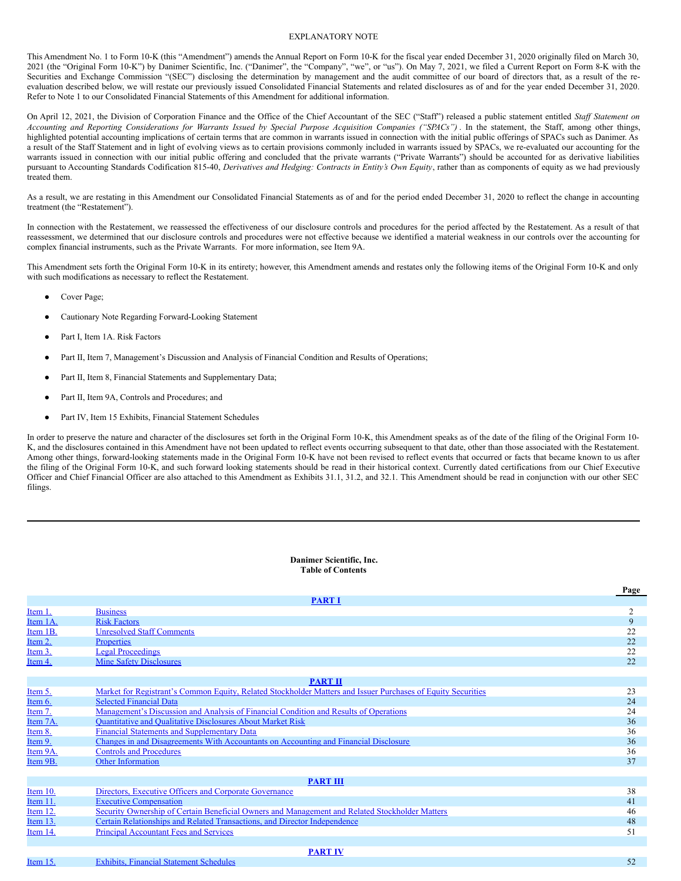## EXPLANATORY NOTE

This Amendment No. 1 to Form 10-K (this "Amendment") amends the Annual Report on Form 10-K for the fiscal year ended December 31, 2020 originally filed on March 30, 2021 (the "Original Form 10-K") by Danimer Scientific, Inc. ("Danimer", the "Company", "we", or "us"). On May 7, 2021, we filed a Current Report on Form 8-K with the Securities and Exchange Commission "(SEC") disclosing the determination by management and the audit committee of our board of directors that, as a result of the re-evaluation described below, we will restate our previously issued Consolidated Financial Statements and related disclosures as of and for the year ended December 31, 2020. Refer to Note 1 to our Consolidated Financial Statements of this Amendment for additional information.

On April 12, 2021, the Division of Corporation Finance and the Office of the Chief Accountant of the SEC ("Staff") released a public statement entitled *Staff Statement on Accounting and Reporting Considerations for Warrants Issued by Special Purpose Acquisition Companies ("SPACs")* . In the statement, the Staff, among other things, highlighted potential accounting implications of certain terms that are common in warrants issued in connection with the initial public offerings of SPACs such as Danimer. As a result of the Staff Statement and in light of evolving views as to certain provisions commonly included in warrants issued by SPACs, we re-evaluated our accounting for the warrants issued in connection with our initial public offering and concluded that the private warrants ("Private Warrants") should be accounted for as derivative liabilities pursuant to Accounting Standards Codification 815-40, *Derivatives and Hedging: Contracts in Entity's Own Equity*, rather than as components of equity as we had previously treated them.

As a result, we are restating in this Amendment our Consolidated Financial Statements as of and for the period ended December 31, 2020 to reflect the change in accounting treatment (the "Restatement").

In connection with the Restatement, we reassessed the effectiveness of our disclosure controls and procedures for the period affected by the Restatement. As a result of that reassessment, we determined that our disclosure controls and procedures were not effective because we identified a material weakness in our controls over the accounting for complex financial instruments, such as the Private Warrants. For more information, see Item 9A.

This Amendment sets forth the Original Form 10-K in its entirety; however, this Amendment amends and restates only the following items of the Original Form 10-K and only with such modifications as necessary to reflect the Restatement.

- Cover Page;
- Cautionary Note Regarding Forward-Looking Statement
- Part I, Item 1A. Risk Factors
- Part II, Item 7, Management's Discussion and Analysis of Financial Condition and Results of Operations;
- Part II, Item 8, Financial Statements and Supplementary Data;
- Part II, Item 9A, Controls and Procedures; and
- Part IV, Item 15 Exhibits, Financial Statement Schedules

In order to preserve the nature and character of the disclosures set forth in the Original Form 10-K, this Amendment speaks as of the date of the filing of the Original Form 10-K, and the disclosures contained in this Amendment have not been updated to reflect events occurring subsequent to that date, other than those associated with the Restatement. Among other things, forward-looking statements made in the Original Form 10-K have not been revised to reflect events that occurred or facts that became known to us after the filing of the Original Form 10-K, and such forward looking statements should be read in their historical context. Currently dated certifications from our Chief Executive Officer and Chief Financial Officer are also attached to this Amendment as Exhibits 31.1, 31.2, and 32.1. This Amendment should be read in conjunction with our other SEC filings.

---

**Danimer Scientific, Inc.**
**Table of Contents**

| | | Page |
|---|---|---|
| | **PART I** | |
| Item 1. | Business | 2 |
| Item 1A. | Risk Factors | 9 |
| Item 1B. | Unresolved Staff Comments | 22 |
| Item 2. | Properties | 22 |
| Item 3. | Legal Proceedings | 22 |
| Item 4. | Mine Safety Disclosures | 22 |
| | **PART II** | |
| Item 5. | Market for Registrant's Common Equity, Related Stockholder Matters and Issuer Purchases of Equity Securities | 23 |
| Item 6. | Selected Financial Data | 24 |
| Item 7. | Management's Discussion and Analysis of Financial Condition and Results of Operations | 24 |
| Item 7A. | Quantitative and Qualitative Disclosures About Market Risk | 36 |
| Item 8. | Financial Statements and Supplementary Data | 36 |
| Item 9. | Changes in and Disagreements With Accountants on Accounting and Financial Disclosure | 36 |
| Item 9A. | Controls and Procedures | 36 |
| Item 9B. | Other Information | 37 |
| | **PART III** | |
| Item 10. | Directors, Executive Officers and Corporate Governance | 38 |
| Item 11. | Executive Compensation | 41 |
| Item 12. | Security Ownership of Certain Beneficial Owners and Management and Related Stockholder Matters | 46 |
| Item 13. | Certain Relationships and Related Transactions, and Director Independence | 48 |
| Item 14. | Principal Accountant Fees and Services | 51 |
| | **PART IV** | |
| Item 15. | Exhibits, Financial Statement Schedules | 52 |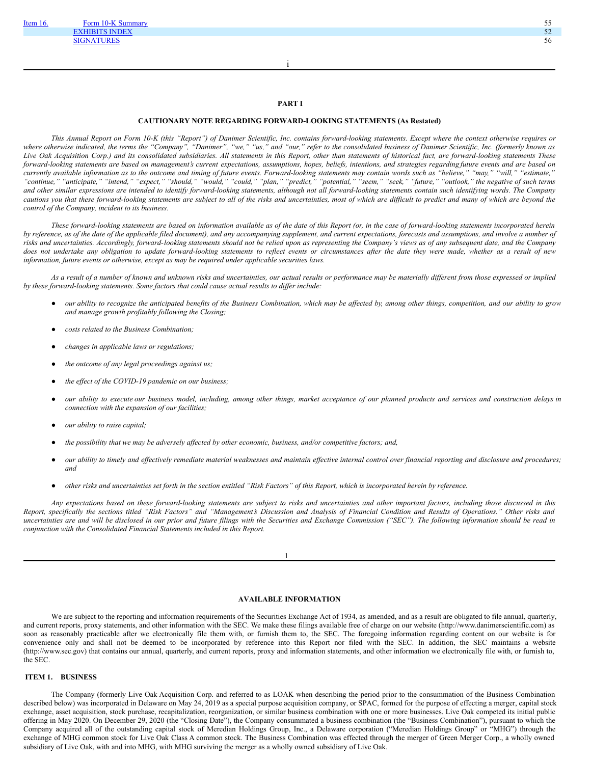| Item 16. | Form 10-K Summary | 55 |
|---|---|---|
| | EXHIBITS INDEX | 52 |
| | SIGNATURES | 56 |

# PART I

## CAUTIONARY NOTE REGARDING FORWARD-LOOKING STATEMENTS (As Restated)

*This Annual Report on Form 10-K (this "Report") of Danimer Scientific, Inc. contains forward-looking statements. Except where the context otherwise requires or where otherwise indicated, the terms the "Company", "Danimer", "we," "us," and "our," refer to the consolidated business of Danimer Scientific, Inc. (formerly known as Live Oak Acquisition Corp.) and its consolidated subsidiaries. All statements in this Report, other than statements of historical fact, are forward-looking statements These forward-looking statements are based on management's current expectations, assumptions, hopes, beliefs, intentions, and strategies regarding future events and are based on currently available information as to the outcome and timing of future events. Forward-looking statements may contain words such as "believe," "may," "will," "estimate," "continue," "anticipate," "intend," "expect," "should," "would," "could," "plan," "predict," "potential," "seem," "seek," "future," "outlook," the negative of such terms and other similar expressions are intended to identify forward-looking statements, although not all forward-looking statements contain such identifying words. The Company cautions you that these forward-looking statements are subject to all of the risks and uncertainties, most of which are difficult to predict and many of which are beyond the control of the Company, incident to its business.*

*These forward-looking statements are based on information available as of the date of this Report (or, in the case of forward-looking statements incorporated herein by reference, as of the date of the applicable filed document), and any accompanying supplement, and current expectations, forecasts and assumptions, and involve a number of risks and uncertainties. Accordingly, forward-looking statements should not be relied upon as representing the Company's views as of any subsequent date, and the Company does not undertake any obligation to update forward-looking statements to reflect events or circumstances after the date they were made, whether as a result of new information, future events or otherwise, except as may be required under applicable securities laws.*

*As a result of a number of known and unknown risks and uncertainties, our actual results or performance may be materially different from those expressed or implied by these forward-looking statements. Some factors that could cause actual results to differ include:*

- *our ability to recognize the anticipated benefits of the Business Combination, which may be affected by, among other things, competition, and our ability to grow and manage growth profitably following the Closing;*
- *costs related to the Business Combination;*
- *changes in applicable laws or regulations;*
- *the outcome of any legal proceedings against us;*
- *the effect of the COVID-19 pandemic on our business;*
- *our ability to execute our business model, including, among other things, market acceptance of our planned products and services and construction delays in connection with the expansion of our facilities;*
- *our ability to raise capital;*
- *the possibility that we may be adversely affected by other economic, business, and/or competitive factors; and,*
- *our ability to timely and effectively remediate material weaknesses and maintain effective internal control over financial reporting and disclosure and procedures; and*
- *other risks and uncertainties set forth in the section entitled "Risk Factors" of this Report, which is incorporated herein by reference.*

*Any expectations based on these forward-looking statements are subject to risks and uncertainties and other important factors, including those discussed in this Report, specifically the sections titled "Risk Factors" and "Management's Discussion and Analysis of Financial Condition and Results of Operations." Other risks and uncertainties are and will be disclosed in our prior and future filings with the Securities and Exchange Commission ("SEC"). The following information should be read in conjunction with the Consolidated Financial Statements included in this Report.*

## AVAILABLE INFORMATION

We are subject to the reporting and information requirements of the Securities Exchange Act of 1934, as amended, and as a result are obligated to file annual, quarterly, and current reports, proxy statements, and other information with the SEC. We make these filings available free of charge on our website (http://www.danimerscientific.com) as soon as reasonably practicable after we electronically file them with, or furnish them to, the SEC. The foregoing information regarding content on our website is for convenience only and shall not be deemed to be incorporated by reference into this Report nor filed with the SEC. In addition, the SEC maintains a website (http://www.sec.gov) that contains our annual, quarterly, and current reports, proxy and information statements, and other information we electronically file with, or furnish to, the SEC.

## ITEM 1. BUSINESS

The Company (formerly Live Oak Acquisition Corp. and referred to as LOAK when describing the period prior to the consummation of the Business Combination described below) was incorporated in Delaware on May 24, 2019 as a special purpose acquisition company, or SPAC, formed for the purpose of effecting a merger, capital stock exchange, asset acquisition, stock purchase, recapitalization, reorganization, or similar business combination with one or more businesses. Live Oak competed its initial public offering in May 2020. On December 29, 2020 (the "Closing Date"), the Company consummated a business combination (the "Business Combination"), pursuant to which the Company acquired all of the outstanding capital stock of Meredian Holdings Group, Inc., a Delaware corporation ("Meredian Holdings Group" or "MHG") through the exchange of MHG common stock for Live Oak Class A common stock. The Business Combination was effected through the merger of Green Merger Corp., a wholly owned subsidiary of Live Oak, with and into MHG, with MHG surviving the merger as a wholly owned subsidiary of Live Oak.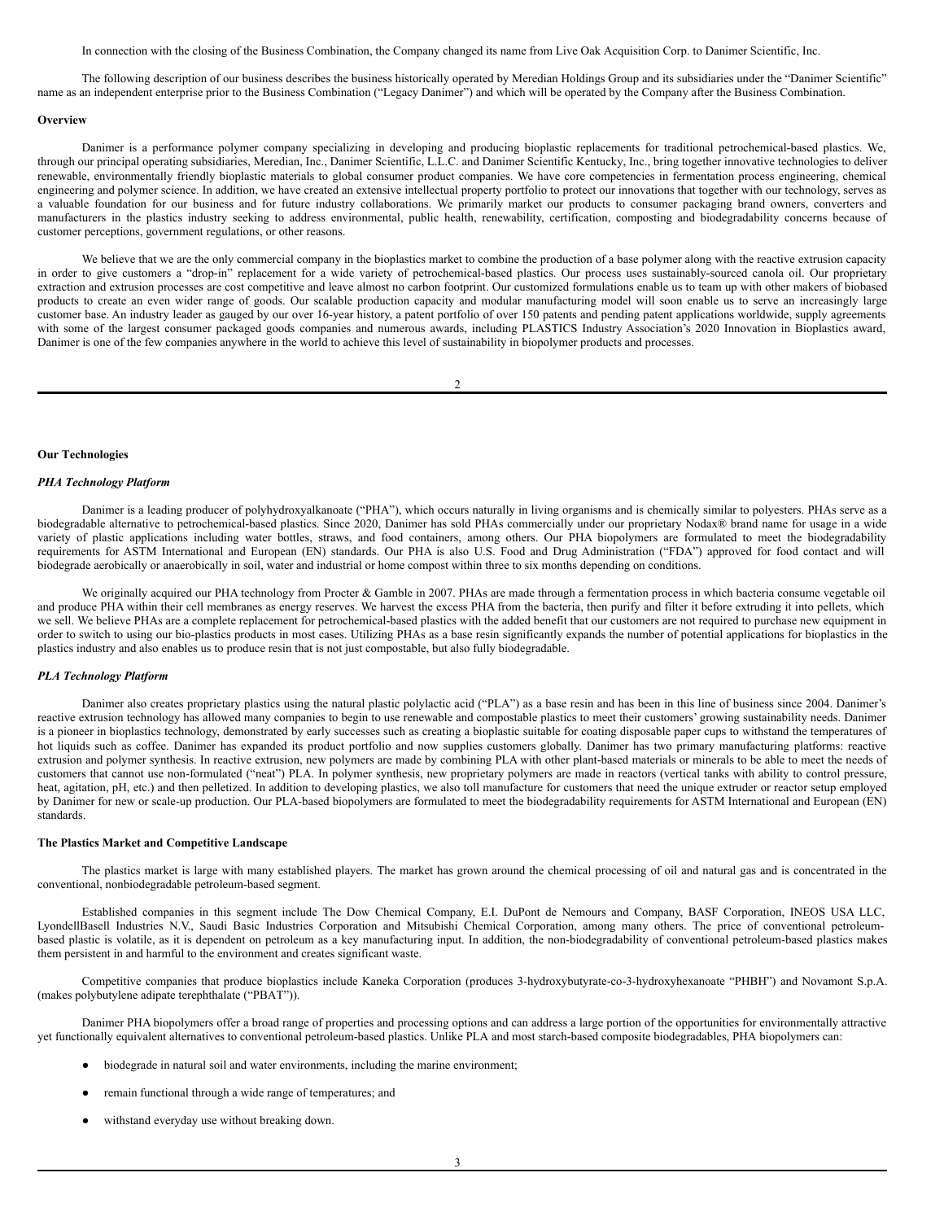In connection with the closing of the Business Combination, the Company changed its name from Live Oak Acquisition Corp. to Danimer Scientific, Inc.

The following description of our business describes the business historically operated by Meredian Holdings Group and its subsidiaries under the "Danimer Scientific" name as an independent enterprise prior to the Business Combination ("Legacy Danimer") and which will be operated by the Company after the Business Combination.

**Overview**

Danimer is a performance polymer company specializing in developing and producing bioplastic replacements for traditional petrochemical-based plastics. We, through our principal operating subsidiaries, Meredian, Inc., Danimer Scientific, L.L.C. and Danimer Scientific Kentucky, Inc., bring together innovative technologies to deliver renewable, environmentally friendly bioplastic materials to global consumer product companies. We have core competencies in fermentation process engineering, chemical engineering and polymer science. In addition, we have created an extensive intellectual property portfolio to protect our innovations that together with our technology, serves as a valuable foundation for our business and for future industry collaborations. We primarily market our products to consumer packaging brand owners, converters and manufacturers in the plastics industry seeking to address environmental, public health, renewability, certification, composting and biodegradability concerns because of customer perceptions, government regulations, or other reasons.

We believe that we are the only commercial company in the bioplastics market to combine the production of a base polymer along with the reactive extrusion capacity in order to give customers a "drop-in" replacement for a wide variety of petrochemical-based plastics. Our process uses sustainably-sourced canola oil. Our proprietary extraction and extrusion processes are cost competitive and leave almost no carbon footprint. Our customized formulations enable us to team up with other makers of biobased products to create an even wider range of goods. Our scalable production capacity and modular manufacturing model will soon enable us to serve an increasingly large customer base. An industry leader as gauged by our over 16-year history, a patent portfolio of over 150 patents and pending patent applications worldwide, supply agreements with some of the largest consumer packaged goods companies and numerous awards, including PLASTICS Industry Association's 2020 Innovation in Bioplastics award, Danimer is one of the few companies anywhere in the world to achieve this level of sustainability in biopolymer products and processes.

**Our Technologies**

***PHA Technology Platform***

Danimer is a leading producer of polyhydroxyalkanoate ("PHA"), which occurs naturally in living organisms and is chemically similar to polyesters. PHAs serve as a biodegradable alternative to petrochemical-based plastics. Since 2020, Danimer has sold PHAs commercially under our proprietary Nodax® brand name for usage in a wide variety of plastic applications including water bottles, straws, and food containers, among others. Our PHA biopolymers are formulated to meet the biodegradability requirements for ASTM International and European (EN) standards. Our PHA is also U.S. Food and Drug Administration ("FDA") approved for food contact and will biodegrade aerobically or anaerobically in soil, water and industrial or home compost within three to six months depending on conditions.

We originally acquired our PHA technology from Procter & Gamble in 2007. PHAs are made through a fermentation process in which bacteria consume vegetable oil and produce PHA within their cell membranes as energy reserves. We harvest the excess PHA from the bacteria, then purify and filter it before extruding it into pellets, which we sell. We believe PHAs are a complete replacement for petrochemical-based plastics with the added benefit that our customers are not required to purchase new equipment in order to switch to using our bio-plastics products in most cases. Utilizing PHAs as a base resin significantly expands the number of potential applications for bioplastics in the plastics industry and also enables us to produce resin that is not just compostable, but also fully biodegradable.

***PLA Technology Platform***

Danimer also creates proprietary plastics using the natural plastic polylactic acid ("PLA") as a base resin and has been in this line of business since 2004. Danimer's reactive extrusion technology has allowed many companies to begin to use renewable and compostable plastics to meet their customers' growing sustainability needs. Danimer is a pioneer in bioplastics technology, demonstrated by early successes such as creating a bioplastic suitable for coating disposable paper cups to withstand the temperatures of hot liquids such as coffee. Danimer has expanded its product portfolio and now supplies customers globally. Danimer has two primary manufacturing platforms: reactive extrusion and polymer synthesis. In reactive extrusion, new polymers are made by combining PLA with other plant-based materials or minerals to be able to meet the needs of customers that cannot use non-formulated ("neat") PLA. In polymer synthesis, new proprietary polymers are made in reactors (vertical tanks with ability to control pressure, heat, agitation, pH, etc.) and then pelletized. In addition to developing plastics, we also toll manufacture for customers that need the unique extruder or reactor setup employed by Danimer for new or scale-up production. Our PLA-based biopolymers are formulated to meet the biodegradability requirements for ASTM International and European (EN) standards.

**The Plastics Market and Competitive Landscape**

The plastics market is large with many established players. The market has grown around the chemical processing of oil and natural gas and is concentrated in the conventional, nonbiodegradable petroleum-based segment.

Established companies in this segment include The Dow Chemical Company, E.I. DuPont de Nemours and Company, BASF Corporation, INEOS USA LLC, LyondellBasell Industries N.V., Saudi Basic Industries Corporation and Mitsubishi Chemical Corporation, among many others. The price of conventional petroleum-based plastic is volatile, as it is dependent on petroleum as a key manufacturing input. In addition, the non-biodegradability of conventional petroleum-based plastics makes them persistent in and harmful to the environment and creates significant waste.

Competitive companies that produce bioplastics include Kaneka Corporation (produces 3-hydroxybutyrate-co-3-hydroxyhexanoate "PHBH") and Novamont S.p.A. (makes polybutylene adipate terephthalate ("PBAT")).

Danimer PHA biopolymers offer a broad range of properties and processing options and can address a large portion of the opportunities for environmentally attractive yet functionally equivalent alternatives to conventional petroleum-based plastics. Unlike PLA and most starch-based composite biodegradables, PHA biopolymers can:

- biodegrade in natural soil and water environments, including the marine environment;
- remain functional through a wide range of temperatures; and
- withstand everyday use without breaking down.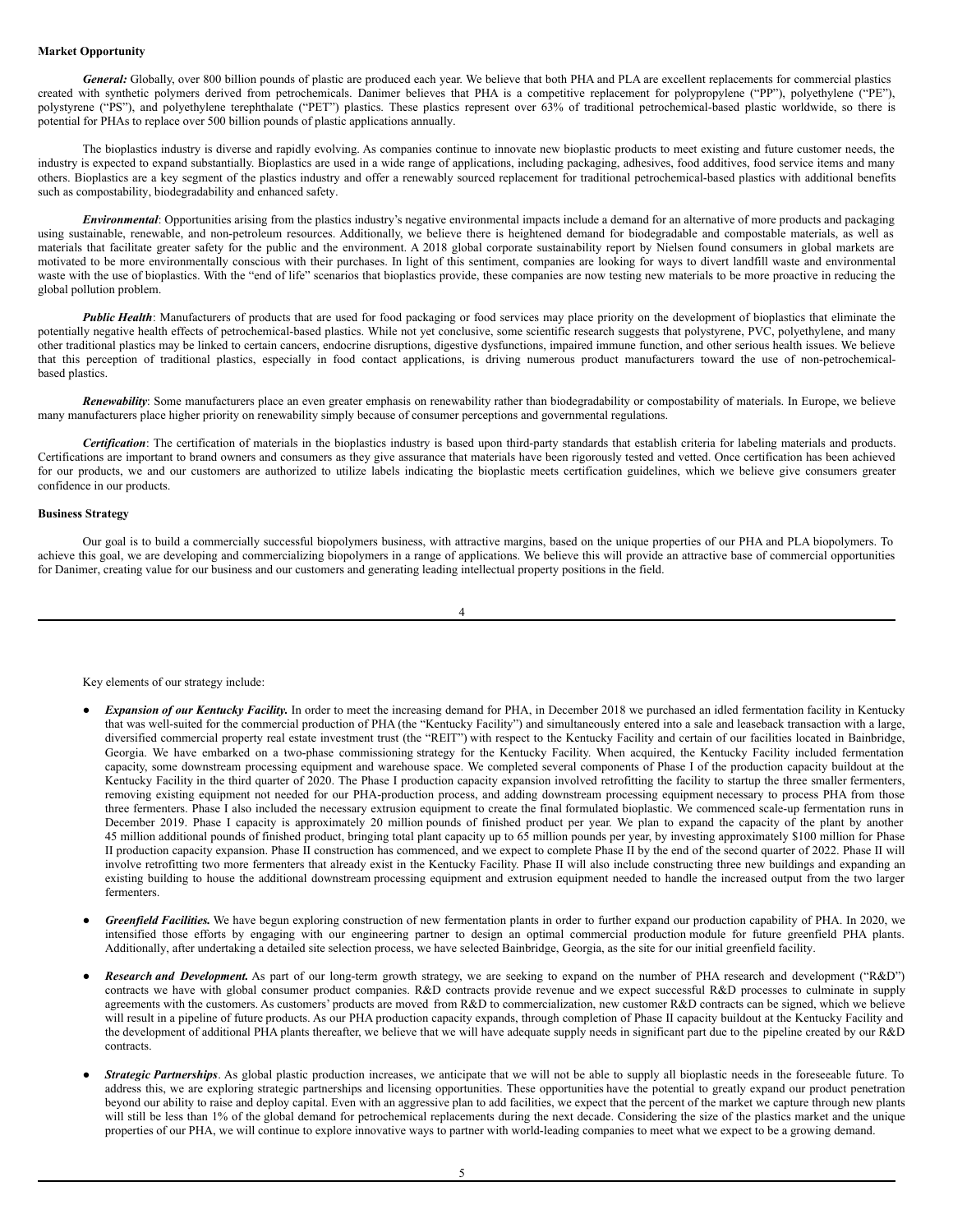**Market Opportunity**

***General:*** Globally, over 800 billion pounds of plastic are produced each year. We believe that both PHA and PLA are excellent replacements for commercial plastics created with synthetic polymers derived from petrochemicals. Danimer believes that PHA is a competitive replacement for polypropylene ("PP"), polyethylene ("PE"), polystyrene ("PS"), and polyethylene terephthalate ("PET") plastics. These plastics represent over 63% of traditional petrochemical-based plastic worldwide, so there is potential for PHAs to replace over 500 billion pounds of plastic applications annually.

The bioplastics industry is diverse and rapidly evolving. As companies continue to innovate new bioplastic products to meet existing and future customer needs, the industry is expected to expand substantially. Bioplastics are used in a wide range of applications, including packaging, adhesives, food additives, food service items and many others. Bioplastics are a key segment of the plastics industry and offer a renewably sourced replacement for traditional petrochemical-based plastics with additional benefits such as compostability, biodegradability and enhanced safety.

***Environmental***: Opportunities arising from the plastics industry's negative environmental impacts include a demand for an alternative of more products and packaging using sustainable, renewable, and non-petroleum resources. Additionally, we believe there is heightened demand for biodegradable and compostable materials, as well as materials that facilitate greater safety for the public and the environment. A 2018 global corporate sustainability report by Nielsen found consumers in global markets are motivated to be more environmentally conscious with their purchases. In light of this sentiment, companies are looking for ways to divert landfill waste and environmental waste with the use of bioplastics. With the "end of life" scenarios that bioplastics provide, these companies are now testing new materials to be more proactive in reducing the global pollution problem.

***Public Health***: Manufacturers of products that are used for food packaging or food services may place priority on the development of bioplastics that eliminate the potentially negative health effects of petrochemical-based plastics. While not yet conclusive, some scientific research suggests that polystyrene, PVC, polyethylene, and many other traditional plastics may be linked to certain cancers, endocrine disruptions, digestive dysfunctions, impaired immune function, and other serious health issues. We believe that this perception of traditional plastics, especially in food contact applications, is driving numerous product manufacturers toward the use of non-petrochemical-based plastics.

***Renewability***: Some manufacturers place an even greater emphasis on renewability rather than biodegradability or compostability of materials. In Europe, we believe many manufacturers place higher priority on renewability simply because of consumer perceptions and governmental regulations.

***Certification***: The certification of materials in the bioplastics industry is based upon third-party standards that establish criteria for labeling materials and products. Certifications are important to brand owners and consumers as they give assurance that materials have been rigorously tested and vetted. Once certification has been achieved for our products, we and our customers are authorized to utilize labels indicating the bioplastic meets certification guidelines, which we believe give consumers greater confidence in our products.

**Business Strategy**

Our goal is to build a commercially successful biopolymers business, with attractive margins, based on the unique properties of our PHA and PLA biopolymers. To achieve this goal, we are developing and commercializing biopolymers in a range of applications. We believe this will provide an attractive base of commercial opportunities for Danimer, creating value for our business and our customers and generating leading intellectual property positions in the field.

Key elements of our strategy include:

- ***Expansion of our Kentucky Facility.*** In order to meet the increasing demand for PHA, in December 2018 we purchased an idled fermentation facility in Kentucky that was well-suited for the commercial production of PHA (the "Kentucky Facility") and simultaneously entered into a sale and leaseback transaction with a large, diversified commercial property real estate investment trust (the "REIT") with respect to the Kentucky Facility and certain of our facilities located in Bainbridge, Georgia. We have embarked on a two-phase commissioning strategy for the Kentucky Facility. When acquired, the Kentucky Facility included fermentation capacity, some downstream processing equipment and warehouse space. We completed several components of Phase I of the production capacity buildout at the Kentucky Facility in the third quarter of 2020. The Phase I production capacity expansion involved retrofitting the facility to startup the three smaller fermenters, removing existing equipment not needed for our PHA-production process, and adding downstream processing equipment necessary to process PHA from those three fermenters. Phase I also included the necessary extrusion equipment to create the final formulated bioplastic. We commenced scale-up fermentation runs in December 2019. Phase I capacity is approximately 20 million pounds of finished product per year. We plan to expand the capacity of the plant by another 45 million additional pounds of finished product, bringing total plant capacity up to 65 million pounds per year, by investing approximately $100 million for Phase II production capacity expansion. Phase II construction has commenced, and we expect to complete Phase II by the end of the second quarter of 2022. Phase II will involve retrofitting two more fermenters that already exist in the Kentucky Facility. Phase II will also include constructing three new buildings and expanding an existing building to house the additional downstream processing equipment and extrusion equipment needed to handle the increased output from the two larger fermenters.

- ***Greenfield Facilities.*** We have begun exploring construction of new fermentation plants in order to further expand our production capability of PHA. In 2020, we intensified those efforts by engaging with our engineering partner to design an optimal commercial production module for future greenfield PHA plants. Additionally, after undertaking a detailed site selection process, we have selected Bainbridge, Georgia, as the site for our initial greenfield facility.

- ***Research and Development.*** As part of our long-term growth strategy, we are seeking to expand on the number of PHA research and development ("R&D") contracts we have with global consumer product companies. R&D contracts provide revenue and we expect successful R&D processes to culminate in supply agreements with the customers. As customers' products are moved from R&D to commercialization, new customer R&D contracts can be signed, which we believe will result in a pipeline of future products. As our PHA production capacity expands, through completion of Phase II capacity buildout at the Kentucky Facility and the development of additional PHA plants thereafter, we believe that we will have adequate supply needs in significant part due to the pipeline created by our R&D contracts.

- ***Strategic Partnerships***. As global plastic production increases, we anticipate that we will not be able to supply all bioplastic needs in the foreseeable future. To address this, we are exploring strategic partnerships and licensing opportunities. These opportunities have the potential to greatly expand our product penetration beyond our ability to raise and deploy capital. Even with an aggressive plan to add facilities, we expect that the percent of the market we capture through new plants will still be less than 1% of the global demand for petrochemical replacements during the next decade. Considering the size of the plastics market and the unique properties of our PHA, we will continue to explore innovative ways to partner with world-leading companies to meet what we expect to be a growing demand.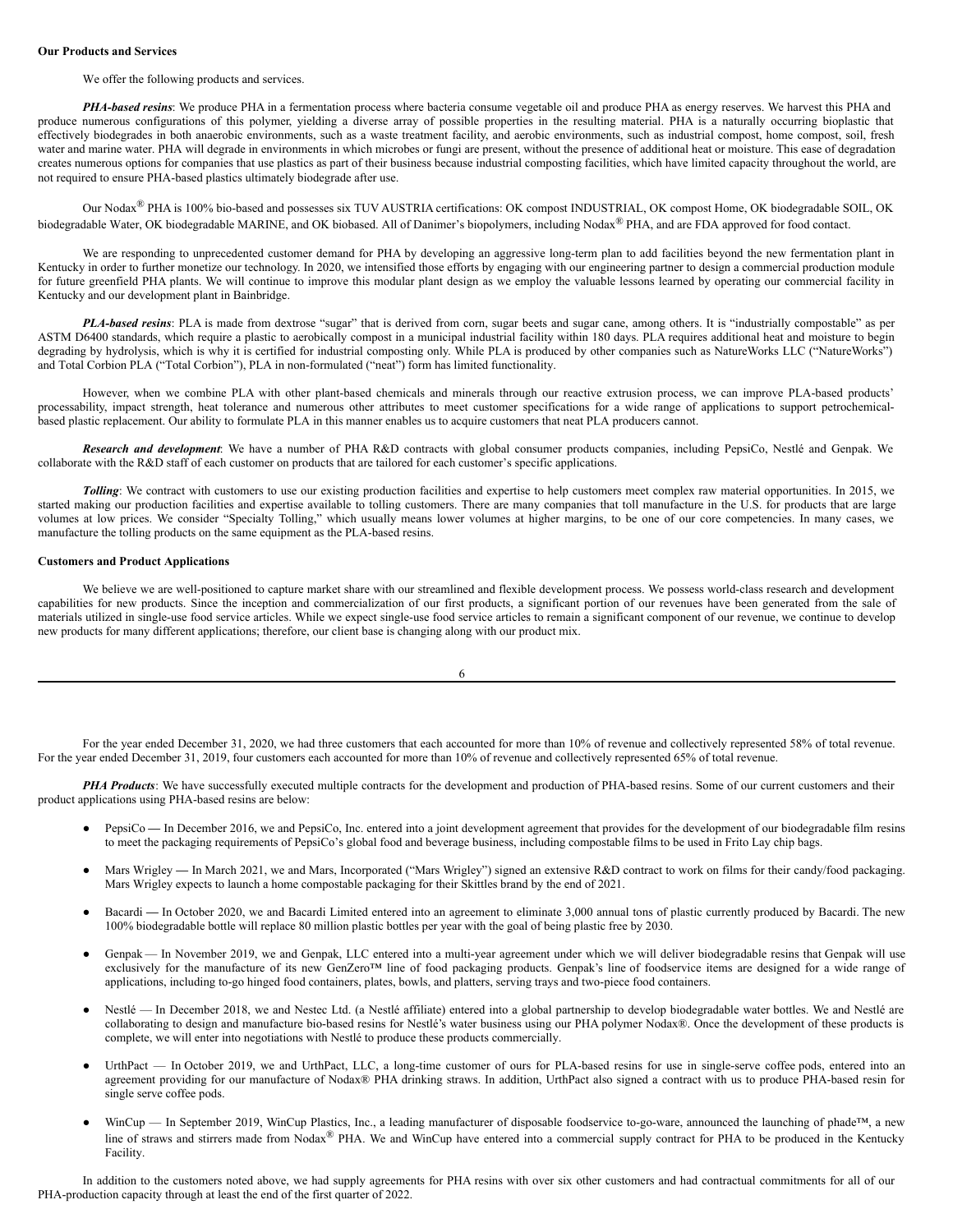**Our Products and Services**

We offer the following products and services.

***PHA-based resins***: We produce PHA in a fermentation process where bacteria consume vegetable oil and produce PHA as energy reserves. We harvest this PHA and produce numerous configurations of this polymer, yielding a diverse array of possible properties in the resulting material. PHA is a naturally occurring bioplastic that effectively biodegrades in both anaerobic environments, such as a waste treatment facility, and aerobic environments, such as industrial compost, home compost, soil, fresh water and marine water. PHA will degrade in environments in which microbes or fungi are present, without the presence of additional heat or moisture. This ease of degradation creates numerous options for companies that use plastics as part of their business because industrial composting facilities, which have limited capacity throughout the world, are not required to ensure PHA-based plastics ultimately biodegrade after use.

Our Nodax® PHA is 100% bio-based and possesses six TUV AUSTRIA certifications: OK compost INDUSTRIAL, OK compost Home, OK biodegradable SOIL, OK biodegradable Water, OK biodegradable MARINE, and OK biobased. All of Danimer's biopolymers, including Nodax® PHA, and are FDA approved for food contact.

We are responding to unprecedented customer demand for PHA by developing an aggressive long-term plan to add facilities beyond the new fermentation plant in Kentucky in order to further monetize our technology. In 2020, we intensified those efforts by engaging with our engineering partner to design a commercial production module for future greenfield PHA plants. We will continue to improve this modular plant design as we employ the valuable lessons learned by operating our commercial facility in Kentucky and our development plant in Bainbridge.

***PLA-based resins***: PLA is made from dextrose "sugar" that is derived from corn, sugar beets and sugar cane, among others. It is "industrially compostable" as per ASTM D6400 standards, which require a plastic to aerobically compost in a municipal industrial facility within 180 days. PLA requires additional heat and moisture to begin degrading by hydrolysis, which is why it is certified for industrial composting only. While PLA is produced by other companies such as NatureWorks LLC ("NatureWorks") and Total Corbion PLA ("Total Corbion"), PLA in non-formulated ("neat") form has limited functionality.

However, when we combine PLA with other plant-based chemicals and minerals through our reactive extrusion process, we can improve PLA-based products' processability, impact strength, heat tolerance and numerous other attributes to meet customer specifications for a wide range of applications to support petrochemical-based plastic replacement. Our ability to formulate PLA in this manner enables us to acquire customers that neat PLA producers cannot.

***Research and development***: We have a number of PHA R&D contracts with global consumer products companies, including PepsiCo, Nestlé and Genpak. We collaborate with the R&D staff of each customer on products that are tailored for each customer's specific applications.

***Tolling***: We contract with customers to use our existing production facilities and expertise to help customers meet complex raw material opportunities. In 2015, we started making our production facilities and expertise available to tolling customers. There are many companies that toll manufacture in the U.S. for products that are large volumes at low prices. We consider "Specialty Tolling," which usually means lower volumes at higher margins, to be one of our core competencies. In many cases, we manufacture the tolling products on the same equipment as the PLA-based resins.

**Customers and Product Applications**

We believe we are well-positioned to capture market share with our streamlined and flexible development process. We possess world-class research and development capabilities for new products. Since the inception and commercialization of our first products, a significant portion of our revenues have been generated from the sale of materials utilized in single-use food service articles. While we expect single-use food service articles to remain a significant component of our revenue, we continue to develop new products for many different applications; therefore, our client base is changing along with our product mix.

For the year ended December 31, 2020, we had three customers that each accounted for more than 10% of revenue and collectively represented 58% of total revenue. For the year ended December 31, 2019, four customers each accounted for more than 10% of revenue and collectively represented 65% of total revenue.

***PHA Products***: We have successfully executed multiple contracts for the development and production of PHA-based resins. Some of our current customers and their product applications using PHA-based resins are below:

- PepsiCo — In December 2016, we and PepsiCo, Inc. entered into a joint development agreement that provides for the development of our biodegradable film resins to meet the packaging requirements of PepsiCo's global food and beverage business, including compostable films to be used in Frito Lay chip bags.
- Mars Wrigley — In March 2021, we and Mars, Incorporated ("Mars Wrigley") signed an extensive R&D contract to work on films for their candy/food packaging. Mars Wrigley expects to launch a home compostable packaging for their Skittles brand by the end of 2021.
- Bacardi — In October 2020, we and Bacardi Limited entered into an agreement to eliminate 3,000 annual tons of plastic currently produced by Bacardi. The new 100% biodegradable bottle will replace 80 million plastic bottles per year with the goal of being plastic free by 2030.
- Genpak — In November 2019, we and Genpak, LLC entered into a multi-year agreement under which we will deliver biodegradable resins that Genpak will use exclusively for the manufacture of its new GenZero™ line of food packaging products. Genpak's line of foodservice items are designed for a wide range of applications, including to-go hinged food containers, plates, bowls, and platters, serving trays and two-piece food containers.
- Nestlé — In December 2018, we and Nestec Ltd. (a Nestlé affiliate) entered into a global partnership to develop biodegradable water bottles. We and Nestlé are collaborating to design and manufacture bio-based resins for Nestlé's water business using our PHA polymer Nodax®. Once the development of these products is complete, we will enter into negotiations with Nestlé to produce these products commercially.
- UrthPact — In October 2019, we and UrthPact, LLC, a long-time customer of ours for PLA-based resins for use in single-serve coffee pods, entered into an agreement providing for our manufacture of Nodax® PHA drinking straws. In addition, UrthPact also signed a contract with us to produce PHA-based resin for single serve coffee pods.
- WinCup — In September 2019, WinCup Plastics, Inc., a leading manufacturer of disposable foodservice to-go-ware, announced the launching of phade™, a new line of straws and stirrers made from Nodax® PHA. We and WinCup have entered into a commercial supply contract for PHA to be produced in the Kentucky Facility.

In addition to the customers noted above, we had supply agreements for PHA resins with over six other customers and had contractual commitments for all of our PHA-production capacity through at least the end of the first quarter of 2022.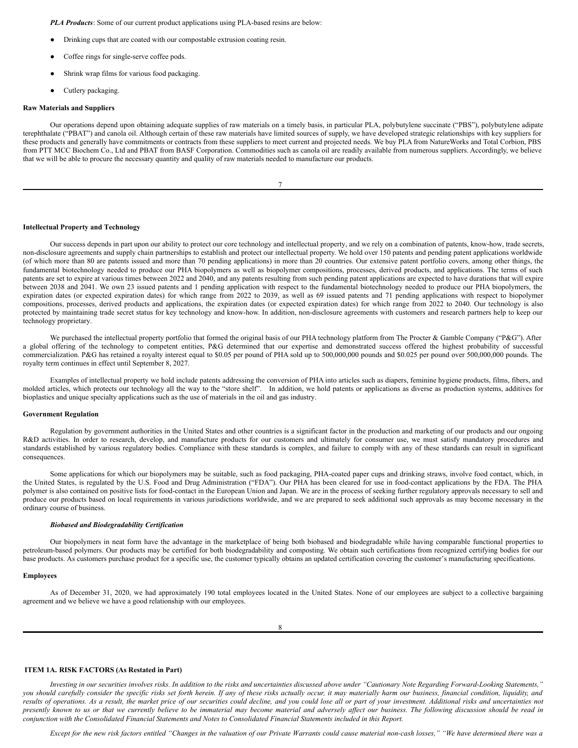***PLA Products***: Some of our current product applications using PLA-based resins are below:

- Drinking cups that are coated with our compostable extrusion coating resin.
- Coffee rings for single-serve coffee pods.
- Shrink wrap films for various food packaging.
- Cutlery packaging.

**Raw Materials and Suppliers**

Our operations depend upon obtaining adequate supplies of raw materials on a timely basis, in particular PLA, polybutylene succinate (“PBS”), polybutylene adipate terephthalate (“PBAT”) and canola oil. Although certain of these raw materials have limited sources of supply, we have developed strategic relationships with key suppliers for these products and generally have commitments or contracts from these suppliers to meet current and projected needs. We buy PLA from NatureWorks and Total Corbion, PBS from PTT MCC Biochem Co., Ltd and PBAT from BASF Corporation. Commodities such as canola oil are readily available from numerous suppliers. Accordingly, we believe that we will be able to procure the necessary quantity and quality of raw materials needed to manufacture our products.

**Intellectual Property and Technology**

Our success depends in part upon our ability to protect our core technology and intellectual property, and we rely on a combination of patents, know-how, trade secrets, non-disclosure agreements and supply chain partnerships to establish and protect our intellectual property. We hold over 150 patents and pending patent applications worldwide (of which more than 80 are patents issued and more than 70 pending applications) in more than 20 countries. Our extensive patent portfolio covers, among other things, the fundamental biotechnology needed to produce our PHA biopolymers as well as biopolymer compositions, processes, derived products, and applications. The terms of such patents are set to expire at various times between 2022 and 2040, and any patents resulting from such pending patent applications are expected to have durations that will expire between 2038 and 2041. We own 23 issued patents and 1 pending application with respect to the fundamental biotechnology needed to produce our PHA biopolymers, the expiration dates (or expected expiration dates) for which range from 2022 to 2039, as well as 69 issued patents and 71 pending applications with respect to biopolymer compositions, processes, derived products and applications, the expiration dates (or expected expiration dates) for which range from 2022 to 2040. Our technology is also protected by maintaining trade secret status for key technology and know-how. In addition, non-disclosure agreements with customers and research partners help to keep our technology proprietary.

We purchased the intellectual property portfolio that formed the original basis of our PHA technology platform from The Procter & Gamble Company (“P&G”). After a global offering of the technology to competent entities, P&G determined that our expertise and demonstrated success offered the highest probability of successful commercialization. P&G has retained a royalty interest equal to $0.05 per pound of PHA sold up to 500,000,000 pounds and $0.025 per pound over 500,000,000 pounds. The royalty term continues in effect until September 8, 2027.

Examples of intellectual property we hold include patents addressing the conversion of PHA into articles such as diapers, feminine hygiene products, films, fibers, and molded articles, which protects our technology all the way to the “store shelf”. In addition, we hold patents or applications as diverse as production systems, additives for bioplastics and unique specialty applications such as the use of materials in the oil and gas industry.

**Government Regulation**

Regulation by government authorities in the United States and other countries is a significant factor in the production and marketing of our products and our ongoing R&D activities. In order to research, develop, and manufacture products for our customers and ultimately for consumer use, we must satisfy mandatory procedures and standards established by various regulatory bodies. Compliance with these standards is complex, and failure to comply with any of these standards can result in significant consequences.

Some applications for which our biopolymers may be suitable, such as food packaging, PHA-coated paper cups and drinking straws, involve food contact, which, in the United States, is regulated by the U.S. Food and Drug Administration (“FDA”). Our PHA has been cleared for use in food-contact applications by the FDA. The PHA polymer is also contained on positive lists for food-contact in the European Union and Japan. We are in the process of seeking further regulatory approvals necessary to sell and produce our products based on local requirements in various jurisdictions worldwide, and we are prepared to seek additional such approvals as may become necessary in the ordinary course of business.

***Biobased and Biodegradability Certification***

Our biopolymers in neat form have the advantage in the marketplace of being both biobased and biodegradable while having comparable functional properties to petroleum-based polymers. Our products may be certified for both biodegradability and composting. We obtain such certifications from recognized certifying bodies for our base products. As customers purchase product for a specific use, the customer typically obtains an updated certification covering the customer’s manufacturing specifications.

**Employees**

As of December 31, 2020, we had approximately 190 total employees located in the United States. None of our employees are subject to a collective bargaining agreement and we believe we have a good relationship with our employees.

## ITEM 1A. RISK FACTORS (As Restated in Part)

*Investing in our securities involves risks. In addition to the risks and uncertainties discussed above under “Cautionary Note Regarding Forward-Looking Statements,” you should carefully consider the specific risks set forth herein. If any of these risks actually occur, it may materially harm our business, financial condition, liquidity, and results of operations. As a result, the market price of our securities could decline, and you could lose all or part of your investment. Additional risks and uncertainties not presently known to us or that we currently believe to be immaterial may become material and adversely affect our business. The following discussion should be read in conjunction with the Consolidated Financial Statements and Notes to Consolidated Financial Statements included in this Report.*

*Except for the new risk factors entitled “Changes in the valuation of our Private Warrants could cause material non-cash losses,” “We have determined there was a*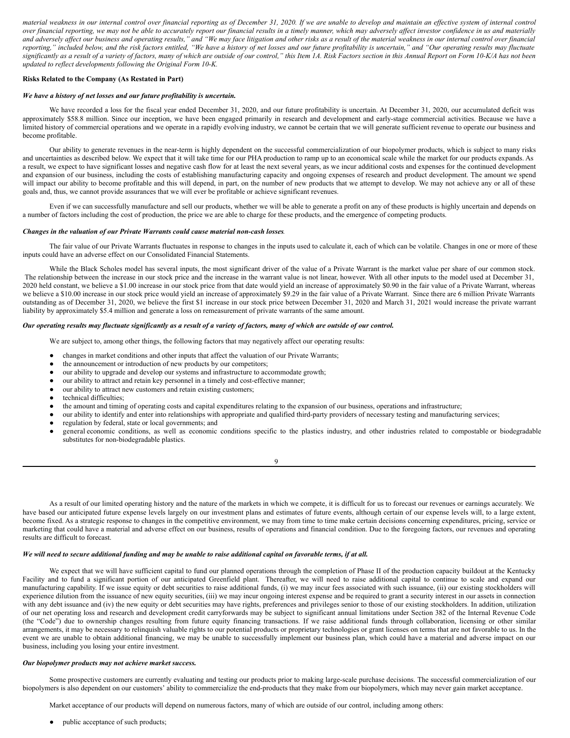*material weakness in our internal control over financial reporting as of December 31, 2020. If we are unable to develop and maintain an effective system of internal control over financial reporting, we may not be able to accurately report our financial results in a timely manner, which may adversely affect investor confidence in us and materially and adversely affect our business and operating results," and "We may face litigation and other risks as a result of the material weakness in our internal control over financial reporting," included below, and the risk factors entitled, "We have a history of net losses and our future profitability is uncertain," and "Our operating results may fluctuate significantly as a result of a variety of factors, many of which are outside of our control," this Item 1A. Risk Factors section in this Annual Report on Form 10-K/A has not been updated to reflect developments following the Original Form 10-K.*

**Risks Related to the Company (As Restated in Part)**

***We have a history of net losses and our future profitability is uncertain.***

We have recorded a loss for the fiscal year ended December 31, 2020, and our future profitability is uncertain. At December 31, 2020, our accumulated deficit was approximately $58.8 million. Since our inception, we have been engaged primarily in research and development and early-stage commercial activities. Because we have a limited history of commercial operations and we operate in a rapidly evolving industry, we cannot be certain that we will generate sufficient revenue to operate our business and become profitable.

Our ability to generate revenues in the near-term is highly dependent on the successful commercialization of our biopolymer products, which is subject to many risks and uncertainties as described below. We expect that it will take time for our PHA production to ramp up to an economical scale while the market for our products expands. As a result, we expect to have significant losses and negative cash flow for at least the next several years, as we incur additional costs and expenses for the continued development and expansion of our business, including the costs of establishing manufacturing capacity and ongoing expenses of research and product development. The amount we spend will impact our ability to become profitable and this will depend, in part, on the number of new products that we attempt to develop. We may not achieve any or all of these goals and, thus, we cannot provide assurances that we will ever be profitable or achieve significant revenues.

Even if we can successfully manufacture and sell our products, whether we will be able to generate a profit on any of these products is highly uncertain and depends on a number of factors including the cost of production, the price we are able to charge for these products, and the emergence of competing products.

***Changes in the valuation of our Private Warrants could cause material non-cash losses.***

The fair value of our Private Warrants fluctuates in response to changes in the inputs used to calculate it, each of which can be volatile. Changes in one or more of these inputs could have an adverse effect on our Consolidated Financial Statements.

While the Black Scholes model has several inputs, the most significant driver of the value of a Private Warrant is the market value per share of our common stock. The relationship between the increase in our stock price and the increase in the warrant value is not linear, however. With all other inputs to the model used at December 31, 2020 held constant, we believe a $1.00 increase in our stock price from that date would yield an increase of approximately $0.90 in the fair value of a Private Warrant, whereas we believe a $10.00 increase in our stock price would yield an increase of approximately $9.29 in the fair value of a Private Warrant. Since there are 6 million Private Warrants outstanding as of December 31, 2020, we believe the first $1 increase in our stock price between December 31, 2020 and March 31, 2021 would increase the private warrant liability by approximately $5.4 million and generate a loss on remeasurement of private warrants of the same amount.

***Our operating results may fluctuate significantly as a result of a variety of factors, many of which are outside of our control.***

We are subject to, among other things, the following factors that may negatively affect our operating results:

- changes in market conditions and other inputs that affect the valuation of our Private Warrants;
- the announcement or introduction of new products by our competitors;
- our ability to upgrade and develop our systems and infrastructure to accommodate growth;
- our ability to attract and retain key personnel in a timely and cost-effective manner;
- our ability to attract new customers and retain existing customers;
- technical difficulties;
- the amount and timing of operating costs and capital expenditures relating to the expansion of our business, operations and infrastructure;
- our ability to identify and enter into relationships with appropriate and qualified third-party providers of necessary testing and manufacturing services;
- regulation by federal, state or local governments; and
- general economic conditions, as well as economic conditions specific to the plastics industry, and other industries related to compostable or biodegradable substitutes for non-biodegradable plastics.

As a result of our limited operating history and the nature of the markets in which we compete, it is difficult for us to forecast our revenues or earnings accurately. We have based our anticipated future expense levels largely on our investment plans and estimates of future events, although certain of our expense levels will, to a large extent, become fixed. As a strategic response to changes in the competitive environment, we may from time to time make certain decisions concerning expenditures, pricing, service or marketing that could have a material and adverse effect on our business, results of operations and financial condition. Due to the foregoing factors, our revenues and operating results are difficult to forecast.

***We will need to secure additional funding and may be unable to raise additional capital on favorable terms, if at all.***

We expect that we will have sufficient capital to fund our planned operations through the completion of Phase II of the production capacity buildout at the Kentucky Facility and to fund a significant portion of our anticipated Greenfield plant. Thereafter, we will need to raise additional capital to continue to scale and expand our manufacturing capability. If we issue equity or debt securities to raise additional funds, (i) we may incur fees associated with such issuance, (ii) our existing stockholders will experience dilution from the issuance of new equity securities, (iii) we may incur ongoing interest expense and be required to grant a security interest in our assets in connection with any debt issuance and (iv) the new equity or debt securities may have rights, preferences and privileges senior to those of our existing stockholders. In addition, utilization of our net operating loss and research and development credit carryforwards may be subject to significant annual limitations under Section 382 of the Internal Revenue Code (the "Code") due to ownership changes resulting from future equity financing transactions. If we raise additional funds through collaboration, licensing or other similar arrangements, it may be necessary to relinquish valuable rights to our potential products or proprietary technologies or grant licenses on terms that are not favorable to us. In the event we are unable to obtain additional financing, we may be unable to successfully implement our business plan, which could have a material and adverse impact on our business, including you losing your entire investment.

***Our biopolymer products may not achieve market success.***

Some prospective customers are currently evaluating and testing our products prior to making large-scale purchase decisions. The successful commercialization of our biopolymers is also dependent on our customers' ability to commercialize the end-products that they make from our biopolymers, which may never gain market acceptance.

Market acceptance of our products will depend on numerous factors, many of which are outside of our control, including among others:

- public acceptance of such products;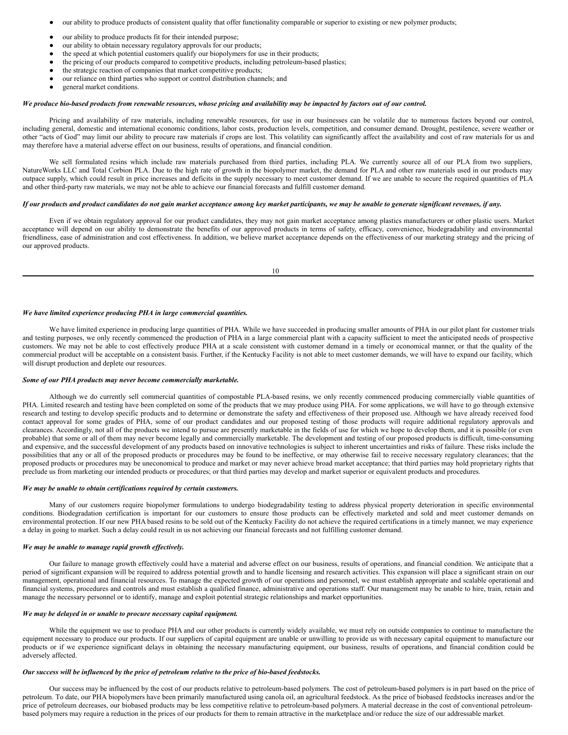- our ability to produce products of consistent quality that offer functionality comparable or superior to existing or new polymer products;
- our ability to produce products fit for their intended purpose;
- our ability to obtain necessary regulatory approvals for our products;
- the speed at which potential customers qualify our biopolymers for use in their products;
- the pricing of our products compared to competitive products, including petroleum-based plastics;
- the strategic reaction of companies that market competitive products;
- our reliance on third parties who support or control distribution channels; and
- general market conditions.

***We produce bio-based products from renewable resources, whose pricing and availability may be impacted by factors out of our control.***

Pricing and availability of raw materials, including renewable resources, for use in our businesses can be volatile due to numerous factors beyond our control, including general, domestic and international economic conditions, labor costs, production levels, competition, and consumer demand. Drought, pestilence, severe weather or other "acts of God" may limit our ability to procure raw materials if crops are lost. This volatility can significantly affect the availability and cost of raw materials for us and may therefore have a material adverse effect on our business, results of operations, and financial condition.

We sell formulated resins which include raw materials purchased from third parties, including PLA. We currently source all of our PLA from two suppliers, NatureWorks LLC and Total Corbion PLA. Due to the high rate of growth in the biopolymer market, the demand for PLA and other raw materials used in our products may outpace supply, which could result in price increases and deficits in the supply necessary to meet customer demand. If we are unable to secure the required quantities of PLA and other third-party raw materials, we may not be able to achieve our financial forecasts and fulfill customer demand.

***If our products and product candidates do not gain market acceptance among key market participants, we may be unable to generate significant revenues, if any.***

Even if we obtain regulatory approval for our product candidates, they may not gain market acceptance among plastics manufacturers or other plastic users. Market acceptance will depend on our ability to demonstrate the benefits of our approved products in terms of safety, efficacy, convenience, biodegradability and environmental friendliness, ease of administration and cost effectiveness. In addition, we believe market acceptance depends on the effectiveness of our marketing strategy and the pricing of our approved products.

***We have limited experience producing PHA in large commercial quantities.***

We have limited experience in producing large quantities of PHA. While we have succeeded in producing smaller amounts of PHA in our pilot plant for customer trials and testing purposes, we only recently commenced the production of PHA in a large commercial plant with a capacity sufficient to meet the anticipated needs of prospective customers. We may not be able to cost effectively produce PHA at a scale consistent with customer demand in a timely or economical manner, or that the quality of the commercial product will be acceptable on a consistent basis. Further, if the Kentucky Facility is not able to meet customer demands, we will have to expand our facility, which will disrupt production and deplete our resources.

***Some of our PHA products may never become commercially marketable.***

Although we do currently sell commercial quantities of compostable PLA-based resins, we only recently commenced producing commercially viable quantities of PHA. Limited research and testing have been completed on some of the products that we may produce using PHA. For some applications, we will have to go through extensive research and testing to develop specific products and to determine or demonstrate the safety and effectiveness of their proposed use. Although we have already received food contact approval for some grades of PHA, some of our product candidates and our proposed testing of those products will require additional regulatory approvals and clearances. Accordingly, not all of the products we intend to pursue are presently marketable in the fields of use for which we hope to develop them, and it is possible (or even probable) that some or all of them may never become legally and commercially marketable. The development and testing of our proposed products is difficult, time-consuming and expensive, and the successful development of any products based on innovative technologies is subject to inherent uncertainties and risks of failure. These risks include the possibilities that any or all of the proposed products or procedures may be found to be ineffective, or may otherwise fail to receive necessary regulatory clearances; that the proposed products or procedures may be uneconomical to produce and market or may never achieve broad market acceptance; that third parties may hold proprietary rights that preclude us from marketing our intended products or procedures; or that third parties may develop and market superior or equivalent products and procedures.

***We may be unable to obtain certifications required by certain customers.***

Many of our customers require biopolymer formulations to undergo biodegradability testing to address physical property deterioration in specific environmental conditions. Biodegradation certification is important for our customers to ensure those products can be effectively marketed and sold and meet customer demands on environmental protection. If our new PHA based resins to be sold out of the Kentucky Facility do not achieve the required certifications in a timely manner, we may experience a delay in going to market. Such a delay could result in us not achieving our financial forecasts and not fulfilling customer demand.

***We may be unable to manage rapid growth effectively.***

Our failure to manage growth effectively could have a material and adverse effect on our business, results of operations, and financial condition. We anticipate that a period of significant expansion will be required to address potential growth and to handle licensing and research activities. This expansion will place a significant strain on our management, operational and financial resources. To manage the expected growth of our operations and personnel, we must establish appropriate and scalable operational and financial systems, procedures and controls and must establish a qualified finance, administrative and operations staff. Our management may be unable to hire, train, retain and manage the necessary personnel or to identify, manage and exploit potential strategic relationships and market opportunities.

***We may be delayed in or unable to procure necessary capital equipment.***

While the equipment we use to produce PHA and our other products is currently widely available, we must rely on outside companies to continue to manufacture the equipment necessary to produce our products. If our suppliers of capital equipment are unable or unwilling to provide us with necessary capital equipment to manufacture our products or if we experience significant delays in obtaining the necessary manufacturing equipment, our business, results of operations, and financial condition could be adversely affected.

***Our success will be influenced by the price of petroleum relative to the price of bio-based feedstocks.***

Our success may be influenced by the cost of our products relative to petroleum-based polymers. The cost of petroleum-based polymers is in part based on the price of petroleum. To date, our PHA biopolymers have been primarily manufactured using canola oil, an agricultural feedstock. As the price of biobased feedstocks increases and/or the price of petroleum decreases, our biobased products may be less competitive relative to petroleum-based polymers. A material decrease in the cost of conventional petroleum-based polymers may require a reduction in the prices of our products for them to remain attractive in the marketplace and/or reduce the size of our addressable market.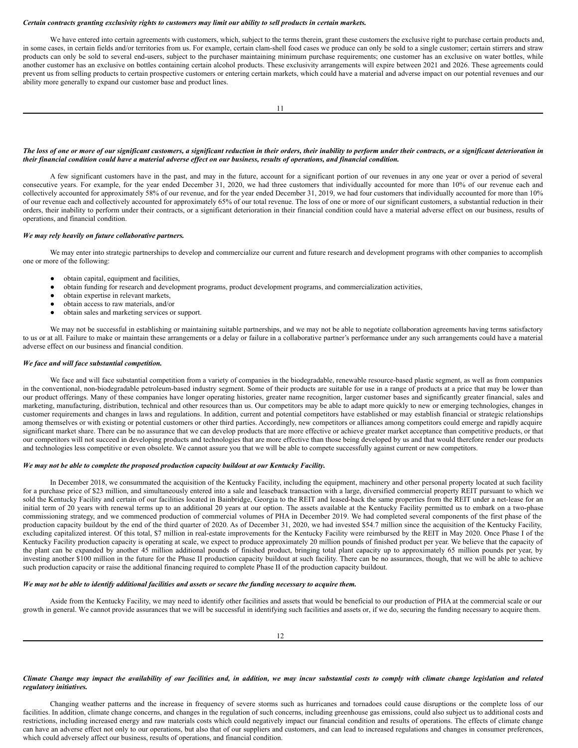*Certain contracts granting exclusivity rights to customers may limit our ability to sell products in certain markets.*

We have entered into certain agreements with customers, which, subject to the terms therein, grant these customers the exclusive right to purchase certain products and, in some cases, in certain fields and/or territories from us. For example, certain clam-shell food cases we produce can only be sold to a single customer; certain stirrers and straw products can only be sold to several end-users, subject to the purchaser maintaining minimum purchase requirements; one customer has an exclusive on water bottles, while another customer has an exclusive on bottles containing certain alcohol products. These exclusivity arrangements will expire between 2021 and 2026. These agreements could prevent us from selling products to certain prospective customers or entering certain markets, which could have a material and adverse impact on our potential revenues and our ability more generally to expand our customer base and product lines.

*The loss of one or more of our significant customers, a significant reduction in their orders, their inability to perform under their contracts, or a significant deterioration in their financial condition could have a material adverse effect on our business, results of operations, and financial condition.*

A few significant customers have in the past, and may in the future, account for a significant portion of our revenues in any one year or over a period of several consecutive years. For example, for the year ended December 31, 2020, we had three customers that individually accounted for more than 10% of our revenue each and collectively accounted for approximately 58% of our revenue, and for the year ended December 31, 2019, we had four customers that individually accounted for more than 10% of our revenue each and collectively accounted for approximately 65% of our total revenue. The loss of one or more of our significant customers, a substantial reduction in their orders, their inability to perform under their contracts, or a significant deterioration in their financial condition could have a material adverse effect on our business, results of operations, and financial condition.

*We may rely heavily on future collaborative partners.*

We may enter into strategic partnerships to develop and commercialize our current and future research and development programs with other companies to accomplish one or more of the following:

- obtain capital, equipment and facilities,
- obtain funding for research and development programs, product development programs, and commercialization activities,
- obtain expertise in relevant markets,
- obtain access to raw materials, and/or
- obtain sales and marketing services or support.

We may not be successful in establishing or maintaining suitable partnerships, and we may not be able to negotiate collaboration agreements having terms satisfactory to us or at all. Failure to make or maintain these arrangements or a delay or failure in a collaborative partner's performance under any such arrangements could have a material adverse effect on our business and financial condition.

*We face and will face substantial competition.*

We face and will face substantial competition from a variety of companies in the biodegradable, renewable resource-based plastic segment, as well as from companies in the conventional, non-biodegradable petroleum-based industry segment. Some of their products are suitable for use in a range of products at a price that may be lower than our product offerings. Many of these companies have longer operating histories, greater name recognition, larger customer bases and significantly greater financial, sales and marketing, manufacturing, distribution, technical and other resources than us. Our competitors may be able to adapt more quickly to new or emerging technologies, changes in customer requirements and changes in laws and regulations. In addition, current and potential competitors have established or may establish financial or strategic relationships among themselves or with existing or potential customers or other third parties. Accordingly, new competitors or alliances among competitors could emerge and rapidly acquire significant market share. There can be no assurance that we can develop products that are more effective or achieve greater market acceptance than competitive products, or that our competitors will not succeed in developing products and technologies that are more effective than those being developed by us and that would therefore render our products and technologies less competitive or even obsolete. We cannot assure you that we will be able to compete successfully against current or new competitors.

*We may not be able to complete the proposed production capacity buildout at our Kentucky Facility.*

In December 2018, we consummated the acquisition of the Kentucky Facility, including the equipment, machinery and other personal property located at such facility for a purchase price of $23 million, and simultaneously entered into a sale and leaseback transaction with a large, diversified commercial property REIT pursuant to which we sold the Kentucky Facility and certain of our facilities located in Bainbridge, Georgia to the REIT and leased-back the same properties from the REIT under a net-lease for an initial term of 20 years with renewal terms up to an additional 20 years at our option. The assets available at the Kentucky Facility permitted us to embark on a two-phase commissioning strategy, and we commenced production of commercial volumes of PHA in December 2019. We had completed several components of the first phase of the production capacity buildout by the end of the third quarter of 2020. As of December 31, 2020, we had invested $54.7 million since the acquisition of the Kentucky Facility, excluding capitalized interest. Of this total, $7 million in real-estate improvements for the Kentucky Facility were reimbursed by the REIT in May 2020. Once Phase I of the Kentucky Facility production capacity is operating at scale, we expect to produce approximately 20 million pounds of finished product per year. We believe that the capacity of the plant can be expanded by another 45 million additional pounds of finished product, bringing total plant capacity up to approximately 65 million pounds per year, by investing another $100 million in the future for the Phase II production capacity buildout at such facility. There can be no assurances, though, that we will be able to achieve such production capacity or raise the additional financing required to complete Phase II of the production capacity buildout.

*We may not be able to identify additional facilities and assets or secure the funding necessary to acquire them.*

Aside from the Kentucky Facility, we may need to identify other facilities and assets that would be beneficial to our production of PHA at the commercial scale or our growth in general. We cannot provide assurances that we will be successful in identifying such facilities and assets or, if we do, securing the funding necessary to acquire them.

*Climate Change may impact the availability of our facilities and, in addition, we may incur substantial costs to comply with climate change legislation and related regulatory initiatives.*

Changing weather patterns and the increase in frequency of severe storms such as hurricanes and tornadoes could cause disruptions or the complete loss of our facilities. In addition, climate change concerns, and changes in the regulation of such concerns, including greenhouse gas emissions, could also subject us to additional costs and restrictions, including increased energy and raw materials costs which could negatively impact our financial condition and results of operations. The effects of climate change can have an adverse effect not only to our operations, but also that of our suppliers and customers, and can lead to increased regulations and changes in consumer preferences, which could adversely affect our business, results of operations, and financial condition.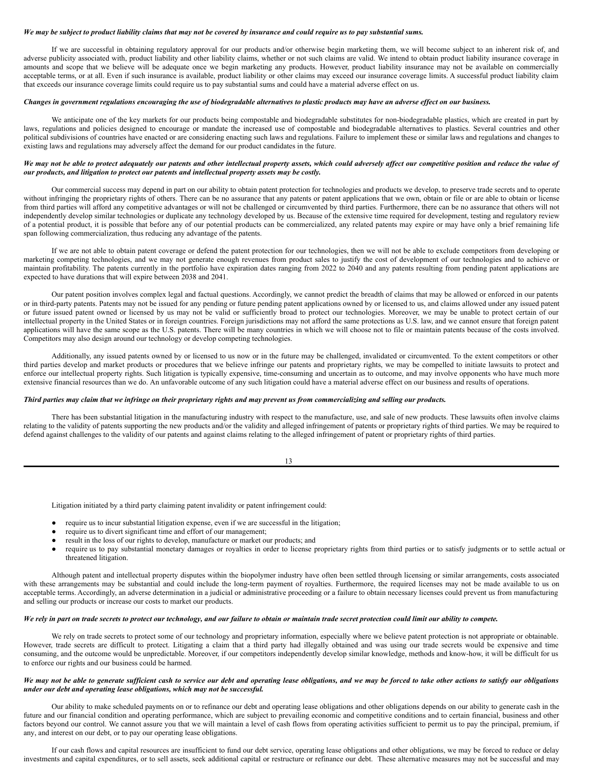*We may be subject to product liability claims that may not be covered by insurance and could require us to pay substantial sums.*

If we are successful in obtaining regulatory approval for our products and/or otherwise begin marketing them, we will become subject to an inherent risk of, and adverse publicity associated with, product liability and other liability claims, whether or not such claims are valid. We intend to obtain product liability insurance coverage in amounts and scope that we believe will be adequate once we begin marketing any products. However, product liability insurance may not be available on commercially acceptable terms, or at all. Even if such insurance is available, product liability or other claims may exceed our insurance coverage limits. A successful product liability claim that exceeds our insurance coverage limits could require us to pay substantial sums and could have a material adverse effect on us.

*Changes in government regulations encouraging the use of biodegradable alternatives to plastic products may have an adverse effect on our business.*

We anticipate one of the key markets for our products being compostable and biodegradable substitutes for non-biodegradable plastics, which are created in part by laws, regulations and policies designed to encourage or mandate the increased use of compostable and biodegradable alternatives to plastics. Several countries and other political subdivisions of countries have enacted or are considering enacting such laws and regulations. Failure to implement these or similar laws and regulations and changes to existing laws and regulations may adversely affect the demand for our product candidates in the future.

*We may not be able to protect adequately our patents and other intellectual property assets, which could adversely affect our competitive position and reduce the value of our products, and litigation to protect our patents and intellectual property assets may be costly.*

Our commercial success may depend in part on our ability to obtain patent protection for technologies and products we develop, to preserve trade secrets and to operate without infringing the proprietary rights of others. There can be no assurance that any patents or patent applications that we own, obtain or file or are able to obtain or license from third parties will afford any competitive advantages or will not be challenged or circumvented by third parties. Furthermore, there can be no assurance that others will not independently develop similar technologies or duplicate any technology developed by us. Because of the extensive time required for development, testing and regulatory review of a potential product, it is possible that before any of our potential products can be commercialized, any related patents may expire or may have only a brief remaining life span following commercialization, thus reducing any advantage of the patents.

If we are not able to obtain patent coverage or defend the patent protection for our technologies, then we will not be able to exclude competitors from developing or marketing competing technologies, and we may not generate enough revenues from product sales to justify the cost of development of our technologies and to achieve or maintain profitability. The patents currently in the portfolio have expiration dates ranging from 2022 to 2040 and any patents resulting from pending patent applications are expected to have durations that will expire between 2038 and 2041.

Our patent position involves complex legal and factual questions. Accordingly, we cannot predict the breadth of claims that may be allowed or enforced in our patents or in third-party patents. Patents may not be issued for any pending or future pending patent applications owned by or licensed to us, and claims allowed under any issued patent or future issued patent owned or licensed by us may not be valid or sufficiently broad to protect our technologies. Moreover, we may be unable to protect certain of our intellectual property in the United States or in foreign countries. Foreign jurisdictions may not afford the same protections as U.S. law, and we cannot ensure that foreign patent applications will have the same scope as the U.S. patents. There will be many countries in which we will choose not to file or maintain patents because of the costs involved. Competitors may also design around our technology or develop competing technologies.

Additionally, any issued patents owned by or licensed to us now or in the future may be challenged, invalidated or circumvented. To the extent competitors or other third parties develop and market products or procedures that we believe infringe our patents and proprietary rights, we may be compelled to initiate lawsuits to protect and enforce our intellectual property rights. Such litigation is typically expensive, time-consuming and uncertain as to outcome, and may involve opponents who have much more extensive financial resources than we do. An unfavorable outcome of any such litigation could have a material adverse effect on our business and results of operations.

*Third parties may claim that we infringe on their proprietary rights and may prevent us from commercializing and selling our products.*

There has been substantial litigation in the manufacturing industry with respect to the manufacture, use, and sale of new products. These lawsuits often involve claims relating to the validity of patents supporting the new products and/or the validity and alleged infringement of patents or proprietary rights of third parties. We may be required to defend against challenges to the validity of our patents and against claims relating to the alleged infringement of patent or proprietary rights of third parties.

Litigation initiated by a third party claiming patent invalidity or patent infringement could:

- require us to incur substantial litigation expense, even if we are successful in the litigation;
- require us to divert significant time and effort of our management;
- result in the loss of our rights to develop, manufacture or market our products; and
- require us to pay substantial monetary damages or royalties in order to license proprietary rights from third parties or to satisfy judgments or to settle actual or threatened litigation.

Although patent and intellectual property disputes within the biopolymer industry have often been settled through licensing or similar arrangements, costs associated with these arrangements may be substantial and could include the long-term payment of royalties. Furthermore, the required licenses may not be made available to us on acceptable terms. Accordingly, an adverse determination in a judicial or administrative proceeding or a failure to obtain necessary licenses could prevent us from manufacturing and selling our products or increase our costs to market our products.

*We rely in part on trade secrets to protect our technology, and our failure to obtain or maintain trade secret protection could limit our ability to compete.*

We rely on trade secrets to protect some of our technology and proprietary information, especially where we believe patent protection is not appropriate or obtainable. However, trade secrets are difficult to protect. Litigating a claim that a third party had illegally obtained and was using our trade secrets would be expensive and time consuming, and the outcome would be unpredictable. Moreover, if our competitors independently develop similar knowledge, methods and know-how, it will be difficult for us to enforce our rights and our business could be harmed.

*We may not be able to generate sufficient cash to service our debt and operating lease obligations, and we may be forced to take other actions to satisfy our obligations under our debt and operating lease obligations, which may not be successful.*

Our ability to make scheduled payments on or to refinance our debt and operating lease obligations and other obligations depends on our ability to generate cash in the future and our financial condition and operating performance, which are subject to prevailing economic and competitive conditions and to certain financial, business and other factors beyond our control. We cannot assure you that we will maintain a level of cash flows from operating activities sufficient to permit us to pay the principal, premium, if any, and interest on our debt, or to pay our operating lease obligations.

If our cash flows and capital resources are insufficient to fund our debt service, operating lease obligations and other obligations, we may be forced to reduce or delay investments and capital expenditures, or to sell assets, seek additional capital or restructure or refinance our debt. These alternative measures may not be successful and may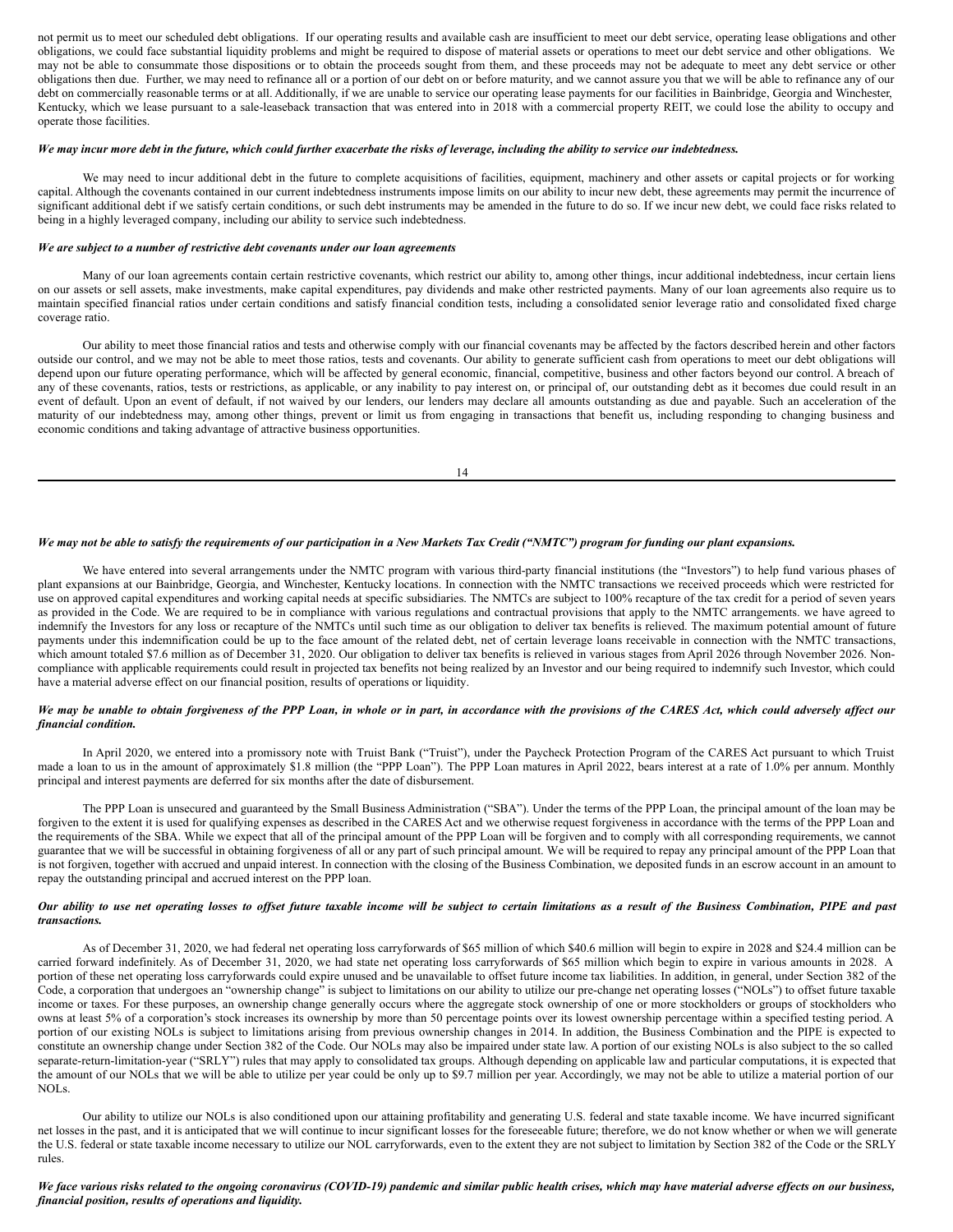not permit us to meet our scheduled debt obligations. If our operating results and available cash are insufficient to meet our debt service, operating lease obligations and other obligations, we could face substantial liquidity problems and might be required to dispose of material assets or operations to meet our debt service and other obligations. We may not be able to consummate those dispositions or to obtain the proceeds sought from them, and these proceeds may not be adequate to meet any debt service or other obligations then due. Further, we may need to refinance all or a portion of our debt on or before maturity, and we cannot assure you that we will be able to refinance any of our debt on commercially reasonable terms or at all. Additionally, if we are unable to service our operating lease payments for our facilities in Bainbridge, Georgia and Winchester, Kentucky, which we lease pursuant to a sale-leaseback transaction that was entered into in 2018 with a commercial property REIT, we could lose the ability to occupy and operate those facilities.

***We may incur more debt in the future, which could further exacerbate the risks of leverage, including the ability to service our indebtedness.***

We may need to incur additional debt in the future to complete acquisitions of facilities, equipment, machinery and other assets or capital projects or for working capital. Although the covenants contained in our current indebtedness instruments impose limits on our ability to incur new debt, these agreements may permit the incurrence of significant additional debt if we satisfy certain conditions, or such debt instruments may be amended in the future to do so. If we incur new debt, we could face risks related to being in a highly leveraged company, including our ability to service such indebtedness.

***We are subject to a number of restrictive debt covenants under our loan agreements***

Many of our loan agreements contain certain restrictive covenants, which restrict our ability to, among other things, incur additional indebtedness, incur certain liens on our assets or sell assets, make investments, make capital expenditures, pay dividends and make other restricted payments. Many of our loan agreements also require us to maintain specified financial ratios under certain conditions and satisfy financial condition tests, including a consolidated senior leverage ratio and consolidated fixed charge coverage ratio.

Our ability to meet those financial ratios and tests and otherwise comply with our financial covenants may be affected by the factors described herein and other factors outside our control, and we may not be able to meet those ratios, tests and covenants. Our ability to generate sufficient cash from operations to meet our debt obligations will depend upon our future operating performance, which will be affected by general economic, financial, competitive, business and other factors beyond our control. A breach of any of these covenants, ratios, tests or restrictions, as applicable, or any inability to pay interest on, or principal of, our outstanding debt as it becomes due could result in an event of default. Upon an event of default, if not waived by our lenders, our lenders may declare all amounts outstanding as due and payable. Such an acceleration of the maturity of our indebtedness may, among other things, prevent or limit us from engaging in transactions that benefit us, including responding to changing business and economic conditions and taking advantage of attractive business opportunities.

***We may not be able to satisfy the requirements of our participation in a New Markets Tax Credit ("NMTC") program for funding our plant expansions.***

We have entered into several arrangements under the NMTC program with various third-party financial institutions (the "Investors") to help fund various phases of plant expansions at our Bainbridge, Georgia, and Winchester, Kentucky locations. In connection with the NMTC transactions we received proceeds which were restricted for use on approved capital expenditures and working capital needs at specific subsidiaries. The NMTCs are subject to 100% recapture of the tax credit for a period of seven years as provided in the Code. We are required to be in compliance with various regulations and contractual provisions that apply to the NMTC arrangements. we have agreed to indemnify the Investors for any loss or recapture of the NMTCs until such time as our obligation to deliver tax benefits is relieved. The maximum potential amount of future payments under this indemnification could be up to the face amount of the related debt, net of certain leverage loans receivable in connection with the NMTC transactions, which amount totaled $7.6 million as of December 31, 2020. Our obligation to deliver tax benefits is relieved in various stages from April 2026 through November 2026. Non-compliance with applicable requirements could result in projected tax benefits not being realized by an Investor and our being required to indemnify such Investor, which could have a material adverse effect on our financial position, results of operations or liquidity.

***We may be unable to obtain forgiveness of the PPP Loan, in whole or in part, in accordance with the provisions of the CARES Act, which could adversely affect our financial condition.***

In April 2020, we entered into a promissory note with Truist Bank ("Truist"), under the Paycheck Protection Program of the CARES Act pursuant to which Truist made a loan to us in the amount of approximately $1.8 million (the "PPP Loan"). The PPP Loan matures in April 2022, bears interest at a rate of 1.0% per annum. Monthly principal and interest payments are deferred for six months after the date of disbursement.

The PPP Loan is unsecured and guaranteed by the Small Business Administration ("SBA"). Under the terms of the PPP Loan, the principal amount of the loan may be forgiven to the extent it is used for qualifying expenses as described in the CARES Act and we otherwise request forgiveness in accordance with the terms of the PPP Loan and the requirements of the SBA. While we expect that all of the principal amount of the PPP Loan will be forgiven and to comply with all corresponding requirements, we cannot guarantee that we will be successful in obtaining forgiveness of all or any part of such principal amount. We will be required to repay any principal amount of the PPP Loan that is not forgiven, together with accrued and unpaid interest. In connection with the closing of the Business Combination, we deposited funds in an escrow account in an amount to repay the outstanding principal and accrued interest on the PPP loan.

***Our ability to use net operating losses to offset future taxable income will be subject to certain limitations as a result of the Business Combination, PIPE and past transactions.***

As of December 31, 2020, we had federal net operating loss carryforwards of $65 million of which $40.6 million will begin to expire in 2028 and $24.4 million can be carried forward indefinitely. As of December 31, 2020, we had state net operating loss carryforwards of $65 million which begin to expire in various amounts in 2028. A portion of these net operating loss carryforwards could expire unused and be unavailable to offset future income tax liabilities. In addition, in general, under Section 382 of the Code, a corporation that undergoes an "ownership change" is subject to limitations on our ability to utilize our pre-change net operating losses ("NOLs") to offset future taxable income or taxes. For these purposes, an ownership change generally occurs where the aggregate stock ownership of one or more stockholders or groups of stockholders who owns at least 5% of a corporation's stock increases its ownership by more than 50 percentage points over its lowest ownership percentage within a specified testing period. A portion of our existing NOLs is subject to limitations arising from previous ownership changes in 2014. In addition, the Business Combination and the PIPE is expected to constitute an ownership change under Section 382 of the Code. Our NOLs may also be impaired under state law. A portion of our existing NOLs is also subject to the so called separate-return-limitation-year ("SRLY") rules that may apply to consolidated tax groups. Although depending on applicable law and particular computations, it is expected that the amount of our NOLs that we will be able to utilize per year could be only up to $9.7 million per year. Accordingly, we may not be able to utilize a material portion of our NOLs.

Our ability to utilize our NOLs is also conditioned upon our attaining profitability and generating U.S. federal and state taxable income. We have incurred significant net losses in the past, and it is anticipated that we will continue to incur significant losses for the foreseeable future; therefore, we do not know whether or when we will generate the U.S. federal or state taxable income necessary to utilize our NOL carryforwards, even to the extent they are not subject to limitation by Section 382 of the Code or the SRLY rules.

***We face various risks related to the ongoing coronavirus (COVID-19) pandemic and similar public health crises, which may have material adverse effects on our business, financial position, results of operations and liquidity.***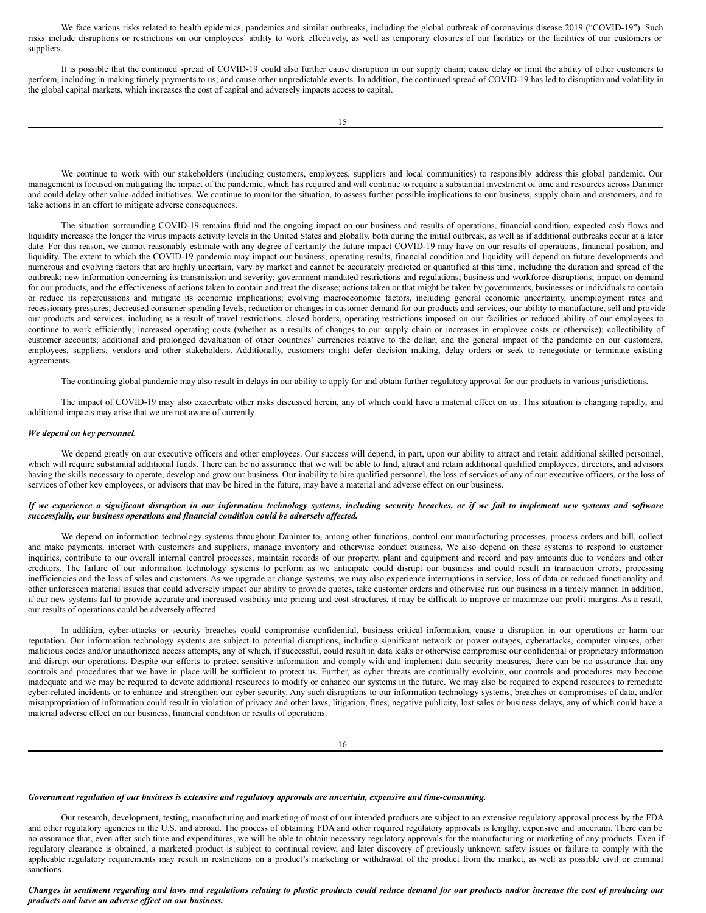We face various risks related to health epidemics, pandemics and similar outbreaks, including the global outbreak of coronavirus disease 2019 ("COVID-19"). Such risks include disruptions or restrictions on our employees' ability to work effectively, as well as temporary closures of our facilities or the facilities of our customers or suppliers.

It is possible that the continued spread of COVID-19 could also further cause disruption in our supply chain; cause delay or limit the ability of other customers to perform, including in making timely payments to us; and cause other unpredictable events. In addition, the continued spread of COVID-19 has led to disruption and volatility in the global capital markets, which increases the cost of capital and adversely impacts access to capital.

We continue to work with our stakeholders (including customers, employees, suppliers and local communities) to responsibly address this global pandemic. Our management is focused on mitigating the impact of the pandemic, which has required and will continue to require a substantial investment of time and resources across Danimer and could delay other value-added initiatives. We continue to monitor the situation, to assess further possible implications to our business, supply chain and customers, and to take actions in an effort to mitigate adverse consequences.

The situation surrounding COVID-19 remains fluid and the ongoing impact on our business and results of operations, financial condition, expected cash flows and liquidity increases the longer the virus impacts activity levels in the United States and globally, both during the initial outbreak, as well as if additional outbreaks occur at a later date. For this reason, we cannot reasonably estimate with any degree of certainty the future impact COVID-19 may have on our results of operations, financial position, and liquidity. The extent to which the COVID-19 pandemic may impact our business, operating results, financial condition and liquidity will depend on future developments and numerous and evolving factors that are highly uncertain, vary by market and cannot be accurately predicted or quantified at this time, including the duration and spread of the outbreak; new information concerning its transmission and severity; government mandated restrictions and regulations; business and workforce disruptions; impact on demand for our products, and the effectiveness of actions taken to contain and treat the disease; actions taken or that might be taken by governments, businesses or individuals to contain or reduce its repercussions and mitigate its economic implications; evolving macroeconomic factors, including general economic uncertainty, unemployment rates and recessionary pressures; decreased consumer spending levels; reduction or changes in customer demand for our products and services; our ability to manufacture, sell and provide our products and services, including as a result of travel restrictions, closed borders, operating restrictions imposed on our facilities or reduced ability of our employees to continue to work efficiently; increased operating costs (whether as a results of changes to our supply chain or increases in employee costs or otherwise); collectibility of customer accounts; additional and prolonged devaluation of other countries' currencies relative to the dollar; and the general impact of the pandemic on our customers, employees, suppliers, vendors and other stakeholders. Additionally, customers might defer decision making, delay orders or seek to renegotiate or terminate existing agreements.

The continuing global pandemic may also result in delays in our ability to apply for and obtain further regulatory approval for our products in various jurisdictions.

The impact of COVID-19 may also exacerbate other risks discussed herein, any of which could have a material effect on us. This situation is changing rapidly, and additional impacts may arise that we are not aware of currently.

***We depend on key personnel.***

We depend greatly on our executive officers and other employees. Our success will depend, in part, upon our ability to attract and retain additional skilled personnel, which will require substantial additional funds. There can be no assurance that we will be able to find, attract and retain additional qualified employees, directors, and advisors having the skills necessary to operate, develop and grow our business. Our inability to hire qualified personnel, the loss of services of any of our executive officers, or the loss of services of other key employees, or advisors that may be hired in the future, may have a material and adverse effect on our business.

***If we experience a significant disruption in our information technology systems, including security breaches, or if we fail to implement new systems and software successfully, our business operations and financial condition could be adversely affected.***

We depend on information technology systems throughout Danimer to, among other functions, control our manufacturing processes, process orders and bill, collect and make payments, interact with customers and suppliers, manage inventory and otherwise conduct business. We also depend on these systems to respond to customer inquiries, contribute to our overall internal control processes, maintain records of our property, plant and equipment and record and pay amounts due to vendors and other creditors. The failure of our information technology systems to perform as we anticipate could disrupt our business and could result in transaction errors, processing inefficiencies and the loss of sales and customers. As we upgrade or change systems, we may also experience interruptions in service, loss of data or reduced functionality and other unforeseen material issues that could adversely impact our ability to provide quotes, take customer orders and otherwise run our business in a timely manner. In addition, if our new systems fail to provide accurate and increased visibility into pricing and cost structures, it may be difficult to improve or maximize our profit margins. As a result, our results of operations could be adversely affected.

In addition, cyber-attacks or security breaches could compromise confidential, business critical information, cause a disruption in our operations or harm our reputation. Our information technology systems are subject to potential disruptions, including significant network or power outages, cyberattacks, computer viruses, other malicious codes and/or unauthorized access attempts, any of which, if successful, could result in data leaks or otherwise compromise our confidential or proprietary information and disrupt our operations. Despite our efforts to protect sensitive information and comply with and implement data security measures, there can be no assurance that any controls and procedures that we have in place will be sufficient to protect us. Further, as cyber threats are continually evolving, our controls and procedures may become inadequate and we may be required to devote additional resources to modify or enhance our systems in the future. We may also be required to expend resources to remediate cyber-related incidents or to enhance and strengthen our cyber security. Any such disruptions to our information technology systems, breaches or compromises of data, and/or misappropriation of information could result in violation of privacy and other laws, litigation, fines, negative publicity, lost sales or business delays, any of which could have a material adverse effect on our business, financial condition or results of operations.

***Government regulation of our business is extensive and regulatory approvals are uncertain, expensive and time-consuming.***

Our research, development, testing, manufacturing and marketing of most of our intended products are subject to an extensive regulatory approval process by the FDA and other regulatory agencies in the U.S. and abroad. The process of obtaining FDA and other required regulatory approvals is lengthy, expensive and uncertain. There can be no assurance that, even after such time and expenditures, we will be able to obtain necessary regulatory approvals for the manufacturing or marketing of any products. Even if regulatory clearance is obtained, a marketed product is subject to continual review, and later discovery of previously unknown safety issues or failure to comply with the applicable regulatory requirements may result in restrictions on a product's marketing or withdrawal of the product from the market, as well as possible civil or criminal sanctions.

***Changes in sentiment regarding and laws and regulations relating to plastic products could reduce demand for our products and/or increase the cost of producing our products and have an adverse effect on our business.***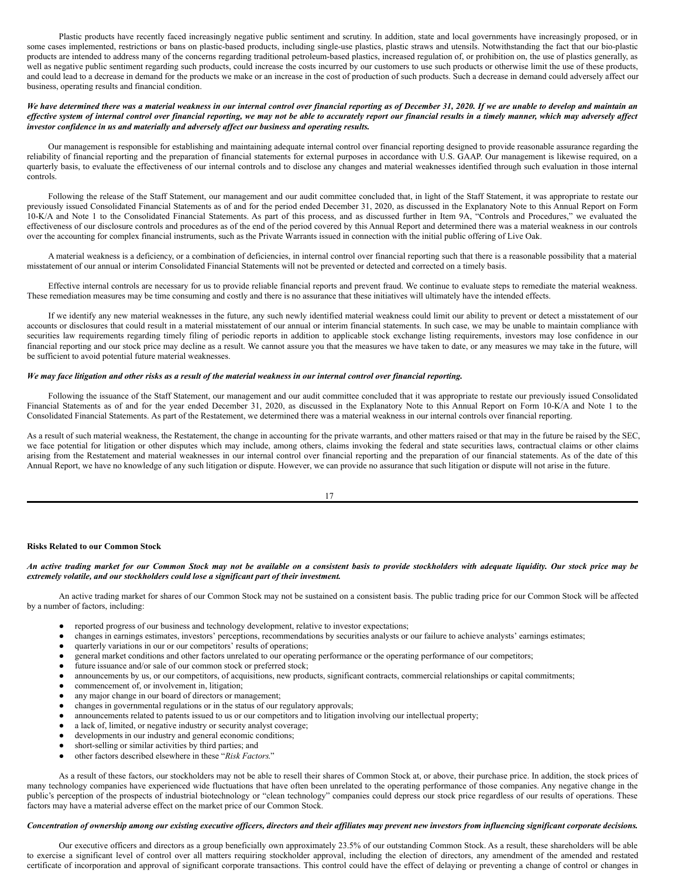Plastic products have recently faced increasingly negative public sentiment and scrutiny. In addition, state and local governments have increasingly proposed, or in some cases implemented, restrictions or bans on plastic-based products, including single-use plastics, plastic straws and utensils. Notwithstanding the fact that our bio-plastic products are intended to address many of the concerns regarding traditional petroleum-based plastics, increased regulation of, or prohibition on, the use of plastics generally, as well as negative public sentiment regarding such products, could increase the costs incurred by our customers to use such products or otherwise limit the use of these products, and could lead to a decrease in demand for the products we make or an increase in the cost of production of such products. Such a decrease in demand could adversely affect our business, operating results and financial condition.

***We have determined there was a material weakness in our internal control over financial reporting as of December 31, 2020. If we are unable to develop and maintain an effective system of internal control over financial reporting, we may not be able to accurately report our financial results in a timely manner, which may adversely affect investor confidence in us and materially and adversely affect our business and operating results.***

Our management is responsible for establishing and maintaining adequate internal control over financial reporting designed to provide reasonable assurance regarding the reliability of financial reporting and the preparation of financial statements for external purposes in accordance with U.S. GAAP. Our management is likewise required, on a quarterly basis, to evaluate the effectiveness of our internal controls and to disclose any changes and material weaknesses identified through such evaluation in those internal controls.

Following the release of the Staff Statement, our management and our audit committee concluded that, in light of the Staff Statement, it was appropriate to restate our previously issued Consolidated Financial Statements as of and for the period ended December 31, 2020, as discussed in the Explanatory Note to this Annual Report on Form 10-K/A and Note 1 to the Consolidated Financial Statements. As part of this process, and as discussed further in Item 9A, "Controls and Procedures," we evaluated the effectiveness of our disclosure controls and procedures as of the end of the period covered by this Annual Report and determined there was a material weakness in our controls over the accounting for complex financial instruments, such as the Private Warrants issued in connection with the initial public offering of Live Oak.

A material weakness is a deficiency, or a combination of deficiencies, in internal control over financial reporting such that there is a reasonable possibility that a material misstatement of our annual or interim Consolidated Financial Statements will not be prevented or detected and corrected on a timely basis.

Effective internal controls are necessary for us to provide reliable financial reports and prevent fraud. We continue to evaluate steps to remediate the material weakness. These remediation measures may be time consuming and costly and there is no assurance that these initiatives will ultimately have the intended effects.

If we identify any new material weaknesses in the future, any such newly identified material weakness could limit our ability to prevent or detect a misstatement of our accounts or disclosures that could result in a material misstatement of our annual or interim financial statements. In such case, we may be unable to maintain compliance with securities law requirements regarding timely filing of periodic reports in addition to applicable stock exchange listing requirements, investors may lose confidence in our financial reporting and our stock price may decline as a result. We cannot assure you that the measures we have taken to date, or any measures we may take in the future, will be sufficient to avoid potential future material weaknesses.

***We may face litigation and other risks as a result of the material weakness in our internal control over financial reporting.***

Following the issuance of the Staff Statement, our management and our audit committee concluded that it was appropriate to restate our previously issued Consolidated Financial Statements as of and for the year ended December 31, 2020, as discussed in the Explanatory Note to this Annual Report on Form 10-K/A and Note 1 to the Consolidated Financial Statements. As part of the Restatement, we determined there was a material weakness in our internal controls over financial reporting.

As a result of such material weakness, the Restatement, the change in accounting for the private warrants, and other matters raised or that may in the future be raised by the SEC, we face potential for litigation or other disputes which may include, among others, claims invoking the federal and state securities laws, contractual claims or other claims arising from the Restatement and material weaknesses in our internal control over financial reporting and the preparation of our financial statements. As of the date of this Annual Report, we have no knowledge of any such litigation or dispute. However, we can provide no assurance that such litigation or dispute will not arise in the future.

**Risks Related to our Common Stock**

***An active trading market for our Common Stock may not be available on a consistent basis to provide stockholders with adequate liquidity. Our stock price may be extremely volatile, and our stockholders could lose a significant part of their investment.***

An active trading market for shares of our Common Stock may not be sustained on a consistent basis. The public trading price for our Common Stock will be affected by a number of factors, including:

- reported progress of our business and technology development, relative to investor expectations;
- changes in earnings estimates, investors' perceptions, recommendations by securities analysts or our failure to achieve analysts' earnings estimates;
- quarterly variations in our or our competitors' results of operations;
- general market conditions and other factors unrelated to our operating performance or the operating performance of our competitors;
- future issuance and/or sale of our common stock or preferred stock;
- announcements by us, or our competitors, of acquisitions, new products, significant contracts, commercial relationships or capital commitments;
- commencement of, or involvement in, litigation;
- any major change in our board of directors or management;
- changes in governmental regulations or in the status of our regulatory approvals;
- announcements related to patents issued to us or our competitors and to litigation involving our intellectual property;
- a lack of, limited, or negative industry or security analyst coverage;
- developments in our industry and general economic conditions;
- short-selling or similar activities by third parties; and
- other factors described elsewhere in these "*Risk Factors.*"

As a result of these factors, our stockholders may not be able to resell their shares of Common Stock at, or above, their purchase price. In addition, the stock prices of many technology companies have experienced wide fluctuations that have often been unrelated to the operating performance of those companies. Any negative change in the public's perception of the prospects of industrial biotechnology or "clean technology" companies could depress our stock price regardless of our results of operations. These factors may have a material adverse effect on the market price of our Common Stock.

***Concentration of ownership among our existing executive officers, directors and their affiliates may prevent new investors from influencing significant corporate decisions.***

Our executive officers and directors as a group beneficially own approximately 23.5% of our outstanding Common Stock. As a result, these shareholders will be able to exercise a significant level of control over all matters requiring stockholder approval, including the election of directors, any amendment of the amended and restated certificate of incorporation and approval of significant corporate transactions. This control could have the effect of delaying or preventing a change of control or changes in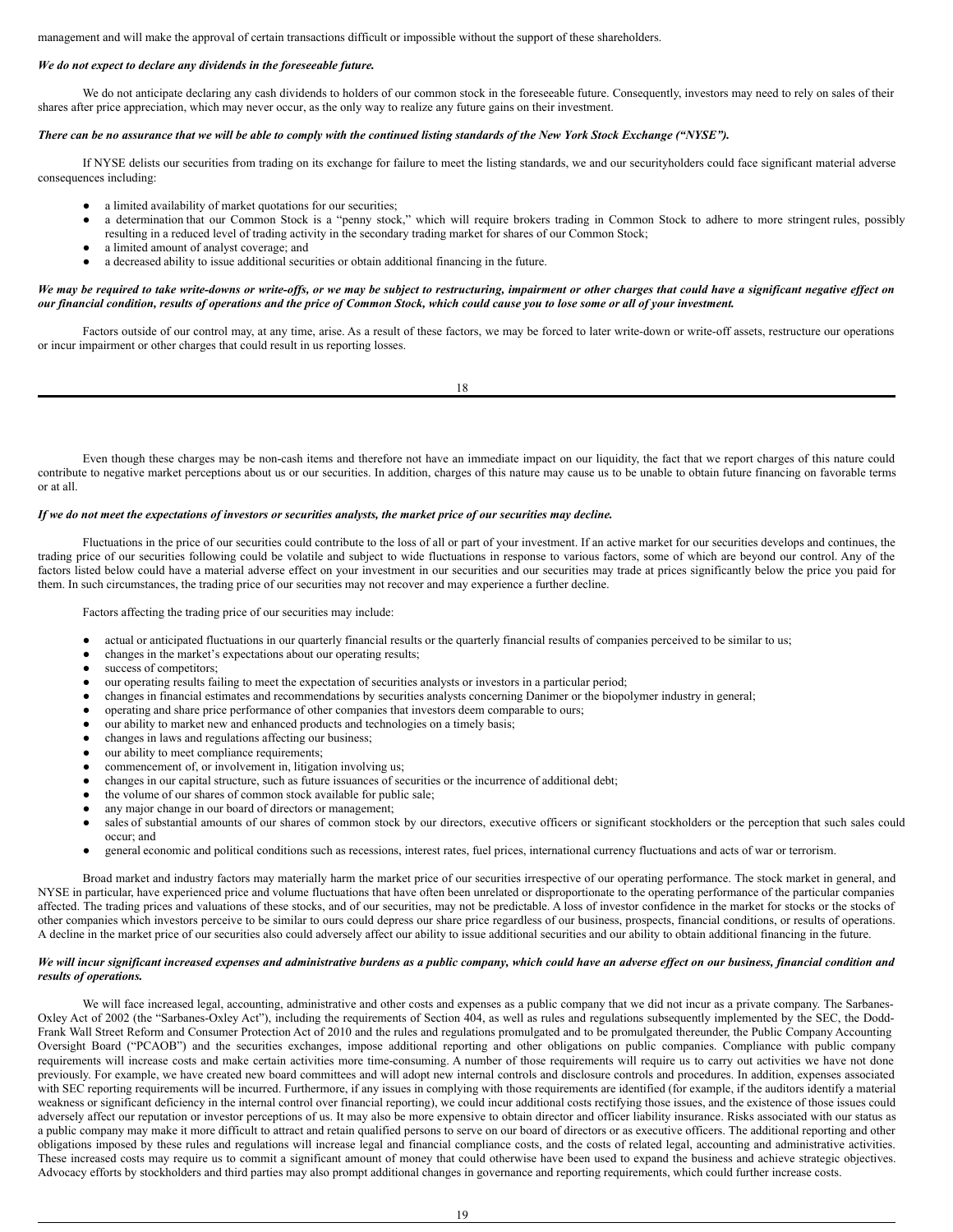management and will make the approval of certain transactions difficult or impossible without the support of these shareholders.

***We do not expect to declare any dividends in the foreseeable future.***

We do not anticipate declaring any cash dividends to holders of our common stock in the foreseeable future. Consequently, investors may need to rely on sales of their shares after price appreciation, which may never occur, as the only way to realize any future gains on their investment.

***There can be no assurance that we will be able to comply with the continued listing standards of the New York Stock Exchange ("NYSE").***

If NYSE delists our securities from trading on its exchange for failure to meet the listing standards, we and our securityholders could face significant material adverse consequences including:

- a limited availability of market quotations for our securities;
- a determination that our Common Stock is a "penny stock," which will require brokers trading in Common Stock to adhere to more stringent rules, possibly resulting in a reduced level of trading activity in the secondary trading market for shares of our Common Stock;
- a limited amount of analyst coverage; and
- a decreased ability to issue additional securities or obtain additional financing in the future.

***We may be required to take write-downs or write-offs, or we may be subject to restructuring, impairment or other charges that could have a significant negative effect on our financial condition, results of operations and the price of Common Stock, which could cause you to lose some or all of your investment.***

Factors outside of our control may, at any time, arise. As a result of these factors, we may be forced to later write-down or write-off assets, restructure our operations or incur impairment or other charges that could result in us reporting losses.

Even though these charges may be non-cash items and therefore not have an immediate impact on our liquidity, the fact that we report charges of this nature could contribute to negative market perceptions about us or our securities. In addition, charges of this nature may cause us to be unable to obtain future financing on favorable terms or at all.

***If we do not meet the expectations of investors or securities analysts, the market price of our securities may decline.***

Fluctuations in the price of our securities could contribute to the loss of all or part of your investment. If an active market for our securities develops and continues, the trading price of our securities following could be volatile and subject to wide fluctuations in response to various factors, some of which are beyond our control. Any of the factors listed below could have a material adverse effect on your investment in our securities and our securities may trade at prices significantly below the price you paid for them. In such circumstances, the trading price of our securities may not recover and may experience a further decline.

Factors affecting the trading price of our securities may include:

- actual or anticipated fluctuations in our quarterly financial results or the quarterly financial results of companies perceived to be similar to us;
- changes in the market's expectations about our operating results;
- success of competitors;
- our operating results failing to meet the expectation of securities analysts or investors in a particular period;
- changes in financial estimates and recommendations by securities analysts concerning Danimer or the biopolymer industry in general;
- operating and share price performance of other companies that investors deem comparable to ours;
- our ability to market new and enhanced products and technologies on a timely basis;
- changes in laws and regulations affecting our business;
- our ability to meet compliance requirements;
- commencement of, or involvement in, litigation involving us;
- changes in our capital structure, such as future issuances of securities or the incurrence of additional debt;
- the volume of our shares of common stock available for public sale;
- any major change in our board of directors or management;
- sales of substantial amounts of our shares of common stock by our directors, executive officers or significant stockholders or the perception that such sales could occur; and
- general economic and political conditions such as recessions, interest rates, fuel prices, international currency fluctuations and acts of war or terrorism.

Broad market and industry factors may materially harm the market price of our securities irrespective of our operating performance. The stock market in general, and NYSE in particular, have experienced price and volume fluctuations that have often been unrelated or disproportionate to the operating performance of the particular companies affected. The trading prices and valuations of these stocks, and of our securities, may not be predictable. A loss of investor confidence in the market for stocks or the stocks of other companies which investors perceive to be similar to ours could depress our share price regardless of our business, prospects, financial conditions, or results of operations. A decline in the market price of our securities also could adversely affect our ability to issue additional securities and our ability to obtain additional financing in the future.

***We will incur significant increased expenses and administrative burdens as a public company, which could have an adverse effect on our business, financial condition and results of operations.***

We will face increased legal, accounting, administrative and other costs and expenses as a public company that we did not incur as a private company. The Sarbanes-Oxley Act of 2002 (the "Sarbanes-Oxley Act"), including the requirements of Section 404, as well as rules and regulations subsequently implemented by the SEC, the Dodd-Frank Wall Street Reform and Consumer Protection Act of 2010 and the rules and regulations promulgated and to be promulgated thereunder, the Public Company Accounting Oversight Board ("PCAOB") and the securities exchanges, impose additional reporting and other obligations on public companies. Compliance with public company requirements will increase costs and make certain activities more time-consuming. A number of those requirements will require us to carry out activities we have not done previously. For example, we have created new board committees and will adopt new internal controls and disclosure controls and procedures. In addition, expenses associated with SEC reporting requirements will be incurred. Furthermore, if any issues in complying with those requirements are identified (for example, if the auditors identify a material weakness or significant deficiency in the internal control over financial reporting), we could incur additional costs rectifying those issues, and the existence of those issues could adversely affect our reputation or investor perceptions of us. It may also be more expensive to obtain director and officer liability insurance. Risks associated with our status as a public company may make it more difficult to attract and retain qualified persons to serve on our board of directors or as executive officers. The additional reporting and other obligations imposed by these rules and regulations will increase legal and financial compliance costs, and the costs of related legal, accounting and administrative activities. These increased costs may require us to commit a significant amount of money that could otherwise have been used to expand the business and achieve strategic objectives. Advocacy efforts by stockholders and third parties may also prompt additional changes in governance and reporting requirements, which could further increase costs.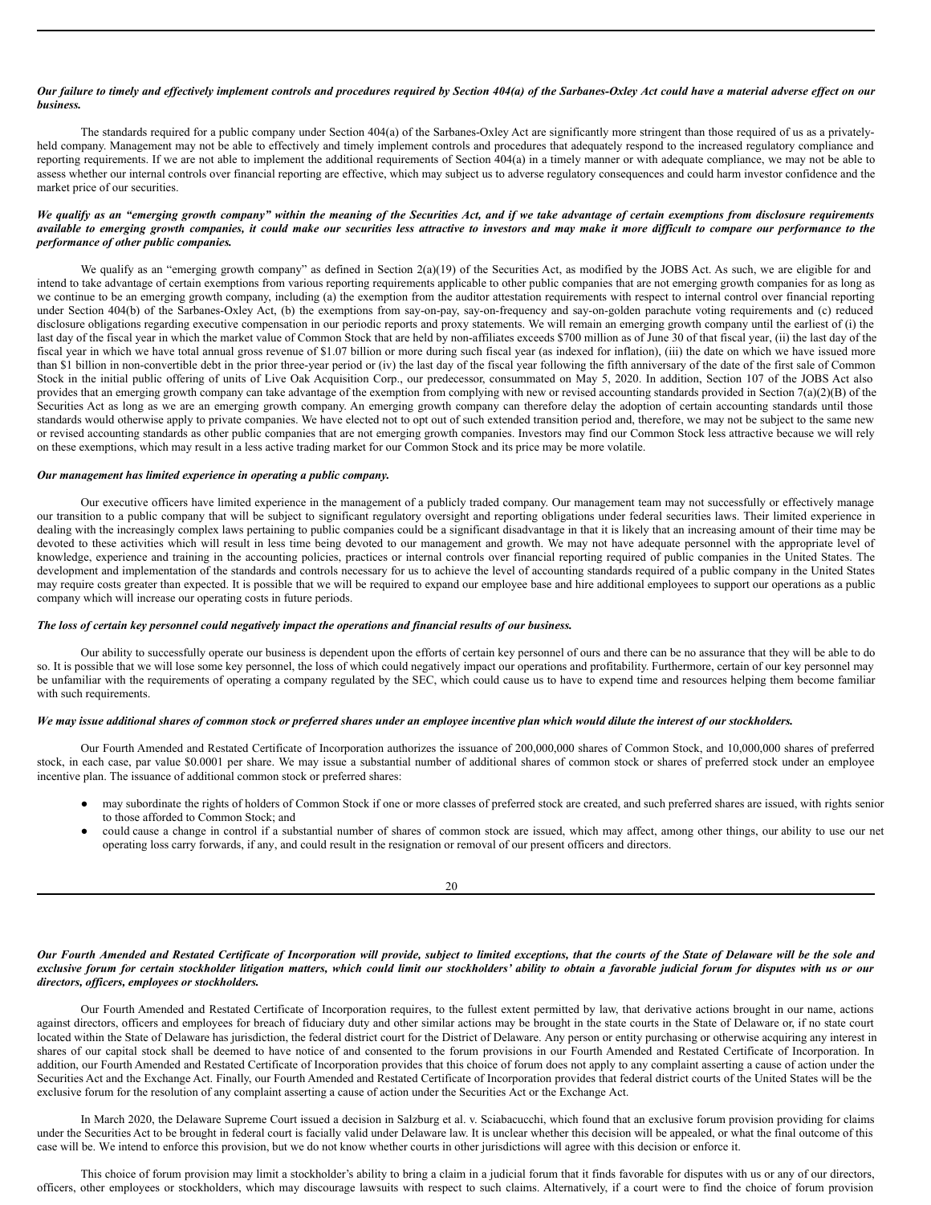***Our failure to timely and effectively implement controls and procedures required by Section 404(a) of the Sarbanes-Oxley Act could have a material adverse effect on our business.***

The standards required for a public company under Section 404(a) of the Sarbanes-Oxley Act are significantly more stringent than those required of us as a privately-held company. Management may not be able to effectively and timely implement controls and procedures that adequately respond to the increased regulatory compliance and reporting requirements. If we are not able to implement the additional requirements of Section 404(a) in a timely manner or with adequate compliance, we may not be able to assess whether our internal controls over financial reporting are effective, which may subject us to adverse regulatory consequences and could harm investor confidence and the market price of our securities.

***We qualify as an "emerging growth company" within the meaning of the Securities Act, and if we take advantage of certain exemptions from disclosure requirements available to emerging growth companies, it could make our securities less attractive to investors and may make it more difficult to compare our performance to the performance of other public companies.***

We qualify as an "emerging growth company" as defined in Section 2(a)(19) of the Securities Act, as modified by the JOBS Act. As such, we are eligible for and intend to take advantage of certain exemptions from various reporting requirements applicable to other public companies that are not emerging growth companies for as long as we continue to be an emerging growth company, including (a) the exemption from the auditor attestation requirements with respect to internal control over financial reporting under Section 404(b) of the Sarbanes-Oxley Act, (b) the exemptions from say-on-pay, say-on-frequency and say-on-golden parachute voting requirements and (c) reduced disclosure obligations regarding executive compensation in our periodic reports and proxy statements. We will remain an emerging growth company until the earliest of (i) the last day of the fiscal year in which the market value of Common Stock that are held by non-affiliates exceeds $700 million as of June 30 of that fiscal year, (ii) the last day of the fiscal year in which we have total annual gross revenue of $1.07 billion or more during such fiscal year (as indexed for inflation), (iii) the date on which we have issued more than $1 billion in non-convertible debt in the prior three-year period or (iv) the last day of the fiscal year following the fifth anniversary of the date of the first sale of Common Stock in the initial public offering of units of Live Oak Acquisition Corp., our predecessor, consummated on May 5, 2020. In addition, Section 107 of the JOBS Act also provides that an emerging growth company can take advantage of the exemption from complying with new or revised accounting standards provided in Section 7(a)(2)(B) of the Securities Act as long as we are an emerging growth company. An emerging growth company can therefore delay the adoption of certain accounting standards until those standards would otherwise apply to private companies. We have elected not to opt out of such extended transition period and, therefore, we may not be subject to the same new or revised accounting standards as other public companies that are not emerging growth companies. Investors may find our Common Stock less attractive because we will rely on these exemptions, which may result in a less active trading market for our Common Stock and its price may be more volatile.

***Our management has limited experience in operating a public company.***

Our executive officers have limited experience in the management of a publicly traded company. Our management team may not successfully or effectively manage our transition to a public company that will be subject to significant regulatory oversight and reporting obligations under federal securities laws. Their limited experience in dealing with the increasingly complex laws pertaining to public companies could be a significant disadvantage in that it is likely that an increasing amount of their time may be devoted to these activities which will result in less time being devoted to our management and growth. We may not have adequate personnel with the appropriate level of knowledge, experience and training in the accounting policies, practices or internal controls over financial reporting required of public companies in the United States. The development and implementation of the standards and controls necessary for us to achieve the level of accounting standards required of a public company in the United States may require costs greater than expected. It is possible that we will be required to expand our employee base and hire additional employees to support our operations as a public company which will increase our operating costs in future periods.

***The loss of certain key personnel could negatively impact the operations and financial results of our business.***

Our ability to successfully operate our business is dependent upon the efforts of certain key personnel of ours and there can be no assurance that they will be able to do so. It is possible that we will lose some key personnel, the loss of which could negatively impact our operations and profitability. Furthermore, certain of our key personnel may be unfamiliar with the requirements of operating a company regulated by the SEC, which could cause us to have to expend time and resources helping them become familiar with such requirements.

***We may issue additional shares of common stock or preferred shares under an employee incentive plan which would dilute the interest of our stockholders.***

Our Fourth Amended and Restated Certificate of Incorporation authorizes the issuance of 200,000,000 shares of Common Stock, and 10,000,000 shares of preferred stock, in each case, par value $0.0001 per share. We may issue a substantial number of additional shares of common stock or shares of preferred stock under an employee incentive plan. The issuance of additional common stock or preferred shares:

- may subordinate the rights of holders of Common Stock if one or more classes of preferred stock are created, and such preferred shares are issued, with rights senior to those afforded to Common Stock; and
- could cause a change in control if a substantial number of shares of common stock are issued, which may affect, among other things, our ability to use our net operating loss carry forwards, if any, and could result in the resignation or removal of our present officers and directors.

***Our Fourth Amended and Restated Certificate of Incorporation will provide, subject to limited exceptions, that the courts of the State of Delaware will be the sole and exclusive forum for certain stockholder litigation matters, which could limit our stockholders' ability to obtain a favorable judicial forum for disputes with us or our directors, officers, employees or stockholders.***

Our Fourth Amended and Restated Certificate of Incorporation requires, to the fullest extent permitted by law, that derivative actions brought in our name, actions against directors, officers and employees for breach of fiduciary duty and other similar actions may be brought in the state courts in the State of Delaware or, if no state court located within the State of Delaware has jurisdiction, the federal district court for the District of Delaware. Any person or entity purchasing or otherwise acquiring any interest in shares of our capital stock shall be deemed to have notice of and consented to the forum provisions in our Fourth Amended and Restated Certificate of Incorporation. In addition, our Fourth Amended and Restated Certificate of Incorporation provides that this choice of forum does not apply to any complaint asserting a cause of action under the Securities Act and the Exchange Act. Finally, our Fourth Amended and Restated Certificate of Incorporation provides that federal district courts of the United States will be the exclusive forum for the resolution of any complaint asserting a cause of action under the Securities Act or the Exchange Act.

In March 2020, the Delaware Supreme Court issued a decision in Salzburg et al. v. Sciabacucchi, which found that an exclusive forum provision providing for claims under the Securities Act to be brought in federal court is facially valid under Delaware law. It is unclear whether this decision will be appealed, or what the final outcome of this case will be. We intend to enforce this provision, but we do not know whether courts in other jurisdictions will agree with this decision or enforce it.

This choice of forum provision may limit a stockholder's ability to bring a claim in a judicial forum that it finds favorable for disputes with us or any of our directors, officers, other employees or stockholders, which may discourage lawsuits with respect to such claims. Alternatively, if a court were to find the choice of forum provision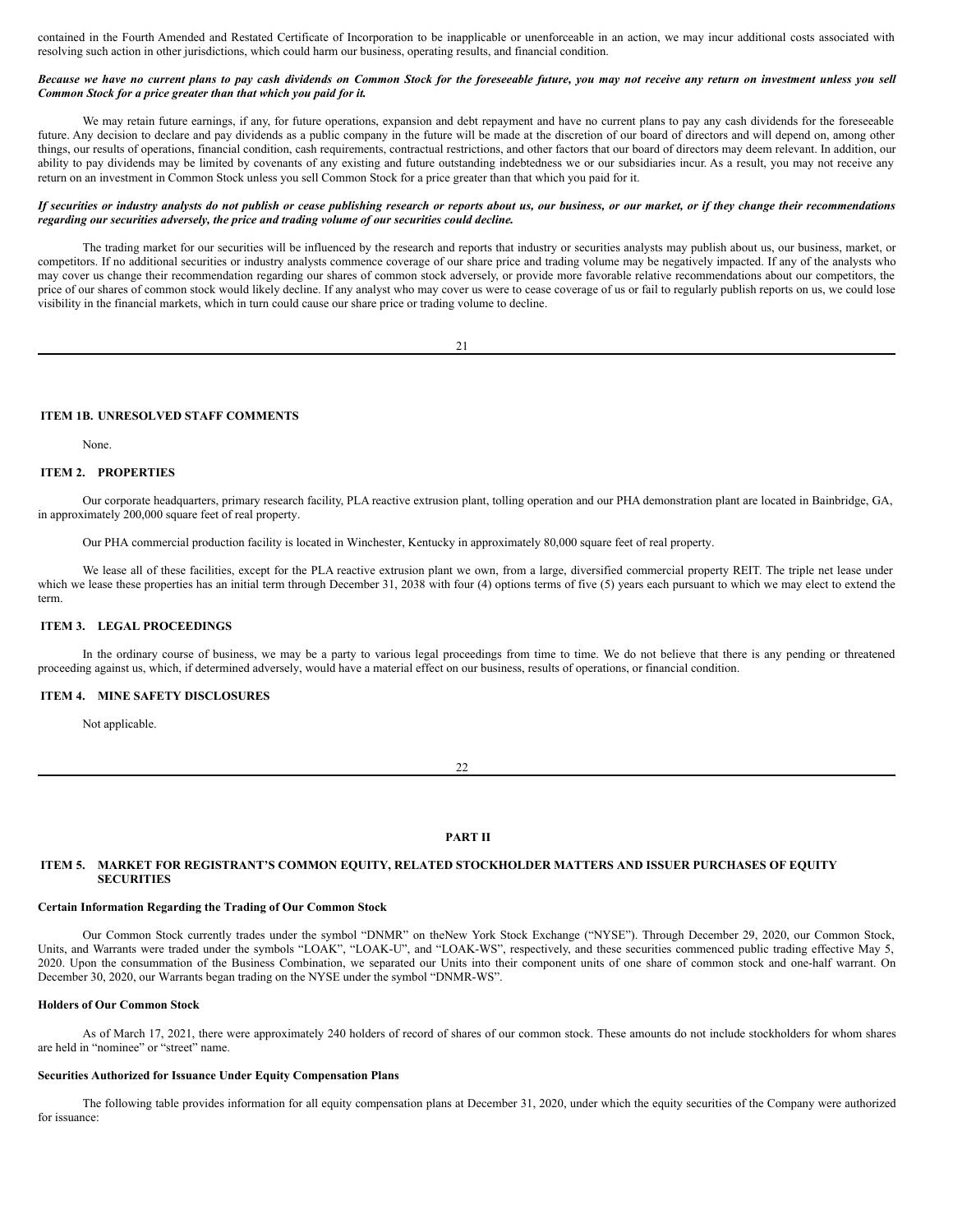contained in the Fourth Amended and Restated Certificate of Incorporation to be inapplicable or unenforceable in an action, we may incur additional costs associated with resolving such action in other jurisdictions, which could harm our business, operating results, and financial condition.

***Because we have no current plans to pay cash dividends on Common Stock for the foreseeable future, you may not receive any return on investment unless you sell Common Stock for a price greater than that which you paid for it.***

We may retain future earnings, if any, for future operations, expansion and debt repayment and have no current plans to pay any cash dividends for the foreseeable future. Any decision to declare and pay dividends as a public company in the future will be made at the discretion of our board of directors and will depend on, among other things, our results of operations, financial condition, cash requirements, contractual restrictions, and other factors that our board of directors may deem relevant. In addition, our ability to pay dividends may be limited by covenants of any existing and future outstanding indebtedness we or our subsidiaries incur. As a result, you may not receive any return on an investment in Common Stock unless you sell Common Stock for a price greater than that which you paid for it.

***If securities or industry analysts do not publish or cease publishing research or reports about us, our business, or our market, or if they change their recommendations regarding our securities adversely, the price and trading volume of our securities could decline.***

The trading market for our securities will be influenced by the research and reports that industry or securities analysts may publish about us, our business, market, or competitors. If no additional securities or industry analysts commence coverage of our share price and trading volume may be negatively impacted. If any of the analysts who may cover us change their recommendation regarding our shares of common stock adversely, or provide more favorable relative recommendations about our competitors, the price of our shares of common stock would likely decline. If any analyst who may cover us were to cease coverage of us or fail to regularly publish reports on us, we could lose visibility in the financial markets, which in turn could cause our share price or trading volume to decline.

## ITEM 1B. UNRESOLVED STAFF COMMENTS

None.

## ITEM 2. PROPERTIES

Our corporate headquarters, primary research facility, PLA reactive extrusion plant, tolling operation and our PHA demonstration plant are located in Bainbridge, GA, in approximately 200,000 square feet of real property.

Our PHA commercial production facility is located in Winchester, Kentucky in approximately 80,000 square feet of real property.

We lease all of these facilities, except for the PLA reactive extrusion plant we own, from a large, diversified commercial property REIT. The triple net lease under which we lease these properties has an initial term through December 31, 2038 with four (4) options terms of five (5) years each pursuant to which we may elect to extend the term.

## ITEM 3. LEGAL PROCEEDINGS

In the ordinary course of business, we may be a party to various legal proceedings from time to time. We do not believe that there is any pending or threatened proceeding against us, which, if determined adversely, would have a material effect on our business, results of operations, or financial condition.

## ITEM 4. MINE SAFETY DISCLOSURES

Not applicable.

# PART II

## ITEM 5. MARKET FOR REGISTRANT'S COMMON EQUITY, RELATED STOCKHOLDER MATTERS AND ISSUER PURCHASES OF EQUITY SECURITIES

### Certain Information Regarding the Trading of Our Common Stock

Our Common Stock currently trades under the symbol "DNMR" on theNew York Stock Exchange ("NYSE"). Through December 29, 2020, our Common Stock, Units, and Warrants were traded under the symbols "LOAK", "LOAK-U", and "LOAK-WS", respectively, and these securities commenced public trading effective May 5, 2020. Upon the consummation of the Business Combination, we separated our Units into their component units of one share of common stock and one-half warrant. On December 30, 2020, our Warrants began trading on the NYSE under the symbol "DNMR-WS".

### Holders of Our Common Stock

As of March 17, 2021, there were approximately 240 holders of record of shares of our common stock. These amounts do not include stockholders for whom shares are held in "nominee" or "street" name.

### Securities Authorized for Issuance Under Equity Compensation Plans

The following table provides information for all equity compensation plans at December 31, 2020, under which the equity securities of the Company were authorized for issuance: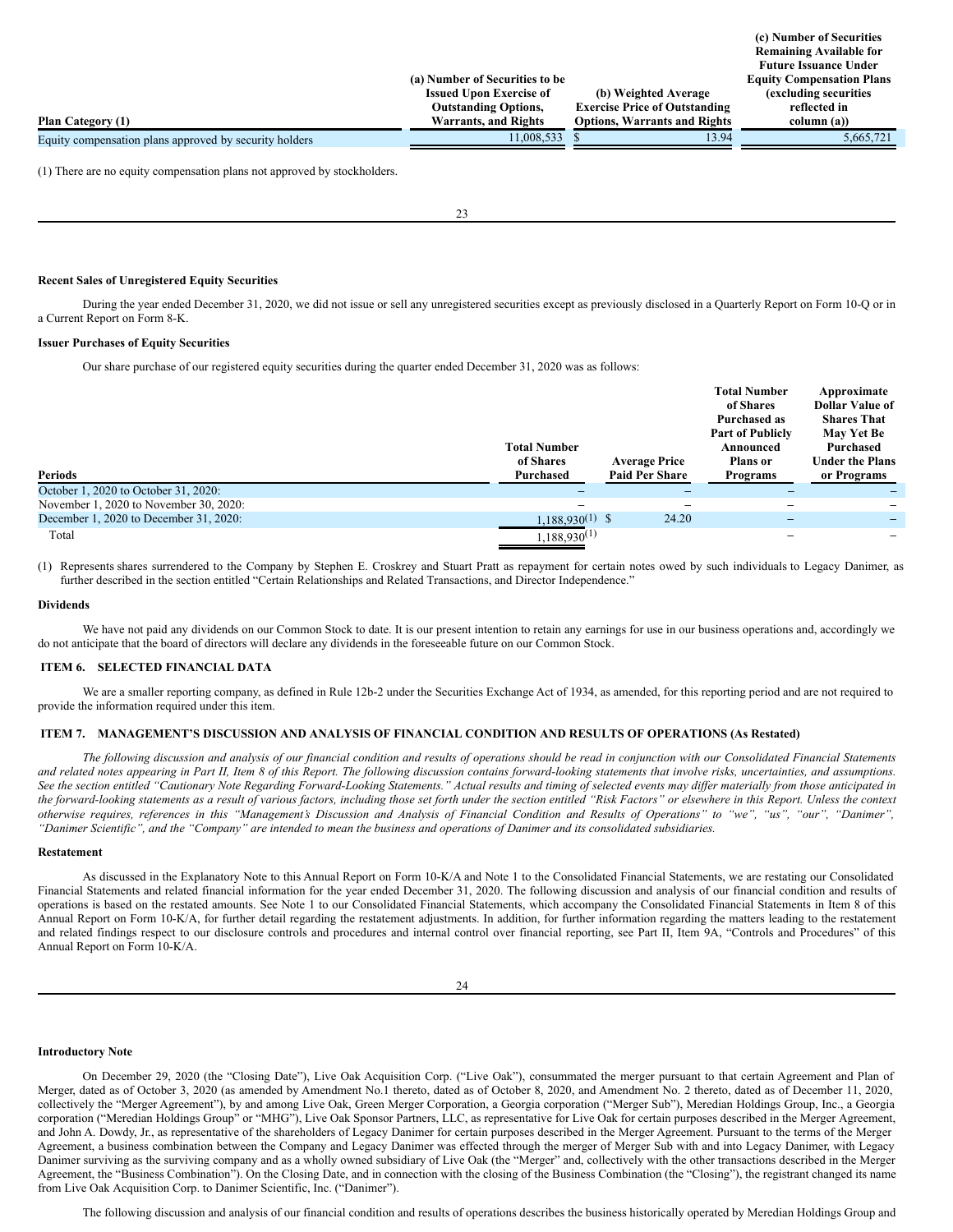| Plan Category (1) | (a) Number of Securities to be Issued Upon Exercise of Outstanding Options, Warrants, and Rights | (b) Weighted Average Exercise Price of Outstanding Options, Warrants and Rights | (c) Number of Securities Remaining Available for Future Issuance Under Equity Compensation Plans (excluding securities reflected in column (a)) |
|---|---|---|---|
| Equity compensation plans approved by security holders | 11,008,533 | $ 13.94 | 5,665,721 |

(1) There are no equity compensation plans not approved by stockholders.

**Recent Sales of Unregistered Equity Securities**

During the year ended December 31, 2020, we did not issue or sell any unregistered securities except as previously disclosed in a Quarterly Report on Form 10-Q or in a Current Report on Form 8-K.

**Issuer Purchases of Equity Securities**

Our share purchase of our registered equity securities during the quarter ended December 31, 2020 was as follows:

| Periods | Total Number of Shares Purchased | Average Price Paid Per Share | Total Number of Shares Purchased as Part of Publicly Announced Plans or Programs | Approximate Dollar Value of Shares That May Yet Be Purchased Under the Plans or Programs |
|---|---|---|---|---|
| October 1, 2020 to October 31, 2020: | – | – | – | – |
| November 1, 2020 to November 30, 2020: | – | – | – | – |
| December 1, 2020 to December 31, 2020: | 1,188,930(1) | $ 24.20 | – | – |
| Total | 1,188,930(1) | | – | – |

(1) Represents shares surrendered to the Company by Stephen E. Croskrey and Stuart Pratt as repayment for certain notes owed by such individuals to Legacy Danimer, as further described in the section entitled "Certain Relationships and Related Transactions, and Director Independence."

**Dividends**

We have not paid any dividends on our Common Stock to date. It is our present intention to retain any earnings for use in our business operations and, accordingly we do not anticipate that the board of directors will declare any dividends in the foreseeable future on our Common Stock.

## ITEM 6. SELECTED FINANCIAL DATA

We are a smaller reporting company, as defined in Rule 12b-2 under the Securities Exchange Act of 1934, as amended, for this reporting period and are not required to provide the information required under this item.

## ITEM 7. MANAGEMENT'S DISCUSSION AND ANALYSIS OF FINANCIAL CONDITION AND RESULTS OF OPERATIONS (As Restated)

*The following discussion and analysis of our financial condition and results of operations should be read in conjunction with our Consolidated Financial Statements and related notes appearing in Part II, Item 8 of this Report. The following discussion contains forward-looking statements that involve risks, uncertainties, and assumptions. See the section entitled "Cautionary Note Regarding Forward-Looking Statements." Actual results and timing of selected events may differ materially from those anticipated in the forward-looking statements as a result of various factors, including those set forth under the section entitled "Risk Factors" or elsewhere in this Report. Unless the context otherwise requires, references in this "Management's Discussion and Analysis of Financial Condition and Results of Operations" to "we", "us", "our", "Danimer", "Danimer Scientific", and the "Company" are intended to mean the business and operations of Danimer and its consolidated subsidiaries.*

**Restatement**

As discussed in the Explanatory Note to this Annual Report on Form 10-K/A and Note 1 to the Consolidated Financial Statements, we are restating our Consolidated Financial Statements and related financial information for the year ended December 31, 2020. The following discussion and analysis of our financial condition and results of operations is based on the restated amounts. See Note 1 to our Consolidated Financial Statements, which accompany the Consolidated Financial Statements in Item 8 of this Annual Report on Form 10-K/A, for further detail regarding the restatement adjustments. In addition, for further information regarding the matters leading to the restatement and related findings respect to our disclosure controls and procedures and internal control over financial reporting, see Part II, Item 9A, "Controls and Procedures" of this Annual Report on Form 10-K/A.

**Introductory Note**

On December 29, 2020 (the "Closing Date"), Live Oak Acquisition Corp. ("Live Oak"), consummated the merger pursuant to that certain Agreement and Plan of Merger, dated as of October 3, 2020 (as amended by Amendment No.1 thereto, dated as of October 8, 2020, and Amendment No. 2 thereto, dated as of December 11, 2020, collectively the "Merger Agreement"), by and among Live Oak, Green Merger Corporation, a Georgia corporation ("Merger Sub"), Meredian Holdings Group, Inc., a Georgia corporation ("Meredian Holdings Group" or "MHG"), Live Oak Sponsor Partners, LLC, as representative for Live Oak for certain purposes described in the Merger Agreement, and John A. Dowdy, Jr., as representative of the shareholders of Legacy Danimer for certain purposes described in the Merger Agreement. Pursuant to the terms of the Merger Agreement, a business combination between the Company and Legacy Danimer was effected through the merger of Merger Sub with and into Legacy Danimer, with Legacy Danimer surviving as the surviving company and as a wholly owned subsidiary of Live Oak (the "Merger" and, collectively with the other transactions described in the Merger Agreement, the "Business Combination"). On the Closing Date, and in connection with the closing of the Business Combination (the "Closing"), the registrant changed its name from Live Oak Acquisition Corp. to Danimer Scientific, Inc. ("Danimer").

The following discussion and analysis of our financial condition and results of operations describes the business historically operated by Meredian Holdings Group and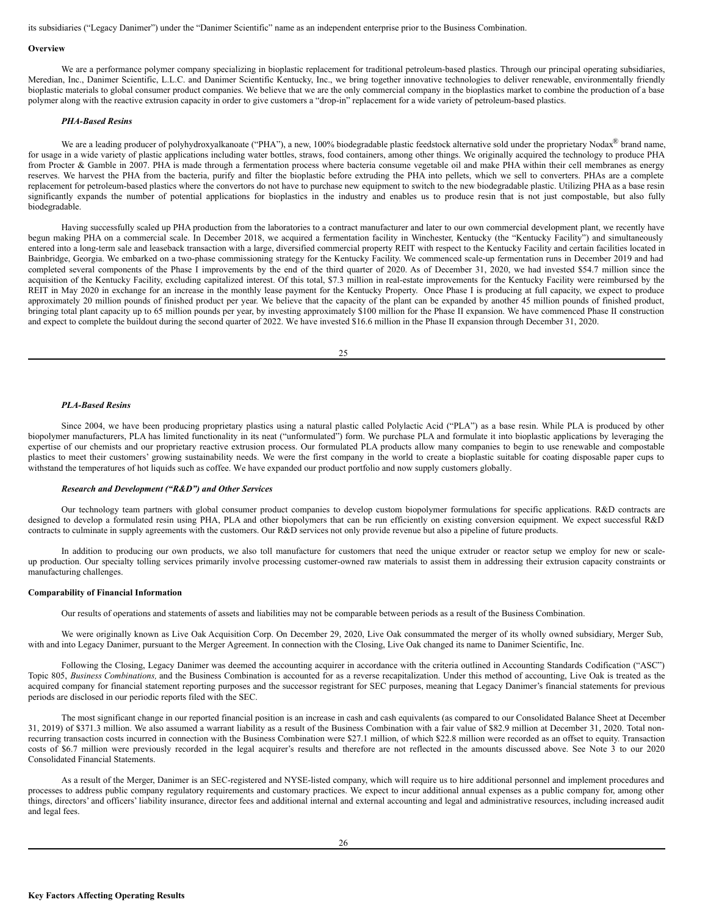its subsidiaries ("Legacy Danimer") under the "Danimer Scientific" name as an independent enterprise prior to the Business Combination.

**Overview**

We are a performance polymer company specializing in bioplastic replacement for traditional petroleum-based plastics. Through our principal operating subsidiaries, Meredian, Inc., Danimer Scientific, L.L.C. and Danimer Scientific Kentucky, Inc., we bring together innovative technologies to deliver renewable, environmentally friendly bioplastic materials to global consumer product companies. We believe that we are the only commercial company in the bioplastics market to combine the production of a base polymer along with the reactive extrusion capacity in order to give customers a "drop-in" replacement for a wide variety of petroleum-based plastics.

***PHA-Based Resins***

We are a leading producer of polyhydroxyalkanoate ("PHA"), a new, 100% biodegradable plastic feedstock alternative sold under the proprietary Nodax® brand name, for usage in a wide variety of plastic applications including water bottles, straws, food containers, among other things. We originally acquired the technology to produce PHA from Procter & Gamble in 2007. PHA is made through a fermentation process where bacteria consume vegetable oil and make PHA within their cell membranes as energy reserves. We harvest the PHA from the bacteria, purify and filter the bioplastic before extruding the PHA into pellets, which we sell to converters. PHAs are a complete replacement for petroleum-based plastics where the convertors do not have to purchase new equipment to switch to the new biodegradable plastic. Utilizing PHA as a base resin significantly expands the number of potential applications for bioplastics in the industry and enables us to produce resin that is not just compostable, but also fully biodegradable.

Having successfully scaled up PHA production from the laboratories to a contract manufacturer and later to our own commercial development plant, we recently have begun making PHA on a commercial scale. In December 2018, we acquired a fermentation facility in Winchester, Kentucky (the "Kentucky Facility") and simultaneously entered into a long-term sale and leaseback transaction with a large, diversified commercial property REIT with respect to the Kentucky Facility and certain facilities located in Bainbridge, Georgia. We embarked on a two-phase commissioning strategy for the Kentucky Facility. We commenced scale-up fermentation runs in December 2019 and had completed several components of the Phase I improvements by the end of the third quarter of 2020. As of December 31, 2020, we had invested $54.7 million since the acquisition of the Kentucky Facility, excluding capitalized interest. Of this total, $7.3 million in real-estate improvements for the Kentucky Facility were reimbursed by the REIT in May 2020 in exchange for an increase in the monthly lease payment for the Kentucky Property. Once Phase I is producing at full capacity, we expect to produce approximately 20 million pounds of finished product per year. We believe that the capacity of the plant can be expanded by another 45 million pounds of finished product, bringing total plant capacity up to 65 million pounds per year, by investing approximately $100 million for the Phase II expansion. We have commenced Phase II construction and expect to complete the buildout during the second quarter of 2022. We have invested $16.6 million in the Phase II expansion through December 31, 2020.

***PLA-Based Resins***

Since 2004, we have been producing proprietary plastics using a natural plastic called Polylactic Acid ("PLA") as a base resin. While PLA is produced by other biopolymer manufacturers, PLA has limited functionality in its neat ("unformulated") form. We purchase PLA and formulate it into bioplastic applications by leveraging the expertise of our chemists and our proprietary reactive extrusion process. Our formulated PLA products allow many companies to begin to use renewable and compostable plastics to meet their customers' growing sustainability needs. We were the first company in the world to create a bioplastic suitable for coating disposable paper cups to withstand the temperatures of hot liquids such as coffee. We have expanded our product portfolio and now supply customers globally.

***Research and Development ("R&D") and Other Services***

Our technology team partners with global consumer product companies to develop custom biopolymer formulations for specific applications. R&D contracts are designed to develop a formulated resin using PHA, PLA and other biopolymers that can be run efficiently on existing conversion equipment. We expect successful R&D contracts to culminate in supply agreements with the customers. Our R&D services not only provide revenue but also a pipeline of future products.

In addition to producing our own products, we also toll manufacture for customers that need the unique extruder or reactor setup we employ for new or scale-up production. Our specialty tolling services primarily involve processing customer-owned raw materials to assist them in addressing their extrusion capacity constraints or manufacturing challenges.

**Comparability of Financial Information**

Our results of operations and statements of assets and liabilities may not be comparable between periods as a result of the Business Combination.

We were originally known as Live Oak Acquisition Corp. On December 29, 2020, Live Oak consummated the merger of its wholly owned subsidiary, Merger Sub, with and into Legacy Danimer, pursuant to the Merger Agreement. In connection with the Closing, Live Oak changed its name to Danimer Scientific, Inc.

Following the Closing, Legacy Danimer was deemed the accounting acquirer in accordance with the criteria outlined in Accounting Standards Codification ("ASC") Topic 805, *Business Combinations,* and the Business Combination is accounted for as a reverse recapitalization. Under this method of accounting, Live Oak is treated as the acquired company for financial statement reporting purposes and the successor registrant for SEC purposes, meaning that Legacy Danimer's financial statements for previous periods are disclosed in our periodic reports filed with the SEC.

The most significant change in our reported financial position is an increase in cash and cash equivalents (as compared to our Consolidated Balance Sheet at December 31, 2019) of $371.3 million. We also assumed a warrant liability as a result of the Business Combination with a fair value of $82.9 million at December 31, 2020. Total non-recurring transaction costs incurred in connection with the Business Combination were $27.1 million, of which $22.8 million were recorded as an offset to equity. Transaction costs of $6.7 million were previously recorded in the legal acquirer's results and therefore are not reflected in the amounts discussed above. See Note 3 to our 2020 Consolidated Financial Statements.

As a result of the Merger, Danimer is an SEC-registered and NYSE-listed company, which will require us to hire additional personnel and implement procedures and processes to address public company regulatory requirements and customary practices. We expect to incur additional annual expenses as a public company for, among other things, directors' and officers' liability insurance, director fees and additional internal and external accounting and legal and administrative resources, including increased audit and legal fees.

**Key Factors Affecting Operating Results**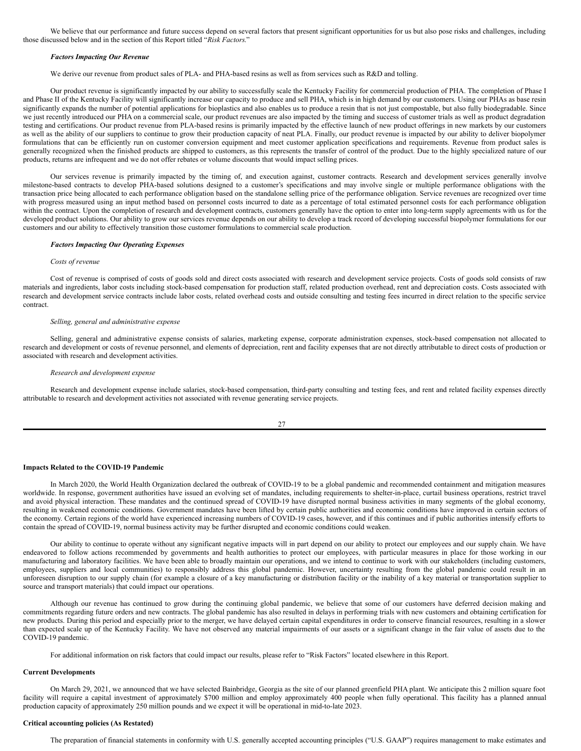We believe that our performance and future success depend on several factors that present significant opportunities for us but also pose risks and challenges, including those discussed below and in the section of this Report titled "*Risk Factors.*"

***Factors Impacting Our Revenue***

We derive our revenue from product sales of PLA- and PHA-based resins as well as from services such as R&D and tolling.

Our product revenue is significantly impacted by our ability to successfully scale the Kentucky Facility for commercial production of PHA. The completion of Phase I and Phase II of the Kentucky Facility will significantly increase our capacity to produce and sell PHA, which is in high demand by our customers. Using our PHAs as base resin significantly expands the number of potential applications for bioplastics and also enables us to produce a resin that is not just compostable, but also fully biodegradable. Since we just recently introduced our PHA on a commercial scale, our product revenues are also impacted by the timing and success of customer trials as well as product degradation testing and certifications. Our product revenue from PLA-based resins is primarily impacted by the effective launch of new product offerings in new markets by our customers as well as the ability of our suppliers to continue to grow their production capacity of neat PLA. Finally, our product revenue is impacted by our ability to deliver biopolymer formulations that can be efficiently run on customer conversion equipment and meet customer application specifications and requirements. Revenue from product sales is generally recognized when the finished products are shipped to customers, as this represents the transfer of control of the product. Due to the highly specialized nature of our products, returns are infrequent and we do not offer rebates or volume discounts that would impact selling prices.

Our services revenue is primarily impacted by the timing of, and execution against, customer contracts. Research and development services generally involve milestone-based contracts to develop PHA-based solutions designed to a customer's specifications and may involve single or multiple performance obligations with the transaction price being allocated to each performance obligation based on the standalone selling price of the performance obligation. Service revenues are recognized over time with progress measured using an input method based on personnel costs incurred to date as a percentage of total estimated personnel costs for each performance obligation within the contract. Upon the completion of research and development contracts, customers generally have the option to enter into long-term supply agreements with us for the developed product solutions. Our ability to grow our services revenue depends on our ability to develop a track record of developing successful biopolymer formulations for our customers and our ability to effectively transition those customer formulations to commercial scale production.

***Factors Impacting Our Operating Expenses***

*Costs of revenue*

Cost of revenue is comprised of costs of goods sold and direct costs associated with research and development service projects. Costs of goods sold consists of raw materials and ingredients, labor costs including stock-based compensation for production staff, related production overhead, rent and depreciation costs. Costs associated with research and development service contracts include labor costs, related overhead costs and outside consulting and testing fees incurred in direct relation to the specific service contract.

*Selling, general and administrative expense*

Selling, general and administrative expense consists of salaries, marketing expense, corporate administration expenses, stock-based compensation not allocated to research and development or costs of revenue personnel, and elements of depreciation, rent and facility expenses that are not directly attributable to direct costs of production or associated with research and development activities.

*Research and development expense*

Research and development expense include salaries, stock-based compensation, third-party consulting and testing fees, and rent and related facility expenses directly attributable to research and development activities not associated with revenue generating service projects.

**Impacts Related to the COVID-19 Pandemic**

In March 2020, the World Health Organization declared the outbreak of COVID-19 to be a global pandemic and recommended containment and mitigation measures worldwide. In response, government authorities have issued an evolving set of mandates, including requirements to shelter-in-place, curtail business operations, restrict travel and avoid physical interaction. These mandates and the continued spread of COVID-19 have disrupted normal business activities in many segments of the global economy, resulting in weakened economic conditions. Government mandates have been lifted by certain public authorities and economic conditions have improved in certain sectors of the economy. Certain regions of the world have experienced increasing numbers of COVID-19 cases, however, and if this continues and if public authorities intensify efforts to contain the spread of COVID-19, normal business activity may be further disrupted and economic conditions could weaken.

Our ability to continue to operate without any significant negative impacts will in part depend on our ability to protect our employees and our supply chain. We have endeavored to follow actions recommended by governments and health authorities to protect our employees, with particular measures in place for those working in our manufacturing and laboratory facilities. We have been able to broadly maintain our operations, and we intend to continue to work with our stakeholders (including customers, employees, suppliers and local communities) to responsibly address this global pandemic. However, uncertainty resulting from the global pandemic could result in an unforeseen disruption to our supply chain (for example a closure of a key manufacturing or distribution facility or the inability of a key material or transportation supplier to source and transport materials) that could impact our operations.

Although our revenue has continued to grow during the continuing global pandemic, we believe that some of our customers have deferred decision making and commitments regarding future orders and new contracts. The global pandemic has also resulted in delays in performing trials with new customers and obtaining certification for new products. During this period and especially prior to the merger, we have delayed certain capital expenditures in order to conserve financial resources, resulting in a slower than expected scale up of the Kentucky Facility. We have not observed any material impairments of our assets or a significant change in the fair value of assets due to the COVID-19 pandemic.

For additional information on risk factors that could impact our results, please refer to "Risk Factors" located elsewhere in this Report.

**Current Developments**

On March 29, 2021, we announced that we have selected Bainbridge, Georgia as the site of our planned greenfield PHA plant. We anticipate this 2 million square foot facility will require a capital investment of approximately $700 million and employ approximately 400 people when fully operational. This facility has a planned annual production capacity of approximately 250 million pounds and we expect it will be operational in mid-to-late 2023.

**Critical accounting policies (As Restated)**

The preparation of financial statements in conformity with U.S. generally accepted accounting principles ("U.S. GAAP") requires management to make estimates and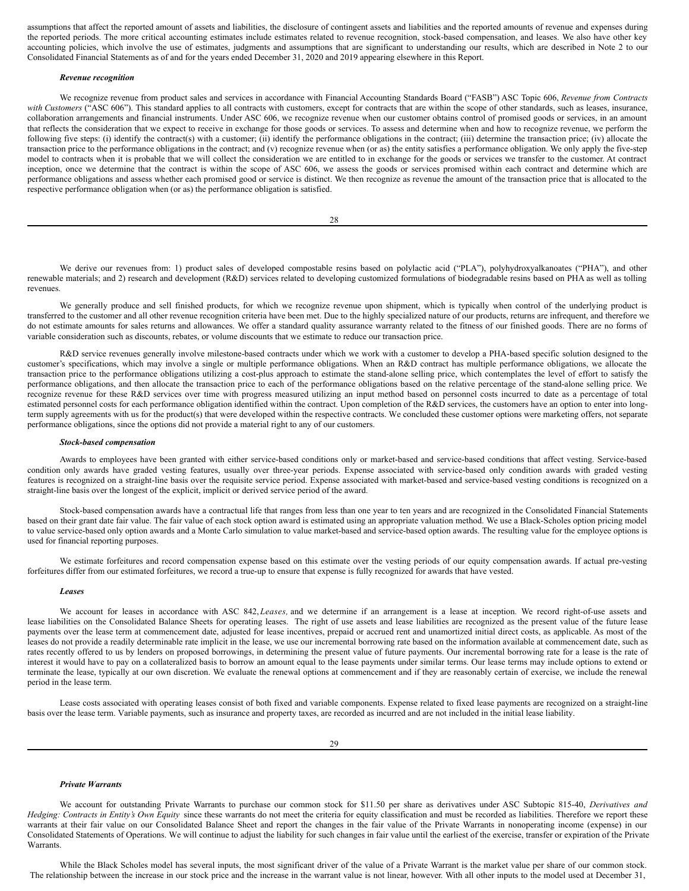assumptions that affect the reported amount of assets and liabilities, the disclosure of contingent assets and liabilities and the reported amounts of revenue and expenses during the reported periods. The more critical accounting estimates include estimates related to revenue recognition, stock-based compensation, and leases. We also have other key accounting policies, which involve the use of estimates, judgments and assumptions that are significant to understanding our results, which are described in Note 2 to our Consolidated Financial Statements as of and for the years ended December 31, 2020 and 2019 appearing elsewhere in this Report.

***Revenue recognition***

We recognize revenue from product sales and services in accordance with Financial Accounting Standards Board ("FASB") ASC Topic 606, *Revenue from Contracts with Customers* ("ASC 606"). This standard applies to all contracts with customers, except for contracts that are within the scope of other standards, such as leases, insurance, collaboration arrangements and financial instruments. Under ASC 606, we recognize revenue when our customer obtains control of promised goods or services, in an amount that reflects the consideration that we expect to receive in exchange for those goods or services. To assess and determine when and how to recognize revenue, we perform the following five steps: (i) identify the contract(s) with a customer; (ii) identify the performance obligations in the contract; (iii) determine the transaction price; (iv) allocate the transaction price to the performance obligations in the contract; and (v) recognize revenue when (or as) the entity satisfies a performance obligation. We only apply the five-step model to contracts when it is probable that we will collect the consideration we are entitled to in exchange for the goods or services we transfer to the customer. At contract inception, once we determine that the contract is within the scope of ASC 606, we assess the goods or services promised within each contract and determine which are performance obligations and assess whether each promised good or service is distinct. We then recognize as revenue the amount of the transaction price that is allocated to the respective performance obligation when (or as) the performance obligation is satisfied.

We derive our revenues from: 1) product sales of developed compostable resins based on polylactic acid ("PLA"), polyhydroxyalkanoates ("PHA"), and other renewable materials; and 2) research and development (R&D) services related to developing customized formulations of biodegradable resins based on PHA as well as tolling revenues.

We generally produce and sell finished products, for which we recognize revenue upon shipment, which is typically when control of the underlying product is transferred to the customer and all other revenue recognition criteria have been met. Due to the highly specialized nature of our products, returns are infrequent, and therefore we do not estimate amounts for sales returns and allowances. We offer a standard quality assurance warranty related to the fitness of our finished goods. There are no forms of variable consideration such as discounts, rebates, or volume discounts that we estimate to reduce our transaction price.

R&D service revenues generally involve milestone-based contracts under which we work with a customer to develop a PHA-based specific solution designed to the customer's specifications, which may involve a single or multiple performance obligations. When an R&D contract has multiple performance obligations, we allocate the transaction price to the performance obligations utilizing a cost-plus approach to estimate the stand-alone selling price, which contemplates the level of effort to satisfy the performance obligations, and then allocate the transaction price to each of the performance obligations based on the relative percentage of the stand-alone selling price. We recognize revenue for these R&D services over time with progress measured utilizing an input method based on personnel costs incurred to date as a percentage of total estimated personnel costs for each performance obligation identified within the contract. Upon completion of the R&D services, the customers have an option to enter into long-term supply agreements with us for the product(s) that were developed within the respective contracts. We concluded these customer options were marketing offers, not separate performance obligations, since the options did not provide a material right to any of our customers.

***Stock-based compensation***

Awards to employees have been granted with either service-based conditions only or market-based and service-based conditions that affect vesting. Service-based condition only awards have graded vesting features, usually over three-year periods. Expense associated with service-based only condition awards with graded vesting features is recognized on a straight-line basis over the requisite service period. Expense associated with market-based and service-based vesting conditions is recognized on a straight-line basis over the longest of the explicit, implicit or derived service period of the award.

Stock-based compensation awards have a contractual life that ranges from less than one year to ten years and are recognized in the Consolidated Financial Statements based on their grant date fair value. The fair value of each stock option award is estimated using an appropriate valuation method. We use a Black-Scholes option pricing model to value service-based only option awards and a Monte Carlo simulation to value market-based and service-based option awards. The resulting value for the employee options is used for financial reporting purposes.

We estimate forfeitures and record compensation expense based on this estimate over the vesting periods of our equity compensation awards. If actual pre-vesting forfeitures differ from our estimated forfeitures, we record a true-up to ensure that expense is fully recognized for awards that have vested.

***Leases***

We account for leases in accordance with ASC 842, *Leases,* and we determine if an arrangement is a lease at inception. We record right-of-use assets and lease liabilities on the Consolidated Balance Sheets for operating leases. The right of use assets and lease liabilities are recognized as the present value of the future lease payments over the lease term at commencement date, adjusted for lease incentives, prepaid or accrued rent and unamortized initial direct costs, as applicable. As most of the leases do not provide a readily determinable rate implicit in the lease, we use our incremental borrowing rate based on the information available at commencement date, such as rates recently offered to us by lenders on proposed borrowings, in determining the present value of future payments. Our incremental borrowing rate for a lease is the rate of interest it would have to pay on a collateralized basis to borrow an amount equal to the lease payments under similar terms. Our lease terms may include options to extend or terminate the lease, typically at our own discretion. We evaluate the renewal options at commencement and if they are reasonably certain of exercise, we include the renewal period in the lease term.

Lease costs associated with operating leases consist of both fixed and variable components. Expense related to fixed lease payments are recognized on a straight-line basis over the lease term. Variable payments, such as insurance and property taxes, are recorded as incurred and are not included in the initial lease liability.

***Private Warrants***

We account for outstanding Private Warrants to purchase our common stock for $11.50 per share as derivatives under ASC Subtopic 815-40, *Derivatives and Hedging: Contracts in Entity's Own Equity* since these warrants do not meet the criteria for equity classification and must be recorded as liabilities. Therefore we report these warrants at their fair value on our Consolidated Balance Sheet and report the changes in the fair value of the Private Warrants in nonoperating income (expense) in our Consolidated Statements of Operations. We will continue to adjust the liability for such changes in fair value until the earliest of the exercise, transfer or expiration of the Private Warrants.

While the Black Scholes model has several inputs, the most significant driver of the value of a Private Warrant is the market value per share of our common stock. The relationship between the increase in our stock price and the increase in the warrant value is not linear, however. With all other inputs to the model used at December 31,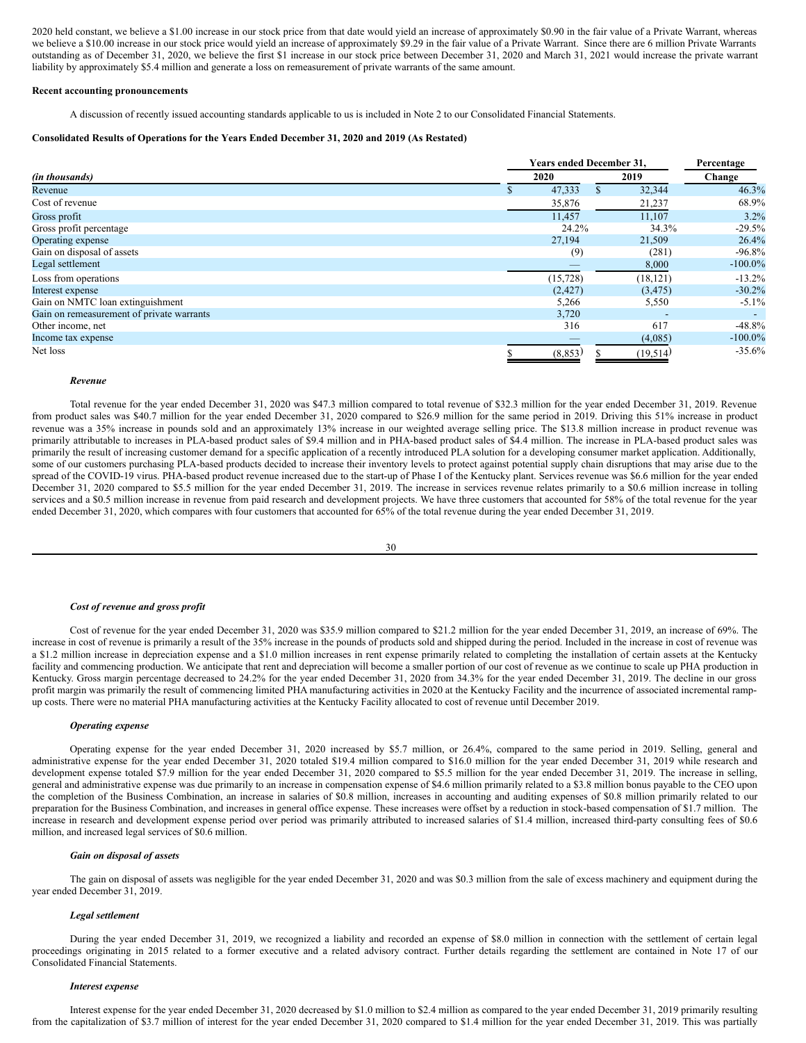2020 held constant, we believe a $1.00 increase in our stock price from that date would yield an increase of approximately $0.90 in the fair value of a Private Warrant, whereas we believe a $10.00 increase in our stock price would yield an increase of approximately $9.29 in the fair value of a Private Warrant. Since there are 6 million Private Warrants outstanding as of December 31, 2020, we believe the first $1 increase in our stock price between December 31, 2020 and March 31, 2021 would increase the private warrant liability by approximately $5.4 million and generate a loss on remeasurement of private warrants of the same amount.

**Recent accounting pronouncements**

A discussion of recently issued accounting standards applicable to us is included in Note 2 to our Consolidated Financial Statements.

**Consolidated Results of Operations for the Years Ended December 31, 2020 and 2019 (As Restated)**

| *(in thousands)* | Years ended December 31, 2020 | Years ended December 31, 2019 | Percentage Change |
|---|---|---|---|
| Revenue | $ 47,333 | $ 32,344 | 46.3% |
| Cost of revenue | 35,876 | 21,237 | 68.9% |
| Gross profit | 11,457 | 11,107 | 3.2% |
| Gross profit percentage | 24.2% | 34.3% | -29.5% |
| Operating expense | 27,194 | 21,509 | 26.4% |
| Gain on disposal of assets | (9) | (281) | -96.8% |
| Legal settlement | — | 8,000 | -100.0% |
| Loss from operations | (15,728) | (18,121) | -13.2% |
| Interest expense | (2,427) | (3,475) | -30.2% |
| Gain on NMTC loan extinguishment | 5,266 | 5,550 | -5.1% |
| Gain on remeasurement of private warrants | 3,720 | - | - |
| Other income, net | 316 | 617 | -48.8% |
| Income tax expense | — | (4,085) | -100.0% |
| Net loss | $ (8,853) | $ (19,514) | -35.6% |

***Revenue***

Total revenue for the year ended December 31, 2020 was $47.3 million compared to total revenue of $32.3 million for the year ended December 31, 2019. Revenue from product sales was $40.7 million for the year ended December 31, 2020 compared to $26.9 million for the same period in 2019. Driving this 51% increase in product revenue was a 35% increase in pounds sold and an approximately 13% increase in our weighted average selling price. The $13.8 million increase in product revenue was primarily attributable to increases in PLA-based product sales of $9.4 million and in PHA-based product sales of $4.4 million. The increase in PLA-based product sales was primarily the result of increasing customer demand for a specific application of a recently introduced PLA solution for a developing consumer market application. Additionally, some of our customers purchasing PLA-based products decided to increase their inventory levels to protect against potential supply chain disruptions that may arise due to the spread of the COVID-19 virus. PHA-based product revenue increased due to the start-up of Phase I of the Kentucky plant. Services revenue was $6.6 million for the year ended December 31, 2020 compared to $5.5 million for the year ended December 31, 2019. The increase in services revenue relates primarily to a $0.6 million increase in tolling services and a $0.5 million increase in revenue from paid research and development projects. We have three customers that accounted for 58% of the total revenue for the year ended December 31, 2020, which compares with four customers that accounted for 65% of the total revenue during the year ended December 31, 2019.

***Cost of revenue and gross profit***

Cost of revenue for the year ended December 31, 2020 was $35.9 million compared to $21.2 million for the year ended December 31, 2019, an increase of 69%. The increase in cost of revenue is primarily a result of the 35% increase in the pounds of products sold and shipped during the period. Included in the increase in cost of revenue was a $1.2 million increase in depreciation expense and a $1.0 million increases in rent expense primarily related to completing the installation of certain assets at the Kentucky facility and commencing production. We anticipate that rent and depreciation will become a smaller portion of our cost of revenue as we continue to scale up PHA production in Kentucky. Gross margin percentage decreased to 24.2% for the year ended December 31, 2020 from 34.3% for the year ended December 31, 2019. The decline in our gross profit margin was primarily the result of commencing limited PHA manufacturing activities in 2020 at the Kentucky Facility and the incurrence of associated incremental ramp-up costs. There were no material PHA manufacturing activities at the Kentucky Facility allocated to cost of revenue until December 2019.

***Operating expense***

Operating expense for the year ended December 31, 2020 increased by $5.7 million, or 26.4%, compared to the same period in 2019. Selling, general and administrative expense for the year ended December 31, 2020 totaled $19.4 million compared to $16.0 million for the year ended December 31, 2019 while research and development expense totaled $7.9 million for the year ended December 31, 2020 compared to $5.5 million for the year ended December 31, 2019. The increase in selling, general and administrative expense was due primarily to an increase in compensation expense of $4.6 million primarily related to a $3.8 million bonus payable to the CEO upon the completion of the Business Combination, an increase in salaries of $0.8 million, increases in accounting and auditing expenses of $0.8 million primarily related to our preparation for the Business Combination, and increases in general office expense. These increases were offset by a reduction in stock-based compensation of $1.7 million. The increase in research and development expense period over period was primarily attributed to increased salaries of $1.4 million, increased third-party consulting fees of $0.6 million, and increased legal services of $0.6 million.

***Gain on disposal of assets***

The gain on disposal of assets was negligible for the year ended December 31, 2020 and was $0.3 million from the sale of excess machinery and equipment during the year ended December 31, 2019.

***Legal settlement***

During the year ended December 31, 2019, we recognized a liability and recorded an expense of $8.0 million in connection with the settlement of certain legal proceedings originating in 2015 related to a former executive and a related advisory contract. Further details regarding the settlement are contained in Note 17 of our Consolidated Financial Statements.

***Interest expense***

Interest expense for the year ended December 31, 2020 decreased by $1.0 million to $2.4 million as compared to the year ended December 31, 2019 primarily resulting from the capitalization of $3.7 million of interest for the year ended December 31, 2020 compared to $1.4 million for the year ended December 31, 2019. This was partially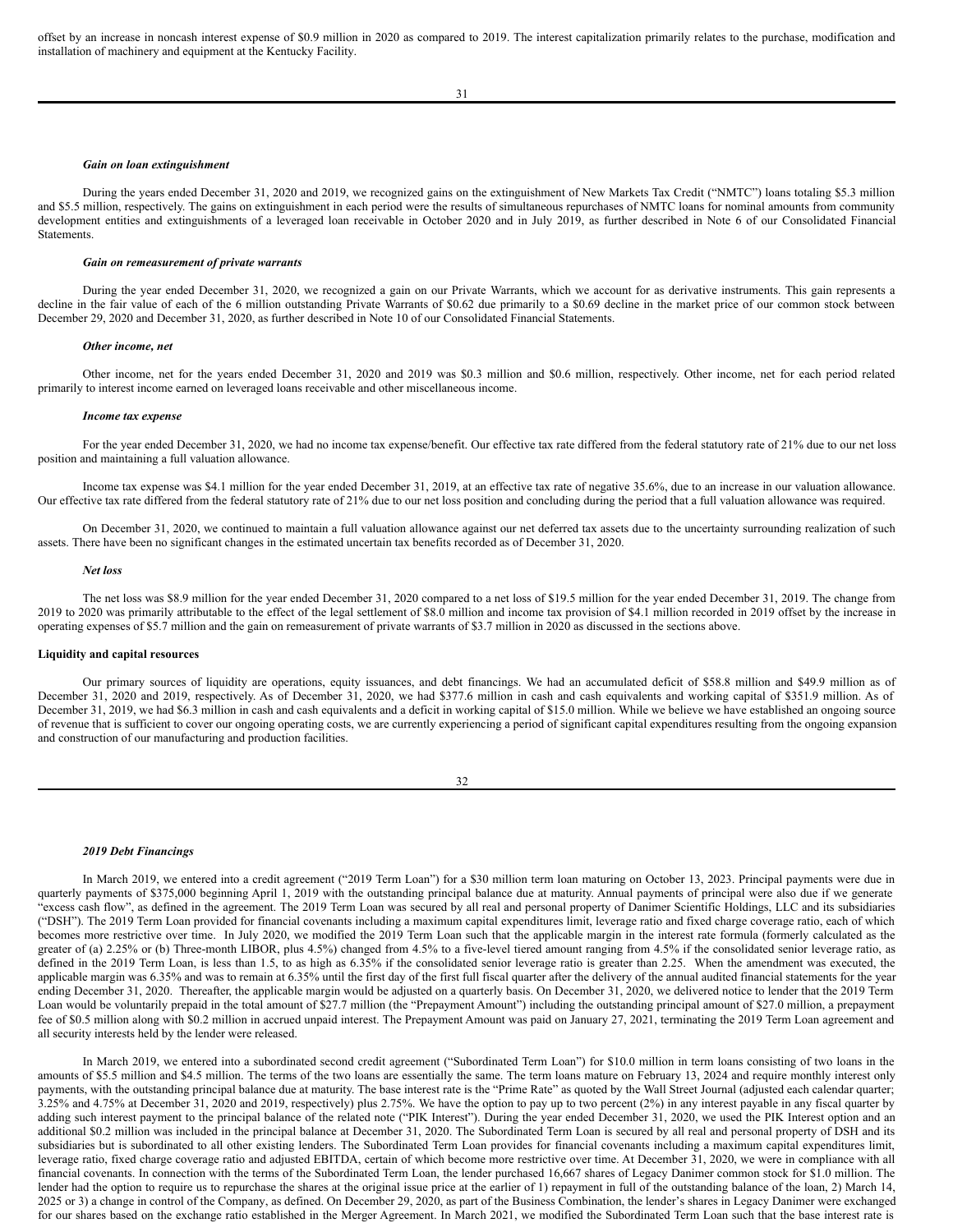offset by an increase in noncash interest expense of $0.9 million in 2020 as compared to 2019. The interest capitalization primarily relates to the purchase, modification and installation of machinery and equipment at the Kentucky Facility.

***Gain on loan extinguishment***

During the years ended December 31, 2020 and 2019, we recognized gains on the extinguishment of New Markets Tax Credit ("NMTC") loans totaling $5.3 million and $5.5 million, respectively. The gains on extinguishment in each period were the results of simultaneous repurchases of NMTC loans for nominal amounts from community development entities and extinguishments of a leveraged loan receivable in October 2020 and in July 2019, as further described in Note 6 of our Consolidated Financial Statements.

***Gain on remeasurement of private warrants***

During the year ended December 31, 2020, we recognized a gain on our Private Warrants, which we account for as derivative instruments. This gain represents a decline in the fair value of each of the 6 million outstanding Private Warrants of $0.62 due primarily to a $0.69 decline in the market price of our common stock between December 29, 2020 and December 31, 2020, as further described in Note 10 of our Consolidated Financial Statements.

***Other income, net***

Other income, net for the years ended December 31, 2020 and 2019 was $0.3 million and $0.6 million, respectively. Other income, net for each period related primarily to interest income earned on leveraged loans receivable and other miscellaneous income.

***Income tax expense***

For the year ended December 31, 2020, we had no income tax expense/benefit. Our effective tax rate differed from the federal statutory rate of 21% due to our net loss position and maintaining a full valuation allowance.

Income tax expense was $4.1 million for the year ended December 31, 2019, at an effective tax rate of negative 35.6%, due to an increase in our valuation allowance. Our effective tax rate differed from the federal statutory rate of 21% due to our net loss position and concluding during the period that a full valuation allowance was required.

On December 31, 2020, we continued to maintain a full valuation allowance against our net deferred tax assets due to the uncertainty surrounding realization of such assets. There have been no significant changes in the estimated uncertain tax benefits recorded as of December 31, 2020.

***Net loss***

The net loss was $8.9 million for the year ended December 31, 2020 compared to a net loss of $19.5 million for the year ended December 31, 2019. The change from 2019 to 2020 was primarily attributable to the effect of the legal settlement of $8.0 million and income tax provision of $4.1 million recorded in 2019 offset by the increase in operating expenses of $5.7 million and the gain on remeasurement of private warrants of $3.7 million in 2020 as discussed in the sections above.

**Liquidity and capital resources**

Our primary sources of liquidity are operations, equity issuances, and debt financings. We had an accumulated deficit of $58.8 million and $49.9 million as of December 31, 2020 and 2019, respectively. As of December 31, 2020, we had $377.6 million in cash and cash equivalents and working capital of $351.9 million. As of December 31, 2019, we had $6.3 million in cash and cash equivalents and a deficit in working capital of $15.0 million. While we believe we have established an ongoing source of revenue that is sufficient to cover our ongoing operating costs, we are currently experiencing a period of significant capital expenditures resulting from the ongoing expansion and construction of our manufacturing and production facilities.

***2019 Debt Financings***

In March 2019, we entered into a credit agreement ("2019 Term Loan") for a $30 million term loan maturing on October 13, 2023. Principal payments were due in quarterly payments of $375,000 beginning April 1, 2019 with the outstanding principal balance due at maturity. Annual payments of principal were also due if we generate "excess cash flow", as defined in the agreement. The 2019 Term Loan was secured by all real and personal property of Danimer Scientific Holdings, LLC and its subsidiaries ("DSH"). The 2019 Term Loan provided for financial covenants including a maximum capital expenditures limit, leverage ratio and fixed charge coverage ratio, each of which becomes more restrictive over time. In July 2020, we modified the 2019 Term Loan such that the applicable margin in the interest rate formula (formerly calculated as the greater of (a) 2.25% or (b) Three-month LIBOR, plus 4.5%) changed from 4.5% to a five-level tiered amount ranging from 4.5% if the consolidated senior leverage ratio, as defined in the 2019 Term Loan, is less than 1.5, to as high as 6.35% if the consolidated senior leverage ratio is greater than 2.25. When the amendment was executed, the applicable margin was 6.35% and was to remain at 6.35% until the first day of the first full fiscal quarter after the delivery of the annual audited financial statements for the year ending December 31, 2020. Thereafter, the applicable margin would be adjusted on a quarterly basis. On December 31, 2020, we delivered notice to lender that the 2019 Term Loan would be voluntarily prepaid in the total amount of $27.7 million (the "Prepayment Amount") including the outstanding principal amount of $27.0 million, a prepayment fee of $0.5 million along with $0.2 million in accrued unpaid interest. The Prepayment Amount was paid on January 27, 2021, terminating the 2019 Term Loan agreement and all security interests held by the lender were released.

In March 2019, we entered into a subordinated second credit agreement ("Subordinated Term Loan") for $10.0 million in term loans consisting of two loans in the amounts of $5.5 million and $4.5 million. The terms of the two loans are essentially the same. The term loans mature on February 13, 2024 and require monthly interest only payments, with the outstanding principal balance due at maturity. The base interest rate is the "Prime Rate" as quoted by the Wall Street Journal (adjusted each calendar quarter; 3.25% and 4.75% at December 31, 2020 and 2019, respectively) plus 2.75%. We have the option to pay up to two percent (2%) in any interest payable in any fiscal quarter by adding such interest payment to the principal balance of the related note ("PIK Interest"). During the year ended December 31, 2020, we used the PIK Interest option and an additional $0.2 million was included in the principal balance at December 31, 2020. The Subordinated Term Loan is secured by all real and personal property of DSH and its subsidiaries but is subordinated to all other existing lenders. The Subordinated Term Loan provides for financial covenants including a maximum capital expenditures limit, leverage ratio, fixed charge coverage ratio and adjusted EBITDA, certain of which become more restrictive over time. At December 31, 2020, we were in compliance with all financial covenants. In connection with the terms of the Subordinated Term Loan, the lender purchased 16,667 shares of Legacy Danimer common stock for $1.0 million. The lender had the option to require us to repurchase the shares at the original issue price at the earlier of 1) repayment in full of the outstanding balance of the loan, 2) March 14, 2025 or 3) a change in control of the Company, as defined. On December 29, 2020, as part of the Business Combination, the lender's shares in Legacy Danimer were exchanged for our shares based on the exchange ratio established in the Merger Agreement. In March 2021, we modified the Subordinated Term Loan such that the base interest rate is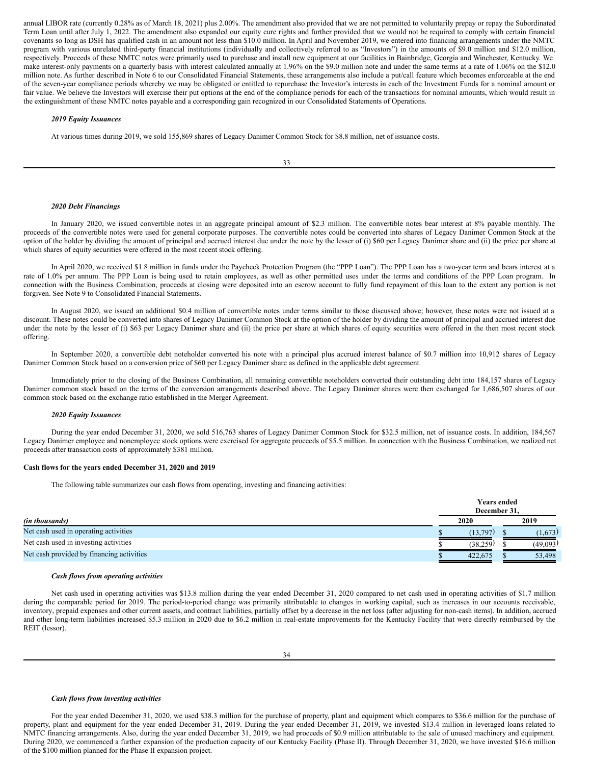annual LIBOR rate (currently 0.28% as of March 18, 2021) plus 2.00%. The amendment also provided that we are not permitted to voluntarily prepay or repay the Subordinated Term Loan until after July 1, 2022. The amendment also expanded our equity cure rights and further provided that we would not be required to comply with certain financial covenants so long as DSH has qualified cash in an amount not less than $10.0 million. In April and November 2019, we entered into financing arrangements under the NMTC program with various unrelated third-party financial institutions (individually and collectively referred to as "Investors") in the amounts of $9.0 million and $12.0 million, respectively. Proceeds of these NMTC notes were primarily used to purchase and install new equipment at our facilities in Bainbridge, Georgia and Winchester, Kentucky. We make interest-only payments on a quarterly basis with interest calculated annually at 1.96% on the $9.0 million note and under the same terms at a rate of 1.06% on the $12.0 million note. As further described in Note 6 to our Consolidated Financial Statements, these arrangements also include a put/call feature which becomes enforceable at the end of the seven-year compliance periods whereby we may be obligated or entitled to repurchase the Investor's interests in each of the Investment Funds for a nominal amount or fair value. We believe the Investors will exercise their put options at the end of the compliance periods for each of the transactions for nominal amounts, which would result in the extinguishment of these NMTC notes payable and a corresponding gain recognized in our Consolidated Statements of Operations.

***2019 Equity Issuances***

At various times during 2019, we sold 155,869 shares of Legacy Danimer Common Stock for $8.8 million, net of issuance costs.

***2020 Debt Financings***

In January 2020, we issued convertible notes in an aggregate principal amount of $2.3 million. The convertible notes bear interest at 8% payable monthly. The proceeds of the convertible notes were used for general corporate purposes. The convertible notes could be converted into shares of Legacy Danimer Common Stock at the option of the holder by dividing the amount of principal and accrued interest due under the note by the lesser of (i) $60 per Legacy Danimer share and (ii) the price per share at which shares of equity securities were offered in the most recent stock offering.

In April 2020, we received $1.8 million in funds under the Paycheck Protection Program (the "PPP Loan"). The PPP Loan has a two-year term and bears interest at a rate of 1.0% per annum. The PPP Loan is being used to retain employees, as well as other permitted uses under the terms and conditions of the PPP Loan program. In connection with the Business Combination, proceeds at closing were deposited into an escrow account to fully fund repayment of this loan to the extent any portion is not forgiven. See Note 9 to Consolidated Financial Statements.

In August 2020, we issued an additional $0.4 million of convertible notes under terms similar to those discussed above; however, these notes were not issued at a discount. These notes could be converted into shares of Legacy Danimer Common Stock at the option of the holder by dividing the amount of principal and accrued interest due under the note by the lesser of (i) $63 per Legacy Danimer share and (ii) the price per share at which shares of equity securities were offered in the then most recent stock offering.

In September 2020, a convertible debt noteholder converted his note with a principal plus accrued interest balance of $0.7 million into 10,912 shares of Legacy Danimer Common Stock based on a conversion price of $60 per Legacy Danimer share as defined in the applicable debt agreement.

Immediately prior to the closing of the Business Combination, all remaining convertible noteholders converted their outstanding debt into 184,157 shares of Legacy Danimer common stock based on the terms of the conversion arrangements described above. The Legacy Danimer shares were then exchanged for 1,686,507 shares of our common stock based on the exchange ratio established in the Merger Agreement.

***2020 Equity Issuances***

During the year ended December 31, 2020, we sold 516,763 shares of Legacy Danimer Common Stock for $32.5 million, net of issuance costs. In addition, 184,567 Legacy Danimer employee and nonemployee stock options were exercised for aggregate proceeds of $5.5 million. In connection with the Business Combination, we realized net proceeds after transaction costs of approximately $381 million.

**Cash flows for the years ended December 31, 2020 and 2019**

The following table summarizes our cash flows from operating, investing and financing activities:

| *(in thousands)* | Years ended December 31, 2020 | Years ended December 31, 2019 |
|---|---|---|
| Net cash used in operating activities | $ (13,797) | $ (1,673) |
| Net cash used in investing activities | $ (38,259) | $ (49,093) |
| Net cash provided by financing activities | $ 422,675 | $ 53,498 |

***Cash flows from operating activities***

Net cash used in operating activities was $13.8 million during the year ended December 31, 2020 compared to net cash used in operating activities of $1.7 million during the comparable period for 2019. The period-to-period change was primarily attributable to changes in working capital, such as increases in our accounts receivable, inventory, prepaid expenses and other current assets, and contract liabilities, partially offset by a decrease in the net loss (after adjusting for non-cash items). In addition, accrued and other long-term liabilities increased $5.3 million in 2020 due to $6.2 million in real-estate improvements for the Kentucky Facility that were directly reimbursed by the REIT (lessor).

***Cash flows from investing activities***

For the year ended December 31, 2020, we used $38.3 million for the purchase of property, plant and equipment which compares to $36.6 million for the purchase of property, plant and equipment for the year ended December 31, 2019. During the year ended December 31, 2019, we invested $13.4 million in leveraged loans related to NMTC financing arrangements. Also, during the year ended December 31, 2019, we had proceeds of $0.9 million attributable to the sale of unused machinery and equipment. During 2020, we commenced a further expansion of the production capacity of our Kentucky Facility (Phase II). Through December 31, 2020, we have invested $16.6 million of the $100 million planned for the Phase II expansion project.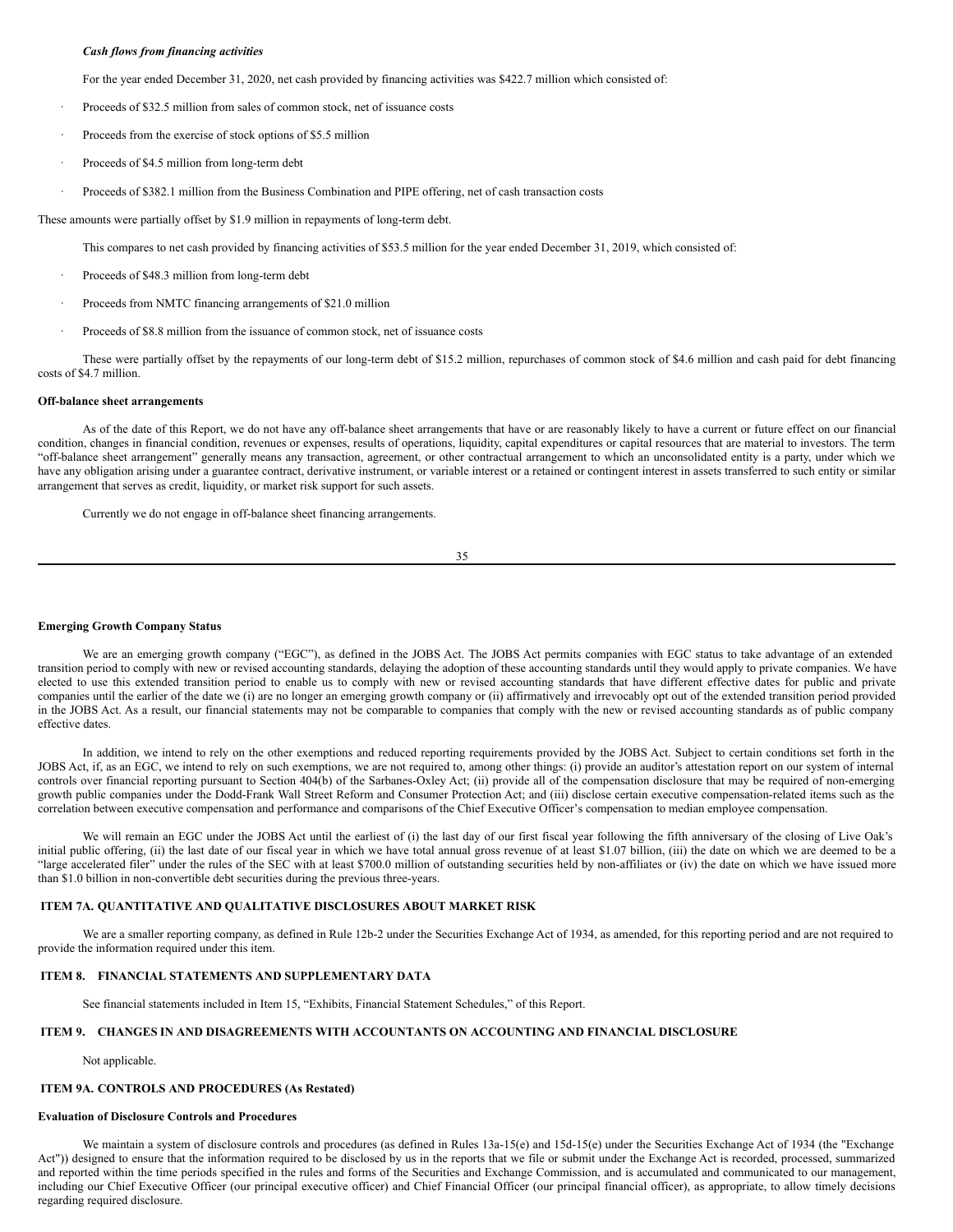*Cash flows from financing activities*

For the year ended December 31, 2020, net cash provided by financing activities was $422.7 million which consisted of:

- Proceeds of $32.5 million from sales of common stock, net of issuance costs
- Proceeds from the exercise of stock options of $5.5 million
- Proceeds of $4.5 million from long-term debt
- Proceeds of $382.1 million from the Business Combination and PIPE offering, net of cash transaction costs

These amounts were partially offset by $1.9 million in repayments of long-term debt.

This compares to net cash provided by financing activities of $53.5 million for the year ended December 31, 2019, which consisted of:

- Proceeds of $48.3 million from long-term debt
- Proceeds from NMTC financing arrangements of $21.0 million
- Proceeds of $8.8 million from the issuance of common stock, net of issuance costs

These were partially offset by the repayments of our long-term debt of $15.2 million, repurchases of common stock of $4.6 million and cash paid for debt financing costs of $4.7 million.

**Off-balance sheet arrangements**

As of the date of this Report, we do not have any off-balance sheet arrangements that have or are reasonably likely to have a current or future effect on our financial condition, changes in financial condition, revenues or expenses, results of operations, liquidity, capital expenditures or capital resources that are material to investors. The term "off-balance sheet arrangement" generally means any transaction, agreement, or other contractual arrangement to which an unconsolidated entity is a party, under which we have any obligation arising under a guarantee contract, derivative instrument, or variable interest or a retained or contingent interest in assets transferred to such entity or similar arrangement that serves as credit, liquidity, or market risk support for such assets.

Currently we do not engage in off-balance sheet financing arrangements.

**Emerging Growth Company Status**

We are an emerging growth company ("EGC"), as defined in the JOBS Act. The JOBS Act permits companies with EGC status to take advantage of an extended transition period to comply with new or revised accounting standards, delaying the adoption of these accounting standards until they would apply to private companies. We have elected to use this extended transition period to enable us to comply with new or revised accounting standards that have different effective dates for public and private companies until the earlier of the date we (i) are no longer an emerging growth company or (ii) affirmatively and irrevocably opt out of the extended transition period provided in the JOBS Act. As a result, our financial statements may not be comparable to companies that comply with the new or revised accounting standards as of public company effective dates.

In addition, we intend to rely on the other exemptions and reduced reporting requirements provided by the JOBS Act. Subject to certain conditions set forth in the JOBS Act, if, as an EGC, we intend to rely on such exemptions, we are not required to, among other things: (i) provide an auditor's attestation report on our system of internal controls over financial reporting pursuant to Section 404(b) of the Sarbanes-Oxley Act; (ii) provide all of the compensation disclosure that may be required of non-emerging growth public companies under the Dodd-Frank Wall Street Reform and Consumer Protection Act; and (iii) disclose certain executive compensation-related items such as the correlation between executive compensation and performance and comparisons of the Chief Executive Officer's compensation to median employee compensation.

We will remain an EGC under the JOBS Act until the earliest of (i) the last day of our first fiscal year following the fifth anniversary of the closing of Live Oak's initial public offering, (ii) the last date of our fiscal year in which we have total annual gross revenue of at least $1.07 billion, (iii) the date on which we are deemed to be a "large accelerated filer" under the rules of the SEC with at least $700.0 million of outstanding securities held by non-affiliates or (iv) the date on which we have issued more than $1.0 billion in non-convertible debt securities during the previous three-years.

## ITEM 7A. QUANTITATIVE AND QUALITATIVE DISCLOSURES ABOUT MARKET RISK

We are a smaller reporting company, as defined in Rule 12b-2 under the Securities Exchange Act of 1934, as amended, for this reporting period and are not required to provide the information required under this item.

## ITEM 8. FINANCIAL STATEMENTS AND SUPPLEMENTARY DATA

See financial statements included in Item 15, "Exhibits, Financial Statement Schedules," of this Report.

## ITEM 9. CHANGES IN AND DISAGREEMENTS WITH ACCOUNTANTS ON ACCOUNTING AND FINANCIAL DISCLOSURE

Not applicable.

## ITEM 9A. CONTROLS AND PROCEDURES (As Restated)

**Evaluation of Disclosure Controls and Procedures**

We maintain a system of disclosure controls and procedures (as defined in Rules 13a-15(e) and 15d-15(e) under the Securities Exchange Act of 1934 (the "Exchange Act")) designed to ensure that the information required to be disclosed by us in the reports that we file or submit under the Exchange Act is recorded, processed, summarized and reported within the time periods specified in the rules and forms of the Securities and Exchange Commission, and is accumulated and communicated to our management, including our Chief Executive Officer (our principal executive officer) and Chief Financial Officer (our principal financial officer), as appropriate, to allow timely decisions regarding required disclosure.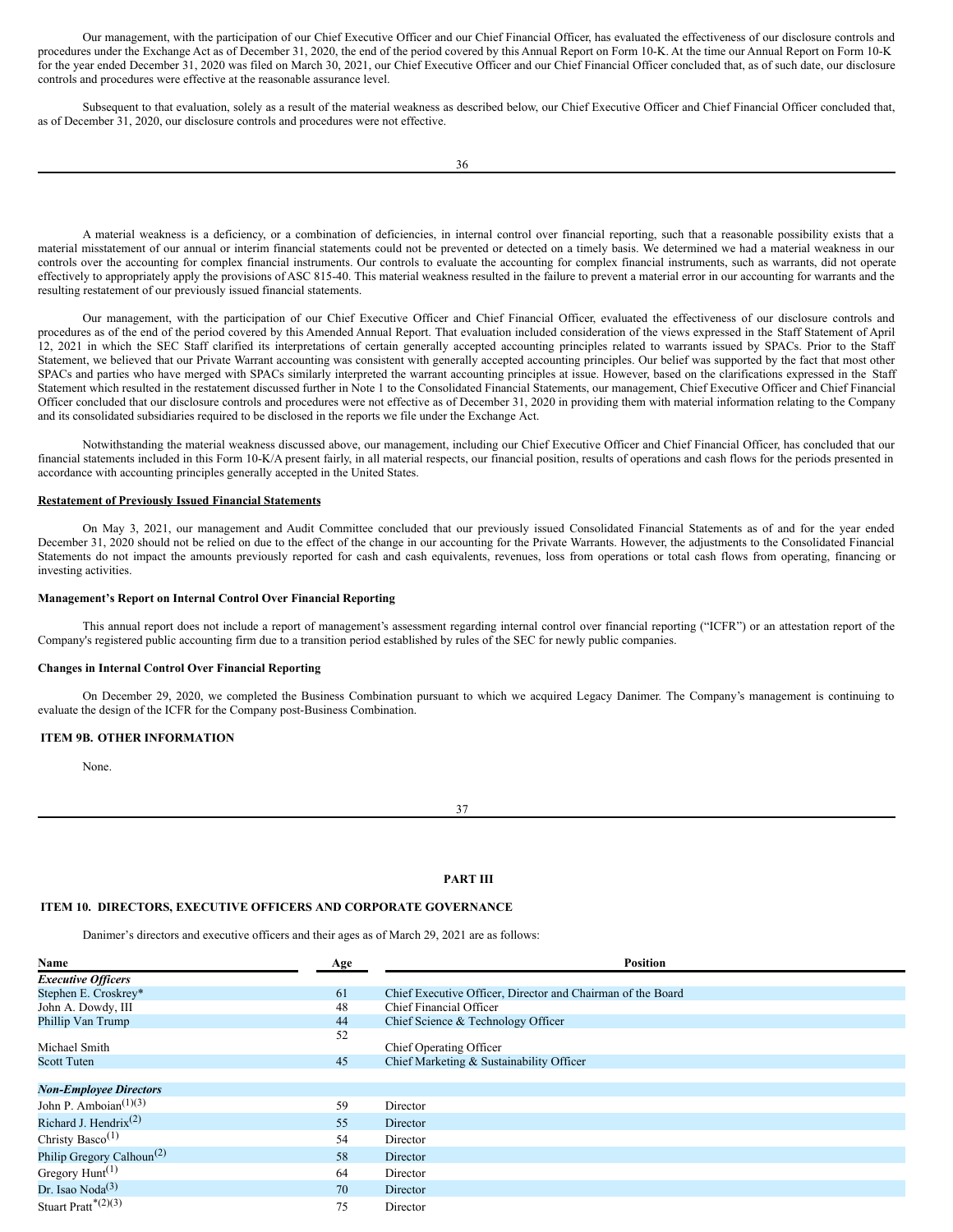Our management, with the participation of our Chief Executive Officer and our Chief Financial Officer, has evaluated the effectiveness of our disclosure controls and procedures under the Exchange Act as of December 31, 2020, the end of the period covered by this Annual Report on Form 10-K. At the time our Annual Report on Form 10-K for the year ended December 31, 2020 was filed on March 30, 2021, our Chief Executive Officer and our Chief Financial Officer concluded that, as of such date, our disclosure controls and procedures were effective at the reasonable assurance level.

Subsequent to that evaluation, solely as a result of the material weakness as described below, our Chief Executive Officer and Chief Financial Officer concluded that, as of December 31, 2020, our disclosure controls and procedures were not effective.

A material weakness is a deficiency, or a combination of deficiencies, in internal control over financial reporting, such that a reasonable possibility exists that a material misstatement of our annual or interim financial statements could not be prevented or detected on a timely basis. We determined we had a material weakness in our controls over the accounting for complex financial instruments. Our controls to evaluate the accounting for complex financial instruments, such as warrants, did not operate effectively to appropriately apply the provisions of ASC 815-40. This material weakness resulted in the failure to prevent a material error in our accounting for warrants and the resulting restatement of our previously issued financial statements.

Our management, with the participation of our Chief Executive Officer and Chief Financial Officer, evaluated the effectiveness of our disclosure controls and procedures as of the end of the period covered by this Amended Annual Report. That evaluation included consideration of the views expressed in the Staff Statement of April 12, 2021 in which the SEC Staff clarified its interpretations of certain generally accepted accounting principles related to warrants issued by SPACs. Prior to the Staff Statement, we believed that our Private Warrant accounting was consistent with generally accepted accounting principles. Our belief was supported by the fact that most other SPACs and parties who have merged with SPACs similarly interpreted the warrant accounting principles at issue. However, based on the clarifications expressed in the Staff Statement which resulted in the restatement discussed further in Note 1 to the Consolidated Financial Statements, our management, Chief Executive Officer and Chief Financial Officer concluded that our disclosure controls and procedures were not effective as of December 31, 2020 in providing them with material information relating to the Company and its consolidated subsidiaries required to be disclosed in the reports we file under the Exchange Act.

Notwithstanding the material weakness discussed above, our management, including our Chief Executive Officer and Chief Financial Officer, has concluded that our financial statements included in this Form 10-K/A present fairly, in all material respects, our financial position, results of operations and cash flows for the periods presented in accordance with accounting principles generally accepted in the United States.

**Restatement of Previously Issued Financial Statements**

On May 3, 2021, our management and Audit Committee concluded that our previously issued Consolidated Financial Statements as of and for the year ended December 31, 2020 should not be relied on due to the effect of the change in our accounting for the Private Warrants. However, the adjustments to the Consolidated Financial Statements do not impact the amounts previously reported for cash and cash equivalents, revenues, loss from operations or total cash flows from operating, financing or investing activities.

**Management's Report on Internal Control Over Financial Reporting**

This annual report does not include a report of management's assessment regarding internal control over financial reporting ("ICFR") or an attestation report of the Company's registered public accounting firm due to a transition period established by rules of the SEC for newly public companies.

**Changes in Internal Control Over Financial Reporting**

On December 29, 2020, we completed the Business Combination pursuant to which we acquired Legacy Danimer. The Company's management is continuing to evaluate the design of the ICFR for the Company post-Business Combination.

## ITEM 9B. OTHER INFORMATION

None.

# PART III

## ITEM 10. DIRECTORS, EXECUTIVE OFFICERS AND CORPORATE GOVERNANCE

Danimer's directors and executive officers and their ages as of March 29, 2021 are as follows:

| Name | Age | Position |
|---|---|---|
| ***Executive Officers*** | | |
| Stephen E. Croskrey* | 61 | Chief Executive Officer, Director and Chairman of the Board |
| John A. Dowdy, III | 48 | Chief Financial Officer |
| Phillip Van Trump | 44 | Chief Science & Technology Officer |
| Michael Smith | 52 | Chief Operating Officer |
| Scott Tuten | 45 | Chief Marketing & Sustainability Officer |
| ***Non-Employee Directors*** | | |
| John P. Amboian(1)(3) | 59 | Director |
| Richard J. Hendrix(2) | 55 | Director |
| Christy Basco(1) | 54 | Director |
| Philip Gregory Calhoun(2) | 58 | Director |
| Gregory Hunt(1) | 64 | Director |
| Dr. Isao Noda(3) | 70 | Director |
| Stuart Pratt*(2)(3) | 75 | Director |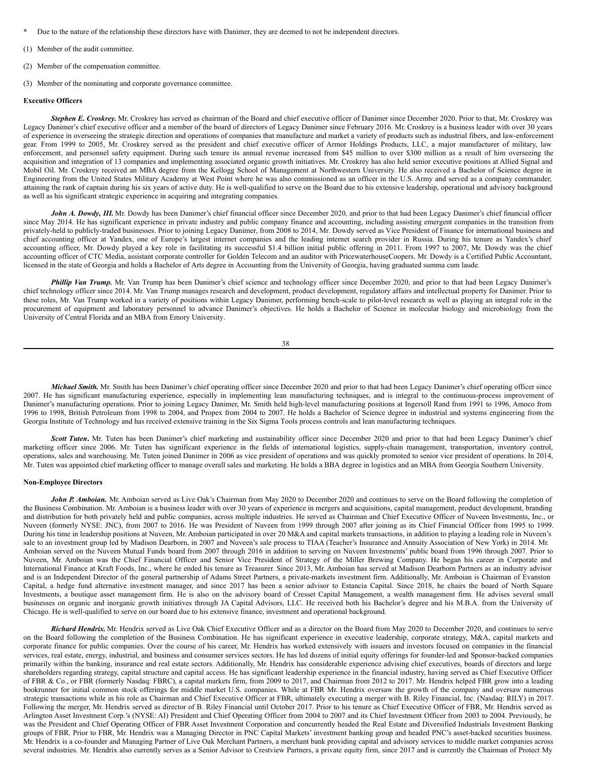\* Due to the nature of the relationship these directors have with Danimer, they are deemed to not be independent directors.

(1) Member of the audit committee.

(2) Member of the compensation committee.

(3) Member of the nominating and corporate governance committee.

**Executive Officers**

***Stephen E. Croskrey.*** Mr. Croskrey has served as chairman of the Board and chief executive officer of Danimer since December 2020. Prior to that, Mr. Croskrey was Legacy Danimer's chief executive officer and a member of the board of directors of Legacy Danimer since February 2016. Mr. Croskrey is a business leader with over 30 years of experience in overseeing the strategic direction and operations of companies that manufacture and market a variety of products such as industrial fibers, and law-enforcement gear. From 1999 to 2005, Mr. Croskrey served as the president and chief executive officer of Armor Holdings Products, LLC, a major manufacturer of military, law enforcement, and personnel safety equipment. During such tenure its annual revenue increased from $45 million to over $300 million as a result of him overseeing the acquisition and integration of 13 companies and implementing associated organic growth initiatives. Mr. Croskrey has also held senior executive positions at Allied Signal and Mobil Oil. Mr. Croskrey received an MBA degree from the Kellogg School of Management at Northwestern University. He also received a Bachelor of Science degree in Engineering from the United States Military Academy at West Point where he was also commissioned as an officer in the U.S. Army and served as a company commander, attaining the rank of captain during his six years of active duty. He is well-qualified to serve on the Board due to his extensive leadership, operational and advisory background as well as his significant strategic experience in acquiring and integrating companies.

***John A. Dowdy, III.*** Mr. Dowdy has been Danimer's chief financial officer since December 2020, and prior to that had been Legacy Danimer's chief financial officer since May 2014. He has significant experience in private industry and public company finance and accounting, including assisting emergent companies in the transition from privately-held to publicly-traded businesses. Prior to joining Legacy Danimer, from 2008 to 2014, Mr. Dowdy served as Vice President of Finance for international business and chief accounting officer at Yandex, one of Europe's largest internet companies and the leading internet search provider in Russia. During his tenure as Yandex's chief accounting officer, Mr. Dowdy played a key role in facilitating its successful $1.4 billion initial public offering in 2011. From 1997 to 2007, Mr. Dowdy was the chief accounting officer of CTC Media, assistant corporate controller for Golden Telecom and an auditor with PricewaterhouseCoopers. Mr. Dowdy is a Certified Public Accountant, licensed in the state of Georgia and holds a Bachelor of Arts degree in Accounting from the University of Georgia, having graduated summa cum laude.

***Phillip Van Trump.*** Mr. Van Trump has been Danimer's chief science and technology officer since December 2020, and prior to that had been Legacy Danimer's chief technology officer since 2014. Mr. Van Trump manages research and development, product development, regulatory affairs and intellectual property for Danimer. Prior to these roles, Mr. Van Trump worked in a variety of positions within Legacy Danimer, performing bench-scale to pilot-level research as well as playing an integral role in the procurement of equipment and laboratory personnel to advance Danimer's objectives. He holds a Bachelor of Science in molecular biology and microbiology from the University of Central Florida and an MBA from Emory University.

***Michael Smith.*** Mr. Smith has been Danimer's chief operating officer since December 2020 and prior to that had been Legacy Danimer's chief operating officer since 2007. He has significant manufacturing experience, especially in implementing lean manufacturing techniques, and is integral to the continuous-process improvement of Danimer's manufacturing operations. Prior to joining Legacy Danimer, Mr. Smith held high-level manufacturing positions at Ingersoll Rand from 1991 to 1996, Amoco from 1996 to 1998, British Petroleum from 1998 to 2004, and Propex from 2004 to 2007. He holds a Bachelor of Science degree in industrial and systems engineering from the Georgia Institute of Technology and has received extensive training in the Six Sigma Tools process controls and lean manufacturing techniques.

***Scott Tuten*****.** Mr. Tuten has been Danimer's chief marketing and sustainability officer since December 2020 and prior to that had been Legacy Danimer's chief marketing officer since 2006. Mr. Tuten has significant experience in the fields of international logistics, supply-chain management, transportation, inventory control, operations, sales and warehousing. Mr. Tuten joined Danimer in 2006 as vice president of operations and was quickly promoted to senior vice president of operations. In 2014, Mr. Tuten was appointed chief marketing officer to manage overall sales and marketing. He holds a BBA degree in logistics and an MBA from Georgia Southern University.

**Non-Employee Directors**

***John P. Amboian.*** Mr. Amboian served as Live Oak's Chairman from May 2020 to December 2020 and continues to serve on the Board following the completion of the Business Combination. Mr. Amboian is a business leader with over 30 years of experience in mergers and acquisitions, capital management, product development, branding and distribution for both privately held and public companies, across multiple industries. He served as Chairman and Chief Executive Officer of Nuveen Investments, Inc., or Nuveen (formerly NYSE: JNC), from 2007 to 2016. He was President of Nuveen from 1999 through 2007 after joining as its Chief Financial Officer from 1995 to 1999. During his time in leadership positions at Nuveen, Mr. Amboian participated in over 20 M&A and capital markets transactions, in addition to playing a leading role in Nuveen's sale to an investment group led by Madison Dearborn, in 2007 and Nuveen's sale process to TIAA (Teacher's Insurance and Annuity Association of New York) in 2014. Mr. Amboian served on the Nuveen Mutual Funds board from 2007 through 2016 in addition to serving on Nuveen Investments' public board from 1996 through 2007. Prior to Nuveen, Mr. Amboian was the Chief Financial Officer and Senior Vice President of Strategy of the Miller Brewing Company. He began his career in Corporate and International Finance at Kraft Foods, Inc., where he ended his tenure as Treasurer. Since 2013, Mr. Amboian has served at Madison Dearborn Partners as an industry advisor and is an Independent Director of the general partnership of Adams Street Partners, a private-markets investment firm. Additionally, Mr. Amboian is Chairman of Evanston Capital, a hedge fund alternative investment manager, and since 2017 has been a senior advisor to Estancia Capital. Since 2018, he chairs the board of North Square Investments, a boutique asset management firm. He is also on the advisory board of Cresset Capital Management, a wealth management firm. He advises several small businesses on organic and inorganic growth initiatives through JA Capital Advisors, LLC. He received both his Bachelor's degree and his M.B.A. from the University of Chicago. He is well-qualified to serve on our board due to his extensive finance, investment and operational background.

***Richard Hendrix.*** Mr. Hendrix served as Live Oak Chief Executive Officer and as a director on the Board from May 2020 to December 2020, and continues to serve on the Board following the completion of the Business Combination. He has significant experience in executive leadership, corporate strategy, M&A, capital markets and corporate finance for public companies. Over the course of his career, Mr. Hendrix has worked extensively with issuers and investors focused on companies in the financial services, real estate, energy, industrial, and business and consumer services sectors. He has led dozens of initial equity offerings for founder-led and Sponsor-backed companies primarily within the banking, insurance and real estate sectors. Additionally, Mr. Hendrix has considerable experience advising chief executives, boards of directors and large shareholders regarding strategy, capital structure and capital access. He has significant leadership experience in the financial industry, having served as Chief Executive Officer of FBR & Co., or FBR (formerly Nasdaq: FBRC), a capital markets firm, from 2009 to 2017, and Chairman from 2012 to 2017. Mr. Hendrix helped FBR grow into a leading bookrunner for initial common stock offerings for middle market U.S. companies. While at FBR Mr. Hendrix oversaw the growth of the company and oversaw numerous strategic transactions while in his role as Chairman and Chief Executive Officer at FBR, ultimately executing a merger with B. Riley Financial, Inc. (Nasdaq: RILY) in 2017. Following the merger, Mr. Hendrix served as director of B. Riley Financial until October 2017. Prior to his tenure as Chief Executive Officer of FBR, Mr. Hendrix served as Arlington Asset Investment Corp.'s (NYSE: AI) President and Chief Operating Officer from 2004 to 2007 and its Chief Investment Officer from 2003 to 2004. Previously, he was the President and Chief Operating Officer of FBR Asset Investment Corporation and concurrently headed the Real Estate and Diversified Industrials Investment Banking groups of FBR. Prior to FBR, Mr. Hendrix was a Managing Director in PNC Capital Markets' investment banking group and headed PNC's asset-backed securities business. Mr. Hendrix is a co-founder and Managing Partner of Live Oak Merchant Partners, a merchant bank providing capital and advisory services to middle market companies across several industries. Mr. Hendrix also currently serves as a Senior Advisor to Crestview Partners, a private equity firm, since 2017 and is currently the Chairman of Protect My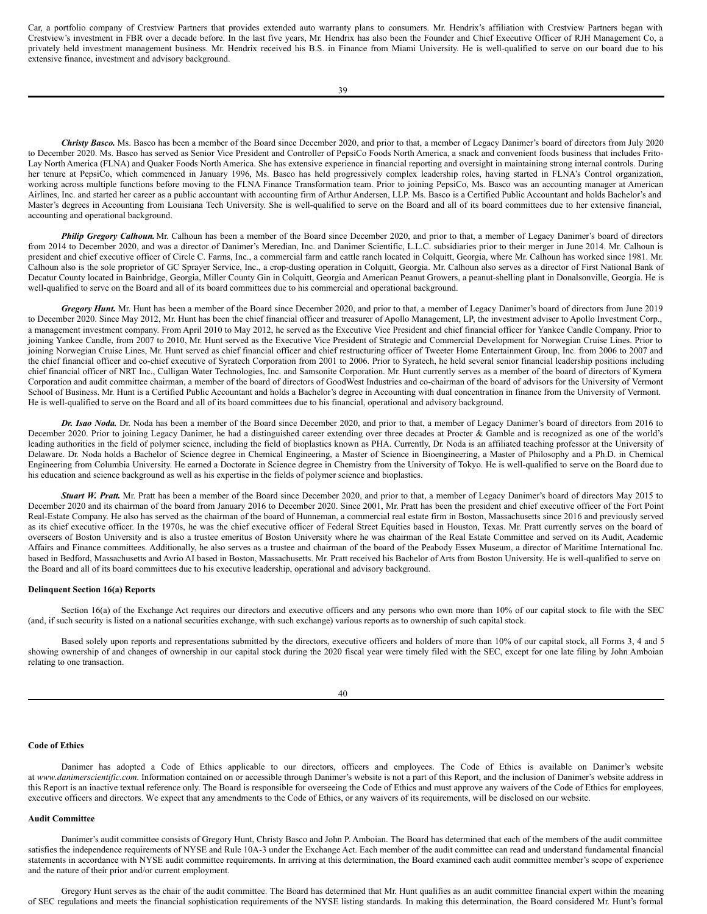Car, a portfolio company of Crestview Partners that provides extended auto warranty plans to consumers. Mr. Hendrix's affiliation with Crestview Partners began with Crestview's investment in FBR over a decade before. In the last five years, Mr. Hendrix has also been the Founder and Chief Executive Officer of RJH Management Co, a privately held investment management business. Mr. Hendrix received his B.S. in Finance from Miami University. He is well-qualified to serve on our board due to his extensive finance, investment and advisory background.

***Christy Basco.*** Ms. Basco has been a member of the Board since December 2020, and prior to that, a member of Legacy Danimer's board of directors from July 2020 to December 2020. Ms. Basco has served as Senior Vice President and Controller of PepsiCo Foods North America, a snack and convenient foods business that includes Frito-Lay North America (FLNA) and Quaker Foods North America. She has extensive experience in financial reporting and oversight in maintaining strong internal controls. During her tenure at PepsiCo, which commenced in January 1996, Ms. Basco has held progressively complex leadership roles, having started in FLNA's Control organization, working across multiple functions before moving to the FLNA Finance Transformation team. Prior to joining PepsiCo, Ms. Basco was an accounting manager at American Airlines, Inc. and started her career as a public accountant with accounting firm of Arthur Andersen, LLP. Ms. Basco is a Certified Public Accountant and holds Bachelor's and Master's degrees in Accounting from Louisiana Tech University. She is well-qualified to serve on the Board and all of its board committees due to her extensive financial, accounting and operational background.

***Philip Gregory Calhoun.*** Mr. Calhoun has been a member of the Board since December 2020, and prior to that, a member of Legacy Danimer's board of directors from 2014 to December 2020, and was a director of Danimer's Meredian, Inc. and Danimer Scientific, L.L.C. subsidiaries prior to their merger in June 2014. Mr. Calhoun is president and chief executive officer of Circle C. Farms, Inc., a commercial farm and cattle ranch located in Colquitt, Georgia, where Mr. Calhoun has worked since 1981. Mr. Calhoun also is the sole proprietor of GC Sprayer Service, Inc., a crop-dusting operation in Colquitt, Georgia. Mr. Calhoun also serves as a director of First National Bank of Decatur County located in Bainbridge, Georgia, Miller County Gin in Colquitt, Georgia and American Peanut Growers, a peanut-shelling plant in Donalsonville, Georgia. He is well-qualified to serve on the Board and all of its board committees due to his commercial and operational background.

***Gregory Hunt.*** Mr. Hunt has been a member of the Board since December 2020, and prior to that, a member of Legacy Danimer's board of directors from June 2019 to December 2020. Since May 2012, Mr. Hunt has been the chief financial officer and treasurer of Apollo Management, LP, the investment adviser to Apollo Investment Corp., a management investment company. From April 2010 to May 2012, he served as the Executive Vice President and chief financial officer for Yankee Candle Company. Prior to joining Yankee Candle, from 2007 to 2010, Mr. Hunt served as the Executive Vice President of Strategic and Commercial Development for Norwegian Cruise Lines. Prior to joining Norwegian Cruise Lines, Mr. Hunt served as chief financial officer and chief restructuring officer of Tweeter Home Entertainment Group, Inc. from 2006 to 2007 and the chief financial officer and co-chief executive of Syratech Corporation from 2001 to 2006. Prior to Syratech, he held several senior financial leadership positions including chief financial officer of NRT Inc., Culligan Water Technologies, Inc. and Samsonite Corporation. Mr. Hunt currently serves as a member of the board of directors of Kymera Corporation and audit committee chairman, a member of the board of directors of GoodWest Industries and co-chairman of the board of advisors for the University of Vermont School of Business. Mr. Hunt is a Certified Public Accountant and holds a Bachelor's degree in Accounting with dual concentration in finance from the University of Vermont. He is well-qualified to serve on the Board and all of its board committees due to his financial, operational and advisory background.

***Dr. Isao Noda.*** Dr. Noda has been a member of the Board since December 2020, and prior to that, a member of Legacy Danimer's board of directors from 2016 to December 2020. Prior to joining Legacy Danimer, he had a distinguished career extending over three decades at Procter & Gamble and is recognized as one of the world's leading authorities in the field of polymer science, including the field of bioplastics known as PHA. Currently, Dr. Noda is an affiliated teaching professor at the University of Delaware. Dr. Noda holds a Bachelor of Science degree in Chemical Engineering, a Master of Science in Bioengineering, a Master of Philosophy and a Ph.D. in Chemical Engineering from Columbia University. He earned a Doctorate in Science degree in Chemistry from the University of Tokyo. He is well-qualified to serve on the Board due to his education and science background as well as his expertise in the fields of polymer science and bioplastics.

***Stuart W. Pratt.*** Mr. Pratt has been a member of the Board since December 2020, and prior to that, a member of Legacy Danimer's board of directors May 2015 to December 2020 and its chairman of the board from January 2016 to December 2020. Since 2001, Mr. Pratt has been the president and chief executive officer of the Fort Point Real-Estate Company. He also has served as the chairman of the board of Hunneman, a commercial real estate firm in Boston, Massachusetts since 2016 and previously served as its chief executive officer. In the 1970s, he was the chief executive officer of Federal Street Equities based in Houston, Texas. Mr. Pratt currently serves on the board of overseers of Boston University and is also a trustee emeritus of Boston University where he was chairman of the Real Estate Committee and served on its Audit, Academic Affairs and Finance committees. Additionally, he also serves as a trustee and chairman of the board of the Peabody Essex Museum, a director of Maritime International Inc. based in Bedford, Massachusetts and Avrio AI based in Boston, Massachusetts. Mr. Pratt received his Bachelor of Arts from Boston University. He is well-qualified to serve on the Board and all of its board committees due to his executive leadership, operational and advisory background.

**Delinquent Section 16(a) Reports**

Section 16(a) of the Exchange Act requires our directors and executive officers and any persons who own more than 10% of our capital stock to file with the SEC (and, if such security is listed on a national securities exchange, with such exchange) various reports as to ownership of such capital stock.

Based solely upon reports and representations submitted by the directors, executive officers and holders of more than 10% of our capital stock, all Forms 3, 4 and 5 showing ownership of and changes of ownership in our capital stock during the 2020 fiscal year were timely filed with the SEC, except for one late filing by John Amboian relating to one transaction.

**Code of Ethics**

Danimer has adopted a Code of Ethics applicable to our directors, officers and employees. The Code of Ethics is available on Danimer's website at *www.danimerscientific.com*. Information contained on or accessible through Danimer's website is not a part of this Report, and the inclusion of Danimer's website address in this Report is an inactive textual reference only. The Board is responsible for overseeing the Code of Ethics and must approve any waivers of the Code of Ethics for employees, executive officers and directors. We expect that any amendments to the Code of Ethics, or any waivers of its requirements, will be disclosed on our website.

**Audit Committee**

Danimer's audit committee consists of Gregory Hunt, Christy Basco and John P. Amboian. The Board has determined that each of the members of the audit committee satisfies the independence requirements of NYSE and Rule 10A-3 under the Exchange Act. Each member of the audit committee can read and understand fundamental financial statements in accordance with NYSE audit committee requirements. In arriving at this determination, the Board examined each audit committee member's scope of experience and the nature of their prior and/or current employment.

Gregory Hunt serves as the chair of the audit committee. The Board has determined that Mr. Hunt qualifies as an audit committee financial expert within the meaning of SEC regulations and meets the financial sophistication requirements of the NYSE listing standards. In making this determination, the Board considered Mr. Hunt's formal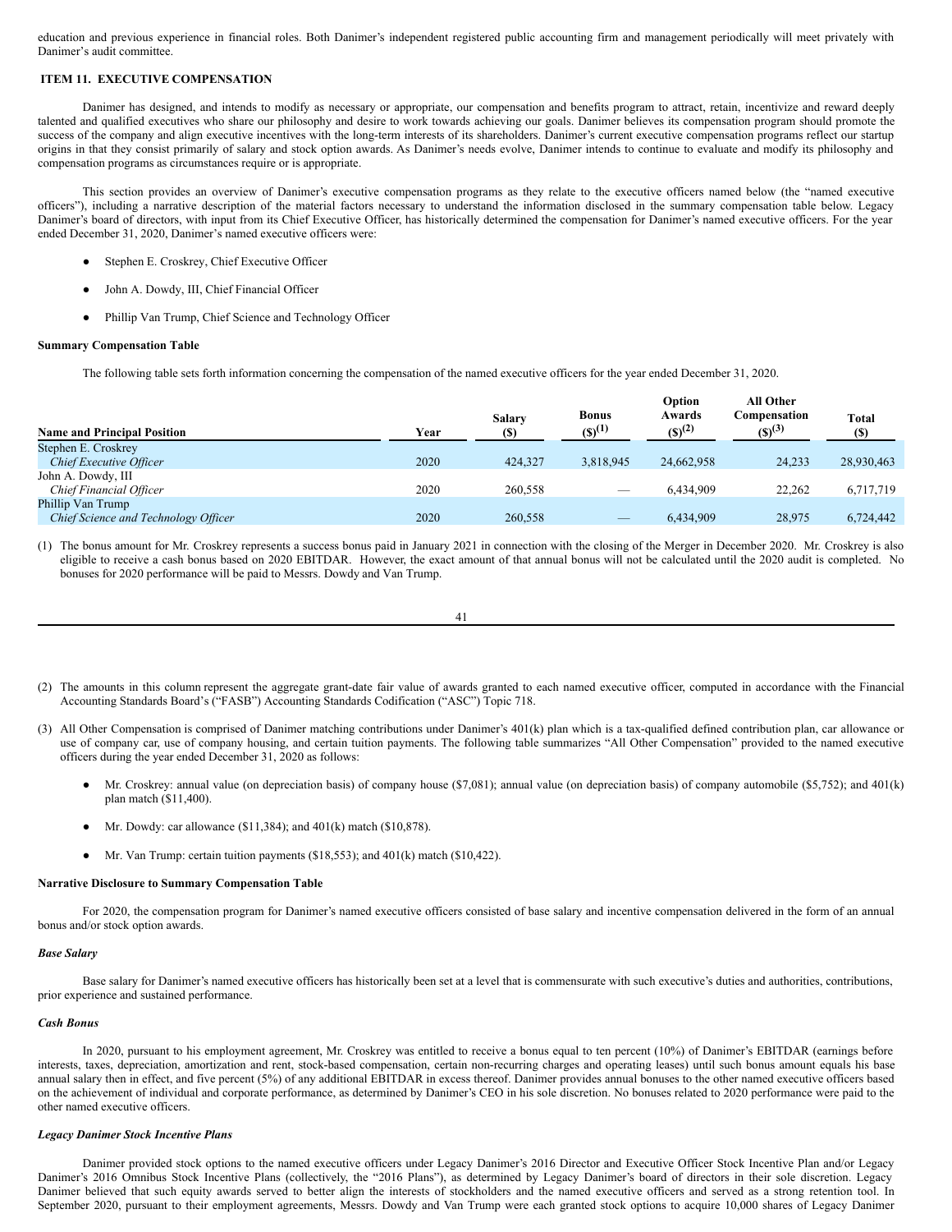education and previous experience in financial roles. Both Danimer's independent registered public accounting firm and management periodically will meet privately with Danimer's audit committee.

## ITEM 11. EXECUTIVE COMPENSATION

Danimer has designed, and intends to modify as necessary or appropriate, our compensation and benefits program to attract, retain, incentivize and reward deeply talented and qualified executives who share our philosophy and desire to work towards achieving our goals. Danimer believes its compensation program should promote the success of the company and align executive incentives with the long-term interests of its shareholders. Danimer's current executive compensation programs reflect our startup origins in that they consist primarily of salary and stock option awards. As Danimer's needs evolve, Danimer intends to continue to evaluate and modify its philosophy and compensation programs as circumstances require or is appropriate.

This section provides an overview of Danimer's executive compensation programs as they relate to the executive officers named below (the "named executive officers"), including a narrative description of the material factors necessary to understand the information disclosed in the summary compensation table below. Legacy Danimer's board of directors, with input from its Chief Executive Officer, has historically determined the compensation for Danimer's named executive officers. For the year ended December 31, 2020, Danimer's named executive officers were:

- Stephen E. Croskrey, Chief Executive Officer
- John A. Dowdy, III, Chief Financial Officer
- Phillip Van Trump, Chief Science and Technology Officer

### Summary Compensation Table

The following table sets forth information concerning the compensation of the named executive officers for the year ended December 31, 2020.

| Name and Principal Position | Year | Salary ($) | Bonus ($)(1) | Option Awards ($)(2) | All Other Compensation ($)(3) | Total ($) |
|---|---|---|---|---|---|---|
| Stephen E. Croskrey *Chief Executive Officer* | 2020 | 424,327 | 3,818,945 | 24,662,958 | 24,233 | 28,930,463 |
| John A. Dowdy, III *Chief Financial Officer* | 2020 | 260,558 | — | 6,434,909 | 22,262 | 6,717,719 |
| Phillip Van Trump *Chief Science and Technology Officer* | 2020 | 260,558 | — | 6,434,909 | 28,975 | 6,724,442 |

(1) The bonus amount for Mr. Croskrey represents a success bonus paid in January 2021 in connection with the closing of the Merger in December 2020. Mr. Croskrey is also eligible to receive a cash bonus based on 2020 EBITDAR. However, the exact amount of that annual bonus will not be calculated until the 2020 audit is completed. No bonuses for 2020 performance will be paid to Messrs. Dowdy and Van Trump.

(2) The amounts in this column represent the aggregate grant-date fair value of awards granted to each named executive officer, computed in accordance with the Financial Accounting Standards Board's ("FASB") Accounting Standards Codification ("ASC") Topic 718.

(3) All Other Compensation is comprised of Danimer matching contributions under Danimer's 401(k) plan which is a tax-qualified defined contribution plan, car allowance or use of company car, use of company housing, and certain tuition payments. The following table summarizes "All Other Compensation" provided to the named executive officers during the year ended December 31, 2020 as follows:

- Mr. Croskrey: annual value (on depreciation basis) of company house ($7,081); annual value (on depreciation basis) of company automobile ($5,752); and 401(k) plan match ($11,400).
- Mr. Dowdy: car allowance ($11,384); and 401(k) match ($10,878).
- Mr. Van Trump: certain tuition payments ($18,553); and 401(k) match ($10,422).

### Narrative Disclosure to Summary Compensation Table

For 2020, the compensation program for Danimer's named executive officers consisted of base salary and incentive compensation delivered in the form of an annual bonus and/or stock option awards.

#### *Base Salary*

Base salary for Danimer's named executive officers has historically been set at a level that is commensurate with such executive's duties and authorities, contributions, prior experience and sustained performance.

#### *Cash Bonus*

In 2020, pursuant to his employment agreement, Mr. Croskrey was entitled to receive a bonus equal to ten percent (10%) of Danimer's EBITDAR (earnings before interests, taxes, depreciation, amortization and rent, stock-based compensation, certain non-recurring charges and operating leases) until such bonus amount equals his base annual salary then in effect, and five percent (5%) of any additional EBITDAR in excess thereof. Danimer provides annual bonuses to the other named executive officers based on the achievement of individual and corporate performance, as determined by Danimer's CEO in his sole discretion. No bonuses related to 2020 performance were paid to the other named executive officers.

#### *Legacy Danimer Stock Incentive Plans*

Danimer provided stock options to the named executive officers under Legacy Danimer's 2016 Director and Executive Officer Stock Incentive Plan and/or Legacy Danimer's 2016 Omnibus Stock Incentive Plans (collectively, the "2016 Plans"), as determined by Legacy Danimer's board of directors in their sole discretion. Legacy Danimer believed that such equity awards served to better align the interests of stockholders and the named executive officers and served as a strong retention tool. In September 2020, pursuant to their employment agreements, Messrs. Dowdy and Van Trump were each granted stock options to acquire 10,000 shares of Legacy Danimer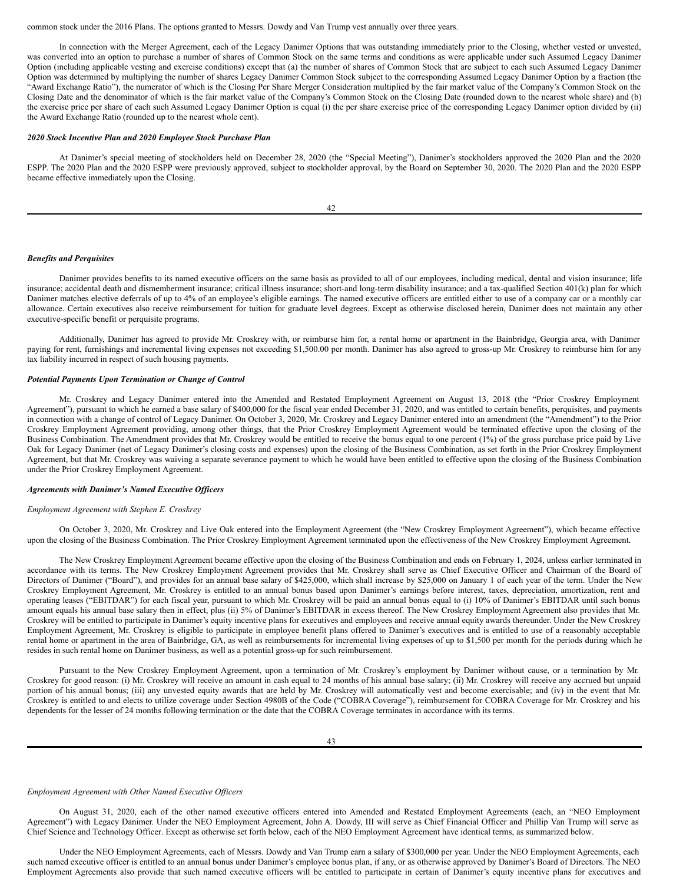common stock under the 2016 Plans. The options granted to Messrs. Dowdy and Van Trump vest annually over three years.

In connection with the Merger Agreement, each of the Legacy Danimer Options that was outstanding immediately prior to the Closing, whether vested or unvested, was converted into an option to purchase a number of shares of Common Stock on the same terms and conditions as were applicable under such Assumed Legacy Danimer Option (including applicable vesting and exercise conditions) except that (a) the number of shares of Common Stock that are subject to each such Assumed Legacy Danimer Option was determined by multiplying the number of shares Legacy Danimer Common Stock subject to the corresponding Assumed Legacy Danimer Option by a fraction (the "Award Exchange Ratio"), the numerator of which is the Closing Per Share Merger Consideration multiplied by the fair market value of the Company's Common Stock on the Closing Date and the denominator of which is the fair market value of the Company's Common Stock on the Closing Date (rounded down to the nearest whole share) and (b) the exercise price per share of each such Assumed Legacy Danimer Option is equal (i) the per share exercise price of the corresponding Legacy Danimer option divided by (ii) the Award Exchange Ratio (rounded up to the nearest whole cent).

***2020 Stock Incentive Plan and 2020 Employee Stock Purchase Plan***

At Danimer's special meeting of stockholders held on December 28, 2020 (the "Special Meeting"), Danimer's stockholders approved the 2020 Plan and the 2020 ESPP. The 2020 Plan and the 2020 ESPP were previously approved, subject to stockholder approval, by the Board on September 30, 2020. The 2020 Plan and the 2020 ESPP became effective immediately upon the Closing.

***Benefits and Perquisites***

Danimer provides benefits to its named executive officers on the same basis as provided to all of our employees, including medical, dental and vision insurance; life insurance; accidental death and dismemberment insurance; critical illness insurance; short-and long-term disability insurance; and a tax-qualified Section 401(k) plan for which Danimer matches elective deferrals of up to 4% of an employee's eligible earnings. The named executive officers are entitled either to use of a company car or a monthly car allowance. Certain executives also receive reimbursement for tuition for graduate level degrees. Except as otherwise disclosed herein, Danimer does not maintain any other executive-specific benefit or perquisite programs.

Additionally, Danimer has agreed to provide Mr. Croskrey with, or reimburse him for, a rental home or apartment in the Bainbridge, Georgia area, with Danimer paying for rent, furnishings and incremental living expenses not exceeding $1,500.00 per month. Danimer has also agreed to gross-up Mr. Croskrey to reimburse him for any tax liability incurred in respect of such housing payments.

***Potential Payments Upon Termination or Change of Control***

Mr. Croskrey and Legacy Danimer entered into the Amended and Restated Employment Agreement on August 13, 2018 (the "Prior Croskrey Employment Agreement"), pursuant to which he earned a base salary of $400,000 for the fiscal year ended December 31, 2020, and was entitled to certain benefits, perquisites, and payments in connection with a change of control of Legacy Danimer. On October 3, 2020, Mr. Croskrey and Legacy Danimer entered into an amendment (the "Amendment") to the Prior Croskrey Employment Agreement providing, among other things, that the Prior Croskrey Employment Agreement would be terminated effective upon the closing of the Business Combination. The Amendment provides that Mr. Croskrey would be entitled to receive the bonus equal to one percent (1%) of the gross purchase price paid by Live Oak for Legacy Danimer (net of Legacy Danimer's closing costs and expenses) upon the closing of the Business Combination, as set forth in the Prior Croskrey Employment Agreement, but that Mr. Croskrey was waiving a separate severance payment to which he would have been entitled to effective upon the closing of the Business Combination under the Prior Croskrey Employment Agreement.

***Agreements with Danimer's Named Executive Officers***

*Employment Agreement with Stephen E. Croskrey*

On October 3, 2020, Mr. Croskrey and Live Oak entered into the Employment Agreement (the "New Croskrey Employment Agreement"), which became effective upon the closing of the Business Combination. The Prior Croskrey Employment Agreement terminated upon the effectiveness of the New Croskrey Employment Agreement.

The New Croskrey Employment Agreement became effective upon the closing of the Business Combination and ends on February 1, 2024, unless earlier terminated in accordance with its terms. The New Croskrey Employment Agreement provides that Mr. Croskrey shall serve as Chief Executive Officer and Chairman of the Board of Directors of Danimer ("Board"), and provides for an annual base salary of $425,000, which shall increase by $25,000 on January 1 of each year of the term. Under the New Croskrey Employment Agreement, Mr. Croskrey is entitled to an annual bonus based upon Danimer's earnings before interest, taxes, depreciation, amortization, rent and operating leases ("EBITDAR") for each fiscal year, pursuant to which Mr. Croskrey will be paid an annual bonus equal to (i) 10% of Danimer's EBITDAR until such bonus amount equals his annual base salary then in effect, plus (ii) 5% of Danimer's EBITDAR in excess thereof. The New Croskrey Employment Agreement also provides that Mr. Croskrey will be entitled to participate in Danimer's equity incentive plans for executives and employees and receive annual equity awards thereunder. Under the New Croskrey Employment Agreement, Mr. Croskrey is eligible to participate in employee benefit plans offered to Danimer's executives and is entitled to use of a reasonably acceptable rental home or apartment in the area of Bainbridge, GA, as well as reimbursements for incremental living expenses of up to $1,500 per month for the periods during which he resides in such rental home on Danimer business, as well as a potential gross-up for such reimbursement.

Pursuant to the New Croskrey Employment Agreement, upon a termination of Mr. Croskrey's employment by Danimer without cause, or a termination by Mr. Croskrey for good reason: (i) Mr. Croskrey will receive an amount in cash equal to 24 months of his annual base salary; (ii) Mr. Croskrey will receive any accrued but unpaid portion of his annual bonus; (iii) any unvested equity awards that are held by Mr. Croskrey will automatically vest and become exercisable; and (iv) in the event that Mr. Croskrey is entitled to and elects to utilize coverage under Section 4980B of the Code ("COBRA Coverage"), reimbursement for COBRA Coverage for Mr. Croskrey and his dependents for the lesser of 24 months following termination or the date that the COBRA Coverage terminates in accordance with its terms.

*Employment Agreement with Other Named Executive Officers*

On August 31, 2020, each of the other named executive officers entered into Amended and Restated Employment Agreements (each, an "NEO Employment Agreement") with Legacy Danimer. Under the NEO Employment Agreement, John A. Dowdy, III will serve as Chief Financial Officer and Phillip Van Trump will serve as Chief Science and Technology Officer. Except as otherwise set forth below, each of the NEO Employment Agreement have identical terms, as summarized below.

Under the NEO Employment Agreements, each of Messrs. Dowdy and Van Trump earn a salary of $300,000 per year. Under the NEO Employment Agreements, each such named executive officer is entitled to an annual bonus under Danimer's employee bonus plan, if any, or as otherwise approved by Danimer's Board of Directors. The NEO Employment Agreements also provide that such named executive officers will be entitled to participate in certain of Danimer's equity incentive plans for executives and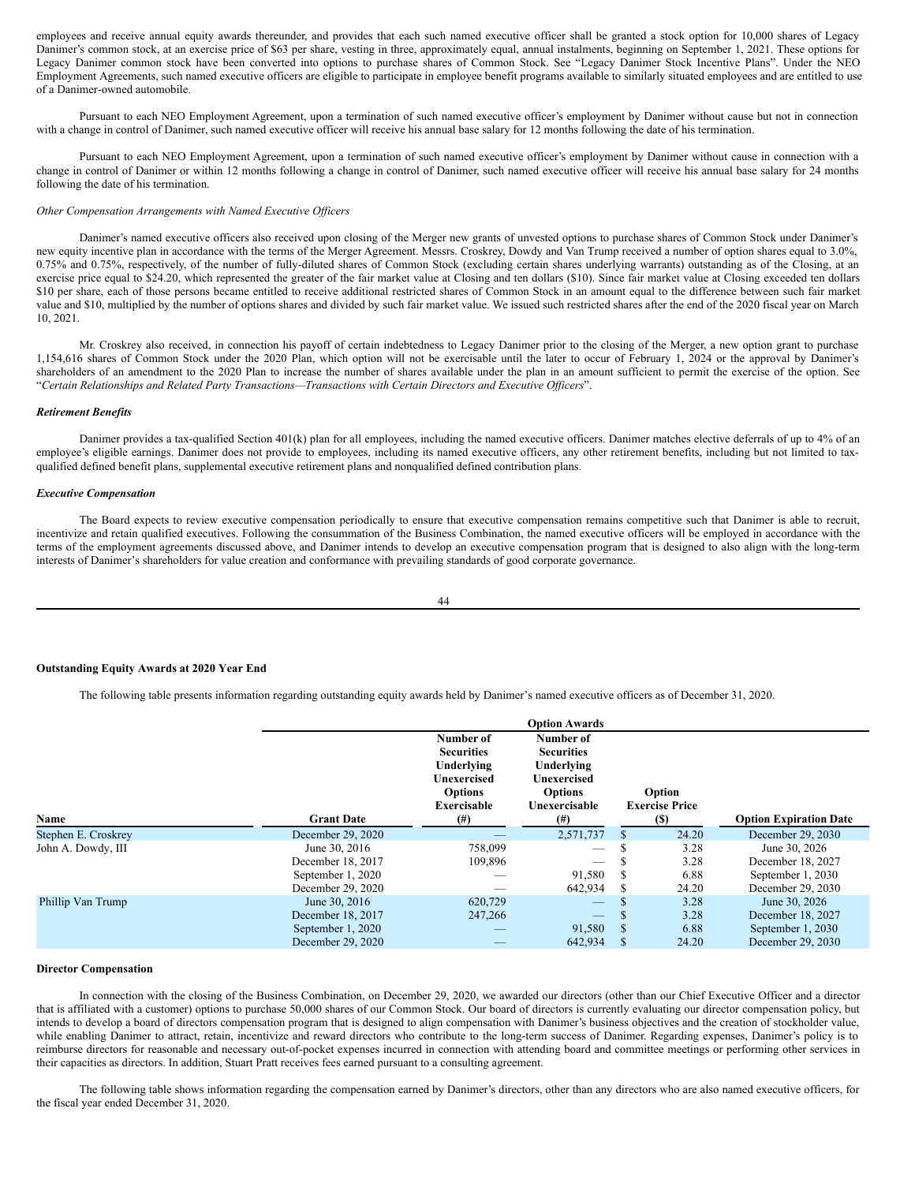employees and receive annual equity awards thereunder, and provides that each such named executive officer shall be granted a stock option for 10,000 shares of Legacy Danimer's common stock, at an exercise price of $63 per share, vesting in three, approximately equal, annual instalments, beginning on September 1, 2021. These options for Legacy Danimer common stock have been converted into options to purchase shares of Common Stock. See "Legacy Danimer Stock Incentive Plans". Under the NEO Employment Agreements, such named executive officers are eligible to participate in employee benefit programs available to similarly situated employees and are entitled to use of a Danimer-owned automobile.

Pursuant to each NEO Employment Agreement, upon a termination of such named executive officer's employment by Danimer without cause but not in connection with a change in control of Danimer, such named executive officer will receive his annual base salary for 12 months following the date of his termination.

Pursuant to each NEO Employment Agreement, upon a termination of such named executive officer's employment by Danimer without cause in connection with a change in control of Danimer or within 12 months following a change in control of Danimer, such named executive officer will receive his annual base salary for 24 months following the date of his termination.

*Other Compensation Arrangements with Named Executive Officers*

Danimer's named executive officers also received upon closing of the Merger new grants of unvested options to purchase shares of Common Stock under Danimer's new equity incentive plan in accordance with the terms of the Merger Agreement. Messrs. Croskrey, Dowdy and Van Trump received a number of option shares equal to 3.0%, 0.75% and 0.75%, respectively, of the number of fully-diluted shares of Common Stock (excluding certain shares underlying warrants) outstanding as of the Closing, at an exercise price equal to $24.20, which represented the greater of the fair market value at Closing and ten dollars ($10). Since fair market value at Closing exceeded ten dollars $10 per share, each of those persons became entitled to receive additional restricted shares of Common Stock in an amount equal to the difference between such fair market value and $10, multiplied by the number of options shares and divided by such fair market value. We issued such restricted shares after the end of the 2020 fiscal year on March 10, 2021.

Mr. Croskrey also received, in connection his payoff of certain indebtedness to Legacy Danimer prior to the closing of the Merger, a new option grant to purchase 1,154,616 shares of Common Stock under the 2020 Plan, which option will not be exercisable until the later to occur of February 1, 2024 or the approval by Danimer's shareholders of an amendment to the 2020 Plan to increase the number of shares available under the plan in an amount sufficient to permit the exercise of the option. See "*Certain Relationships and Related Party Transactions—Transactions with Certain Directors and Executive Officers*".

***Retirement Benefits***

Danimer provides a tax-qualified Section 401(k) plan for all employees, including the named executive officers. Danimer matches elective deferrals of up to 4% of an employee's eligible earnings. Danimer does not provide to employees, including its named executive officers, any other retirement benefits, including but not limited to tax-qualified defined benefit plans, supplemental executive retirement plans and nonqualified defined contribution plans.

***Executive Compensation***

The Board expects to review executive compensation periodically to ensure that executive compensation remains competitive such that Danimer is able to recruit, incentivize and retain qualified executives. Following the consummation of the Business Combination, the named executive officers will be employed in accordance with the terms of the employment agreements discussed above, and Danimer intends to develop an executive compensation program that is designed to also align with the long-term interests of Danimer's shareholders for value creation and conformance with prevailing standards of good corporate governance.

**Outstanding Equity Awards at 2020 Year End**

The following table presents information regarding outstanding equity awards held by Danimer's named executive officers as of December 31, 2020.

| | | Option Awards | | | |
|---|---|---|---|---|---|
| Name | Grant Date | Number of Securities Underlying Unexercised Options Exercisable (#) | Number of Securities Underlying Unexercised Options Unexercisable (#) | Option Exercise Price ($) | Option Expiration Date |
| Stephen E. Croskrey | December 29, 2020 | — | 2,571,737 | $ 24.20 | December 29, 2030 |
| John A. Dowdy, III | June 30, 2016 | 758,099 | — | $ 3.28 | June 30, 2026 |
| | December 18, 2017 | 109,896 | — | $ 3.28 | December 18, 2027 |
| | September 1, 2020 | — | 91,580 | $ 6.88 | September 1, 2030 |
| | December 29, 2020 | — | 642,934 | $ 24.20 | December 29, 2030 |
| Phillip Van Trump | June 30, 2016 | 620,729 | — | $ 3.28 | June 30, 2026 |
| | December 18, 2017 | 247,266 | — | $ 3.28 | December 18, 2027 |
| | September 1, 2020 | — | 91,580 | $ 6.88 | September 1, 2030 |
| | December 29, 2020 | — | 642,934 | $ 24.20 | December 29, 2030 |

**Director Compensation**

In connection with the closing of the Business Combination, on December 29, 2020, we awarded our directors (other than our Chief Executive Officer and a director that is affiliated with a customer) options to purchase 50,000 shares of our Common Stock. Our board of directors is currently evaluating our director compensation policy, but intends to develop a board of directors compensation program that is designed to align compensation with Danimer's business objectives and the creation of stockholder value, while enabling Danimer to attract, retain, incentivize and reward directors who contribute to the long-term success of Danimer. Regarding expenses, Danimer's policy is to reimburse directors for reasonable and necessary out-of-pocket expenses incurred in connection with attending board and committee meetings or performing other services in their capacities as directors. In addition, Stuart Pratt receives fees earned pursuant to a consulting agreement.

The following table shows information regarding the compensation earned by Danimer's directors, other than any directors who are also named executive officers, for the fiscal year ended December 31, 2020.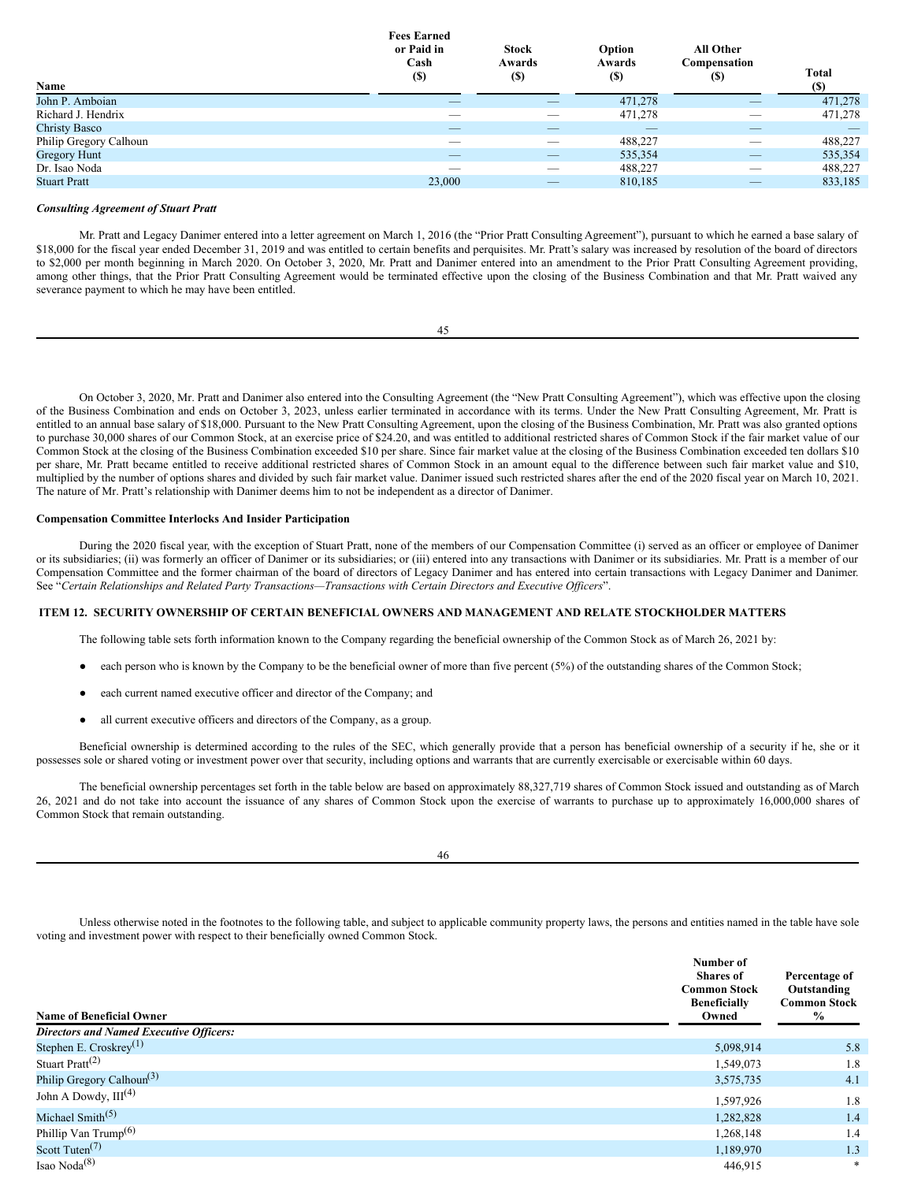| Name | Fees Earned or Paid in Cash ($) | Stock Awards ($) | Option Awards ($) | All Other Compensation ($) | Total ($) |
|---|---|---|---|---|---|
| John P. Amboian | — | — | 471,278 | — | 471,278 |
| Richard J. Hendrix | — | — | 471,278 | — | 471,278 |
| Christy Basco | — | — | — | — | — |
| Philip Gregory Calhoun | — | — | 488,227 | — | 488,227 |
| Gregory Hunt | — | — | 535,354 | — | 535,354 |
| Dr. Isao Noda | — | — | 488,227 | — | 488,227 |
| Stuart Pratt | 23,000 | — | 810,185 | — | 833,185 |

***Consulting Agreement of Stuart Pratt***

Mr. Pratt and Legacy Danimer entered into a letter agreement on March 1, 2016 (the "Prior Pratt Consulting Agreement"), pursuant to which he earned a base salary of $18,000 for the fiscal year ended December 31, 2019 and was entitled to certain benefits and perquisites. Mr. Pratt's salary was increased by resolution of the board of directors to $2,000 per month beginning in March 2020. On October 3, 2020, Mr. Pratt and Danimer entered into an amendment to the Prior Pratt Consulting Agreement providing, among other things, that the Prior Pratt Consulting Agreement would be terminated effective upon the closing of the Business Combination and that Mr. Pratt waived any severance payment to which he may have been entitled.

On October 3, 2020, Mr. Pratt and Danimer also entered into the Consulting Agreement (the "New Pratt Consulting Agreement"), which was effective upon the closing of the Business Combination and ends on October 3, 2023, unless earlier terminated in accordance with its terms. Under the New Pratt Consulting Agreement, Mr. Pratt is entitled to an annual base salary of $18,000. Pursuant to the New Pratt Consulting Agreement, upon the closing of the Business Combination, Mr. Pratt was also granted options to purchase 30,000 shares of our Common Stock, at an exercise price of $24.20, and was entitled to additional restricted shares of Common Stock if the fair market value of our Common Stock at the closing of the Business Combination exceeded $10 per share. Since fair market value at the closing of the Business Combination exceeded ten dollars $10 per share, Mr. Pratt became entitled to receive additional restricted shares of Common Stock in an amount equal to the difference between such fair market value and $10, multiplied by the number of options shares and divided by such fair market value. Danimer issued such restricted shares after the end of the 2020 fiscal year on March 10, 2021. The nature of Mr. Pratt's relationship with Danimer deems him to not be independent as a director of Danimer.

**Compensation Committee Interlocks And Insider Participation**

During the 2020 fiscal year, with the exception of Stuart Pratt, none of the members of our Compensation Committee (i) served as an officer or employee of Danimer or its subsidiaries; (ii) was formerly an officer of Danimer or its subsidiaries; or (iii) entered into any transactions with Danimer or its subsidiaries. Mr. Pratt is a member of our Compensation Committee and the former chairman of the board of directors of Legacy Danimer and has entered into certain transactions with Legacy Danimer and Danimer. See "*Certain Relationships and Related Party Transactions—Transactions with Certain Directors and Executive Officers*".

## ITEM 12. SECURITY OWNERSHIP OF CERTAIN BENEFICIAL OWNERS AND MANAGEMENT AND RELATE STOCKHOLDER MATTERS

The following table sets forth information known to the Company regarding the beneficial ownership of the Common Stock as of March 26, 2021 by:

- each person who is known by the Company to be the beneficial owner of more than five percent (5%) of the outstanding shares of the Common Stock;
- each current named executive officer and director of the Company; and
- all current executive officers and directors of the Company, as a group.

Beneficial ownership is determined according to the rules of the SEC, which generally provide that a person has beneficial ownership of a security if he, she or it possesses sole or shared voting or investment power over that security, including options and warrants that are currently exercisable or exercisable within 60 days.

The beneficial ownership percentages set forth in the table below are based on approximately 88,327,719 shares of Common Stock issued and outstanding as of March 26, 2021 and do not take into account the issuance of any shares of Common Stock upon the exercise of warrants to purchase up to approximately 16,000,000 shares of Common Stock that remain outstanding.

Unless otherwise noted in the footnotes to the following table, and subject to applicable community property laws, the persons and entities named in the table have sole voting and investment power with respect to their beneficially owned Common Stock.

| Name of Beneficial Owner | Number of Shares of Common Stock Beneficially Owned | Percentage of Outstanding Common Stock % |
|---|---|---|
| ***Directors and Named Executive Officers:*** | | |
| Stephen E. Croskrey[1] | 5,098,914 | 5.8 |
| Stuart Pratt[2] | 1,549,073 | 1.8 |
| Philip Gregory Calhoun[3] | 3,575,735 | 4.1 |
| John A Dowdy, III[4] | 1,597,926 | 1.8 |
| Michael Smith[5] | 1,282,828 | 1.4 |
| Phillip Van Trump[6] | 1,268,148 | 1.4 |
| Scott Tuten[7] | 1,189,970 | 1.3 |
| Isao Noda[8] | 446,915 | * |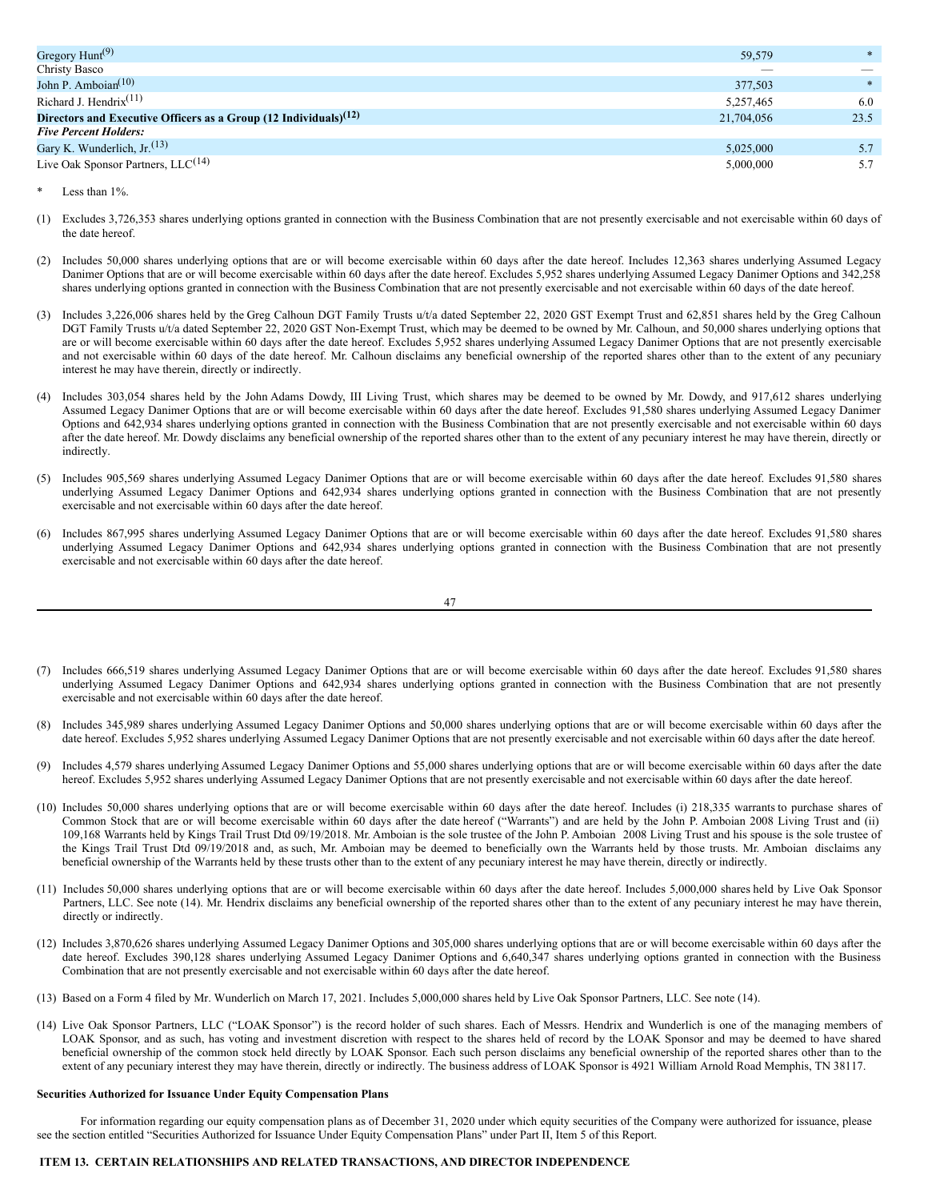| | | |
|---|---|---|
| Gregory Hunt[9] | 59,579 | * |
| Christy Basco | — | — |
| John P. Amboian[10] | 377,503 | * |
| Richard J. Hendrix[11] | 5,257,465 | 6.0 |
| **Directors and Executive Officers as a Group (12 Individuals)[12]** | 21,704,056 | 23.5 |
| ***Five Percent Holders:*** | | |
| Gary K. Wunderlich, Jr.[13] | 5,025,000 | 5.7 |
| Live Oak Sponsor Partners, LLC[14] | 5,000,000 | 5.7 |

\* Less than 1%.

(1) Excludes 3,726,353 shares underlying options granted in connection with the Business Combination that are not presently exercisable and not exercisable within 60 days of the date hereof.

(2) Includes 50,000 shares underlying options that are or will become exercisable within 60 days after the date hereof. Includes 12,363 shares underlying Assumed Legacy Danimer Options that are or will become exercisable within 60 days after the date hereof. Excludes 5,952 shares underlying Assumed Legacy Danimer Options and 342,258 shares underlying options granted in connection with the Business Combination that are not presently exercisable and not exercisable within 60 days of the date hereof.

(3) Includes 3,226,006 shares held by the Greg Calhoun DGT Family Trusts u/t/a dated September 22, 2020 GST Exempt Trust and 62,851 shares held by the Greg Calhoun DGT Family Trusts u/t/a dated September 22, 2020 GST Non-Exempt Trust, which may be deemed to be owned by Mr. Calhoun, and 50,000 shares underlying options that are or will become exercisable within 60 days after the date hereof. Excludes 5,952 shares underlying Assumed Legacy Danimer Options that are not presently exercisable and not exercisable within 60 days of the date hereof. Mr. Calhoun disclaims any beneficial ownership of the reported shares other than to the extent of any pecuniary interest he may have therein, directly or indirectly.

(4) Includes 303,054 shares held by the John Adams Dowdy, III Living Trust, which shares may be deemed to be owned by Mr. Dowdy, and 917,612 shares underlying Assumed Legacy Danimer Options that are or will become exercisable within 60 days after the date hereof. Excludes 91,580 shares underlying Assumed Legacy Danimer Options and 642,934 shares underlying options granted in connection with the Business Combination that are not presently exercisable and not exercisable within 60 days after the date hereof. Mr. Dowdy disclaims any beneficial ownership of the reported shares other than to the extent of any pecuniary interest he may have therein, directly or indirectly.

(5) Includes 905,569 shares underlying Assumed Legacy Danimer Options that are or will become exercisable within 60 days after the date hereof. Excludes 91,580 shares underlying Assumed Legacy Danimer Options and 642,934 shares underlying options granted in connection with the Business Combination that are not presently exercisable and not exercisable within 60 days after the date hereof.

(6) Includes 867,995 shares underlying Assumed Legacy Danimer Options that are or will become exercisable within 60 days after the date hereof. Excludes 91,580 shares underlying Assumed Legacy Danimer Options and 642,934 shares underlying options granted in connection with the Business Combination that are not presently exercisable and not exercisable within 60 days after the date hereof.

(7) Includes 666,519 shares underlying Assumed Legacy Danimer Options that are or will become exercisable within 60 days after the date hereof. Excludes 91,580 shares underlying Assumed Legacy Danimer Options and 642,934 shares underlying options granted in connection with the Business Combination that are not presently exercisable and not exercisable within 60 days after the date hereof.

(8) Includes 345,989 shares underlying Assumed Legacy Danimer Options and 50,000 shares underlying options that are or will become exercisable within 60 days after the date hereof. Excludes 5,952 shares underlying Assumed Legacy Danimer Options that are not presently exercisable and not exercisable within 60 days after the date hereof.

(9) Includes 4,579 shares underlying Assumed Legacy Danimer Options and 55,000 shares underlying options that are or will become exercisable within 60 days after the date hereof. Excludes 5,952 shares underlying Assumed Legacy Danimer Options that are not presently exercisable and not exercisable within 60 days after the date hereof.

(10) Includes 50,000 shares underlying options that are or will become exercisable within 60 days after the date hereof. Includes (i) 218,335 warrants to purchase shares of Common Stock that are or will become exercisable within 60 days after the date hereof ("Warrants") and are held by the John P. Amboian 2008 Living Trust and (ii) 109,168 Warrants held by Kings Trail Trust Dtd 09/19/2018. Mr. Amboian is the sole trustee of the John P. Amboian 2008 Living Trust and his spouse is the sole trustee of the Kings Trail Trust Dtd 09/19/2018 and, as such, Mr. Amboian may be deemed to beneficially own the Warrants held by those trusts. Mr. Amboian disclaims any beneficial ownership of the Warrants held by these trusts other than to the extent of any pecuniary interest he may have therein, directly or indirectly.

(11) Includes 50,000 shares underlying options that are or will become exercisable within 60 days after the date hereof. Includes 5,000,000 shares held by Live Oak Sponsor Partners, LLC. See note (14). Mr. Hendrix disclaims any beneficial ownership of the reported shares other than to the extent of any pecuniary interest he may have therein, directly or indirectly.

(12) Includes 3,870,626 shares underlying Assumed Legacy Danimer Options and 305,000 shares underlying options that are or will become exercisable within 60 days after the date hereof. Excludes 390,128 shares underlying Assumed Legacy Danimer Options and 6,640,347 shares underlying options granted in connection with the Business Combination that are not presently exercisable and not exercisable within 60 days after the date hereof.

(13) Based on a Form 4 filed by Mr. Wunderlich on March 17, 2021. Includes 5,000,000 shares held by Live Oak Sponsor Partners, LLC. See note (14).

(14) Live Oak Sponsor Partners, LLC ("LOAK Sponsor") is the record holder of such shares. Each of Messrs. Hendrix and Wunderlich is one of the managing members of LOAK Sponsor, and as such, has voting and investment discretion with respect to the shares held of record by the LOAK Sponsor and may be deemed to have shared beneficial ownership of the common stock held directly by LOAK Sponsor. Each such person disclaims any beneficial ownership of the reported shares other than to the extent of any pecuniary interest they may have therein, directly or indirectly. The business address of LOAK Sponsor is 4921 William Arnold Road Memphis, TN 38117.

**Securities Authorized for Issuance Under Equity Compensation Plans**

For information regarding our equity compensation plans as of December 31, 2020 under which equity securities of the Company were authorized for issuance, please see the section entitled "Securities Authorized for Issuance Under Equity Compensation Plans" under Part II, Item 5 of this Report.

## ITEM 13. CERTAIN RELATIONSHIPS AND RELATED TRANSACTIONS, AND DIRECTOR INDEPENDENCE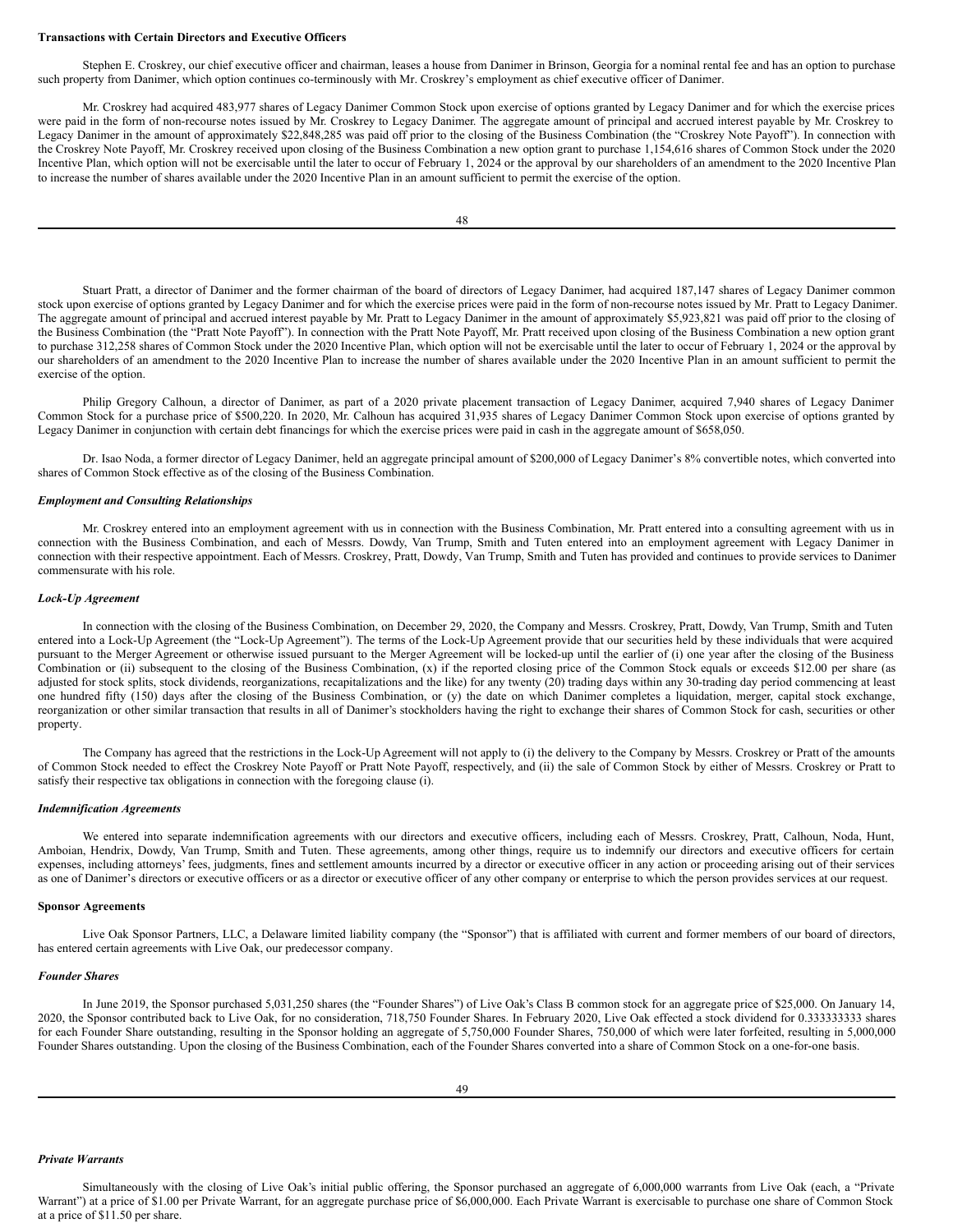**Transactions with Certain Directors and Executive Officers**

Stephen E. Croskrey, our chief executive officer and chairman, leases a house from Danimer in Brinson, Georgia for a nominal rental fee and has an option to purchase such property from Danimer, which option continues co-terminously with Mr. Croskrey's employment as chief executive officer of Danimer.

Mr. Croskrey had acquired 483,977 shares of Legacy Danimer Common Stock upon exercise of options granted by Legacy Danimer and for which the exercise prices were paid in the form of non-recourse notes issued by Mr. Croskrey to Legacy Danimer. The aggregate amount of principal and accrued interest payable by Mr. Croskrey to Legacy Danimer in the amount of approximately $22,848,285 was paid off prior to the closing of the Business Combination (the "Croskrey Note Payoff"). In connection with the Croskrey Note Payoff, Mr. Croskrey received upon closing of the Business Combination a new option grant to purchase 1,154,616 shares of Common Stock under the 2020 Incentive Plan, which option will not be exercisable until the later to occur of February 1, 2024 or the approval by our shareholders of an amendment to the 2020 Incentive Plan to increase the number of shares available under the 2020 Incentive Plan in an amount sufficient to permit the exercise of the option.

Stuart Pratt, a director of Danimer and the former chairman of the board of directors of Legacy Danimer, had acquired 187,147 shares of Legacy Danimer common stock upon exercise of options granted by Legacy Danimer and for which the exercise prices were paid in the form of non-recourse notes issued by Mr. Pratt to Legacy Danimer. The aggregate amount of principal and accrued interest payable by Mr. Pratt to Legacy Danimer in the amount of approximately $5,923,821 was paid off prior to the closing of the Business Combination (the "Pratt Note Payoff"). In connection with the Pratt Note Payoff, Mr. Pratt received upon closing of the Business Combination a new option grant to purchase 312,258 shares of Common Stock under the 2020 Incentive Plan, which option will not be exercisable until the later to occur of February 1, 2024 or the approval by our shareholders of an amendment to the 2020 Incentive Plan to increase the number of shares available under the 2020 Incentive Plan in an amount sufficient to permit the exercise of the option.

Philip Gregory Calhoun, a director of Danimer, as part of a 2020 private placement transaction of Legacy Danimer, acquired 7,940 shares of Legacy Danimer Common Stock for a purchase price of $500,220. In 2020, Mr. Calhoun has acquired 31,935 shares of Legacy Danimer Common Stock upon exercise of options granted by Legacy Danimer in conjunction with certain debt financings for which the exercise prices were paid in cash in the aggregate amount of $658,050.

Dr. Isao Noda, a former director of Legacy Danimer, held an aggregate principal amount of $200,000 of Legacy Danimer's 8% convertible notes, which converted into shares of Common Stock effective as of the closing of the Business Combination.

***Employment and Consulting Relationships***

Mr. Croskrey entered into an employment agreement with us in connection with the Business Combination, Mr. Pratt entered into a consulting agreement with us in connection with the Business Combination, and each of Messrs. Dowdy, Van Trump, Smith and Tuten entered into an employment agreement with Legacy Danimer in connection with their respective appointment. Each of Messrs. Croskrey, Pratt, Dowdy, Van Trump, Smith and Tuten has provided and continues to provide services to Danimer commensurate with his role.

***Lock-Up Agreement***

In connection with the closing of the Business Combination, on December 29, 2020, the Company and Messrs. Croskrey, Pratt, Dowdy, Van Trump, Smith and Tuten entered into a Lock-Up Agreement (the "Lock-Up Agreement"). The terms of the Lock-Up Agreement provide that our securities held by these individuals that were acquired pursuant to the Merger Agreement or otherwise issued pursuant to the Merger Agreement will be locked-up until the earlier of (i) one year after the closing of the Business Combination or (ii) subsequent to the closing of the Business Combination, (x) if the reported closing price of the Common Stock equals or exceeds $12.00 per share (as adjusted for stock splits, stock dividends, reorganizations, recapitalizations and the like) for any twenty (20) trading days within any 30-trading day period commencing at least one hundred fifty (150) days after the closing of the Business Combination, or (y) the date on which Danimer completes a liquidation, merger, capital stock exchange, reorganization or other similar transaction that results in all of Danimer's stockholders having the right to exchange their shares of Common Stock for cash, securities or other property.

The Company has agreed that the restrictions in the Lock-Up Agreement will not apply to (i) the delivery to the Company by Messrs. Croskrey or Pratt of the amounts of Common Stock needed to effect the Croskrey Note Payoff or Pratt Note Payoff, respectively, and (ii) the sale of Common Stock by either of Messrs. Croskrey or Pratt to satisfy their respective tax obligations in connection with the foregoing clause (i).

***Indemnification Agreements***

We entered into separate indemnification agreements with our directors and executive officers, including each of Messrs. Croskrey, Pratt, Calhoun, Noda, Hunt, Amboian, Hendrix, Dowdy, Van Trump, Smith and Tuten. These agreements, among other things, require us to indemnify our directors and executive officers for certain expenses, including attorneys' fees, judgments, fines and settlement amounts incurred by a director or executive officer in any action or proceeding arising out of their services as one of Danimer's directors or executive officers or as a director or executive officer of any other company or enterprise to which the person provides services at our request.

**Sponsor Agreements**

Live Oak Sponsor Partners, LLC, a Delaware limited liability company (the "Sponsor") that is affiliated with current and former members of our board of directors, has entered certain agreements with Live Oak, our predecessor company.

***Founder Shares***

In June 2019, the Sponsor purchased 5,031,250 shares (the "Founder Shares") of Live Oak's Class B common stock for an aggregate price of $25,000. On January 14, 2020, the Sponsor contributed back to Live Oak, for no consideration, 718,750 Founder Shares. In February 2020, Live Oak effected a stock dividend for 0.333333333 shares for each Founder Share outstanding, resulting in the Sponsor holding an aggregate of 5,750,000 Founder Shares, 750,000 of which were later forfeited, resulting in 5,000,000 Founder Shares outstanding. Upon the closing of the Business Combination, each of the Founder Shares converted into a share of Common Stock on a one-for-one basis.

***Private Warrants***

Simultaneously with the closing of Live Oak's initial public offering, the Sponsor purchased an aggregate of 6,000,000 warrants from Live Oak (each, a "Private Warrant") at a price of $1.00 per Private Warrant, for an aggregate purchase price of $6,000,000. Each Private Warrant is exercisable to purchase one share of Common Stock at a price of $11.50 per share.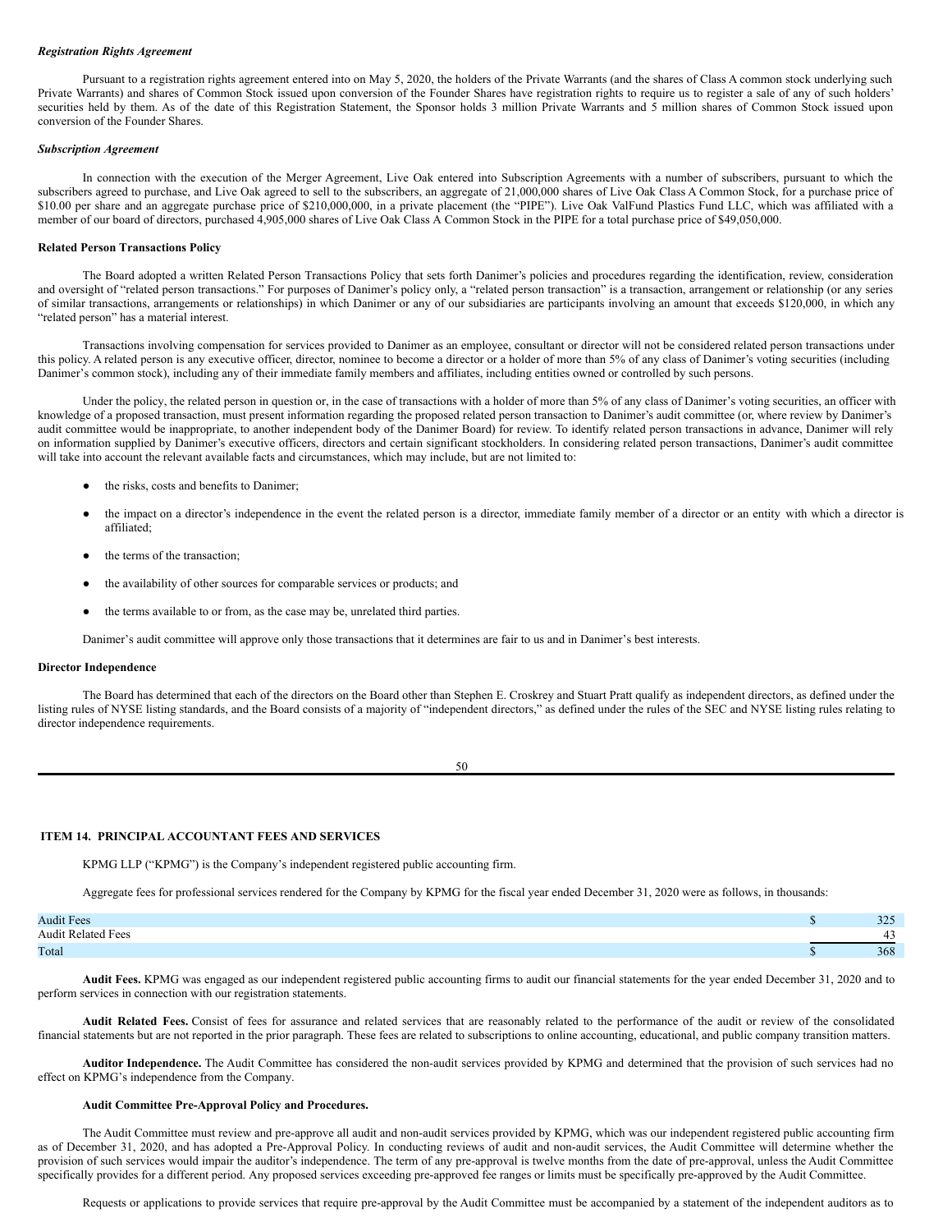***Registration Rights Agreement***

Pursuant to a registration rights agreement entered into on May 5, 2020, the holders of the Private Warrants (and the shares of Class A common stock underlying such Private Warrants) and shares of Common Stock issued upon conversion of the Founder Shares have registration rights to require us to register a sale of any of such holders' securities held by them. As of the date of this Registration Statement, the Sponsor holds 3 million Private Warrants and 5 million shares of Common Stock issued upon conversion of the Founder Shares.

***Subscription Agreement***

In connection with the execution of the Merger Agreement, Live Oak entered into Subscription Agreements with a number of subscribers, pursuant to which the subscribers agreed to purchase, and Live Oak agreed to sell to the subscribers, an aggregate of 21,000,000 shares of Live Oak Class A Common Stock, for a purchase price of \$10.00 per share and an aggregate purchase price of \$210,000,000, in a private placement (the "PIPE"). Live Oak ValFund Plastics Fund LLC, which was affiliated with a member of our board of directors, purchased 4,905,000 shares of Live Oak Class A Common Stock in the PIPE for a total purchase price of \$49,050,000.

**Related Person Transactions Policy**

The Board adopted a written Related Person Transactions Policy that sets forth Danimer's policies and procedures regarding the identification, review, consideration and oversight of "related person transactions." For purposes of Danimer's policy only, a "related person transaction" is a transaction, arrangement or relationship (or any series of similar transactions, arrangements or relationships) in which Danimer or any of our subsidiaries are participants involving an amount that exceeds \$120,000, in which any "related person" has a material interest.

Transactions involving compensation for services provided to Danimer as an employee, consultant or director will not be considered related person transactions under this policy. A related person is any executive officer, director, nominee to become a director or a holder of more than 5% of any class of Danimer's voting securities (including Danimer's common stock), including any of their immediate family members and affiliates, including entities owned or controlled by such persons.

Under the policy, the related person in question or, in the case of transactions with a holder of more than 5% of any class of Danimer's voting securities, an officer with knowledge of a proposed transaction, must present information regarding the proposed related person transaction to Danimer's audit committee (or, where review by Danimer's audit committee would be inappropriate, to another independent body of the Danimer Board) for review. To identify related person transactions in advance, Danimer will rely on information supplied by Danimer's executive officers, directors and certain significant stockholders. In considering related person transactions, Danimer's audit committee will take into account the relevant available facts and circumstances, which may include, but are not limited to:

- the risks, costs and benefits to Danimer;
- the impact on a director's independence in the event the related person is a director, immediate family member of a director or an entity with which a director is affiliated;
- the terms of the transaction;
- the availability of other sources for comparable services or products; and
- the terms available to or from, as the case may be, unrelated third parties.

Danimer's audit committee will approve only those transactions that it determines are fair to us and in Danimer's best interests.

**Director Independence**

The Board has determined that each of the directors on the Board other than Stephen E. Croskrey and Stuart Pratt qualify as independent directors, as defined under the listing rules of NYSE listing standards, and the Board consists of a majority of "independent directors," as defined under the rules of the SEC and NYSE listing rules relating to director independence requirements.

## ITEM 14. PRINCIPAL ACCOUNTANT FEES AND SERVICES

KPMG LLP ("KPMG") is the Company's independent registered public accounting firm.

Aggregate fees for professional services rendered for the Company by KPMG for the fiscal year ended December 31, 2020 were as follows, in thousands:

| | |
|---|---|
| Audit Fees | \$ 325 |
| Audit Related Fees | 43 |
| Total | \$ 368 |

**Audit Fees.** KPMG was engaged as our independent registered public accounting firms to audit our financial statements for the year ended December 31, 2020 and to perform services in connection with our registration statements.

**Audit Related Fees.** Consist of fees for assurance and related services that are reasonably related to the performance of the audit or review of the consolidated financial statements but are not reported in the prior paragraph. These fees are related to subscriptions to online accounting, educational, and public company transition matters.

**Auditor Independence.** The Audit Committee has considered the non-audit services provided by KPMG and determined that the provision of such services had no effect on KPMG's independence from the Company.

**Audit Committee Pre-Approval Policy and Procedures.**

The Audit Committee must review and pre-approve all audit and non-audit services provided by KPMG, which was our independent registered public accounting firm as of December 31, 2020, and has adopted a Pre-Approval Policy. In conducting reviews of audit and non-audit services, the Audit Committee will determine whether the provision of such services would impair the auditor's independence. The term of any pre-approval is twelve months from the date of pre-approval, unless the Audit Committee specifically provides for a different period. Any proposed services exceeding pre-approved fee ranges or limits must be specifically pre-approved by the Audit Committee.

Requests or applications to provide services that require pre-approval by the Audit Committee must be accompanied by a statement of the independent auditors as to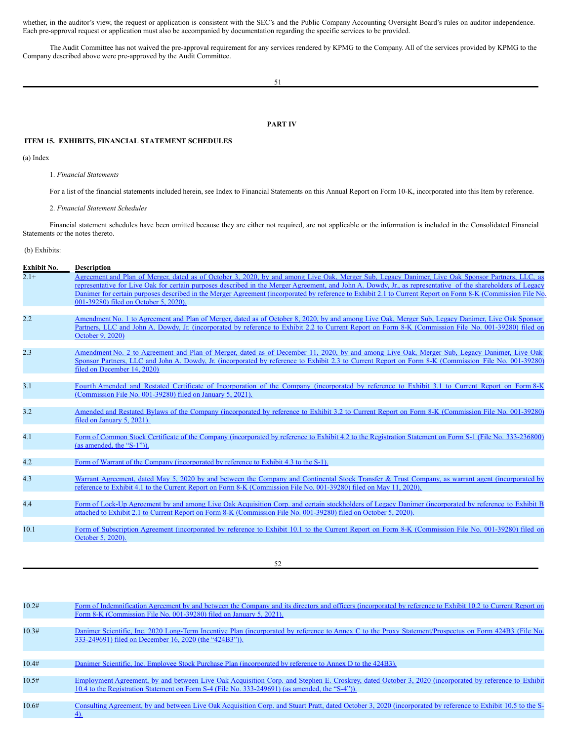whether, in the auditor's view, the request or application is consistent with the SEC's and the Public Company Accounting Oversight Board's rules on auditor independence. Each pre-approval request or application must also be accompanied by documentation regarding the specific services to be provided.

The Audit Committee has not waived the pre-approval requirement for any services rendered by KPMG to the Company. All of the services provided by KPMG to the Company described above were pre-approved by the Audit Committee.

## PART IV

### ITEM 15. EXHIBITS, FINANCIAL STATEMENT SCHEDULES

(a) Index

1. *Financial Statements*

For a list of the financial statements included herein, see Index to Financial Statements on this Annual Report on Form 10-K, incorporated into this Item by reference.

2. *Financial Statement Schedules*

Financial statement schedules have been omitted because they are either not required, are not applicable or the information is included in the Consolidated Financial Statements or the notes thereto.

(b) Exhibits:

| Exhibit No. | Description |
|---|---|
| 2.1+ | Agreement and Plan of Merger, dated as of October 3, 2020, by and among Live Oak, Merger Sub, Legacy Danimer, Live Oak Sponsor Partners, LLC, as representative for Live Oak for certain purposes described in the Merger Agreement, and John A. Dowdy, Jr., as representative of the shareholders of Legacy Danimer for certain purposes described in the Merger Agreement (incorporated by reference to Exhibit 2.1 to Current Report on Form 8-K (Commission File No. 001-39280) filed on October 5, 2020). |
| 2.2 | Amendment No. 1 to Agreement and Plan of Merger, dated as of October 8, 2020, by and among Live Oak, Merger Sub, Legacy Danimer, Live Oak Sponsor Partners, LLC and John A. Dowdy, Jr. (incorporated by reference to Exhibit 2.2 to Current Report on Form 8-K (Commission File No. 001-39280) filed on October 9, 2020) |
| 2.3 | Amendment No. 2 to Agreement and Plan of Merger, dated as of December 11, 2020, by and among Live Oak, Merger Sub, Legacy Danimer, Live Oak Sponsor Partners, LLC and John A. Dowdy, Jr. (incorporated by reference to Exhibit 2.3 to Current Report on Form 8-K (Commission File No. 001-39280) filed on December 14, 2020) |
| 3.1 | Fourth Amended and Restated Certificate of Incorporation of the Company (incorporated by reference to Exhibit 3.1 to Current Report on Form 8-K (Commission File No. 001-39280) filed on January 5, 2021). |
| 3.2 | Amended and Restated Bylaws of the Company (incorporated by reference to Exhibit 3.2 to Current Report on Form 8-K (Commission File No. 001-39280) filed on January 5, 2021). |
| 4.1 | Form of Common Stock Certificate of the Company (incorporated by reference to Exhibit 4.2 to the Registration Statement on Form S-1 (File No. 333-236800) (as amended, the "S-1")). |
| 4.2 | Form of Warrant of the Company (incorporated by reference to Exhibit 4.3 to the S-1). |
| 4.3 | Warrant Agreement, dated May 5, 2020 by and between the Company and Continental Stock Transfer & Trust Company, as warrant agent (incorporated by reference to Exhibit 4.1 to the Current Report on Form 8-K (Commission File No. 001-39280) filed on May 11, 2020). |
| 4.4 | Form of Lock-Up Agreement by and among Live Oak Acquisition Corp. and certain stockholders of Legacy Danimer (incorporated by reference to Exhibit B attached to Exhibit 2.1 to Current Report on Form 8-K (Commission File No. 001-39280) filed on October 5, 2020). |
| 10.1 | Form of Subscription Agreement (incorporated by reference to Exhibit 10.1 to the Current Report on Form 8-K (Commission File No. 001-39280) filed on October 5, 2020). |
| 10.2# | Form of Indemnification Agreement by and between the Company and its directors and officers (incorporated by reference to Exhibit 10.2 to Current Report on Form 8-K (Commission File No. 001-39280) filed on January 5, 2021). |
| 10.3# | Danimer Scientific, Inc. 2020 Long-Term Incentive Plan (incorporated by reference to Annex C to the Proxy Statement/Prospectus on Form 424B3 (File No. 333-249691) filed on December 16, 2020 (the "424B3")). |
| 10.4# | Danimer Scientific, Inc. Employee Stock Purchase Plan (incorporated by reference to Annex D to the 424B3). |
| 10.5# | Employment Agreement, by and between Live Oak Acquisition Corp. and Stephen E. Croskrey, dated October 3, 2020 (incorporated by reference to Exhibit 10.4 to the Registration Statement on Form S-4 (File No. 333-249691) (as amended, the "S-4")). |
| 10.6# | Consulting Agreement, by and between Live Oak Acquisition Corp. and Stuart Pratt, dated October 3, 2020 (incorporated by reference to Exhibit 10.5 to the S-4). |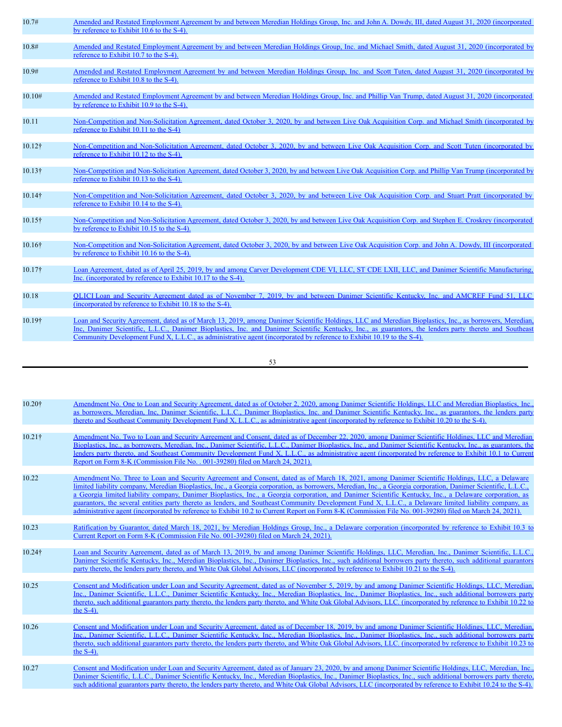| | |
|---|---|
| 10.7# | Amended and Restated Employment Agreement by and between Meredian Holdings Group, Inc. and John A. Dowdy, III, dated August 31, 2020 (incorporated by reference to Exhibit 10.6 to the S-4). |
| 10.8# | Amended and Restated Employment Agreement by and between Meredian Holdings Group, Inc. and Michael Smith, dated August 31, 2020 (incorporated by reference to Exhibit 10.7 to the S-4). |
| 10.9# | Amended and Restated Employment Agreement by and between Meredian Holdings Group, Inc. and Scott Tuten, dated August 31, 2020 (incorporated by reference to Exhibit 10.8 to the S-4). |
| 10.10# | Amended and Restated Employment Agreement by and between Meredian Holdings Group, Inc. and Phillip Van Trump, dated August 31, 2020 (incorporated by reference to Exhibit 10.9 to the S-4). |
| 10.11 | Non-Competition and Non-Solicitation Agreement, dated October 3, 2020, by and between Live Oak Acquisition Corp. and Michael Smith (incorporated by reference to Exhibit 10.11 to the S-4) |
| 10.12† | Non-Competition and Non-Solicitation Agreement, dated October 3, 2020, by and between Live Oak Acquisition Corp. and Scott Tuten (incorporated by reference to Exhibit 10.12 to the S-4). |
| 10.13† | Non-Competition and Non-Solicitation Agreement, dated October 3, 2020, by and between Live Oak Acquisition Corp. and Phillip Van Trump (incorporated by reference to Exhibit 10.13 to the S-4). |
| 10.14† | Non-Competition and Non-Solicitation Agreement, dated October 3, 2020, by and between Live Oak Acquisition Corp. and Stuart Pratt (incorporated by reference to Exhibit 10.14 to the S-4). |
| 10.15† | Non-Competition and Non-Solicitation Agreement, dated October 3, 2020, by and between Live Oak Acquisition Corp. and Stephen E. Croskrey (incorporated by reference to Exhibit 10.15 to the S-4). |
| 10.16† | Non-Competition and Non-Solicitation Agreement, dated October 3, 2020, by and between Live Oak Acquisition Corp. and John A. Dowdy, III (incorporated by reference to Exhibit 10.16 to the S-4). |
| 10.17† | Loan Agreement, dated as of April 25, 2019, by and among Carver Development CDE VI, LLC, ST CDE LXII, LLC, and Danimer Scientific Manufacturing, Inc. (incorporated by reference to Exhibit 10.17 to the S-4). |
| 10.18 | QLICI Loan and Security Agreement dated as of November 7, 2019, by and between Danimer Scientific Kentucky, Inc. and AMCREF Fund 51, LLC (incorporated by reference to Exhibit 10.18 to the S-4). |
| 10.19† | Loan and Security Agreement, dated as of March 13, 2019, among Danimer Scientific Holdings, LLC and Meredian Bioplastics, Inc., as borrowers, Meredian, Inc, Danimer Scientific, L.L.C., Danimer Bioplastics, Inc. and Danimer Scientific Kentucky, Inc., as guarantors, the lenders party thereto and Southeast Community Development Fund X, L.L.C., as administrative agent (incorporated by reference to Exhibit 10.19 to the S-4). |
| 10.20† | Amendment No. One to Loan and Security Agreement, dated as of October 2, 2020, among Danimer Scientific Holdings, LLC and Meredian Bioplastics, Inc., as borrowers, Meredian, Inc., Danimer Scientific, L.L.C., Danimer Bioplastics, Inc. and Danimer Scientific Kentucky, Inc., as guarantors, the lenders party thereto and Southeast Community Development Fund X, L.L.C., as administrative agent (incorporated by reference to Exhibit 10.20 to the S-4). |
| 10.21† | Amendment No. Two to Loan and Security Agreement and Consent, dated as of December 22, 2020, among Danimer Scientific Holdings, LLC and Meredian Bioplastics, Inc., as borrowers, Meredian, Inc., Danimer Scientific, L.L.C., Danimer Bioplastics, Inc., and Danimer Scientific Kentucky, Inc., as guarantors, the lenders party thereto, and Southeast Community Development Fund X, L.L.C., as administrative agent (incorporated by reference to Exhibit 10.1 to Current Report on Form 8-K (Commission File No. . 001-39280) filed on March 24, 2021). |
| 10.22 | Amendment No. Three to Loan and Security Agreement and Consent, dated as of March 18, 2021, among Danimer Scientific Holdings, LLC, a Delaware limited liability company, Meredian Bioplastics, Inc., a Georgia corporation, as borrowers, Meredian, Inc., a Georgia corporation, Danimer Scientific, L.L.C., a Georgia limited liability company, Danimer Bioplastics, Inc., a Georgia corporation, and Danimer Scientific Kentucky, Inc., a Delaware corporation, as guarantors, the several entities party thereto as lenders, and Southeast Community Development Fund X, L.L.C., a Delaware limited liability company, as administrative agent (incorporated by reference to Exhibit 10.2 to Current Report on Form 8-K (Commission File No. 001-39280) filed on March 24, 2021). |
| 10.23 | Ratification by Guarantor, dated March 18, 2021, by Meredian Holdings Group, Inc., a Delaware corporation (incorporated by reference to Exhibit 10.3 to Current Report on Form 8-K (Commission File No. 001-39280) filed on March 24, 2021). |
| 10.24† | Loan and Security Agreement, dated as of March 13, 2019, by and among Danimer Scientific Holdings, LLC, Meredian, Inc., Danimer Scientific, L.L.C., Danimer Scientific Kentucky, Inc., Meredian Bioplastics, Inc., Danimer Bioplastics, Inc., such additional borrowers party thereto, such additional guarantors party thereto, the lenders party thereto, and White Oak Global Advisors, LLC (incorporated by reference to Exhibit 10.21 to the S-4). |
| 10.25 | Consent and Modification under Loan and Security Agreement, dated as of November 5, 2019, by and among Danimer Scientific Holdings, LLC, Meredian, Inc., Danimer Scientific, L.L.C., Danimer Scientific Kentucky, Inc., Meredian Bioplastics, Inc., Danimer Bioplastics, Inc., such additional borrowers party thereto, such additional guarantors party thereto, the lenders party thereto, and White Oak Global Advisors, LLC. (incorporated by reference to Exhibit 10.22 to the S-4). |
| 10.26 | Consent and Modification under Loan and Security Agreement, dated as of December 18, 2019, by and among Danimer Scientific Holdings, LLC, Meredian, Inc., Danimer Scientific, L.L.C., Danimer Scientific Kentucky, Inc., Meredian Bioplastics, Inc., Danimer Bioplastics, Inc., such additional borrowers party thereto, such additional guarantors party thereto, the lenders party thereto, and White Oak Global Advisors, LLC. (incorporated by reference to Exhibit 10.23 to the S-4). |
| 10.27 | Consent and Modification under Loan and Security Agreement, dated as of January 23, 2020, by and among Danimer Scientific Holdings, LLC, Meredian, Inc., Danimer Scientific, L.L.C., Danimer Scientific Kentucky, Inc., Meredian Bioplastics, Inc., Danimer Bioplastics, Inc., such additional borrowers party thereto, such additional guarantors party thereto, the lenders party thereto, and White Oak Global Advisors, LLC (incorporated by reference to Exhibit 10.24 to the S-4). |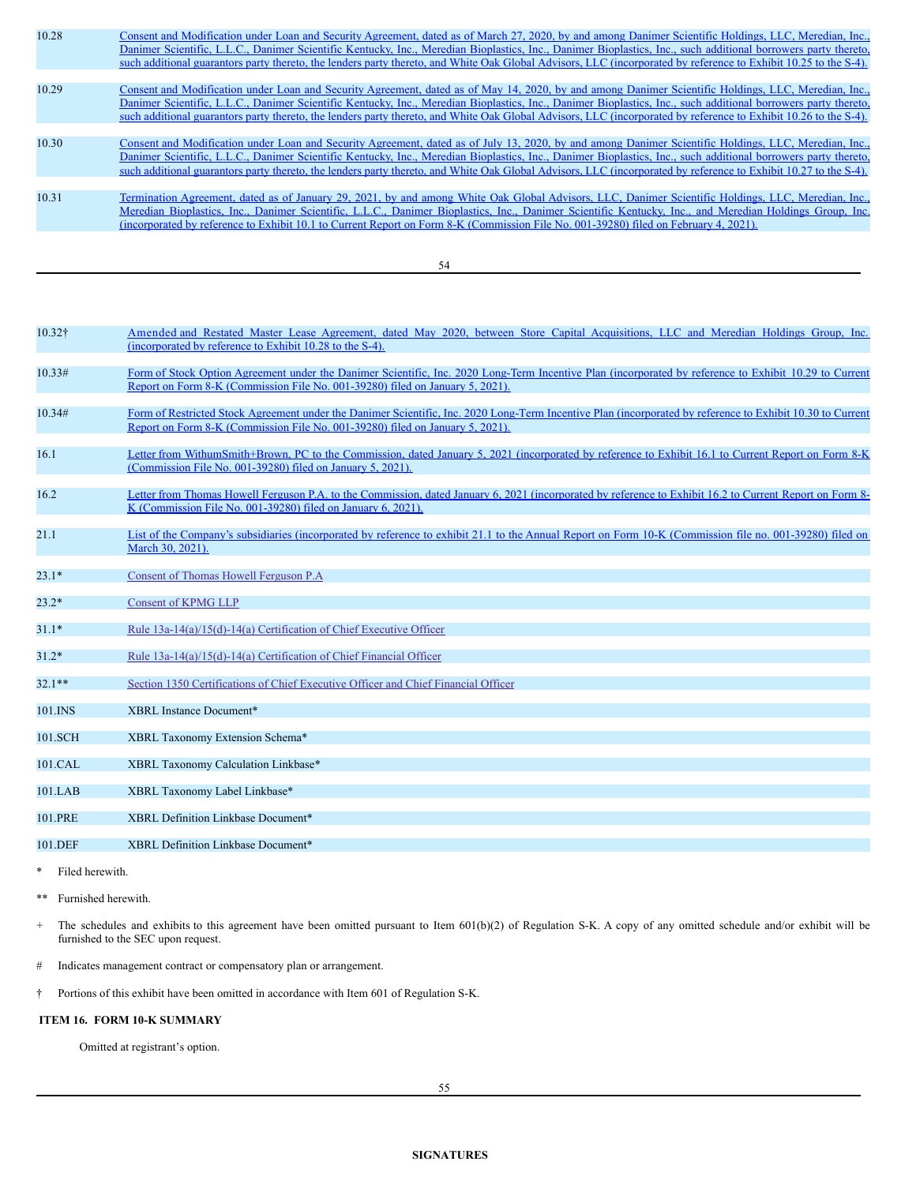| | |
|---|---|
| 10.28 | Consent and Modification under Loan and Security Agreement, dated as of March 27, 2020, by and among Danimer Scientific Holdings, LLC, Meredian, Inc., Danimer Scientific, L.L.C., Danimer Scientific Kentucky, Inc., Meredian Bioplastics, Inc., Danimer Bioplastics, Inc., such additional borrowers party thereto, such additional guarantors party thereto, the lenders party thereto, and White Oak Global Advisors, LLC (incorporated by reference to Exhibit 10.25 to the S-4). |
| 10.29 | Consent and Modification under Loan and Security Agreement, dated as of May 14, 2020, by and among Danimer Scientific Holdings, LLC, Meredian, Inc., Danimer Scientific, L.L.C., Danimer Scientific Kentucky, Inc., Meredian Bioplastics, Inc., Danimer Bioplastics, Inc., such additional borrowers party thereto, such additional guarantors party thereto, the lenders party thereto, and White Oak Global Advisors, LLC (incorporated by reference to Exhibit 10.26 to the S-4). |
| 10.30 | Consent and Modification under Loan and Security Agreement, dated as of July 13, 2020, by and among Danimer Scientific Holdings, LLC, Meredian, Inc., Danimer Scientific, L.L.C., Danimer Scientific Kentucky, Inc., Meredian Bioplastics, Inc., Danimer Bioplastics, Inc., such additional borrowers party thereto, such additional guarantors party thereto, the lenders party thereto, and White Oak Global Advisors, LLC (incorporated by reference to Exhibit 10.27 to the S-4). |
| 10.31 | Termination Agreement, dated as of January 29, 2021, by and among White Oak Global Advisors, LLC, Danimer Scientific Holdings, LLC, Meredian, Inc., Meredian Bioplastics, Inc., Danimer Scientific, L.L.C., Danimer Bioplastics, Inc., Danimer Scientific Kentucky, Inc., and Meredian Holdings Group, Inc. (incorporated by reference to Exhibit 10.1 to Current Report on Form 8-K (Commission File No. 001-39280) filed on February 4, 2021). |
| 10.32† | Amended and Restated Master Lease Agreement, dated May 2020, between Store Capital Acquisitions, LLC and Meredian Holdings Group, Inc. (incorporated by reference to Exhibit 10.28 to the S-4). |
| 10.33# | Form of Stock Option Agreement under the Danimer Scientific, Inc. 2020 Long-Term Incentive Plan (incorporated by reference to Exhibit 10.29 to Current Report on Form 8-K (Commission File No. 001-39280) filed on January 5, 2021). |
| 10.34# | Form of Restricted Stock Agreement under the Danimer Scientific, Inc. 2020 Long-Term Incentive Plan (incorporated by reference to Exhibit 10.30 to Current Report on Form 8-K (Commission File No. 001-39280) filed on January 5, 2021). |
| 16.1 | Letter from WithumSmith+Brown, PC to the Commission, dated January 5, 2021 (incorporated by reference to Exhibit 16.1 to Current Report on Form 8-K (Commission File No. 001-39280) filed on January 5, 2021). |
| 16.2 | Letter from Thomas Howell Ferguson P.A. to the Commission, dated January 6, 2021 (incorporated by reference to Exhibit 16.2 to Current Report on Form 8-K (Commission File No. 001-39280) filed on January 6, 2021). |
| 21.1 | List of the Company's subsidiaries (incorporated by reference to exhibit 21.1 to the Annual Report on Form 10-K (Commission file no. 001-39280) filed on March 30, 2021). |
| 23.1* | Consent of Thomas Howell Ferguson P.A |
| 23.2* | Consent of KPMG LLP |
| 31.1* | Rule 13a-14(a)/15(d)-14(a) Certification of Chief Executive Officer |
| 31.2* | Rule 13a-14(a)/15(d)-14(a) Certification of Chief Financial Officer |
| 32.1** | Section 1350 Certifications of Chief Executive Officer and Chief Financial Officer |
| 101.INS | XBRL Instance Document* |
| 101.SCH | XBRL Taxonomy Extension Schema* |
| 101.CAL | XBRL Taxonomy Calculation Linkbase* |
| 101.LAB | XBRL Taxonomy Label Linkbase* |
| 101.PRE | XBRL Definition Linkbase Document* |
| 101.DEF | XBRL Definition Linkbase Document* |

\* Filed herewith.

\*\* Furnished herewith.

\+ The schedules and exhibits to this agreement have been omitted pursuant to Item 601(b)(2) of Regulation S-K. A copy of any omitted schedule and/or exhibit will be furnished to the SEC upon request.

\# Indicates management contract or compensatory plan or arrangement.

† Portions of this exhibit have been omitted in accordance with Item 601 of Regulation S-K.

**ITEM 16. FORM 10-K SUMMARY**

Omitted at registrant's option.

**SIGNATURES**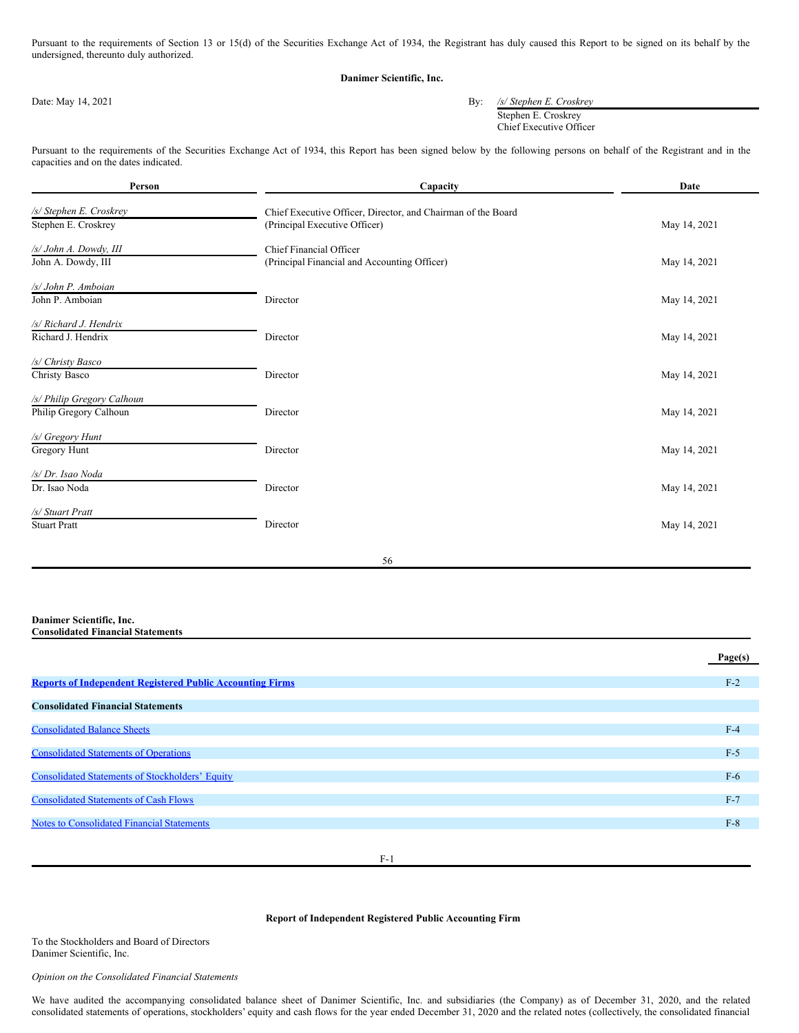Pursuant to the requirements of Section 13 or 15(d) of the Securities Exchange Act of 1934, the Registrant has duly caused this Report to be signed on its behalf by the undersigned, thereunto duly authorized.

**Danimer Scientific, Inc.**

Date: May 14, 2021

By: */s/ Stephen E. Croskrey*
Stephen E. Croskrey
Chief Executive Officer

Pursuant to the requirements of the Securities Exchange Act of 1934, this Report has been signed below by the following persons on behalf of the Registrant and in the capacities and on the dates indicated.

| Person | Capacity | Date |
|---|---|---|
| */s/ Stephen E. Croskrey*<br>Stephen E. Croskrey | Chief Executive Officer, Director, and Chairman of the Board<br>(Principal Executive Officer) | May 14, 2021 |
| */s/ John A. Dowdy, III*<br>John A. Dowdy, III | Chief Financial Officer<br>(Principal Financial and Accounting Officer) | May 14, 2021 |
| */s/ John P. Amboian*<br>John P. Amboian | Director | May 14, 2021 |
| */s/ Richard J. Hendrix*<br>Richard J. Hendrix | Director | May 14, 2021 |
| */s/ Christy Basco*<br>Christy Basco | Director | May 14, 2021 |
| */s/ Philip Gregory Calhoun*<br>Philip Gregory Calhoun | Director | May 14, 2021 |
| */s/ Gregory Hunt*<br>Gregory Hunt | Director | May 14, 2021 |
| */s/ Dr. Isao Noda*<br>Dr. Isao Noda | Director | May 14, 2021 |
| */s/ Stuart Pratt*<br>Stuart Pratt | Director | May 14, 2021 |

**Danimer Scientific, Inc.**
**Consolidated Financial Statements**

| | Page(s) |
|---|---|
| **Reports of Independent Registered Public Accounting Firms** | F-2 |
| **Consolidated Financial Statements** | |
| Consolidated Balance Sheets | F-4 |
| Consolidated Statements of Operations | F-5 |
| Consolidated Statements of Stockholders' Equity | F-6 |
| Consolidated Statements of Cash Flows | F-7 |
| Notes to Consolidated Financial Statements | F-8 |

**Report of Independent Registered Public Accounting Firm**

To the Stockholders and Board of Directors
Danimer Scientific, Inc.

*Opinion on the Consolidated Financial Statements*

We have audited the accompanying consolidated balance sheet of Danimer Scientific, Inc. and subsidiaries (the Company) as of December 31, 2020, and the related consolidated statements of operations, stockholders' equity and cash flows for the year ended December 31, 2020 and the related notes (collectively, the consolidated financial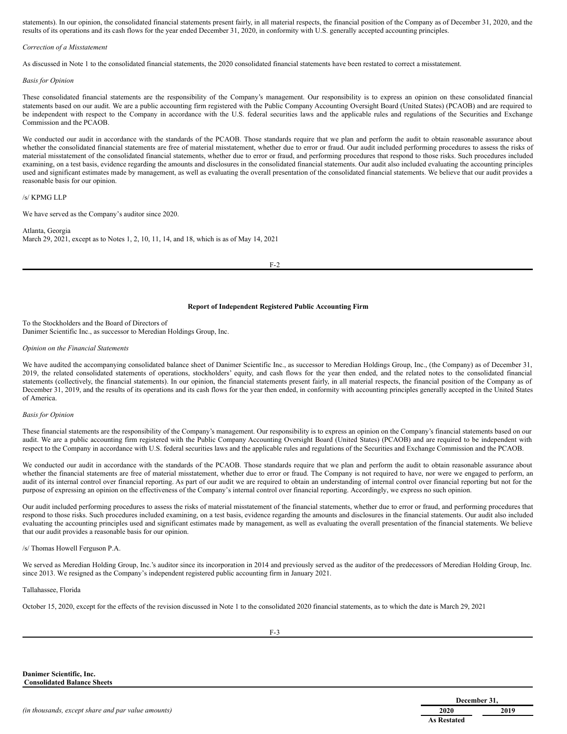statements). In our opinion, the consolidated financial statements present fairly, in all material respects, the financial position of the Company as of December 31, 2020, and the results of its operations and its cash flows for the year ended December 31, 2020, in conformity with U.S. generally accepted accounting principles.

*Correction of a Misstatement*

As discussed in Note 1 to the consolidated financial statements, the 2020 consolidated financial statements have been restated to correct a misstatement.

*Basis for Opinion*

These consolidated financial statements are the responsibility of the Company's management. Our responsibility is to express an opinion on these consolidated financial statements based on our audit. We are a public accounting firm registered with the Public Company Accounting Oversight Board (United States) (PCAOB) and are required to be independent with respect to the Company in accordance with the U.S. federal securities laws and the applicable rules and regulations of the Securities and Exchange Commission and the PCAOB.

We conducted our audit in accordance with the standards of the PCAOB. Those standards require that we plan and perform the audit to obtain reasonable assurance about whether the consolidated financial statements are free of material misstatement, whether due to error or fraud. Our audit included performing procedures to assess the risks of material misstatement of the consolidated financial statements, whether due to error or fraud, and performing procedures that respond to those risks. Such procedures included examining, on a test basis, evidence regarding the amounts and disclosures in the consolidated financial statements. Our audit also included evaluating the accounting principles used and significant estimates made by management, as well as evaluating the overall presentation of the consolidated financial statements. We believe that our audit provides a reasonable basis for our opinion.

/s/ KPMG LLP

We have served as the Company's auditor since 2020.

Atlanta, Georgia
March 29, 2021, except as to Notes 1, 2, 10, 11, 14, and 18, which is as of May 14, 2021

**Report of Independent Registered Public Accounting Firm**

To the Stockholders and the Board of Directors of
Danimer Scientific Inc., as successor to Meredian Holdings Group, Inc.

*Opinion on the Financial Statements*

We have audited the accompanying consolidated balance sheet of Danimer Scientific Inc., as successor to Meredian Holdings Group, Inc., (the Company) as of December 31, 2019, the related consolidated statements of operations, stockholders' equity, and cash flows for the year then ended, and the related notes to the consolidated financial statements (collectively, the financial statements). In our opinion, the financial statements present fairly, in all material respects, the financial position of the Company as of December 31, 2019, and the results of its operations and its cash flows for the year then ended, in conformity with accounting principles generally accepted in the United States of America.

*Basis for Opinion*

These financial statements are the responsibility of the Company's management. Our responsibility is to express an opinion on the Company's financial statements based on our audit. We are a public accounting firm registered with the Public Company Accounting Oversight Board (United States) (PCAOB) and are required to be independent with respect to the Company in accordance with U.S. federal securities laws and the applicable rules and regulations of the Securities and Exchange Commission and the PCAOB.

We conducted our audit in accordance with the standards of the PCAOB. Those standards require that we plan and perform the audit to obtain reasonable assurance about whether the financial statements are free of material misstatement, whether due to error or fraud. The Company is not required to have, nor were we engaged to perform, an audit of its internal control over financial reporting. As part of our audit we are required to obtain an understanding of internal control over financial reporting but not for the purpose of expressing an opinion on the effectiveness of the Company's internal control over financial reporting. Accordingly, we express no such opinion.

Our audit included performing procedures to assess the risks of material misstatement of the financial statements, whether due to error or fraud, and performing procedures that respond to those risks. Such procedures included examining, on a test basis, evidence regarding the amounts and disclosures in the financial statements. Our audit also included evaluating the accounting principles used and significant estimates made by management, as well as evaluating the overall presentation of the financial statements. We believe that our audit provides a reasonable basis for our opinion.

/s/ Thomas Howell Ferguson P.A.

We served as Meredian Holding Group, Inc.'s auditor since its incorporation in 2014 and previously served as the auditor of the predecessors of Meredian Holding Group, Inc. since 2013. We resigned as the Company's independent registered public accounting firm in January 2021.

Tallahassee, Florida

October 15, 2020, except for the effects of the revision discussed in Note 1 to the consolidated 2020 financial statements, as to which the date is March 29, 2021

**Danimer Scientific, Inc.**
**Consolidated Balance Sheets**

| *(in thousands, except share and par value amounts)* | December 31, | |
|---|---|---|
| | **2020** | **2019** |
| | **As Restated** | |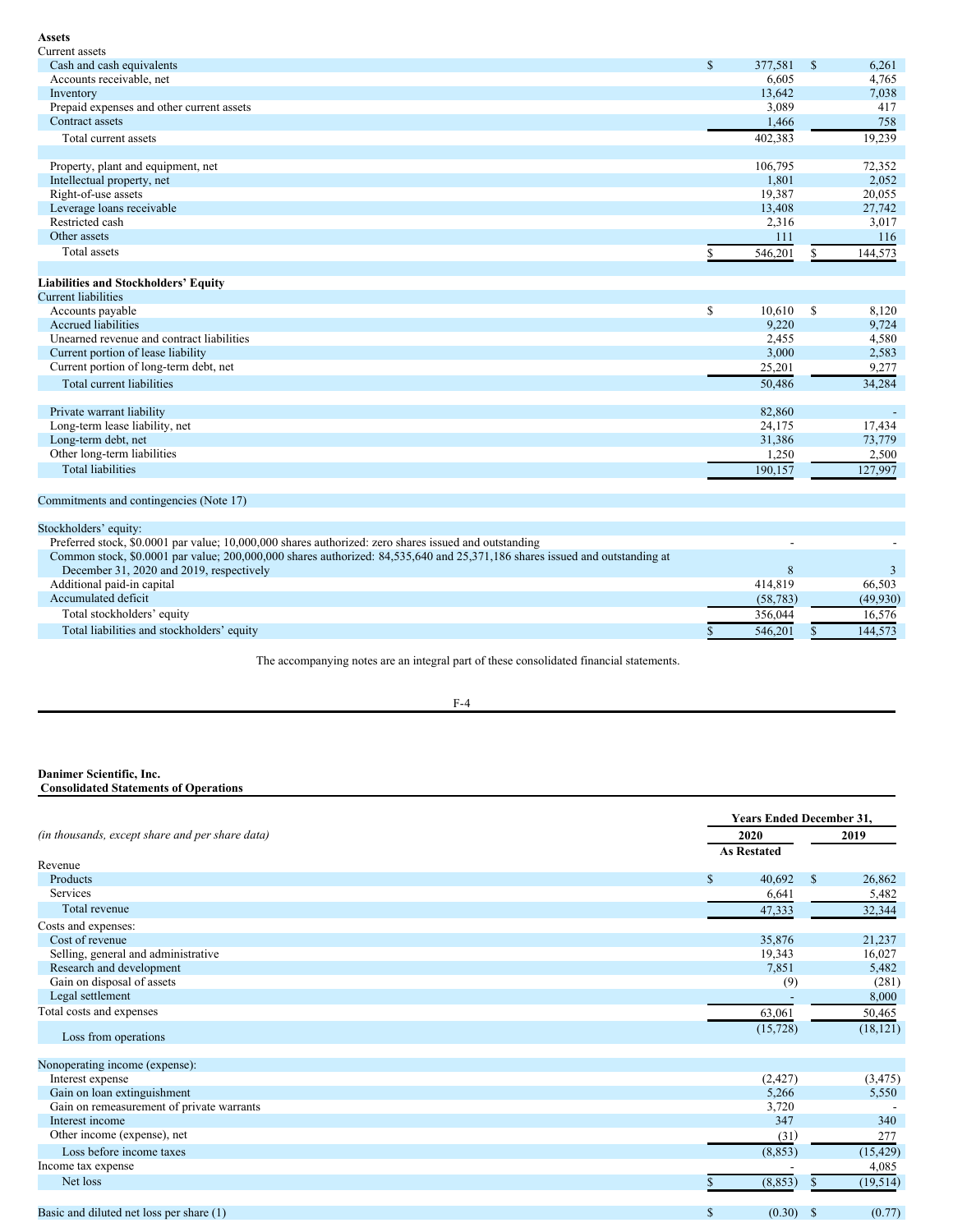| | | |
|---|---|---|
| **Assets** | | |
| Current assets | | |
| Cash and cash equivalents | $ 377,581 | $ 6,261 |
| Accounts receivable, net | 6,605 | 4,765 |
| Inventory | 13,642 | 7,038 |
| Prepaid expenses and other current assets | 3,089 | 417 |
| Contract assets | 1,466 | 758 |
| Total current assets | 402,383 | 19,239 |
| | | |
| Property, plant and equipment, net | 106,795 | 72,352 |
| Intellectual property, net | 1,801 | 2,052 |
| Right-of-use assets | 19,387 | 20,055 |
| Leverage loans receivable | 13,408 | 27,742 |
| Restricted cash | 2,316 | 3,017 |
| Other assets | 111 | 116 |
| Total assets | $ 546,201 | $ 144,573 |
| | | |
| **Liabilities and Stockholders' Equity** | | |
| Current liabilities | | |
| Accounts payable | $ 10,610 | $ 8,120 |
| Accrued liabilities | 9,220 | 9,724 |
| Unearned revenue and contract liabilities | 2,455 | 4,580 |
| Current portion of lease liability | 3,000 | 2,583 |
| Current portion of long-term debt, net | 25,201 | 9,277 |
| Total current liabilities | 50,486 | 34,284 |
| | | |
| Private warrant liability | 82,860 | - |
| Long-term lease liability, net | 24,175 | 17,434 |
| Long-term debt, net | 31,386 | 73,779 |
| Other long-term liabilities | 1,250 | 2,500 |
| Total liabilities | 190,157 | 127,997 |
| | | |
| Commitments and contingencies (Note 17) | | |
| | | |
| Stockholders' equity: | | |
| Preferred stock, $0.0001 par value; 10,000,000 shares authorized: zero shares issued and outstanding | - | - |
| Common stock, $0.0001 par value; 200,000,000 shares authorized: 84,535,640 and 25,371,186 shares issued and outstanding at December 31, 2020 and 2019, respectively | 8 | 3 |
| Additional paid-in capital | 414,819 | 66,503 |
| Accumulated deficit | (58,783) | (49,930) |
| Total stockholders' equity | 356,044 | 16,576 |
| Total liabilities and stockholders' equity | $ 546,201 | $ 144,573 |

The accompanying notes are an integral part of these consolidated financial statements.

**Danimer Scientific, Inc.**
**Consolidated Statements of Operations**

| *(in thousands, except share and per share data)* | Years Ended December 31, | |
|---|---|---|
| | 2020 As Restated | 2019 |
| Revenue | | |
| Products | $ 40,692 | $ 26,862 |
| Services | 6,641 | 5,482 |
| Total revenue | 47,333 | 32,344 |
| Costs and expenses: | | |
| Cost of revenue | 35,876 | 21,237 |
| Selling, general and administrative | 19,343 | 16,027 |
| Research and development | 7,851 | 5,482 |
| Gain on disposal of assets | (9) | (281) |
| Legal settlement | - | 8,000 |
| Total costs and expenses | 63,061 | 50,465 |
| Loss from operations | (15,728) | (18,121) |
| | | |
| Nonoperating income (expense): | | |
| Interest expense | (2,427) | (3,475) |
| Gain on loan extinguishment | 5,266 | 5,550 |
| Gain on remeasurement of private warrants | 3,720 | - |
| Interest income | 347 | 340 |
| Other income (expense), net | (31) | 277 |
| Loss before income taxes | (8,853) | (15,429) |
| Income tax expense | - | 4,085 |
| Net loss | $ (8,853) | $ (19,514) |
| | | |
| Basic and diluted net loss per share (1) | $ (0.30) | $ (0.77) |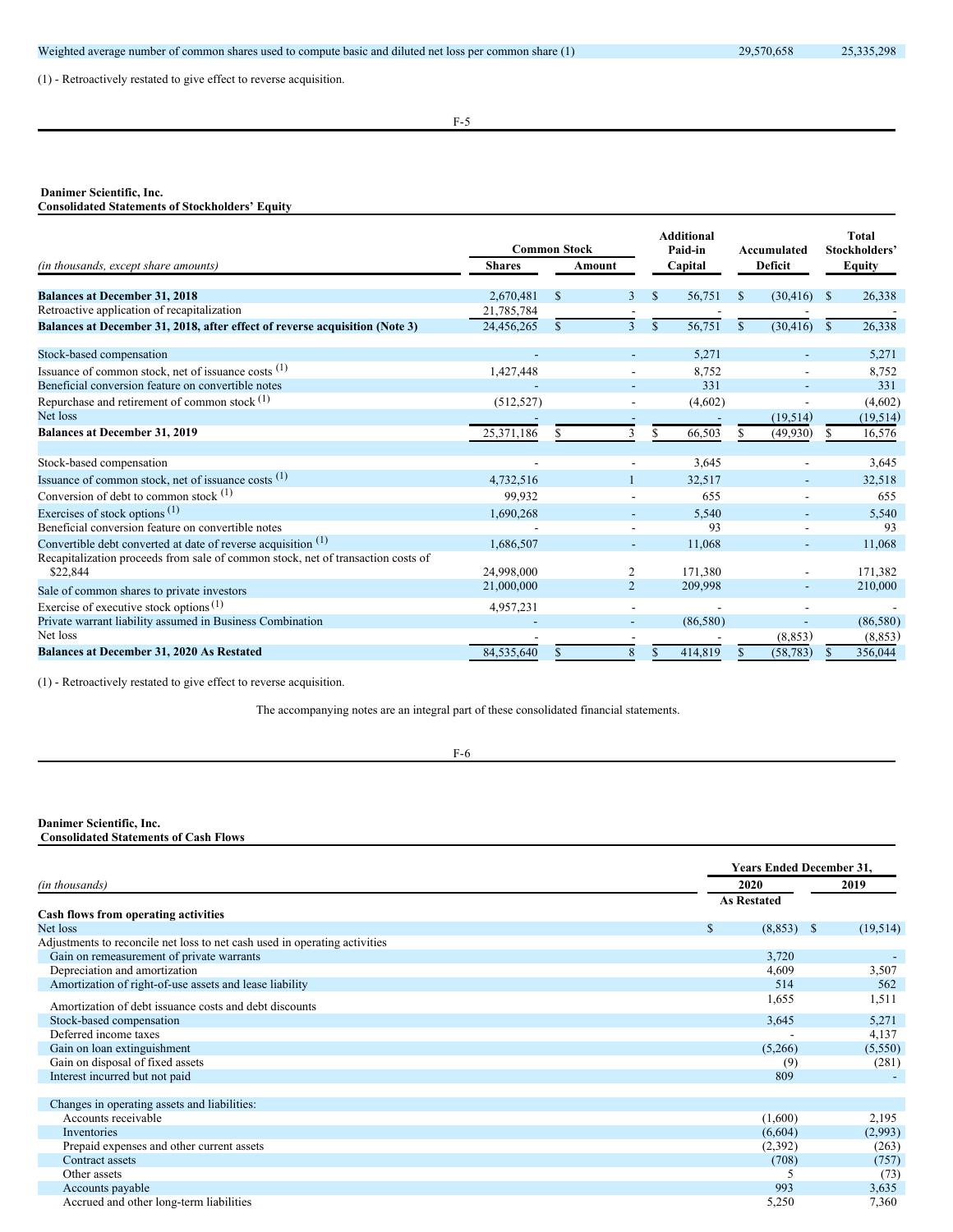| | | |
|---|---|---|
| Weighted average number of common shares used to compute basic and diluted net loss per common share (1) | 29,570,658 | 25,335,298 |

(1) - Retroactively restated to give effect to reverse acquisition.

**Danimer Scientific, Inc.**
**Consolidated Statements of Stockholders' Equity**

| *(in thousands, except share amounts)* | Common Stock Shares | Common Stock Amount | Additional Paid-in Capital | Accumulated Deficit | Total Stockholders' Equity |
|---|---|---|---|---|---|
| **Balances at December 31, 2018** | 2,670,481 | $ 3 | $ 56,751 | $ (30,416) | $ 26,338 |
| Retroactive application of recapitalization | 21,785,784 | - | - | - | - |
| **Balances at December 31, 2018, after effect of reverse acquisition (Note 3)** | 24,456,265 | $ 3 | $ 56,751 | $ (30,416) | $ 26,338 |
| Stock-based compensation | - | - | 5,271 | - | 5,271 |
| Issuance of common stock, net of issuance costs (1) | 1,427,448 | - | 8,752 | - | 8,752 |
| Beneficial conversion feature on convertible notes | - | - | 331 | - | 331 |
| Repurchase and retirement of common stock (1) | (512,527) | - | (4,602) | - | (4,602) |
| Net loss | - | - | - | (19,514) | (19,514) |
| **Balances at December 31, 2019** | 25,371,186 | $ 3 | $ 66,503 | $ (49,930) | $ 16,576 |
| Stock-based compensation | - | - | 3,645 | - | 3,645 |
| Issuance of common stock, net of issuance costs (1) | 4,732,516 | 1 | 32,517 | - | 32,518 |
| Conversion of debt to common stock (1) | 99,932 | - | 655 | - | 655 |
| Exercises of stock options (1) | 1,690,268 | - | 5,540 | - | 5,540 |
| Beneficial conversion feature on convertible notes | - | - | 93 | - | 93 |
| Convertible debt converted at date of reverse acquisition (1) | 1,686,507 | - | 11,068 | - | 11,068 |
| Recapitalization proceeds from sale of common stock, net of transaction costs of $22,844 | 24,998,000 | 2 | 171,380 | - | 171,382 |
| Sale of common shares to private investors | 21,000,000 | 2 | 209,998 | - | 210,000 |
| Exercise of executive stock options (1) | 4,957,231 | - | - | - | - |
| Private warrant liability assumed in Business Combination | - | - | (86,580) | - | (86,580) |
| Net loss | - | - | - | (8,853) | (8,853) |
| **Balances at December 31, 2020 As Restated** | 84,535,640 | $ 8 | $ 414,819 | $ (58,783) | $ 356,044 |

(1) - Retroactively restated to give effect to reverse acquisition.

The accompanying notes are an integral part of these consolidated financial statements.

**Danimer Scientific, Inc.**
**Consolidated Statements of Cash Flows**

| *(in thousands)* | Years Ended December 31, 2020 As Restated | 2019 |
|---|---|---|
| **Cash flows from operating activities** | | |
| Net loss | $ (8,853) | $ (19,514) |
| Adjustments to reconcile net loss to net cash used in operating activities | | |
| Gain on remeasurement of private warrants | 3,720 | - |
| Depreciation and amortization | 4,609 | 3,507 |
| Amortization of right-of-use assets and lease liability | 514 | 562 |
| Amortization of debt issuance costs and debt discounts | 1,655 | 1,511 |
| Stock-based compensation | 3,645 | 5,271 |
| Deferred income taxes | - | 4,137 |
| Gain on loan extinguishment | (5,266) | (5,550) |
| Gain on disposal of fixed assets | (9) | (281) |
| Interest incurred but not paid | 809 | - |
| Changes in operating assets and liabilities: | | |
| Accounts receivable | (1,600) | 2,195 |
| Inventories | (6,604) | (2,993) |
| Prepaid expenses and other current assets | (2,392) | (263) |
| Contract assets | (708) | (757) |
| Other assets | 5 | (73) |
| Accounts payable | 993 | 3,635 |
| Accrued and other long-term liabilities | 5,250 | 7,360 |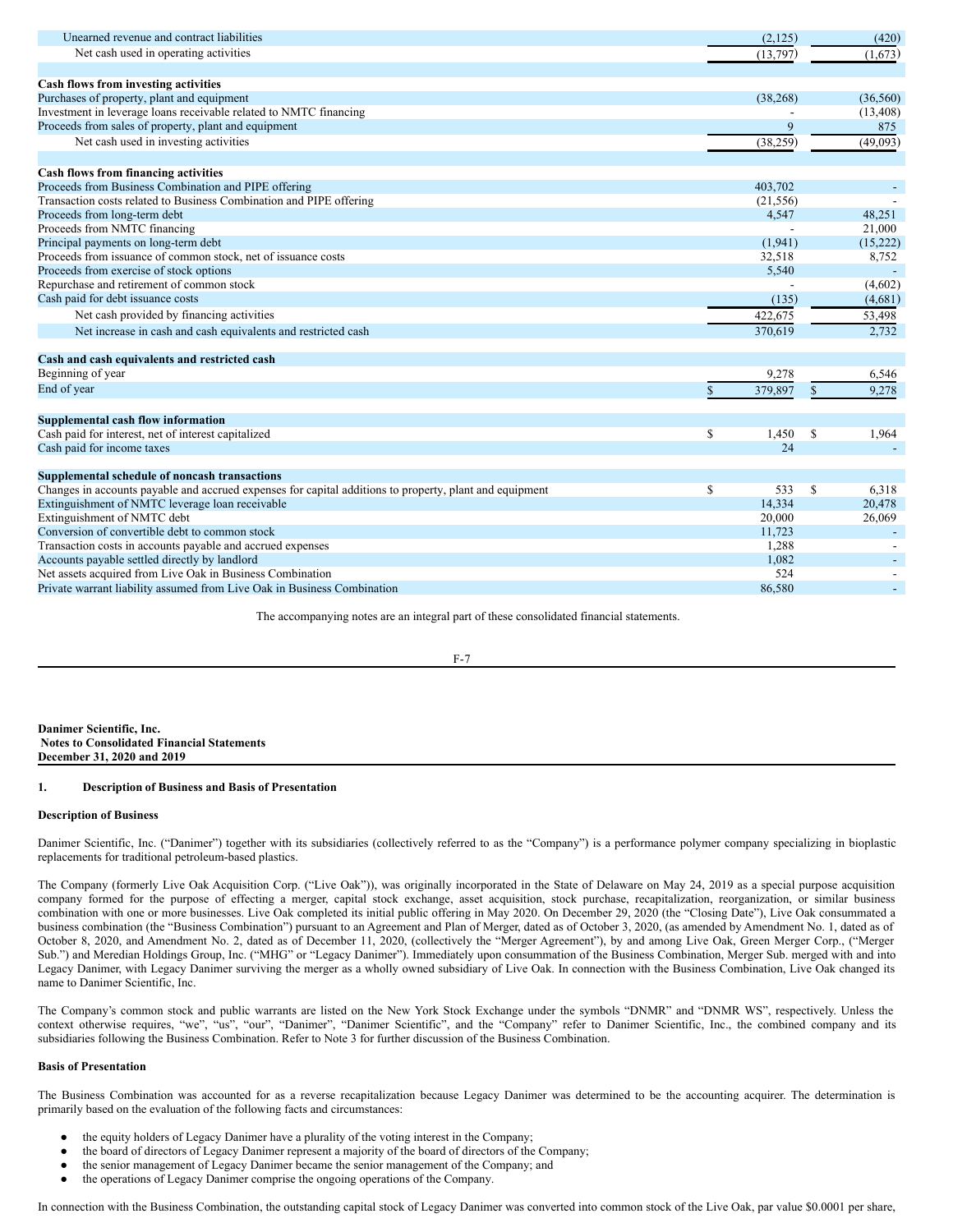| | 2020 | 2019 |
|---|---|---|
| Unearned revenue and contract liabilities | (2,125) | (420) |
| Net cash used in operating activities | (13,797) | (1,673) |
| | | |
| **Cash flows from investing activities** | | |
| Purchases of property, plant and equipment | (38,268) | (36,560) |
| Investment in leverage loans receivable related to NMTC financing | - | (13,408) |
| Proceeds from sales of property, plant and equipment | 9 | 875 |
| Net cash used in investing activities | (38,259) | (49,093) |
| | | |
| **Cash flows from financing activities** | | |
| Proceeds from Business Combination and PIPE offering | 403,702 | - |
| Transaction costs related to Business Combination and PIPE offering | (21,556) | - |
| Proceeds from long-term debt | 4,547 | 48,251 |
| Proceeds from NMTC financing | - | 21,000 |
| Principal payments on long-term debt | (1,941) | (15,222) |
| Proceeds from issuance of common stock, net of issuance costs | 32,518 | 8,752 |
| Proceeds from exercise of stock options | 5,540 | - |
| Repurchase and retirement of common stock | - | (4,602) |
| Cash paid for debt issuance costs | (135) | (4,681) |
| Net cash provided by financing activities | 422,675 | 53,498 |
| Net increase in cash and cash equivalents and restricted cash | 370,619 | 2,732 |
| | | |
| **Cash and cash equivalents and restricted cash** | | |
| Beginning of year | 9,278 | 6,546 |
| End of year | $ 379,897 | $ 9,278 |
| | | |
| **Supplemental cash flow information** | | |
| Cash paid for interest, net of interest capitalized | $ 1,450 | $ 1,964 |
| Cash paid for income taxes | 24 | - |
| | | |
| **Supplemental schedule of noncash transactions** | | |
| Changes in accounts payable and accrued expenses for capital additions to property, plant and equipment | $ 533 | $ 6,318 |
| Extinguishment of NMTC leverage loan receivable | 14,334 | 20,478 |
| Extinguishment of NMTC debt | 20,000 | 26,069 |
| Conversion of convertible debt to common stock | 11,723 | - |
| Transaction costs in accounts payable and accrued expenses | 1,288 | - |
| Accounts payable settled directly by landlord | 1,082 | - |
| Net assets acquired from Live Oak in Business Combination | 524 | - |
| Private warrant liability assumed from Live Oak in Business Combination | 86,580 | - |

The accompanying notes are an integral part of these consolidated financial statements.

**Danimer Scientific, Inc.**
**Notes to Consolidated Financial Statements**
**December 31, 2020 and 2019**

## 1. Description of Business and Basis of Presentation

### Description of Business

Danimer Scientific, Inc. ("Danimer") together with its subsidiaries (collectively referred to as the "Company") is a performance polymer company specializing in bioplastic replacements for traditional petroleum-based plastics.

The Company (formerly Live Oak Acquisition Corp. ("Live Oak")), was originally incorporated in the State of Delaware on May 24, 2019 as a special purpose acquisition company formed for the purpose of effecting a merger, capital stock exchange, asset acquisition, stock purchase, recapitalization, reorganization, or similar business combination with one or more businesses. Live Oak completed its initial public offering in May 2020. On December 29, 2020 (the "Closing Date"), Live Oak consummated a business combination (the "Business Combination") pursuant to an Agreement and Plan of Merger, dated as of October 3, 2020, (as amended by Amendment No. 1, dated as of October 8, 2020, and Amendment No. 2, dated as of December 11, 2020, (collectively the "Merger Agreement"), by and among Live Oak, Green Merger Corp., ("Merger Sub.") and Meredian Holdings Group, Inc. ("MHG" or "Legacy Danimer"). Immediately upon consummation of the Business Combination, Merger Sub. merged with and into Legacy Danimer, with Legacy Danimer surviving the merger as a wholly owned subsidiary of Live Oak. In connection with the Business Combination, Live Oak changed its name to Danimer Scientific, Inc.

The Company's common stock and public warrants are listed on the New York Stock Exchange under the symbols "DNMR" and "DNMR WS", respectively. Unless the context otherwise requires, "we", "us", "our", "Danimer", "Danimer Scientific", and the "Company" refer to Danimer Scientific, Inc., the combined company and its subsidiaries following the Business Combination. Refer to Note 3 for further discussion of the Business Combination.

### Basis of Presentation

The Business Combination was accounted for as a reverse recapitalization because Legacy Danimer was determined to be the accounting acquirer. The determination is primarily based on the evaluation of the following facts and circumstances:

- the equity holders of Legacy Danimer have a plurality of the voting interest in the Company;
- the board of directors of Legacy Danimer represent a majority of the board of directors of the Company;
- the senior management of Legacy Danimer became the senior management of the Company; and
- the operations of Legacy Danimer comprise the ongoing operations of the Company.

In connection with the Business Combination, the outstanding capital stock of Legacy Danimer was converted into common stock of the Live Oak, par value $0.0001 per share,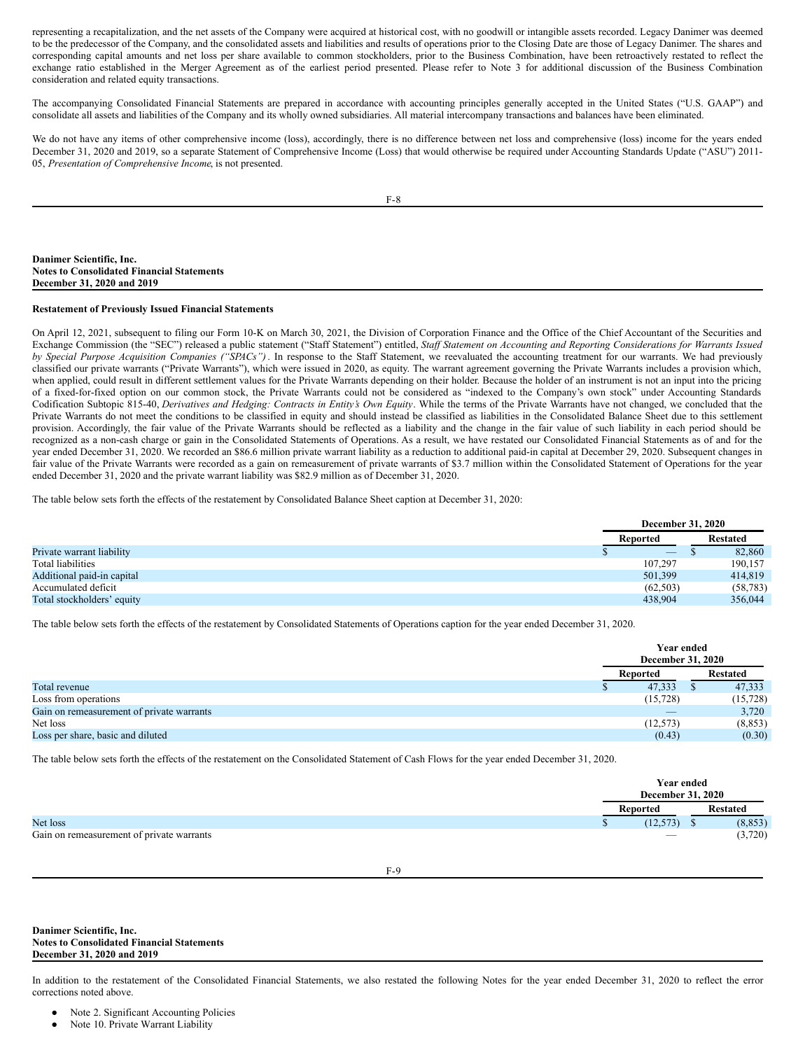representing a recapitalization, and the net assets of the Company were acquired at historical cost, with no goodwill or intangible assets recorded. Legacy Danimer was deemed to be the predecessor of the Company, and the consolidated assets and liabilities and results of operations prior to the Closing Date are those of Legacy Danimer. The shares and corresponding capital amounts and net loss per share available to common stockholders, prior to the Business Combination, have been retroactively restated to reflect the exchange ratio established in the Merger Agreement as of the earliest period presented. Please refer to Note 3 for additional discussion of the Business Combination consideration and related equity transactions.

The accompanying Consolidated Financial Statements are prepared in accordance with accounting principles generally accepted in the United States ("U.S. GAAP") and consolidate all assets and liabilities of the Company and its wholly owned subsidiaries. All material intercompany transactions and balances have been eliminated.

We do not have any items of other comprehensive income (loss), accordingly, there is no difference between net loss and comprehensive (loss) income for the years ended December 31, 2020 and 2019, so a separate Statement of Comprehensive Income (Loss) that would otherwise be required under Accounting Standards Update ("ASU") 2011-05, *Presentation of Comprehensive Income*, is not presented.

**Restatement of Previously Issued Financial Statements**

On April 12, 2021, subsequent to filing our Form 10-K on March 30, 2021, the Division of Corporation Finance and the Office of the Chief Accountant of the Securities and Exchange Commission (the "SEC") released a public statement ("Staff Statement") entitled, *Staff Statement on Accounting and Reporting Considerations for Warrants Issued by Special Purpose Acquisition Companies ("SPACs")*. In response to the Staff Statement, we reevaluated the accounting treatment for our warrants. We had previously classified our private warrants ("Private Warrants"), which were issued in 2020, as equity. The warrant agreement governing the Private Warrants includes a provision which, when applied, could result in different settlement values for the Private Warrants depending on their holder. Because the holder of an instrument is not an input into the pricing of a fixed-for-fixed option on our common stock, the Private Warrants could not be considered as "indexed to the Company's own stock" under Accounting Standards Codification Subtopic 815-40, *Derivatives and Hedging: Contracts in Entity's Own Equity*. While the terms of the Private Warrants have not changed, we concluded that the Private Warrants do not meet the conditions to be classified in equity and should instead be classified as liabilities in the Consolidated Balance Sheet due to this settlement provision. Accordingly, the fair value of the Private Warrants should be reflected as a liability and the change in the fair value of such liability in each period should be recognized as a non-cash charge or gain in the Consolidated Statements of Operations. As a result, we have restated our Consolidated Financial Statements as of and for the year ended December 31, 2020. We recorded an $86.6 million private warrant liability as a reduction to additional paid-in capital at December 29, 2020. Subsequent changes in fair value of the Private Warrants were recorded as a gain on remeasurement of private warrants of $3.7 million within the Consolidated Statement of Operations for the year ended December 31, 2020 and the private warrant liability was $82.9 million as of December 31, 2020.

The table below sets forth the effects of the restatement by Consolidated Balance Sheet caption at December 31, 2020:

| | December 31, 2020 | |
|---|---|---|
| | Reported | Restated |
| Private warrant liability | $ — | $ 82,860 |
| Total liabilities | 107,297 | 190,157 |
| Additional paid-in capital | 501,399 | 414,819 |
| Accumulated deficit | (62,503) | (58,783) |
| Total stockholders' equity | 438,904 | 356,044 |

The table below sets forth the effects of the restatement by Consolidated Statements of Operations caption for the year ended December 31, 2020.

| | Year ended December 31, 2020 | |
|---|---|---|
| | Reported | Restated |
| Total revenue | $ 47,333 | $ 47,333 |
| Loss from operations | (15,728) | (15,728) |
| Gain on remeasurement of private warrants | — | 3,720 |
| Net loss | (12,573) | (8,853) |
| Loss per share, basic and diluted | (0.43) | (0.30) |

The table below sets forth the effects of the restatement on the Consolidated Statement of Cash Flows for the year ended December 31, 2020.

| | Year ended December 31, 2020 | |
|---|---|---|
| | Reported | Restated |
| Net loss | $ (12,573) | $ (8,853) |
| Gain on remeasurement of private warrants | — | (3,720) |

In addition to the restatement of the Consolidated Financial Statements, we also restated the following Notes for the year ended December 31, 2020 to reflect the error corrections noted above.

- Note 2. Significant Accounting Policies
- Note 10. Private Warrant Liability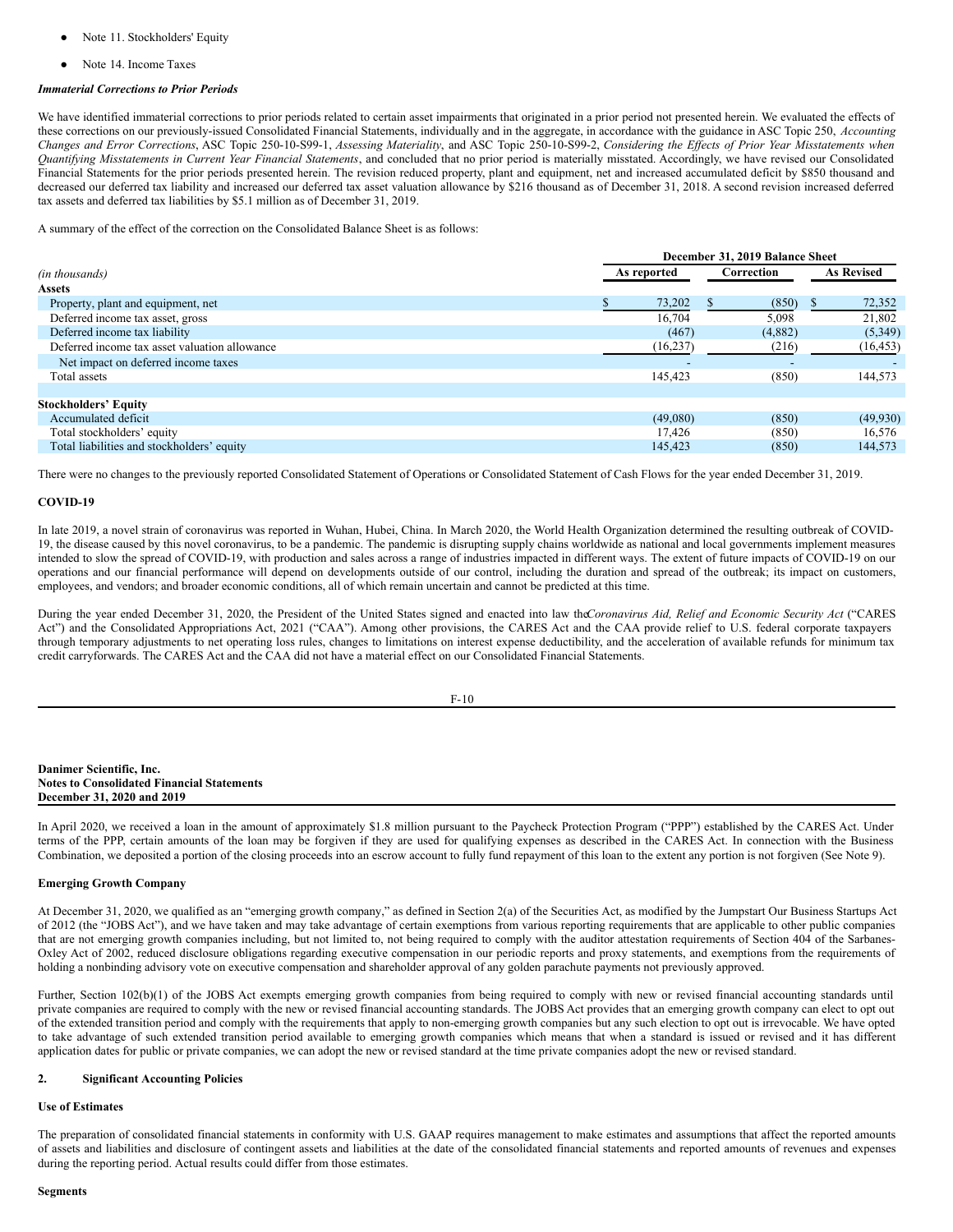- Note 11. Stockholders' Equity
- Note 14. Income Taxes

***Immaterial Corrections to Prior Periods***

We have identified immaterial corrections to prior periods related to certain asset impairments that originated in a prior period not presented herein. We evaluated the effects of these corrections on our previously-issued Consolidated Financial Statements, individually and in the aggregate, in accordance with the guidance in ASC Topic 250, *Accounting Changes and Error Corrections*, ASC Topic 250-10-S99-1, *Assessing Materiality*, and ASC Topic 250-10-S99-2, *Considering the Effects of Prior Year Misstatements when Quantifying Misstatements in Current Year Financial Statements*, and concluded that no prior period is materially misstated. Accordingly, we have revised our Consolidated Financial Statements for the prior periods presented herein. The revision reduced property, plant and equipment, net and increased accumulated deficit by $850 thousand and decreased our deferred tax liability and increased our deferred tax asset valuation allowance by $216 thousand as of December 31, 2018. A second revision increased deferred tax assets and deferred tax liabilities by $5.1 million as of December 31, 2019.

A summary of the effect of the correction on the Consolidated Balance Sheet is as follows:

| | December 31, 2019 Balance Sheet | | |
|---|---|---|---|
| *(in thousands)* | As reported | Correction | As Revised |
| **Assets** | | | |
| Property, plant and equipment, net | $ 73,202 | $ (850) | $ 72,352 |
| Deferred income tax asset, gross | 16,704 | 5,098 | 21,802 |
| Deferred income tax liability | (467) | (4,882) | (5,349) |
| Deferred income tax asset valuation allowance | (16,237) | (216) | (16,453) |
| Net impact on deferred income taxes | - | - | - |
| Total assets | 145,423 | (850) | 144,573 |
| | | | |
| **Stockholders' Equity** | | | |
| Accumulated deficit | (49,080) | (850) | (49,930) |
| Total stockholders' equity | 17,426 | (850) | 16,576 |
| Total liabilities and stockholders' equity | 145,423 | (850) | 144,573 |

There were no changes to the previously reported Consolidated Statement of Operations or Consolidated Statement of Cash Flows for the year ended December 31, 2019.

**COVID-19**

In late 2019, a novel strain of coronavirus was reported in Wuhan, Hubei, China. In March 2020, the World Health Organization determined the resulting outbreak of COVID-19, the disease caused by this novel coronavirus, to be a pandemic. The pandemic is disrupting supply chains worldwide as national and local governments implement measures intended to slow the spread of COVID-19, with production and sales across a range of industries impacted in different ways. The extent of future impacts of COVID-19 on our operations and our financial performance will depend on developments outside of our control, including the duration and spread of the outbreak; its impact on customers, employees, and vendors; and broader economic conditions, all of which remain uncertain and cannot be predicted at this time.

During the year ended December 31, 2020, the President of the United States signed and enacted into law the *Coronavirus Aid, Relief and Economic Security Act* ("CARES Act") and the Consolidated Appropriations Act, 2021 ("CAA"). Among other provisions, the CARES Act and the CAA provide relief to U.S. federal corporate taxpayers through temporary adjustments to net operating loss rules, changes to limitations on interest expense deductibility, and the acceleration of available refunds for minimum tax credit carryforwards. The CARES Act and the CAA did not have a material effect on our Consolidated Financial Statements.

In April 2020, we received a loan in the amount of approximately $1.8 million pursuant to the Paycheck Protection Program ("PPP") established by the CARES Act. Under terms of the PPP, certain amounts of the loan may be forgiven if they are used for qualifying expenses as described in the CARES Act. In connection with the Business Combination, we deposited a portion of the closing proceeds into an escrow account to fully fund repayment of this loan to the extent any portion is not forgiven (See Note 9).

**Emerging Growth Company**

At December 31, 2020, we qualified as an "emerging growth company," as defined in Section 2(a) of the Securities Act, as modified by the Jumpstart Our Business Startups Act of 2012 (the "JOBS Act"), and we have taken and may take advantage of certain exemptions from various reporting requirements that are applicable to other public companies that are not emerging growth companies including, but not limited to, not being required to comply with the auditor attestation requirements of Section 404 of the Sarbanes-Oxley Act of 2002, reduced disclosure obligations regarding executive compensation in our periodic reports and proxy statements, and exemptions from the requirements of holding a nonbinding advisory vote on executive compensation and shareholder approval of any golden parachute payments not previously approved.

Further, Section 102(b)(1) of the JOBS Act exempts emerging growth companies from being required to comply with new or revised financial accounting standards until private companies are required to comply with the new or revised financial accounting standards. The JOBS Act provides that an emerging growth company can elect to opt out of the extended transition period and comply with the requirements that apply to non-emerging growth companies but any such election to opt out is irrevocable. We have opted to take advantage of such extended transition period available to emerging growth companies which means that when a standard is issued or revised and it has different application dates for public or private companies, we can adopt the new or revised standard at the time private companies adopt the new or revised standard.

## 2. Significant Accounting Policies

**Use of Estimates**

The preparation of consolidated financial statements in conformity with U.S. GAAP requires management to make estimates and assumptions that affect the reported amounts of assets and liabilities and disclosure of contingent assets and liabilities at the date of the consolidated financial statements and reported amounts of revenues and expenses during the reporting period. Actual results could differ from those estimates.

**Segments**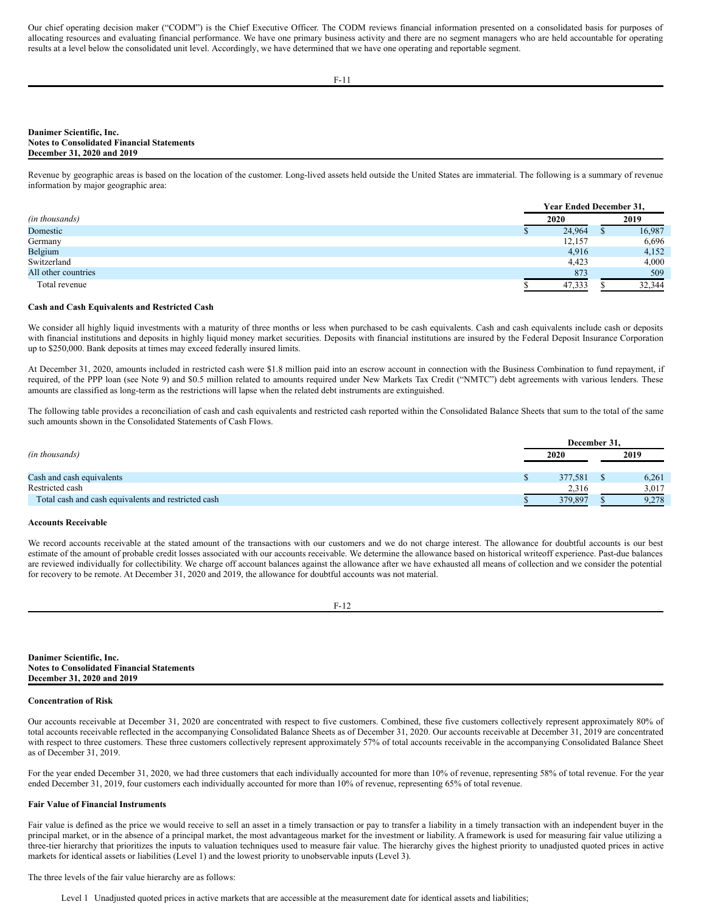Our chief operating decision maker ("CODM") is the Chief Executive Officer. The CODM reviews financial information presented on a consolidated basis for purposes of allocating resources and evaluating financial performance. We have one primary business activity and there are no segment managers who are held accountable for operating results at a level below the consolidated unit level. Accordingly, we have determined that we have one operating and reportable segment.

**Danimer Scientific, Inc.**
**Notes to Consolidated Financial Statements**
**December 31, 2020 and 2019**

Revenue by geographic areas is based on the location of the customer. Long-lived assets held outside the United States are immaterial. The following is a summary of revenue information by major geographic area:

| *(in thousands)* | Year Ended December 31, 2020 | 2019 |
|---|---|---|
| Domestic | $ 24,964 | $ 16,987 |
| Germany | 12,157 | 6,696 |
| Belgium | 4,916 | 4,152 |
| Switzerland | 4,423 | 4,000 |
| All other countries | 873 | 509 |
| Total revenue | $ 47,333 | $ 32,344 |

**Cash and Cash Equivalents and Restricted Cash**

We consider all highly liquid investments with a maturity of three months or less when purchased to be cash equivalents. Cash and cash equivalents include cash or deposits with financial institutions and deposits in highly liquid money market securities. Deposits with financial institutions are insured by the Federal Deposit Insurance Corporation up to $250,000. Bank deposits at times may exceed federally insured limits.

At December 31, 2020, amounts included in restricted cash were $1.8 million paid into an escrow account in connection with the Business Combination to fund repayment, if required, of the PPP loan (see Note 9) and $0.5 million related to amounts required under New Markets Tax Credit ("NMTC") debt agreements with various lenders. These amounts are classified as long-term as the restrictions will lapse when the related debt instruments are extinguished.

The following table provides a reconciliation of cash and cash equivalents and restricted cash reported within the Consolidated Balance Sheets that sum to the total of the same such amounts shown in the Consolidated Statements of Cash Flows.

| *(in thousands)* | December 31, 2020 | 2019 |
|---|---|---|
| Cash and cash equivalents | $ 377,581 | $ 6,261 |
| Restricted cash | 2,316 | 3,017 |
| Total cash and cash equivalents and restricted cash | $ 379,897 | $ 9,278 |

**Accounts Receivable**

We record accounts receivable at the stated amount of the transactions with our customers and we do not charge interest. The allowance for doubtful accounts is our best estimate of the amount of probable credit losses associated with our accounts receivable. We determine the allowance based on historical writeoff experience. Past-due balances are reviewed individually for collectibility. We charge off account balances against the allowance after we have exhausted all means of collection and we consider the potential for recovery to be remote. At December 31, 2020 and 2019, the allowance for doubtful accounts was not material.

**Danimer Scientific, Inc.**
**Notes to Consolidated Financial Statements**
**December 31, 2020 and 2019**

**Concentration of Risk**

Our accounts receivable at December 31, 2020 are concentrated with respect to five customers. Combined, these five customers collectively represent approximately 80% of total accounts receivable reflected in the accompanying Consolidated Balance Sheets as of December 31, 2020. Our accounts receivable at December 31, 2019 are concentrated with respect to three customers. These three customers collectively represent approximately 57% of total accounts receivable in the accompanying Consolidated Balance Sheet as of December 31, 2019.

For the year ended December 31, 2020, we had three customers that each individually accounted for more than 10% of revenue, representing 58% of total revenue. For the year ended December 31, 2019, four customers each individually accounted for more than 10% of revenue, representing 65% of total revenue.

**Fair Value of Financial Instruments**

Fair value is defined as the price we would receive to sell an asset in a timely transaction or pay to transfer a liability in a timely transaction with an independent buyer in the principal market, or in the absence of a principal market, the most advantageous market for the investment or liability. A framework is used for measuring fair value utilizing a three-tier hierarchy that prioritizes the inputs to valuation techniques used to measure fair value. The hierarchy gives the highest priority to unadjusted quoted prices in active markets for identical assets or liabilities (Level 1) and the lowest priority to unobservable inputs (Level 3).

The three levels of the fair value hierarchy are as follows:

Level 1 Unadjusted quoted prices in active markets that are accessible at the measurement date for identical assets and liabilities;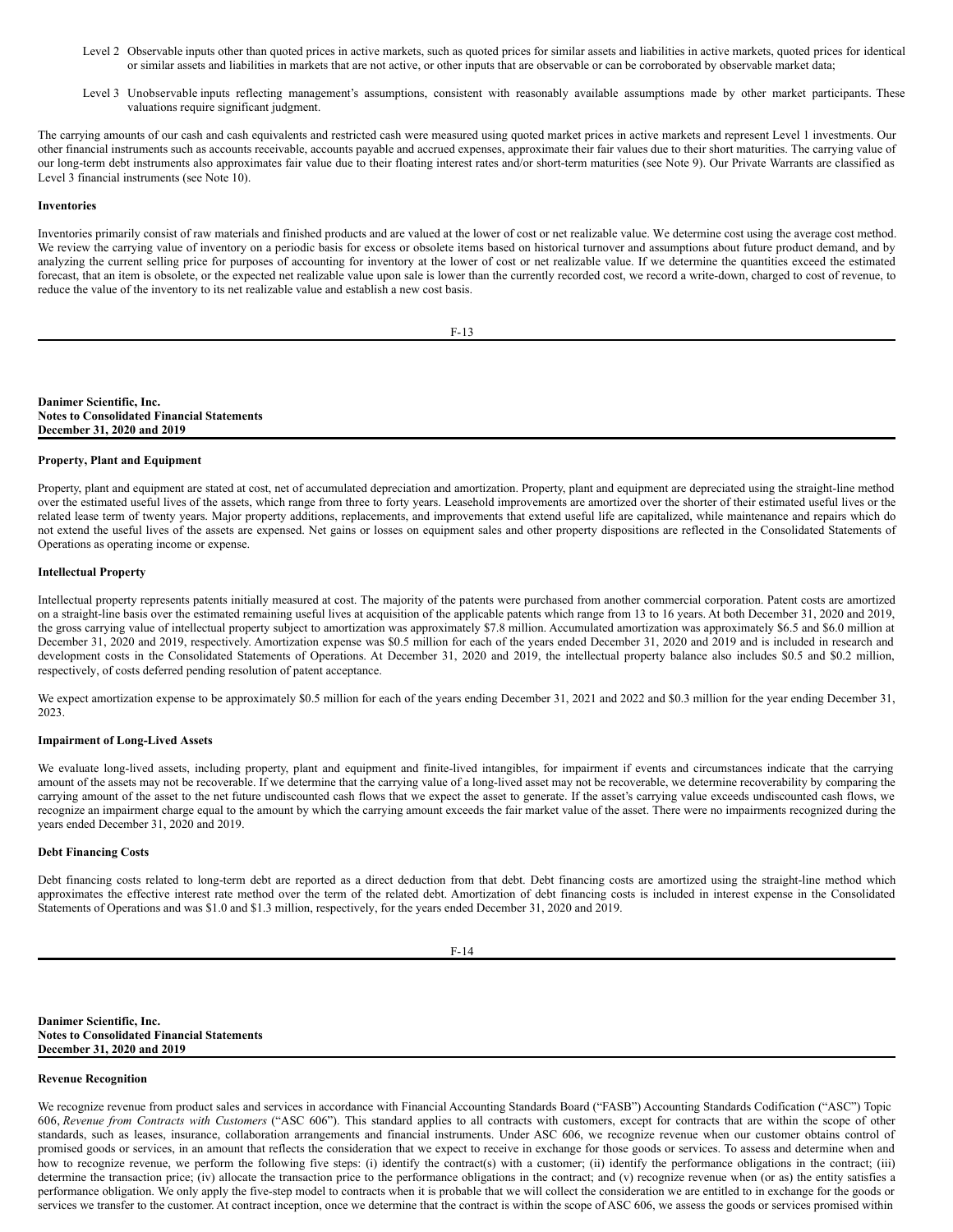Level 2 Observable inputs other than quoted prices in active markets, such as quoted prices for similar assets and liabilities in active markets, quoted prices for identical or similar assets and liabilities in markets that are not active, or other inputs that are observable or can be corroborated by observable market data;

Level 3 Unobservable inputs reflecting management's assumptions, consistent with reasonably available assumptions made by other market participants. These valuations require significant judgment.

The carrying amounts of our cash and cash equivalents and restricted cash were measured using quoted market prices in active markets and represent Level 1 investments. Our other financial instruments such as accounts receivable, accounts payable and accrued expenses, approximate their fair values due to their short maturities. The carrying value of our long-term debt instruments also approximates fair value due to their floating interest rates and/or short-term maturities (see Note 9). Our Private Warrants are classified as Level 3 financial instruments (see Note 10).

**Inventories**

Inventories primarily consist of raw materials and finished products and are valued at the lower of cost or net realizable value. We determine cost using the average cost method. We review the carrying value of inventory on a periodic basis for excess or obsolete items based on historical turnover and assumptions about future product demand, and by analyzing the current selling price for purposes of accounting for inventory at the lower of cost or net realizable value. If we determine the quantities exceed the estimated forecast, that an item is obsolete, or the expected net realizable value upon sale is lower than the currently recorded cost, we record a write-down, charged to cost of revenue, to reduce the value of the inventory to its net realizable value and establish a new cost basis.

**Property, Plant and Equipment**

Property, plant and equipment are stated at cost, net of accumulated depreciation and amortization. Property, plant and equipment are depreciated using the straight-line method over the estimated useful lives of the assets, which range from three to forty years. Leasehold improvements are amortized over the shorter of their estimated useful lives or the related lease term of twenty years. Major property additions, replacements, and improvements that extend useful life are capitalized, while maintenance and repairs which do not extend the useful lives of the assets are expensed. Net gains or losses on equipment sales and other property dispositions are reflected in the Consolidated Statements of Operations as operating income or expense.

**Intellectual Property**

Intellectual property represents patents initially measured at cost. The majority of the patents were purchased from another commercial corporation. Patent costs are amortized on a straight-line basis over the estimated remaining useful lives at acquisition of the applicable patents which range from 13 to 16 years. At both December 31, 2020 and 2019, the gross carrying value of intellectual property subject to amortization was approximately $7.8 million. Accumulated amortization was approximately $6.5 and $6.0 million at December 31, 2020 and 2019, respectively. Amortization expense was $0.5 million for each of the years ended December 31, 2020 and 2019 and is included in research and development costs in the Consolidated Statements of Operations. At December 31, 2020 and 2019, the intellectual property balance also includes $0.5 and $0.2 million, respectively, of costs deferred pending resolution of patent acceptance.

We expect amortization expense to be approximately $0.5 million for each of the years ending December 31, 2021 and 2022 and $0.3 million for the year ending December 31, 2023.

**Impairment of Long-Lived Assets**

We evaluate long-lived assets, including property, plant and equipment and finite-lived intangibles, for impairment if events and circumstances indicate that the carrying amount of the assets may not be recoverable. If we determine that the carrying value of a long-lived asset may not be recoverable, we determine recoverability by comparing the carrying amount of the asset to the net future undiscounted cash flows that we expect the asset to generate. If the asset's carrying value exceeds undiscounted cash flows, we recognize an impairment charge equal to the amount by which the carrying amount exceeds the fair market value of the asset. There were no impairments recognized during the years ended December 31, 2020 and 2019.

**Debt Financing Costs**

Debt financing costs related to long-term debt are reported as a direct deduction from that debt. Debt financing costs are amortized using the straight-line method which approximates the effective interest rate method over the term of the related debt. Amortization of debt financing costs is included in interest expense in the Consolidated Statements of Operations and was $1.0 and $1.3 million, respectively, for the years ended December 31, 2020 and 2019.

**Revenue Recognition**

We recognize revenue from product sales and services in accordance with Financial Accounting Standards Board ("FASB") Accounting Standards Codification ("ASC") Topic 606, *Revenue from Contracts with Customers* ("ASC 606"). This standard applies to all contracts with customers, except for contracts that are within the scope of other standards, such as leases, insurance, collaboration arrangements and financial instruments. Under ASC 606, we recognize revenue when our customer obtains control of promised goods or services, in an amount that reflects the consideration that we expect to receive in exchange for those goods or services. To assess and determine when and how to recognize revenue, we perform the following five steps: (i) identify the contract(s) with a customer; (ii) identify the performance obligations in the contract; (iii) determine the transaction price; (iv) allocate the transaction price to the performance obligations in the contract; and (v) recognize revenue when (or as) the entity satisfies a performance obligation. We only apply the five-step model to contracts when it is probable that we will collect the consideration we are entitled to in exchange for the goods or services we transfer to the customer. At contract inception, once we determine that the contract is within the scope of ASC 606, we assess the goods or services promised within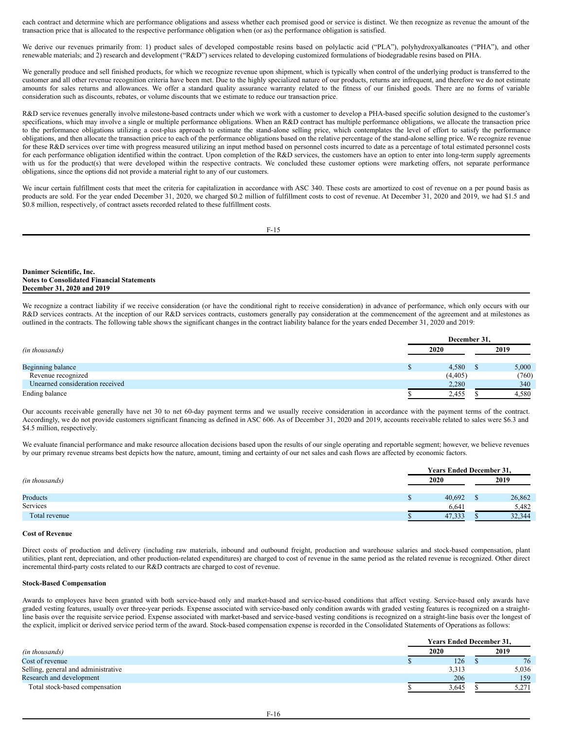each contract and determine which are performance obligations and assess whether each promised good or service is distinct. We then recognize as revenue the amount of the transaction price that is allocated to the respective performance obligation when (or as) the performance obligation is satisfied.

We derive our revenues primarily from: 1) product sales of developed compostable resins based on polylactic acid ("PLA"), polyhydroxyalkanoates ("PHA"), and other renewable materials; and 2) research and development ("R&D") services related to developing customized formulations of biodegradable resins based on PHA.

We generally produce and sell finished products, for which we recognize revenue upon shipment, which is typically when control of the underlying product is transferred to the customer and all other revenue recognition criteria have been met. Due to the highly specialized nature of our products, returns are infrequent, and therefore we do not estimate amounts for sales returns and allowances. We offer a standard quality assurance warranty related to the fitness of our finished goods. There are no forms of variable consideration such as discounts, rebates, or volume discounts that we estimate to reduce our transaction price.

R&D service revenues generally involve milestone-based contracts under which we work with a customer to develop a PHA-based specific solution designed to the customer's specifications, which may involve a single or multiple performance obligations. When an R&D contract has multiple performance obligations, we allocate the transaction price to the performance obligations utilizing a cost-plus approach to estimate the stand-alone selling price, which contemplates the level of effort to satisfy the performance obligations, and then allocate the transaction price to each of the performance obligations based on the relative percentage of the stand-alone selling price. We recognize revenue for these R&D services over time with progress measured utilizing an input method based on personnel costs incurred to date as a percentage of total estimated personnel costs for each performance obligation identified within the contract. Upon completion of the R&D services, the customers have an option to enter into long-term supply agreements with us for the product(s) that were developed within the respective contracts. We concluded these customer options were marketing offers, not separate performance obligations, since the options did not provide a material right to any of our customers.

We incur certain fulfillment costs that meet the criteria for capitalization in accordance with ASC 340. These costs are amortized to cost of revenue on a per pound basis as products are sold. For the year ended December 31, 2020, we charged $0.2 million of fulfillment costs to cost of revenue. At December 31, 2020 and 2019, we had $1.5 and $0.8 million, respectively, of contract assets recorded related to these fulfillment costs.

**Danimer Scientific, Inc.**
**Notes to Consolidated Financial Statements**
**December 31, 2020 and 2019**

We recognize a contract liability if we receive consideration (or have the conditional right to receive consideration) in advance of performance, which only occurs with our R&D services contracts. At the inception of our R&D services contracts, customers generally pay consideration at the commencement of the agreement and at milestones as outlined in the contracts. The following table shows the significant changes in the contract liability balance for the years ended December 31, 2020 and 2019:

| *(in thousands)* | December 31, 2020 | December 31, 2019 |
|---|---|---|
| Beginning balance | $ 4,580 | $ 5,000 |
| Revenue recognized | (4,405) | (760) |
| Unearned consideration received | 2,280 | 340 |
| Ending balance | $ 2,455 | $ 4,580 |

Our accounts receivable generally have net 30 to net 60-day payment terms and we usually receive consideration in accordance with the payment terms of the contract. Accordingly, we do not provide customers significant financing as defined in ASC 606. As of December 31, 2020 and 2019, accounts receivable related to sales were $6.3 and $4.5 million, respectively.

We evaluate financial performance and make resource allocation decisions based upon the results of our single operating and reportable segment; however, we believe revenues by our primary revenue streams best depicts how the nature, amount, timing and certainty of our net sales and cash flows are affected by economic factors.

| *(in thousands)* | Years Ended December 31, 2020 | Years Ended December 31, 2019 |
|---|---|---|
| Products | $ 40,692 | $ 26,862 |
| Services | 6,641 | 5,482 |
| Total revenue | $ 47,333 | $ 32,344 |

**Cost of Revenue**

Direct costs of production and delivery (including raw materials, inbound and outbound freight, production and warehouse salaries and stock-based compensation, plant utilities, plant rent, depreciation, and other production-related expenditures) are charged to cost of revenue in the same period as the related revenue is recognized. Other direct incremental third-party costs related to our R&D contracts are charged to cost of revenue.

**Stock-Based Compensation**

Awards to employees have been granted with both service-based only and market-based and service-based conditions that affect vesting. Service-based only awards have graded vesting features, usually over three-year periods. Expense associated with service-based only condition awards with graded vesting features is recognized on a straight-line basis over the requisite service period. Expense associated with market-based and service-based vesting conditions is recognized on a straight-line basis over the longest of the explicit, implicit or derived service period term of the award. Stock-based compensation expense is recorded in the Consolidated Statements of Operations as follows:

| *(in thousands)* | Years Ended December 31, 2020 | Years Ended December 31, 2019 |
|---|---|---|
| Cost of revenue | $ 126 | $ 76 |
| Selling, general and administrative | 3,313 | 5,036 |
| Research and development | 206 | 159 |
| Total stock-based compensation | $ 3,645 | $ 5,271 |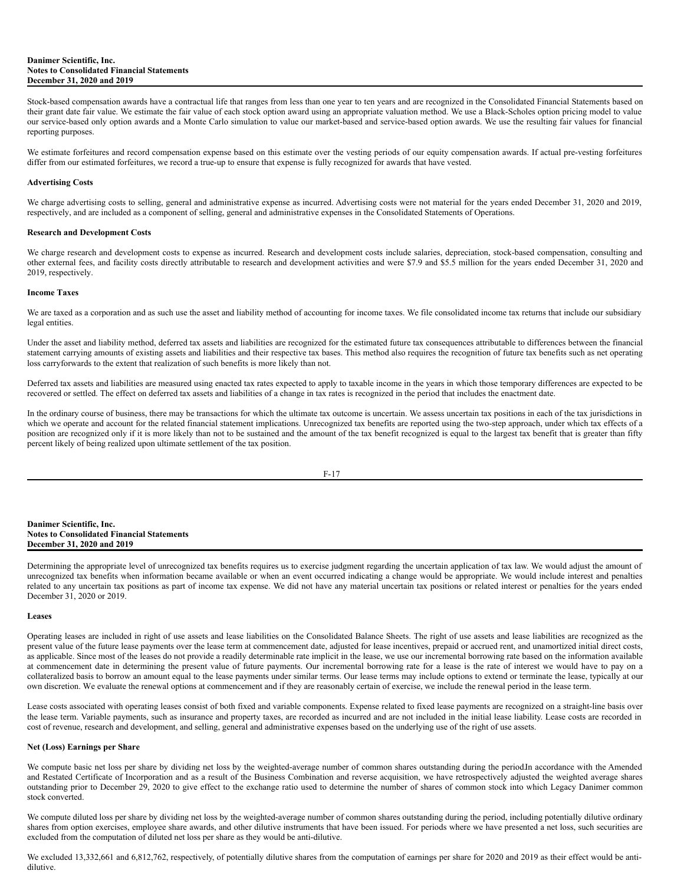Stock-based compensation awards have a contractual life that ranges from less than one year to ten years and are recognized in the Consolidated Financial Statements based on their grant date fair value. We estimate the fair value of each stock option award using an appropriate valuation method. We use a Black-Scholes option pricing model to value our service-based only option awards and a Monte Carlo simulation to value our market-based and service-based option awards. We use the resulting fair values for financial reporting purposes.

We estimate forfeitures and record compensation expense based on this estimate over the vesting periods of our equity compensation awards. If actual pre-vesting forfeitures differ from our estimated forfeitures, we record a true-up to ensure that expense is fully recognized for awards that have vested.

**Advertising Costs**

We charge advertising costs to selling, general and administrative expense as incurred. Advertising costs were not material for the years ended December 31, 2020 and 2019, respectively, and are included as a component of selling, general and administrative expenses in the Consolidated Statements of Operations.

**Research and Development Costs**

We charge research and development costs to expense as incurred. Research and development costs include salaries, depreciation, stock-based compensation, consulting and other external fees, and facility costs directly attributable to research and development activities and were $7.9 and $5.5 million for the years ended December 31, 2020 and 2019, respectively.

**Income Taxes**

We are taxed as a corporation and as such use the asset and liability method of accounting for income taxes. We file consolidated income tax returns that include our subsidiary legal entities.

Under the asset and liability method, deferred tax assets and liabilities are recognized for the estimated future tax consequences attributable to differences between the financial statement carrying amounts of existing assets and liabilities and their respective tax bases. This method also requires the recognition of future tax benefits such as net operating loss carryforwards to the extent that realization of such benefits is more likely than not.

Deferred tax assets and liabilities are measured using enacted tax rates expected to apply to taxable income in the years in which those temporary differences are expected to be recovered or settled. The effect on deferred tax assets and liabilities of a change in tax rates is recognized in the period that includes the enactment date.

In the ordinary course of business, there may be transactions for which the ultimate tax outcome is uncertain. We assess uncertain tax positions in each of the tax jurisdictions in which we operate and account for the related financial statement implications. Unrecognized tax benefits are reported using the two-step approach, under which tax effects of a position are recognized only if it is more likely than not to be sustained and the amount of the tax benefit recognized is equal to the largest tax benefit that is greater than fifty percent likely of being realized upon ultimate settlement of the tax position.

Determining the appropriate level of unrecognized tax benefits requires us to exercise judgment regarding the uncertain application of tax law. We would adjust the amount of unrecognized tax benefits when information became available or when an event occurred indicating a change would be appropriate. We would include interest and penalties related to any uncertain tax positions as part of income tax expense. We did not have any material uncertain tax positions or related interest or penalties for the years ended December 31, 2020 or 2019.

**Leases**

Operating leases are included in right of use assets and lease liabilities on the Consolidated Balance Sheets. The right of use assets and lease liabilities are recognized as the present value of the future lease payments over the lease term at commencement date, adjusted for lease incentives, prepaid or accrued rent, and unamortized initial direct costs, as applicable. Since most of the leases do not provide a readily determinable rate implicit in the lease, we use our incremental borrowing rate based on the information available at commencement date in determining the present value of future payments. Our incremental borrowing rate for a lease is the rate of interest we would have to pay on a collateralized basis to borrow an amount equal to the lease payments under similar terms. Our lease terms may include options to extend or terminate the lease, typically at our own discretion. We evaluate the renewal options at commencement and if they are reasonably certain of exercise, we include the renewal period in the lease term.

Lease costs associated with operating leases consist of both fixed and variable components. Expense related to fixed lease payments are recognized on a straight-line basis over the lease term. Variable payments, such as insurance and property taxes, are recorded as incurred and are not included in the initial lease liability. Lease costs are recorded in cost of revenue, research and development, and selling, general and administrative expenses based on the underlying use of the right of use assets.

**Net (Loss) Earnings per Share**

We compute basic net loss per share by dividing net loss by the weighted-average number of common shares outstanding during the period.In accordance with the Amended and Restated Certificate of Incorporation and as a result of the Business Combination and reverse acquisition, we have retrospectively adjusted the weighted average shares outstanding prior to December 29, 2020 to give effect to the exchange ratio used to determine the number of shares of common stock into which Legacy Danimer common stock converted.

We compute diluted loss per share by dividing net loss by the weighted-average number of common shares outstanding during the period, including potentially dilutive ordinary shares from option exercises, employee share awards, and other dilutive instruments that have been issued. For periods where we have presented a net loss, such securities are excluded from the computation of diluted net loss per share as they would be anti-dilutive.

We excluded 13,332,661 and 6,812,762, respectively, of potentially dilutive shares from the computation of earnings per share for 2020 and 2019 as their effect would be anti-dilutive.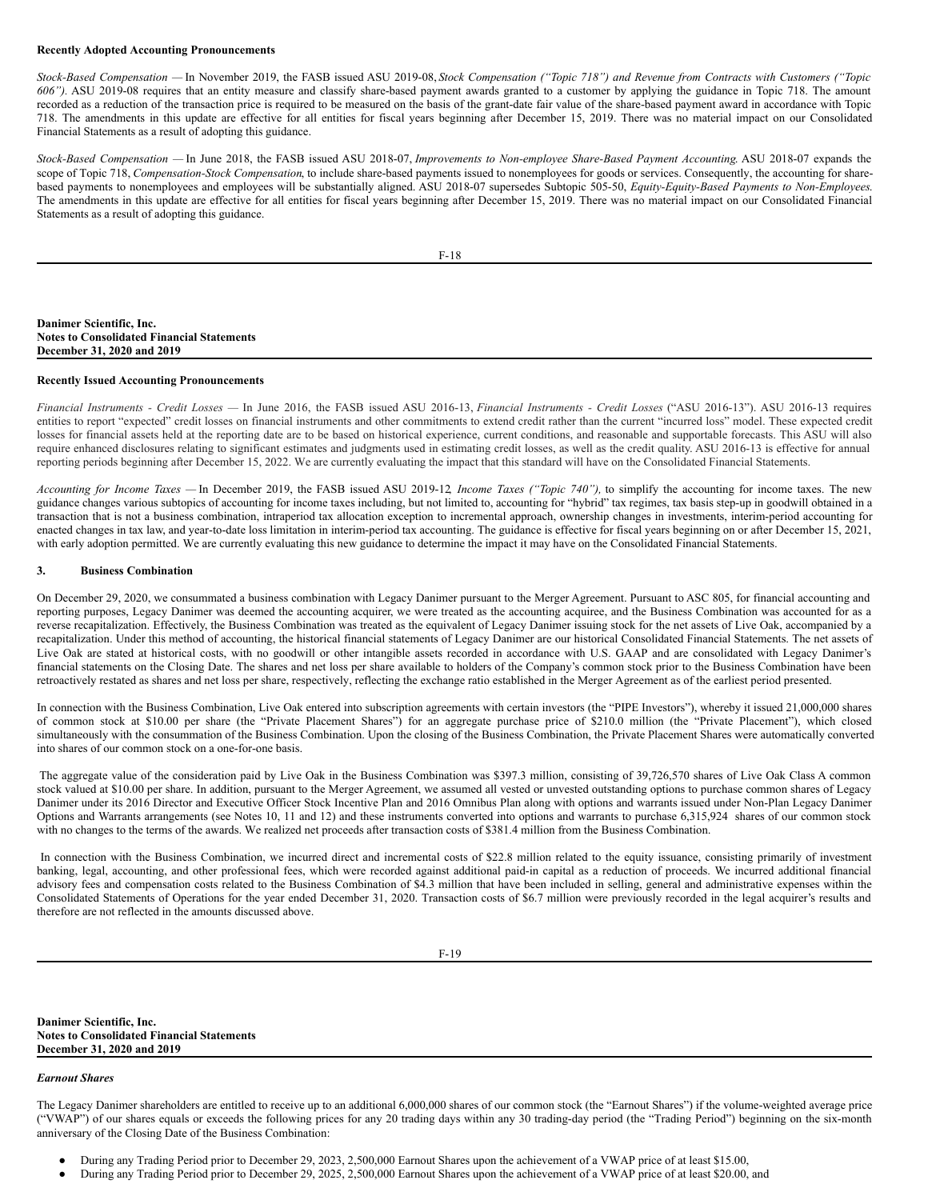**Recently Adopted Accounting Pronouncements**

*Stock-Based Compensation* — In November 2019, the FASB issued ASU 2019-08, *Stock Compensation ("Topic 718") and Revenue from Contracts with Customers ("Topic 606")*. ASU 2019-08 requires that an entity measure and classify share-based payment awards granted to a customer by applying the guidance in Topic 718. The amount recorded as a reduction of the transaction price is required to be measured on the basis of the grant-date fair value of the share-based payment award in accordance with Topic 718. The amendments in this update are effective for all entities for fiscal years beginning after December 15, 2019. There was no material impact on our Consolidated Financial Statements as a result of adopting this guidance.

*Stock-Based Compensation* — In June 2018, the FASB issued ASU 2018-07, *Improvements to Non-employee Share-Based Payment Accounting*. ASU 2018-07 expands the scope of Topic 718, *Compensation-Stock Compensation*, to include share-based payments issued to nonemployees for goods or services. Consequently, the accounting for share-based payments to nonemployees and employees will be substantially aligned. ASU 2018-07 supersedes Subtopic 505-50, *Equity-Equity-Based Payments to Non-Employees*. The amendments in this update are effective for all entities for fiscal years beginning after December 15, 2019. There was no material impact on our Consolidated Financial Statements as a result of adopting this guidance.

**Recently Issued Accounting Pronouncements**

*Financial Instruments - Credit Losses* — In June 2016, the FASB issued ASU 2016-13, *Financial Instruments - Credit Losses* ("ASU 2016-13"). ASU 2016-13 requires entities to report "expected" credit losses on financial instruments and other commitments to extend credit rather than the current "incurred loss" model. These expected credit losses for financial assets held at the reporting date are to be based on historical experience, current conditions, and reasonable and supportable forecasts. This ASU will also require enhanced disclosures relating to significant estimates and judgments used in estimating credit losses, as well as the credit quality. ASU 2016-13 is effective for annual reporting periods beginning after December 15, 2022. We are currently evaluating the impact that this standard will have on the Consolidated Financial Statements.

*Accounting for Income Taxes* — In December 2019, the FASB issued ASU 2019-12*, Income Taxes ("Topic 740"),* to simplify the accounting for income taxes. The new guidance changes various subtopics of accounting for income taxes including, but not limited to, accounting for "hybrid" tax regimes, tax basis step-up in goodwill obtained in a transaction that is not a business combination, intraperiod tax allocation exception to incremental approach, ownership changes in investments, interim-period accounting for enacted changes in tax law, and year-to-date loss limitation in interim-period tax accounting. The guidance is effective for fiscal years beginning on or after December 15, 2021, with early adoption permitted. We are currently evaluating this new guidance to determine the impact it may have on the Consolidated Financial Statements.

## 3. Business Combination

On December 29, 2020, we consummated a business combination with Legacy Danimer pursuant to the Merger Agreement. Pursuant to ASC 805, for financial accounting and reporting purposes, Legacy Danimer was deemed the accounting acquirer, we were treated as the accounting acquiree, and the Business Combination was accounted for as a reverse recapitalization. Effectively, the Business Combination was treated as the equivalent of Legacy Danimer issuing stock for the net assets of Live Oak, accompanied by a recapitalization. Under this method of accounting, the historical financial statements of Legacy Danimer are our historical Consolidated Financial Statements. The net assets of Live Oak are stated at historical costs, with no goodwill or other intangible assets recorded in accordance with U.S. GAAP and are consolidated with Legacy Danimer's financial statements on the Closing Date. The shares and net loss per share available to holders of the Company's common stock prior to the Business Combination have been retroactively restated as shares and net loss per share, respectively, reflecting the exchange ratio established in the Merger Agreement as of the earliest period presented.

In connection with the Business Combination, Live Oak entered into subscription agreements with certain investors (the "PIPE Investors"), whereby it issued 21,000,000 shares of common stock at $10.00 per share (the "Private Placement Shares") for an aggregate purchase price of $210.0 million (the "Private Placement"), which closed simultaneously with the consummation of the Business Combination. Upon the closing of the Business Combination, the Private Placement Shares were automatically converted into shares of our common stock on a one-for-one basis.

The aggregate value of the consideration paid by Live Oak in the Business Combination was $397.3 million, consisting of 39,726,570 shares of Live Oak Class A common stock valued at $10.00 per share. In addition, pursuant to the Merger Agreement, we assumed all vested or unvested outstanding options to purchase common shares of Legacy Danimer under its 2016 Director and Executive Officer Stock Incentive Plan and 2016 Omnibus Plan along with options and warrants issued under Non-Plan Legacy Danimer Options and Warrants arrangements (see Notes 10, 11 and 12) and these instruments converted into options and warrants to purchase 6,315,924 shares of our common stock with no changes to the terms of the awards. We realized net proceeds after transaction costs of $381.4 million from the Business Combination.

In connection with the Business Combination, we incurred direct and incremental costs of $22.8 million related to the equity issuance, consisting primarily of investment banking, legal, accounting, and other professional fees, which were recorded against additional paid-in capital as a reduction of proceeds. We incurred additional financial advisory fees and compensation costs related to the Business Combination of $4.3 million that have been included in selling, general and administrative expenses within the Consolidated Statements of Operations for the year ended December 31, 2020. Transaction costs of $6.7 million were previously recorded in the legal acquirer's results and therefore are not reflected in the amounts discussed above.

***Earnout Shares***

The Legacy Danimer shareholders are entitled to receive up to an additional 6,000,000 shares of our common stock (the "Earnout Shares") if the volume-weighted average price ("VWAP") of our shares equals or exceeds the following prices for any 20 trading days within any 30 trading-day period (the "Trading Period") beginning on the six-month anniversary of the Closing Date of the Business Combination:

- During any Trading Period prior to December 29, 2023, 2,500,000 Earnout Shares upon the achievement of a VWAP price of at least $15.00,
- During any Trading Period prior to December 29, 2025, 2,500,000 Earnout Shares upon the achievement of a VWAP price of at least $20.00, and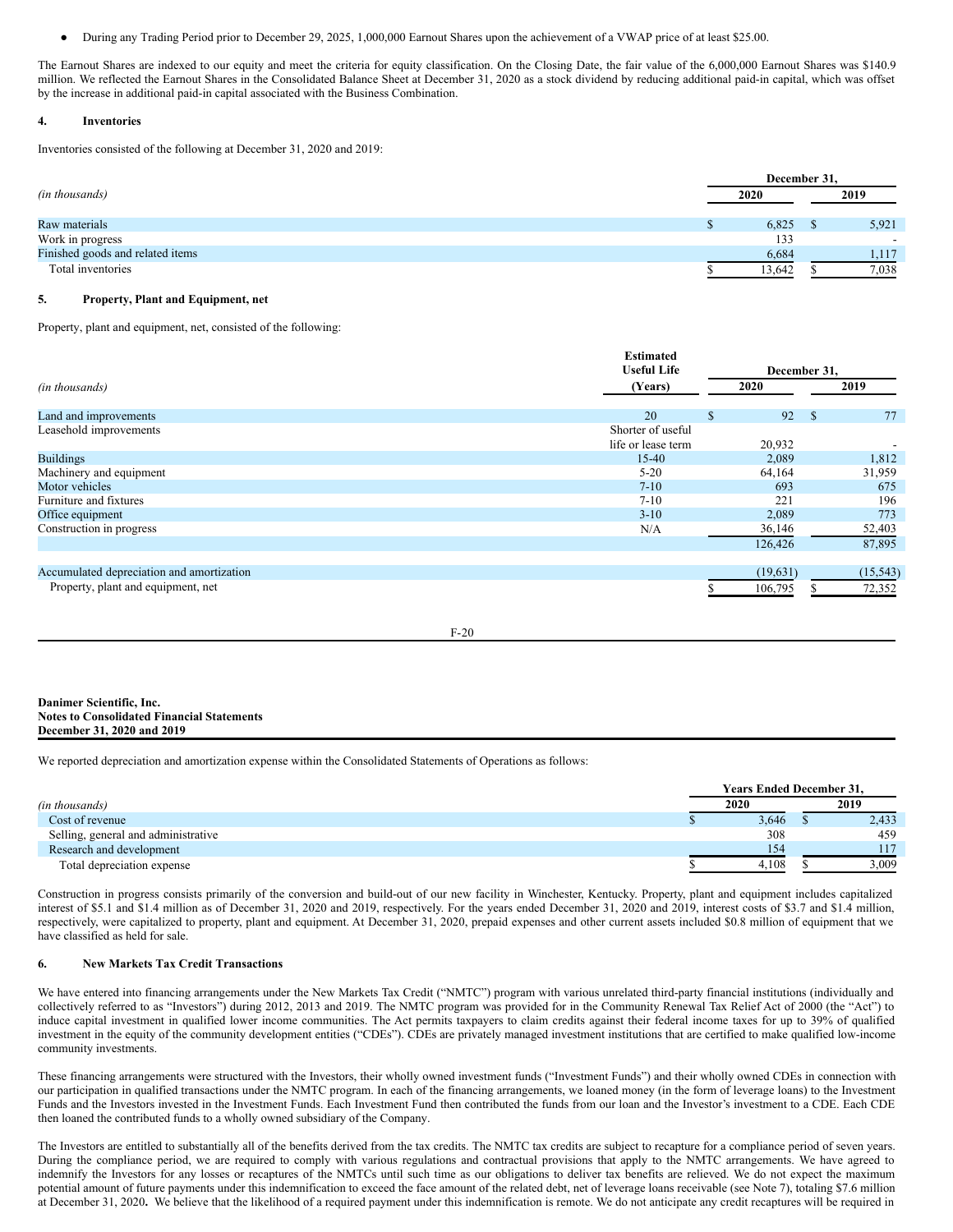- During any Trading Period prior to December 29, 2025, 1,000,000 Earnout Shares upon the achievement of a VWAP price of at least $25.00.

The Earnout Shares are indexed to our equity and meet the criteria for equity classification. On the Closing Date, the fair value of the 6,000,000 Earnout Shares was $140.9 million. We reflected the Earnout Shares in the Consolidated Balance Sheet at December 31, 2020 as a stock dividend by reducing additional paid-in capital, which was offset by the increase in additional paid-in capital associated with the Business Combination.

## 4. Inventories

Inventories consisted of the following at December 31, 2020 and 2019:

| *(in thousands)* | December 31, 2020 | December 31, 2019 |
|---|---|---|
| Raw materials | $ 6,825 | $ 5,921 |
| Work in progress | 133 | - |
| Finished goods and related items | 6,684 | 1,117 |
| Total inventories | $ 13,642 | $ 7,038 |

## 5. Property, Plant and Equipment, net

Property, plant and equipment, net, consisted of the following:

| *(in thousands)* | Estimated Useful Life (Years) | December 31, 2020 | December 31, 2019 |
|---|---|---|---|
| Land and improvements | 20 | $ 92 | $ 77 |
| Leasehold improvements | Shorter of useful life or lease term | 20,932 | - |
| Buildings | 15-40 | 2,089 | 1,812 |
| Machinery and equipment | 5-20 | 64,164 | 31,959 |
| Motor vehicles | 7-10 | 693 | 675 |
| Furniture and fixtures | 7-10 | 221 | 196 |
| Office equipment | 3-10 | 2,089 | 773 |
| Construction in progress | N/A | 36,146 | 52,403 |
| | | 126,426 | 87,895 |
| Accumulated depreciation and amortization | | (19,631) | (15,543) |
| Property, plant and equipment, net | | $ 106,795 | $ 72,352 |

**Danimer Scientific, Inc.**
**Notes to Consolidated Financial Statements**
**December 31, 2020 and 2019**

We reported depreciation and amortization expense within the Consolidated Statements of Operations as follows:

| *(in thousands)* | Years Ended December 31, 2020 | Years Ended December 31, 2019 |
|---|---|---|
| Cost of revenue | $ 3,646 | $ 2,433 |
| Selling, general and administrative | 308 | 459 |
| Research and development | 154 | 117 |
| Total depreciation expense | $ 4,108 | $ 3,009 |

Construction in progress consists primarily of the conversion and build-out of our new facility in Winchester, Kentucky. Property, plant and equipment includes capitalized interest of $5.1 and $1.4 million as of December 31, 2020 and 2019, respectively. For the years ended December 31, 2020 and 2019, interest costs of $3.7 and $1.4 million, respectively, were capitalized to property, plant and equipment. At December 31, 2020, prepaid expenses and other current assets included $0.8 million of equipment that we have classified as held for sale.

## 6. New Markets Tax Credit Transactions

We have entered into financing arrangements under the New Markets Tax Credit ("NMTC") program with various unrelated third-party financial institutions (individually and collectively referred to as "Investors") during 2012, 2013 and 2019. The NMTC program was provided for in the Community Renewal Tax Relief Act of 2000 (the "Act") to induce capital investment in qualified lower income communities. The Act permits taxpayers to claim credits against their federal income taxes for up to 39% of qualified investment in the equity of the community development entities ("CDEs"). CDEs are privately managed investment institutions that are certified to make qualified low-income community investments.

These financing arrangements were structured with the Investors, their wholly owned investment funds ("Investment Funds") and their wholly owned CDEs in connection with our participation in qualified transactions under the NMTC program. In each of the financing arrangements, we loaned money (in the form of leverage loans) to the Investment Funds and the Investors invested in the Investment Funds. Each Investment Fund then contributed the funds from our loan and the Investor's investment to a CDE. Each CDE then loaned the contributed funds to a wholly owned subsidiary of the Company.

The Investors are entitled to substantially all of the benefits derived from the tax credits. The NMTC tax credits are subject to recapture for a compliance period of seven years. During the compliance period, we are required to comply with various regulations and contractual provisions that apply to the NMTC arrangements. We have agreed to indemnify the Investors for any losses or recaptures of the NMTCs until such time as our obligations to deliver tax benefits are relieved. We do not expect the maximum potential amount of future payments under this indemnification to exceed the face amount of the related debt, net of leverage loans receivable (see Note 7), totaling $7.6 million at December 31, 2020**.** We believe that the likelihood of a required payment under this indemnification is remote. We do not anticipate any credit recaptures will be required in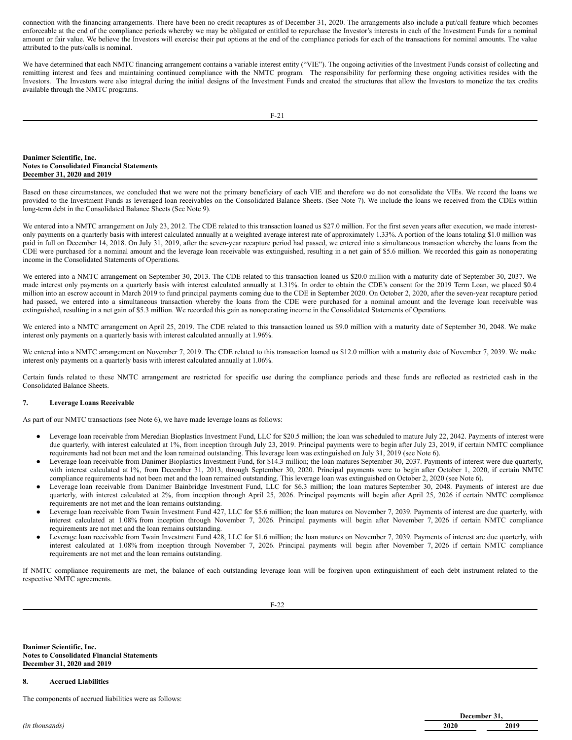connection with the financing arrangements. There have been no credit recaptures as of December 31, 2020. The arrangements also include a put/call feature which becomes enforceable at the end of the compliance periods whereby we may be obligated or entitled to repurchase the Investor's interests in each of the Investment Funds for a nominal amount or fair value. We believe the Investors will exercise their put options at the end of the compliance periods for each of the transactions for nominal amounts. The value attributed to the puts/calls is nominal.

We have determined that each NMTC financing arrangement contains a variable interest entity ("VIE"). The ongoing activities of the Investment Funds consist of collecting and remitting interest and fees and maintaining continued compliance with the NMTC program. The responsibility for performing these ongoing activities resides with the Investors. The Investors were also integral during the initial designs of the Investment Funds and created the structures that allow the Investors to monetize the tax credits available through the NMTC programs.

**Danimer Scientific, Inc.**
**Notes to Consolidated Financial Statements**
**December 31, 2020 and 2019**

Based on these circumstances, we concluded that we were not the primary beneficiary of each VIE and therefore we do not consolidate the VIEs. We record the loans we provided to the Investment Funds as leveraged loan receivables on the Consolidated Balance Sheets. (See Note 7). We include the loans we received from the CDEs within long-term debt in the Consolidated Balance Sheets (See Note 9).

We entered into a NMTC arrangement on July 23, 2012. The CDE related to this transaction loaned us $27.0 million. For the first seven years after execution, we made interest-only payments on a quarterly basis with interest calculated annually at a weighted average interest rate of approximately 1.33%. A portion of the loans totaling $1.0 million was paid in full on December 14, 2018. On July 31, 2019, after the seven-year recapture period had passed, we entered into a simultaneous transaction whereby the loans from the CDE were purchased for a nominal amount and the leverage loan receivable was extinguished, resulting in a net gain of $5.6 million. We recorded this gain as nonoperating income in the Consolidated Statements of Operations.

We entered into a NMTC arrangement on September 30, 2013. The CDE related to this transaction loaned us $20.0 million with a maturity date of September 30, 2037. We made interest only payments on a quarterly basis with interest calculated annually at 1.31%. In order to obtain the CDE's consent for the 2019 Term Loan, we placed $0.4 million into an escrow account in March 2019 to fund principal payments coming due to the CDE in September 2020. On October 2, 2020, after the seven-year recapture period had passed, we entered into a simultaneous transaction whereby the loans from the CDE were purchased for a nominal amount and the leverage loan receivable was extinguished, resulting in a net gain of $5.3 million. We recorded this gain as nonoperating income in the Consolidated Statements of Operations.

We entered into a NMTC arrangement on April 25, 2019. The CDE related to this transaction loaned us $9.0 million with a maturity date of September 30, 2048. We make interest only payments on a quarterly basis with interest calculated annually at 1.96%.

We entered into a NMTC arrangement on November 7, 2019. The CDE related to this transaction loaned us $12.0 million with a maturity date of November 7, 2039. We make interest only payments on a quarterly basis with interest calculated annually at 1.06%.

Certain funds related to these NMTC arrangement are restricted for specific use during the compliance periods and these funds are reflected as restricted cash in the Consolidated Balance Sheets.

## 7. Leverage Loans Receivable

As part of our NMTC transactions (see Note 6), we have made leverage loans as follows:

- Leverage loan receivable from Meredian Bioplastics Investment Fund, LLC for $20.5 million; the loan was scheduled to mature July 22, 2042. Payments of interest were due quarterly, with interest calculated at 1%, from inception through July 23, 2019. Principal payments were to begin after July 23, 2019, if certain NMTC compliance requirements had not been met and the loan remained outstanding. This leverage loan was extinguished on July 31, 2019 (see Note 6).
- Leverage loan receivable from Danimer Bioplastics Investment Fund, for $14.3 million; the loan matures September 30, 2037. Payments of interest were due quarterly, with interest calculated at 1%, from December 31, 2013, through September 30, 2020. Principal payments were to begin after October 1, 2020, if certain NMTC compliance requirements had not been met and the loan remained outstanding. This leverage loan was extinguished on October 2, 2020 (see Note 6).
- Leverage loan receivable from Danimer Bainbridge Investment Fund, LLC for $6.3 million; the loan matures September 30, 2048. Payments of interest are due quarterly, with interest calculated at 2%, from inception through April 25, 2026. Principal payments will begin after April 25, 2026 if certain NMTC compliance requirements are not met and the loan remains outstanding.
- Leverage loan receivable from Twain Investment Fund 427, LLC for $5.6 million; the loan matures on November 7, 2039. Payments of interest are due quarterly, with interest calculated at 1.08% from inception through November 7, 2026. Principal payments will begin after November 7, 2026 if certain NMTC compliance requirements are not met and the loan remains outstanding.
- Leverage loan receivable from Twain Investment Fund 428, LLC for $1.6 million; the loan matures on November 7, 2039. Payments of interest are due quarterly, with interest calculated at 1.08% from inception through November 7, 2026. Principal payments will begin after November 7, 2026 if certain NMTC compliance requirements are not met and the loan remains outstanding.

If NMTC compliance requirements are met, the balance of each outstanding leverage loan will be forgiven upon extinguishment of each debt instrument related to the respective NMTC agreements.

**Danimer Scientific, Inc.**
**Notes to Consolidated Financial Statements**
**December 31, 2020 and 2019**

## 8. Accrued Liabilities

The components of accrued liabilities were as follows:

| | December 31, | |
|---|---|---|
| *(in thousands)* | 2020 | 2019 |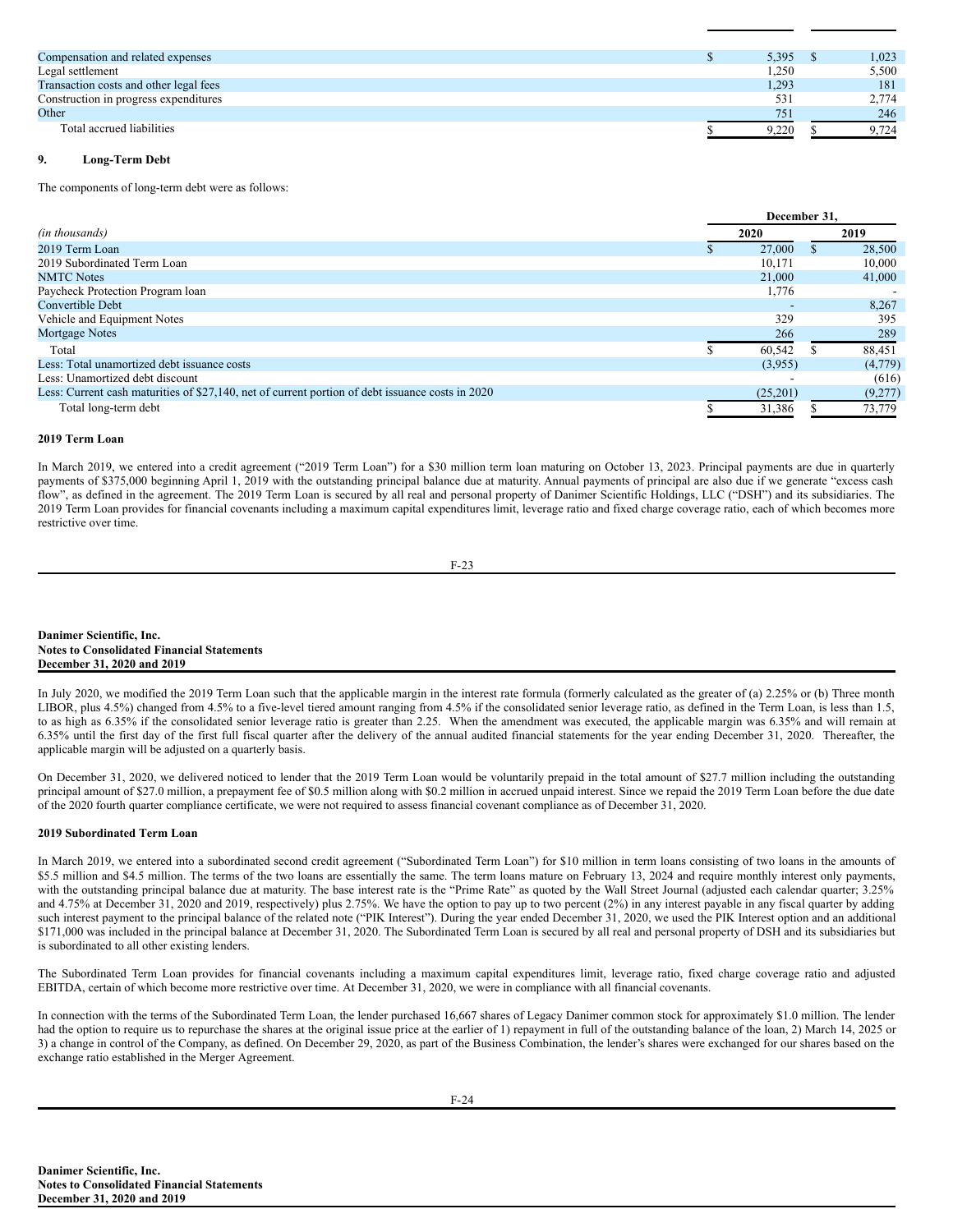| | | |
|---|---|---|
| Compensation and related expenses | $ 5,395 | $ 1,023 |
| Legal settlement | 1,250 | 5,500 |
| Transaction costs and other legal fees | 1,293 | 181 |
| Construction in progress expenditures | 531 | 2,774 |
| Other | 751 | 246 |
| Total accrued liabilities | $ 9,220 | $ 9,724 |

## 9. Long-Term Debt

The components of long-term debt were as follows:

| | December 31, | |
|---|---|---|
| *(in thousands)* | 2020 | 2019 |
| 2019 Term Loan | $ 27,000 | $ 28,500 |
| 2019 Subordinated Term Loan | 10,171 | 10,000 |
| NMTC Notes | 21,000 | 41,000 |
| Paycheck Protection Program loan | 1,776 | - |
| Convertible Debt | - | 8,267 |
| Vehicle and Equipment Notes | 329 | 395 |
| Mortgage Notes | 266 | 289 |
| Total | $ 60,542 | $ 88,451 |
| Less: Total unamortized debt issuance costs | (3,955) | (4,779) |
| Less: Unamortized debt discount | - | (616) |
| Less: Current cash maturities of $27,140, net of current portion of debt issuance costs in 2020 | (25,201) | (9,277) |
| Total long-term debt | $ 31,386 | $ 73,779 |

### 2019 Term Loan

In March 2019, we entered into a credit agreement ("2019 Term Loan") for a $30 million term loan maturing on October 13, 2023. Principal payments are due in quarterly payments of $375,000 beginning April 1, 2019 with the outstanding principal balance due at maturity. Annual payments of principal are also due if we generate "excess cash flow", as defined in the agreement. The 2019 Term Loan is secured by all real and personal property of Danimer Scientific Holdings, LLC ("DSH") and its subsidiaries. The 2019 Term Loan provides for financial covenants including a maximum capital expenditures limit, leverage ratio and fixed charge coverage ratio, each of which becomes more restrictive over time.

In July 2020, we modified the 2019 Term Loan such that the applicable margin in the interest rate formula (formerly calculated as the greater of (a) 2.25% or (b) Three month LIBOR, plus 4.5%) changed from 4.5% to a five-level tiered amount ranging from 4.5% if the consolidated senior leverage ratio, as defined in the Term Loan, is less than 1.5, to as high as 6.35% if the consolidated senior leverage ratio is greater than 2.25. When the amendment was executed, the applicable margin was 6.35% and will remain at 6.35% until the first day of the first full fiscal quarter after the delivery of the annual audited financial statements for the year ending December 31, 2020. Thereafter, the applicable margin will be adjusted on a quarterly basis.

On December 31, 2020, we delivered noticed to lender that the 2019 Term Loan would be voluntarily prepaid in the total amount of $27.7 million including the outstanding principal amount of $27.0 million, a prepayment fee of $0.5 million along with $0.2 million in accrued unpaid interest. Since we repaid the 2019 Term Loan before the due date of the 2020 fourth quarter compliance certificate, we were not required to assess financial covenant compliance as of December 31, 2020.

### 2019 Subordinated Term Loan

In March 2019, we entered into a subordinated second credit agreement ("Subordinated Term Loan") for $10 million in term loans consisting of two loans in the amounts of $5.5 million and $4.5 million. The terms of the two loans are essentially the same. The term loans mature on February 13, 2024 and require monthly interest only payments, with the outstanding principal balance due at maturity. The base interest rate is the "Prime Rate" as quoted by the Wall Street Journal (adjusted each calendar quarter; 3.25% and 4.75% at December 31, 2020 and 2019, respectively) plus 2.75%. We have the option to pay up to two percent (2%) in any interest payable in any fiscal quarter by adding such interest payment to the principal balance of the related note ("PIK Interest"). During the year ended December 31, 2020, we used the PIK Interest option and an additional $171,000 was included in the principal balance at December 31, 2020. The Subordinated Term Loan is secured by all real and personal property of DSH and its subsidiaries but is subordinated to all other existing lenders.

The Subordinated Term Loan provides for financial covenants including a maximum capital expenditures limit, leverage ratio, fixed charge coverage ratio and adjusted EBITDA, certain of which become more restrictive over time. At December 31, 2020, we were in compliance with all financial covenants.

In connection with the terms of the Subordinated Term Loan, the lender purchased 16,667 shares of Legacy Danimer common stock for approximately $1.0 million. The lender had the option to require us to repurchase the shares at the original issue price at the earlier of 1) repayment in full of the outstanding balance of the loan, 2) March 14, 2025 or 3) a change in control of the Company, as defined. On December 29, 2020, as part of the Business Combination, the lender's shares were exchanged for our shares based on the exchange ratio established in the Merger Agreement.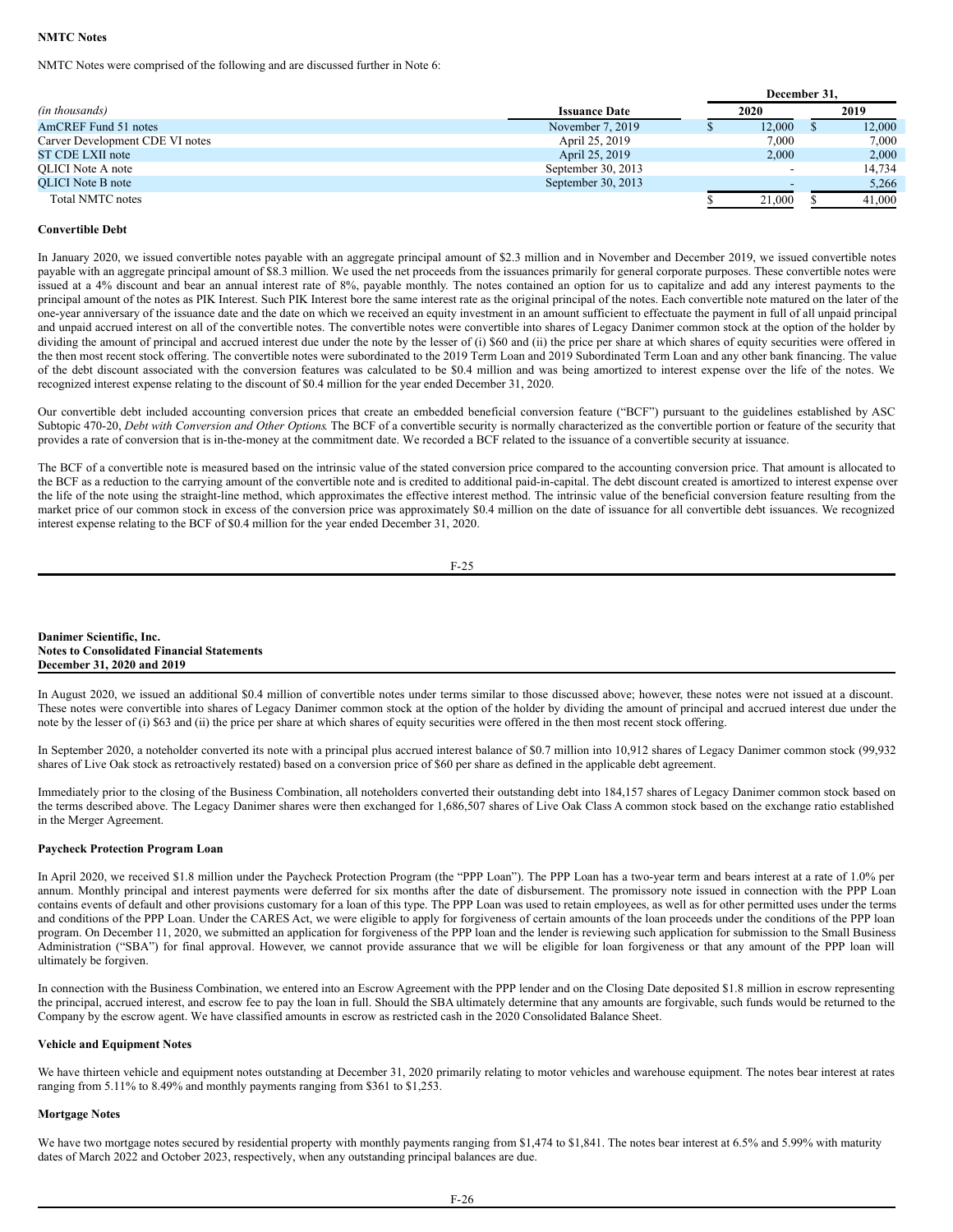**NMTC Notes**

NMTC Notes were comprised of the following and are discussed further in Note 6:

| *(in thousands)* | Issuance Date | December 31, 2020 | December 31, 2019 |
|---|---|---|---|
| AmCREF Fund 51 notes | November 7, 2019 | $ 12,000 | $ 12,000 |
| Carver Development CDE VI notes | April 25, 2019 | 7,000 | 7,000 |
| ST CDE LXII note | April 25, 2019 | 2,000 | 2,000 |
| QLICI Note A note | September 30, 2013 | - | 14,734 |
| QLICI Note B note | September 30, 2013 | - | 5,266 |
| Total NMTC notes | | $ 21,000 | $ 41,000 |

**Convertible Debt**

In January 2020, we issued convertible notes payable with an aggregate principal amount of $2.3 million and in November and December 2019, we issued convertible notes payable with an aggregate principal amount of $8.3 million. We used the net proceeds from the issuances primarily for general corporate purposes. These convertible notes were issued at a 4% discount and bear an annual interest rate of 8%, payable monthly. The notes contained an option for us to capitalize and add any interest payments to the principal amount of the notes as PIK Interest. Such PIK Interest bore the same interest rate as the original principal of the notes. Each convertible note matured on the later of the one-year anniversary of the issuance date and the date on which we received an equity investment in an amount sufficient to effectuate the payment in full of all unpaid principal and unpaid accrued interest on all of the convertible notes. The convertible notes were convertible into shares of Legacy Danimer common stock at the option of the holder by dividing the amount of principal and accrued interest due under the note by the lesser of (i) $60 and (ii) the price per share at which shares of equity securities were offered in the then most recent stock offering. The convertible notes were subordinated to the 2019 Term Loan and 2019 Subordinated Term Loan and any other bank financing. The value of the debt discount associated with the conversion features was calculated to be $0.4 million and was being amortized to interest expense over the life of the notes. We recognized interest expense relating to the discount of $0.4 million for the year ended December 31, 2020.

Our convertible debt included accounting conversion prices that create an embedded beneficial conversion feature ("BCF") pursuant to the guidelines established by ASC Subtopic 470-20, *Debt with Conversion and Other Options*. The BCF of a convertible security is normally characterized as the convertible portion or feature of the security that provides a rate of conversion that is in-the-money at the commitment date. We recorded a BCF related to the issuance of a convertible security at issuance.

The BCF of a convertible note is measured based on the intrinsic value of the stated conversion price compared to the accounting conversion price. That amount is allocated to the BCF as a reduction to the carrying amount of the convertible note and is credited to additional paid-in-capital. The debt discount created is amortized to interest expense over the life of the note using the straight-line method, which approximates the effective interest method. The intrinsic value of the beneficial conversion feature resulting from the market price of our common stock in excess of the conversion price was approximately $0.4 million on the date of issuance for all convertible debt issuances. We recognized interest expense relating to the BCF of $0.4 million for the year ended December 31, 2020.

In August 2020, we issued an additional $0.4 million of convertible notes under terms similar to those discussed above; however, these notes were not issued at a discount. These notes were convertible into shares of Legacy Danimer common stock at the option of the holder by dividing the amount of principal and accrued interest due under the note by the lesser of (i) $63 and (ii) the price per share at which shares of equity securities were offered in the then most recent stock offering.

In September 2020, a noteholder converted its note with a principal plus accrued interest balance of $0.7 million into 10,912 shares of Legacy Danimer common stock (99,932 shares of Live Oak stock as retroactively restated) based on a conversion price of $60 per share as defined in the applicable debt agreement.

Immediately prior to the closing of the Business Combination, all noteholders converted their outstanding debt into 184,157 shares of Legacy Danimer common stock based on the terms described above. The Legacy Danimer shares were then exchanged for 1,686,507 shares of Live Oak Class A common stock based on the exchange ratio established in the Merger Agreement.

**Paycheck Protection Program Loan**

In April 2020, we received $1.8 million under the Paycheck Protection Program (the "PPP Loan"). The PPP Loan has a two-year term and bears interest at a rate of 1.0% per annum. Monthly principal and interest payments were deferred for six months after the date of disbursement. The promissory note issued in connection with the PPP Loan contains events of default and other provisions customary for a loan of this type. The PPP Loan was used to retain employees, as well as for other permitted uses under the terms and conditions of the PPP Loan. Under the CARES Act, we were eligible to apply for forgiveness of certain amounts of the loan proceeds under the conditions of the PPP loan program. On December 11, 2020, we submitted an application for forgiveness of the PPP loan and the lender is reviewing such application for submission to the Small Business Administration ("SBA") for final approval. However, we cannot provide assurance that we will be eligible for loan forgiveness or that any amount of the PPP loan will ultimately be forgiven.

In connection with the Business Combination, we entered into an Escrow Agreement with the PPP lender and on the Closing Date deposited $1.8 million in escrow representing the principal, accrued interest, and escrow fee to pay the loan in full. Should the SBA ultimately determine that any amounts are forgivable, such funds would be returned to the Company by the escrow agent. We have classified amounts in escrow as restricted cash in the 2020 Consolidated Balance Sheet.

**Vehicle and Equipment Notes**

We have thirteen vehicle and equipment notes outstanding at December 31, 2020 primarily relating to motor vehicles and warehouse equipment. The notes bear interest at rates ranging from 5.11% to 8.49% and monthly payments ranging from $361 to $1,253.

**Mortgage Notes**

We have two mortgage notes secured by residential property with monthly payments ranging from $1,474 to $1,841. The notes bear interest at 6.5% and 5.99% with maturity dates of March 2022 and October 2023, respectively, when any outstanding principal balances are due.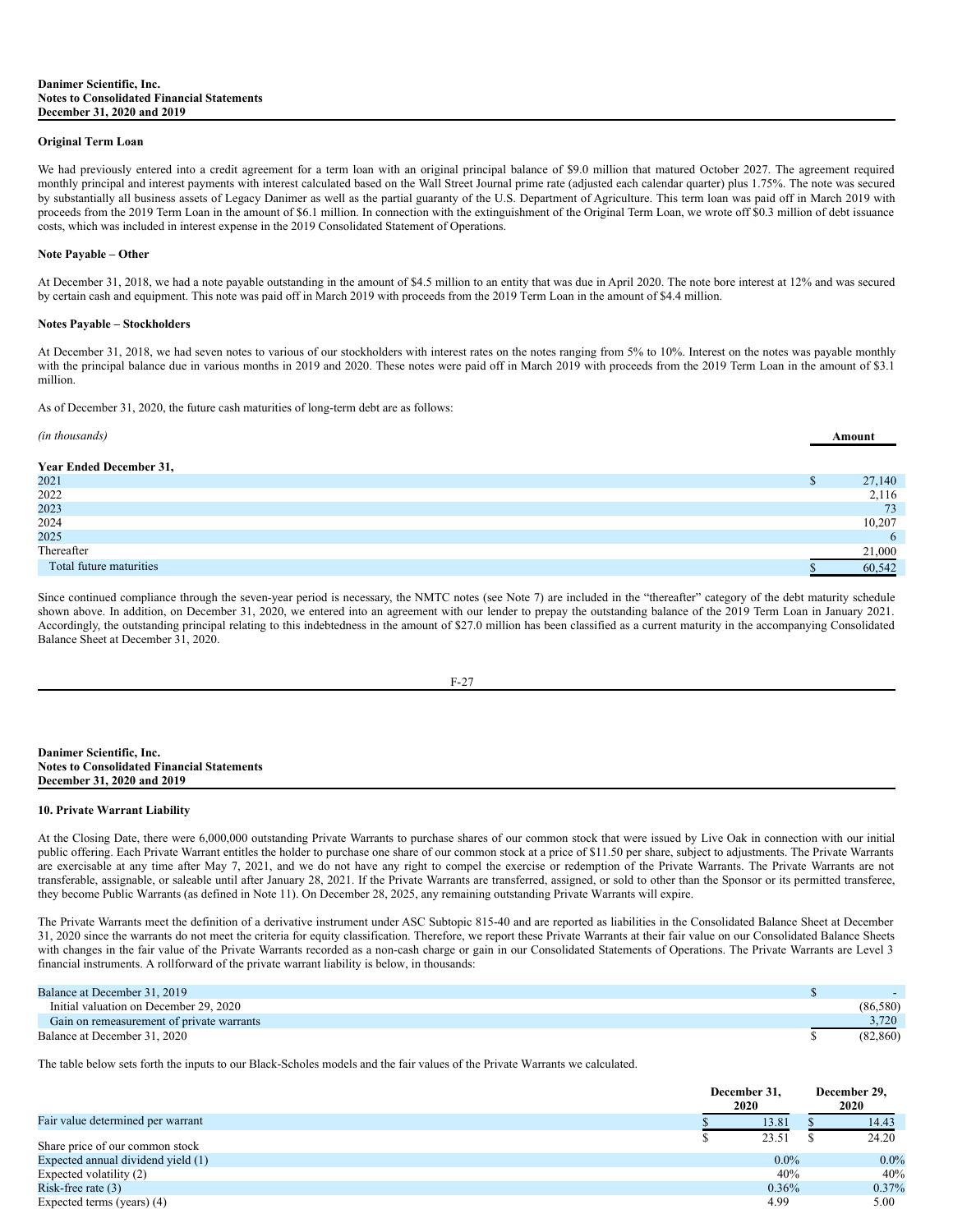### Original Term Loan

We had previously entered into a credit agreement for a term loan with an original principal balance of $9.0 million that matured October 2027. The agreement required monthly principal and interest payments with interest calculated based on the Wall Street Journal prime rate (adjusted each calendar quarter) plus 1.75%. The note was secured by substantially all business assets of Legacy Danimer as well as the partial guaranty of the U.S. Department of Agriculture. This term loan was paid off in March 2019 with proceeds from the 2019 Term Loan in the amount of $6.1 million. In connection with the extinguishment of the Original Term Loan, we wrote off $0.3 million of debt issuance costs, which was included in interest expense in the 2019 Consolidated Statement of Operations.

### Note Payable – Other

At December 31, 2018, we had a note payable outstanding in the amount of $4.5 million to an entity that was due in April 2020. The note bore interest at 12% and was secured by certain cash and equipment. This note was paid off in March 2019 with proceeds from the 2019 Term Loan in the amount of $4.4 million.

### Notes Payable – Stockholders

At December 31, 2018, we had seven notes to various of our stockholders with interest rates on the notes ranging from 5% to 10%. Interest on the notes was payable monthly with the principal balance due in various months in 2019 and 2020. These notes were paid off in March 2019 with proceeds from the 2019 Term Loan in the amount of $3.1 million.

As of December 31, 2020, the future cash maturities of long-term debt are as follows:

| *(in thousands)* | Amount |
|---|---|
| **Year Ended December 31,** | |
| 2021 | $ 27,140 |
| 2022 | 2,116 |
| 2023 | 73 |
| 2024 | 10,207 |
| 2025 | 6 |
| Thereafter | 21,000 |
| Total future maturities | $ 60,542 |

Since continued compliance through the seven-year period is necessary, the NMTC notes (see Note 7) are included in the "thereafter" category of the debt maturity schedule shown above. In addition, on December 31, 2020, we entered into an agreement with our lender to prepay the outstanding balance of the 2019 Term Loan in January 2021. Accordingly, the outstanding principal relating to this indebtedness in the amount of $27.0 million has been classified as a current maturity in the accompanying Consolidated Balance Sheet at December 31, 2020.

## 10. Private Warrant Liability

At the Closing Date, there were 6,000,000 outstanding Private Warrants to purchase shares of our common stock that were issued by Live Oak in connection with our initial public offering. Each Private Warrant entitles the holder to purchase one share of our common stock at a price of $11.50 per share, subject to adjustments. The Private Warrants are exercisable at any time after May 7, 2021, and we do not have any right to compel the exercise or redemption of the Private Warrants. The Private Warrants are not transferable, assignable, or saleable until after January 28, 2021. If the Private Warrants are transferred, assigned, or sold to other than the Sponsor or its permitted transferee, they become Public Warrants (as defined in Note 11). On December 28, 2025, any remaining outstanding Private Warrants will expire.

The Private Warrants meet the definition of a derivative instrument under ASC Subtopic 815-40 and are reported as liabilities in the Consolidated Balance Sheet at December 31, 2020 since the warrants do not meet the criteria for equity classification. Therefore, we report these Private Warrants at their fair value on our Consolidated Balance Sheets with changes in the fair value of the Private Warrants recorded as a non-cash charge or gain in our Consolidated Statements of Operations. The Private Warrants are Level 3 financial instruments. A rollforward of the private warrant liability is below, in thousands:

| | |
|---|---|
| Balance at December 31, 2019 | $ - |
| Initial valuation on December 29, 2020 | (86,580) |
| Gain on remeasurement of private warrants | 3,720 |
| Balance at December 31, 2020 | $ (82,860) |

The table below sets forth the inputs to our Black-Scholes models and the fair values of the Private Warrants we calculated.

| | December 31, 2020 | December 29, 2020 |
|---|---|---|
| Fair value determined per warrant | $ 13.81 | $ 14.43 |
| Share price of our common stock | $ 23.51 | $ 24.20 |
| Expected annual dividend yield (1) | 0.0% | 0.0% |
| Expected volatility (2) | 40% | 40% |
| Risk-free rate (3) | 0.36% | 0.37% |
| Expected terms (years) (4) | 4.99 | 5.00 |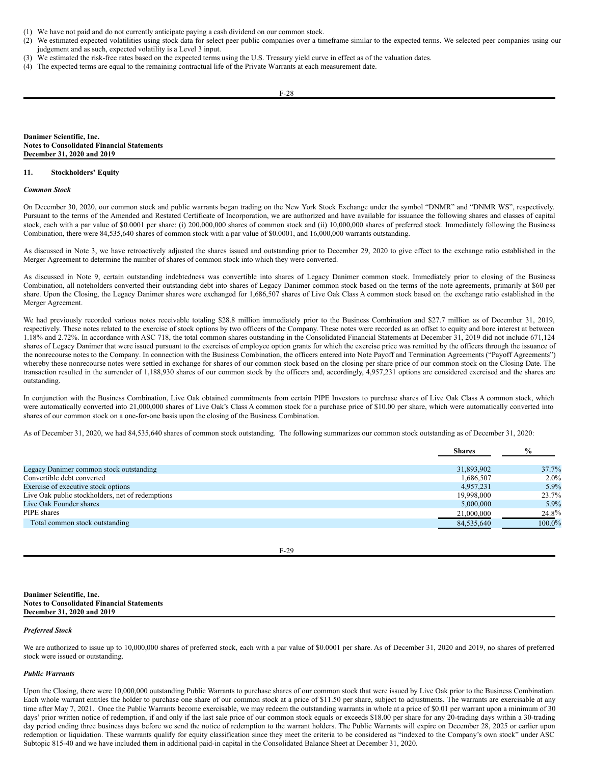(1) We have not paid and do not currently anticipate paying a cash dividend on our common stock.
(2) We estimated expected volatilities using stock data for select peer public companies over a timeframe similar to the expected terms. We selected peer companies using our judgement and as such, expected volatility is a Level 3 input.
(3) We estimated the risk-free rates based on the expected terms using the U.S. Treasury yield curve in effect as of the valuation dates.
(4) The expected terms are equal to the remaining contractual life of the Private Warrants at each measurement date.

## 11. Stockholders' Equity

### *Common Stock*

On December 30, 2020, our common stock and public warrants began trading on the New York Stock Exchange under the symbol "DNMR" and "DNMR WS", respectively. Pursuant to the terms of the Amended and Restated Certificate of Incorporation, we are authorized and have available for issuance the following shares and classes of capital stock, each with a par value of $0.0001 per share: (i) 200,000,000 shares of common stock and (ii) 10,000,000 shares of preferred stock. Immediately following the Business Combination, there were 84,535,640 shares of common stock with a par value of $0.0001, and 16,000,000 warrants outstanding.

As discussed in Note 3, we have retroactively adjusted the shares issued and outstanding prior to December 29, 2020 to give effect to the exchange ratio established in the Merger Agreement to determine the number of shares of common stock into which they were converted.

As discussed in Note 9, certain outstanding indebtedness was convertible into shares of Legacy Danimer common stock. Immediately prior to closing of the Business Combination, all noteholders converted their outstanding debt into shares of Legacy Danimer common stock based on the terms of the note agreements, primarily at $60 per share. Upon the Closing, the Legacy Danimer shares were exchanged for 1,686,507 shares of Live Oak Class A common stock based on the exchange ratio established in the Merger Agreement.

We had previously recorded various notes receivable totaling $28.8 million immediately prior to the Business Combination and $27.7 million as of December 31, 2019, respectively. These notes related to the exercise of stock options by two officers of the Company. These notes were recorded as an offset to equity and bore interest at between 1.18% and 2.72%. In accordance with ASC 718, the total common shares outstanding in the Consolidated Financial Statements at December 31, 2019 did not include 671,124 shares of Legacy Danimer that were issued pursuant to the exercises of employee option grants for which the exercise price was remitted by the officers through the issuance of the nonrecourse notes to the Company. In connection with the Business Combination, the officers entered into Note Payoff and Termination Agreements ("Payoff Agreements") whereby these nonrecourse notes were settled in exchange for shares of our common stock based on the closing per share price of our common stock on the Closing Date. The transaction resulted in the surrender of 1,188,930 shares of our common stock by the officers and, accordingly, 4,957,231 options are considered exercised and the shares are outstanding.

In conjunction with the Business Combination, Live Oak obtained commitments from certain PIPE Investors to purchase shares of Live Oak Class A common stock, which were automatically converted into 21,000,000 shares of Live Oak's Class A common stock for a purchase price of $10.00 per share, which were automatically converted into shares of our common stock on a one-for-one basis upon the closing of the Business Combination.

As of December 31, 2020, we had 84,535,640 shares of common stock outstanding. The following summarizes our common stock outstanding as of December 31, 2020:

| | Shares | % |
|---|---|---|
| Legacy Danimer common stock outstanding | 31,893,902 | 37.7% |
| Convertible debt converted | 1,686,507 | 2.0% |
| Exercise of executive stock options | 4,957,231 | 5.9% |
| Live Oak public stockholders, net of redemptions | 19,998,000 | 23.7% |
| Live Oak Founder shares | 5,000,000 | 5.9% |
| PIPE shares | 21,000,000 | 24.8% |
| Total common stock outstanding | 84,535,640 | 100.0% |

### *Preferred Stock*

We are authorized to issue up to 10,000,000 shares of preferred stock, each with a par value of $0.0001 per share. As of December 31, 2020 and 2019, no shares of preferred stock were issued or outstanding.

### *Public Warrants*

Upon the Closing, there were 10,000,000 outstanding Public Warrants to purchase shares of our common stock that were issued by Live Oak prior to the Business Combination. Each whole warrant entitles the holder to purchase one share of our common stock at a price of $11.50 per share, subject to adjustments. The warrants are exercisable at any time after May 7, 2021. Once the Public Warrants become exercisable, we may redeem the outstanding warrants in whole at a price of $0.01 per warrant upon a minimum of 30 days' prior written notice of redemption, if and only if the last sale price of our common stock equals or exceeds $18.00 per share for any 20-trading days within a 30-trading day period ending three business days before we send the notice of redemption to the warrant holders. The Public Warrants will expire on December 28, 2025 or earlier upon redemption or liquidation. These warrants qualify for equity classification since they meet the criteria to be considered as "indexed to the Company's own stock" under ASC Subtopic 815-40 and we have included them in additional paid-in capital in the Consolidated Balance Sheet at December 31, 2020.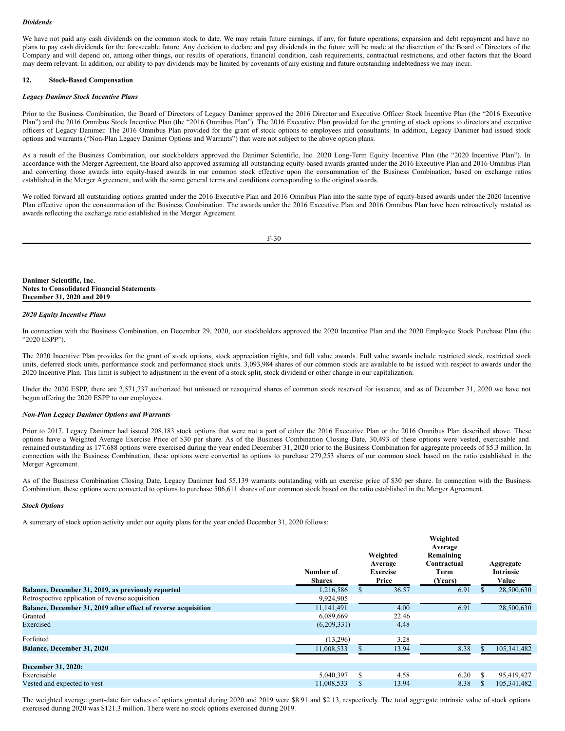*Dividends*

We have not paid any cash dividends on the common stock to date. We may retain future earnings, if any, for future operations, expansion and debt repayment and have no plans to pay cash dividends for the foreseeable future. Any decision to declare and pay dividends in the future will be made at the discretion of the Board of Directors of the Company and will depend on, among other things, our results of operations, financial condition, cash requirements, contractual restrictions, and other factors that the Board may deem relevant. In addition, our ability to pay dividends may be limited by covenants of any existing and future outstanding indebtedness we may incur.

## 12. Stock-Based Compensation

*Legacy Danimer Stock Incentive Plans*

Prior to the Business Combination, the Board of Directors of Legacy Danimer approved the 2016 Director and Executive Officer Stock Incentive Plan (the "2016 Executive Plan") and the 2016 Omnibus Stock Incentive Plan (the "2016 Omnibus Plan"). The 2016 Executive Plan provided for the granting of stock options to directors and executive officers of Legacy Danimer. The 2016 Omnibus Plan provided for the grant of stock options to employees and consultants. In addition, Legacy Danimer had issued stock options and warrants ("Non-Plan Legacy Danimer Options and Warrants") that were not subject to the above option plans.

As a result of the Business Combination, our stockholders approved the Danimer Scientific, Inc. 2020 Long-Term Equity Incentive Plan (the "2020 Incentive Plan"). In accordance with the Merger Agreement, the Board also approved assuming all outstanding equity-based awards granted under the 2016 Executive Plan and 2016 Omnibus Plan and converting those awards into equity-based awards in our common stock effective upon the consummation of the Business Combination, based on exchange ratios established in the Merger Agreement, and with the same general terms and conditions corresponding to the original awards.

We rolled forward all outstanding options granted under the 2016 Executive Plan and 2016 Omnibus Plan into the same type of equity-based awards under the 2020 Incentive Plan effective upon the consummation of the Business Combination. The awards under the 2016 Executive Plan and 2016 Omnibus Plan have been retroactively restated as awards reflecting the exchange ratio established in the Merger Agreement.

*2020 Equity Incentive Plans*

In connection with the Business Combination, on December 29, 2020, our stockholders approved the 2020 Incentive Plan and the 2020 Employee Stock Purchase Plan (the "2020 ESPP").

The 2020 Incentive Plan provides for the grant of stock options, stock appreciation rights, and full value awards. Full value awards include restricted stock, restricted stock units, deferred stock units, performance stock and performance stock units. 3,093,984 shares of our common stock are available to be issued with respect to awards under the 2020 Incentive Plan. This limit is subject to adjustment in the event of a stock split, stock dividend or other change in our capitalization.

Under the 2020 ESPP, there are 2,571,737 authorized but unissued or reacquired shares of common stock reserved for issuance, and as of December 31, 2020 we have not begun offering the 2020 ESPP to our employees.

*Non-Plan Legacy Danimer Options and Warrants*

Prior to 2017, Legacy Danimer had issued 208,183 stock options that were not a part of either the 2016 Executive Plan or the 2016 Omnibus Plan described above. These options have a Weighted Average Exercise Price of $30 per share. As of the Business Combination Closing Date, 30,493 of these options were vested, exercisable and remained outstanding as 177,688 options were exercised during the year ended December 31, 2020 prior to the Business Combination for aggregate proceeds of $5.3 million. In connection with the Business Combination, these options were converted to options to purchase 279,253 shares of our common stock based on the ratio established in the Merger Agreement.

As of the Business Combination Closing Date, Legacy Danimer had 55,139 warrants outstanding with an exercise price of $30 per share. In connection with the Business Combination, these options were converted to options to purchase 506,611 shares of our common stock based on the ratio established in the Merger Agreement.

*Stock Options*

A summary of stock option activity under our equity plans for the year ended December 31, 2020 follows:

| | Number of Shares | Weighted Average Exercise Price | Weighted Average Remaining Contractual Term (Years) | Aggregate Intrinsic Value |
|---|---|---|---|---|
| **Balance, December 31, 2019, as previously reported** | 1,216,586 | $ 36.57 | 6.91 | $ 28,500,630 |
| Retrospective application of reverse acquisition | 9,924,905 | | | |
| **Balance, December 31, 2019 after effect of reverse acquisition** | 11,141,491 | 4.00 | 6.91 | 28,500,630 |
| Granted | 6,089,669 | 22.46 | | |
| Exercised | (6,209,331) | 4.48 | | |
| Forfeited | (13,296) | 3.28 | | |
| **Balance, December 31, 2020** | 11,008,533 | $ 13.94 | 8.38 | $ 105,341,482 |
| **December 31, 2020:** | | | | |
| Exercisable | 5,040,397 | $ 4.58 | 6.20 | $ 95,419,427 |
| Vested and expected to vest | 11,008,533 | $ 13.94 | 8.38 | $ 105,341,482 |

The weighted average grant-date fair values of options granted during 2020 and 2019 were $8.91 and $2.13, respectively. The total aggregate intrinsic value of stock options exercised during 2020 was $121.3 million. There were no stock options exercised during 2019.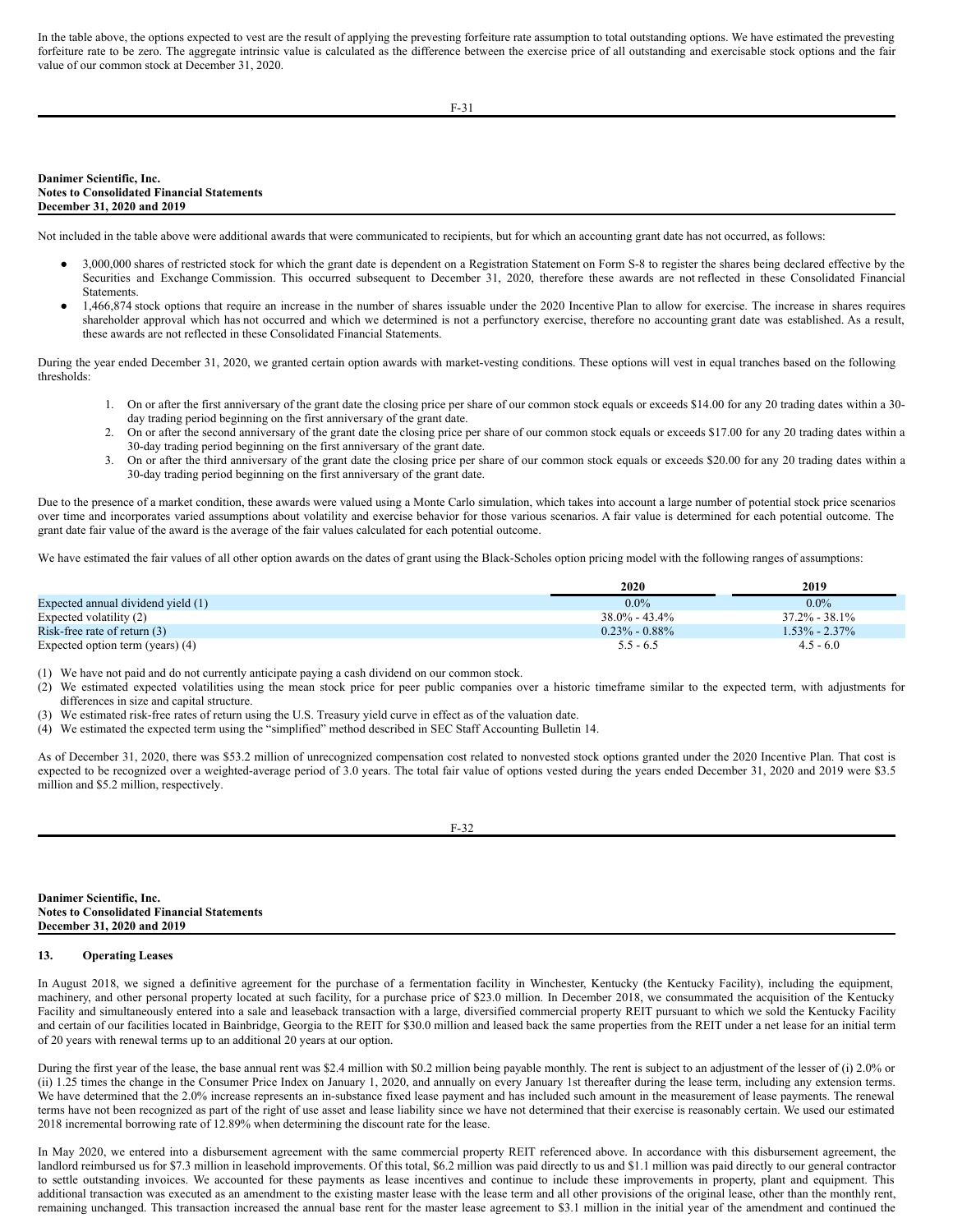In the table above, the options expected to vest are the result of applying the prevesting forfeiture rate assumption to total outstanding options. We have estimated the prevesting forfeiture rate to be zero. The aggregate intrinsic value is calculated as the difference between the exercise price of all outstanding and exercisable stock options and the fair value of our common stock at December 31, 2020.

Not included in the table above were additional awards that were communicated to recipients, but for which an accounting grant date has not occurred, as follows:

- 3,000,000 shares of restricted stock for which the grant date is dependent on a Registration Statement on Form S-8 to register the shares being declared effective by the Securities and Exchange Commission. This occurred subsequent to December 31, 2020, therefore these awards are not reflected in these Consolidated Financial Statements.
- 1,466,874 stock options that require an increase in the number of shares issuable under the 2020 Incentive Plan to allow for exercise. The increase in shares requires shareholder approval which has not occurred and which we determined is not a perfunctory exercise, therefore no accounting grant date was established. As a result, these awards are not reflected in these Consolidated Financial Statements.

During the year ended December 31, 2020, we granted certain option awards with market-vesting conditions. These options will vest in equal tranches based on the following thresholds:

1. On or after the first anniversary of the grant date the closing price per share of our common stock equals or exceeds $14.00 for any 20 trading dates within a 30-day trading period beginning on the first anniversary of the grant date.
2. On or after the second anniversary of the grant date the closing price per share of our common stock equals or exceeds $17.00 for any 20 trading dates within a 30-day trading period beginning on the first anniversary of the grant date.
3. On or after the third anniversary of the grant date the closing price per share of our common stock equals or exceeds $20.00 for any 20 trading dates within a 30-day trading period beginning on the first anniversary of the grant date.

Due to the presence of a market condition, these awards were valued using a Monte Carlo simulation, which takes into account a large number of potential stock price scenarios over time and incorporates varied assumptions about volatility and exercise behavior for those various scenarios. A fair value is determined for each potential outcome. The grant date fair value of the award is the average of the fair values calculated for each potential outcome.

We have estimated the fair values of all other option awards on the dates of grant using the Black-Scholes option pricing model with the following ranges of assumptions:

| | 2020 | 2019 |
|---|---|---|
| Expected annual dividend yield (1) | 0.0% | 0.0% |
| Expected volatility (2) | 38.0% - 43.4% | 37.2% - 38.1% |
| Risk-free rate of return (3) | 0.23% - 0.88% | 1.53% - 2.37% |
| Expected option term (years) (4) | 5.5 - 6.5 | 4.5 - 6.0 |

(1) We have not paid and do not currently anticipate paying a cash dividend on our common stock.
(2) We estimated expected volatilities using the mean stock price for peer public companies over a historic timeframe similar to the expected term, with adjustments for differences in size and capital structure.
(3) We estimated risk-free rates of return using the U.S. Treasury yield curve in effect as of the valuation date.
(4) We estimated the expected term using the "simplified" method described in SEC Staff Accounting Bulletin 14.

As of December 31, 2020, there was $53.2 million of unrecognized compensation cost related to nonvested stock options granted under the 2020 Incentive Plan. That cost is expected to be recognized over a weighted-average period of 3.0 years. The total fair value of options vested during the years ended December 31, 2020 and 2019 were $3.5 million and $5.2 million, respectively.

## 13. Operating Leases

In August 2018, we signed a definitive agreement for the purchase of a fermentation facility in Winchester, Kentucky (the Kentucky Facility), including the equipment, machinery, and other personal property located at such facility, for a purchase price of $23.0 million. In December 2018, we consummated the acquisition of the Kentucky Facility and simultaneously entered into a sale and leaseback transaction with a large, diversified commercial property REIT pursuant to which we sold the Kentucky Facility and certain of our facilities located in Bainbridge, Georgia to the REIT for $30.0 million and leased back the same properties from the REIT under a net lease for an initial term of 20 years with renewal terms up to an additional 20 years at our option.

During the first year of the lease, the base annual rent was $2.4 million with $0.2 million being payable monthly. The rent is subject to an adjustment of the lesser of (i) 2.0% or (ii) 1.25 times the change in the Consumer Price Index on January 1, 2020, and annually on every January 1st thereafter during the lease term, including any extension terms. We have determined that the 2.0% increase represents an in-substance fixed lease payment and has included such amount in the measurement of lease payments. The renewal terms have not been recognized as part of the right of use asset and lease liability since we have not determined that their exercise is reasonably certain. We used our estimated 2018 incremental borrowing rate of 12.89% when determining the discount rate for the lease.

In May 2020, we entered into a disbursement agreement with the same commercial property REIT referenced above. In accordance with this disbursement agreement, the landlord reimbursed us for $7.3 million in leasehold improvements. Of this total, $6.2 million was paid directly to us and $1.1 million was paid directly to our general contractor to settle outstanding invoices. We accounted for these payments as lease incentives and continue to include these improvements in property, plant and equipment. This additional transaction was executed as an amendment to the existing master lease with the lease term and all other provisions of the original lease, other than the monthly rent, remaining unchanged. This transaction increased the annual base rent for the master lease agreement to $3.1 million in the initial year of the amendment and continued the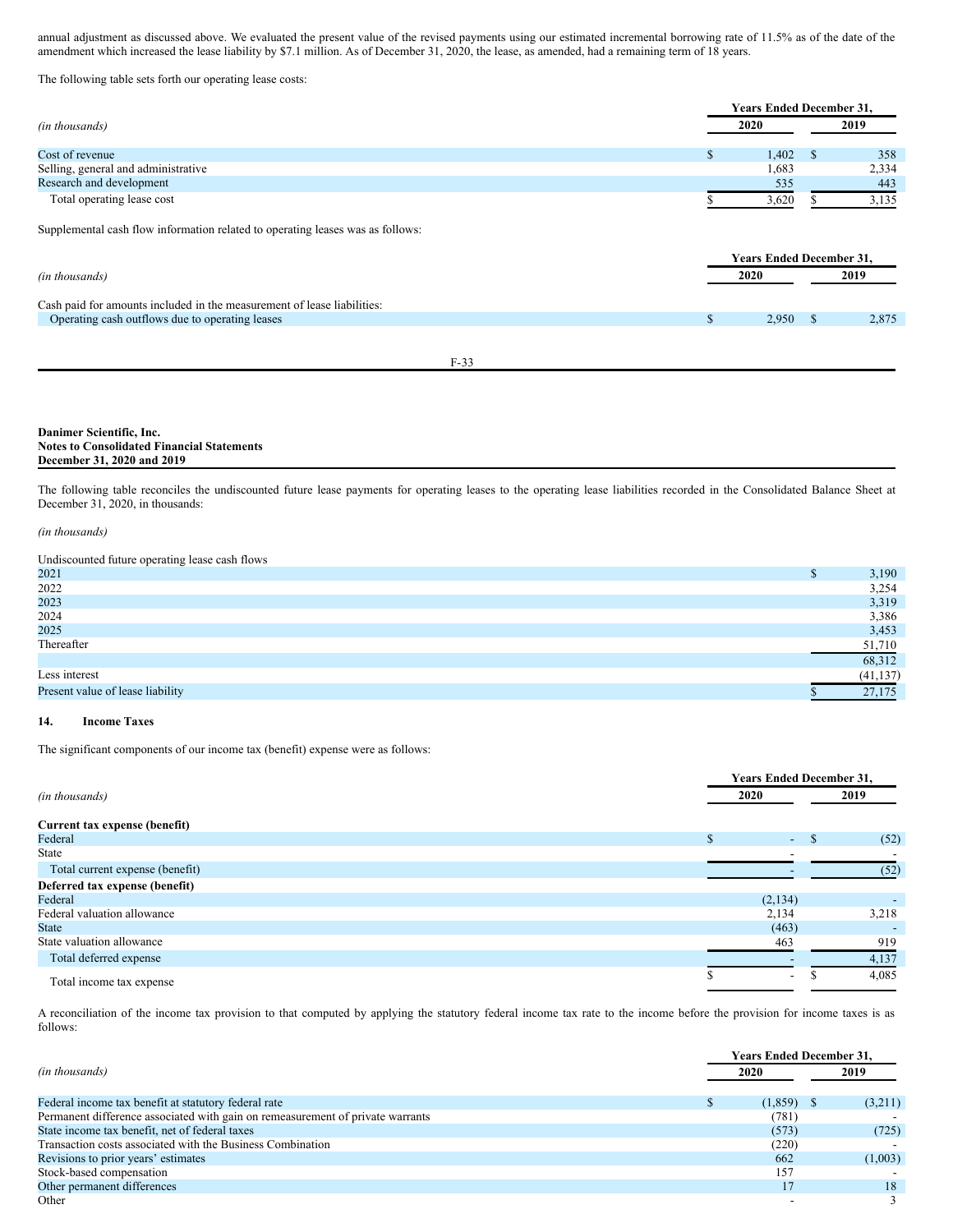annual adjustment as discussed above. We evaluated the present value of the revised payments using our estimated incremental borrowing rate of 11.5% as of the date of the amendment which increased the lease liability by $7.1 million. As of December 31, 2020, the lease, as amended, had a remaining term of 18 years.

The following table sets forth our operating lease costs:

| *(in thousands)* | Years Ended December 31, 2020 | 2019 |
|---|---|---|
| Cost of revenue | $ 1,402 | $ 358 |
| Selling, general and administrative | 1,683 | 2,334 |
| Research and development | 535 | 443 |
| Total operating lease cost | $ 3,620 | $ 3,135 |

Supplemental cash flow information related to operating leases was as follows:

| *(in thousands)* | Years Ended December 31, 2020 | 2019 |
|---|---|---|
| Cash paid for amounts included in the measurement of lease liabilities: | | |
| Operating cash outflows due to operating leases | $ 2,950 | $ 2,875 |

**Danimer Scientific, Inc.**
**Notes to Consolidated Financial Statements**
**December 31, 2020 and 2019**

The following table reconciles the undiscounted future lease payments for operating leases to the operating lease liabilities recorded in the Consolidated Balance Sheet at December 31, 2020, in thousands:

*(in thousands)*

| Undiscounted future operating lease cash flows | |
|---|---|
| 2021 | $ 3,190 |
| 2022 | 3,254 |
| 2023 | 3,319 |
| 2024 | 3,386 |
| 2025 | 3,453 |
| Thereafter | 51,710 |
| | 68,312 |
| Less interest | (41,137) |
| Present value of lease liability | $ 27,175 |

## 14. Income Taxes

The significant components of our income tax (benefit) expense were as follows:

| *(in thousands)* | Years Ended December 31, 2020 | 2019 |
|---|---|---|
| **Current tax expense (benefit)** | | |
| Federal | $ - | $ (52) |
| State | - | - |
| Total current expense (benefit) | - | (52) |
| **Deferred tax expense (benefit)** | | |
| Federal | (2,134) | - |
| Federal valuation allowance | 2,134 | 3,218 |
| State | (463) | - |
| State valuation allowance | 463 | 919 |
| Total deferred expense | - | 4,137 |
| Total income tax expense | $ - | $ 4,085 |

A reconciliation of the income tax provision to that computed by applying the statutory federal income tax rate to the income before the provision for income taxes is as follows:

| *(in thousands)* | Years Ended December 31, 2020 | 2019 |
|---|---|---|
| Federal income tax benefit at statutory federal rate | $ (1,859) | $ (3,211) |
| Permanent difference associated with gain on remeasurement of private warrants | (781) | - |
| State income tax benefit, net of federal taxes | (573) | (725) |
| Transaction costs associated with the Business Combination | (220) | - |
| Revisions to prior years' estimates | 662 | (1,003) |
| Stock-based compensation | 157 | - |
| Other permanent differences | 17 | 18 |
| Other | - | 3 |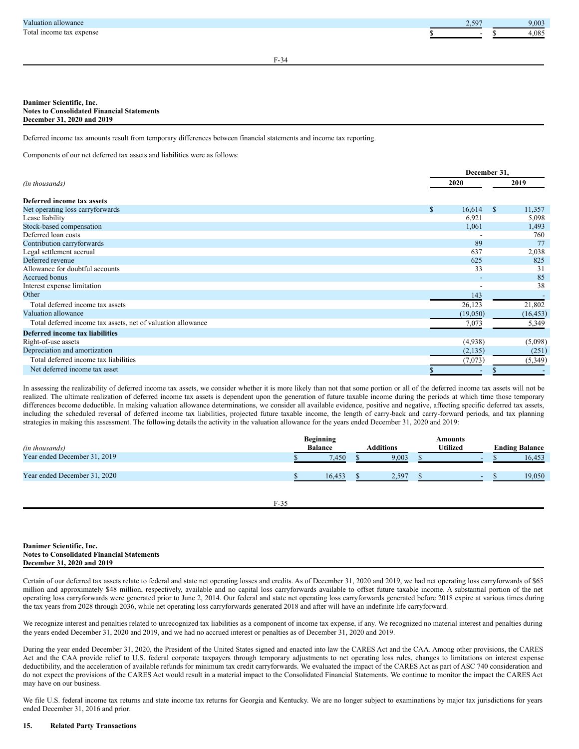| | | |
|---|---|---|
| Valuation allowance | 2,597 | 9,003 |
| Total income tax expense | $ - | $ 4,085 |

**Danimer Scientific, Inc.**
**Notes to Consolidated Financial Statements**
**December 31, 2020 and 2019**

Deferred income tax amounts result from temporary differences between financial statements and income tax reporting.

Components of our net deferred tax assets and liabilities were as follows:

| *(in thousands)* | December 31, 2020 | December 31, 2019 |
|---|---|---|
| **Deferred income tax assets** | | |
| Net operating loss carryforwards | $ 16,614 | $ 11,357 |
| Lease liability | 6,921 | 5,098 |
| Stock-based compensation | 1,061 | 1,493 |
| Deferred loan costs | - | 760 |
| Contribution carryforwards | 89 | 77 |
| Legal settlement accrual | 637 | 2,038 |
| Deferred revenue | 625 | 825 |
| Allowance for doubtful accounts | 33 | 31 |
| Accrued bonus | - | 85 |
| Interest expense limitation | - | 38 |
| Other | 143 | - |
| Total deferred income tax assets | 26,123 | 21,802 |
| Valuation allowance | (19,050) | (16,453) |
| Total deferred income tax assets, net of valuation allowance | 7,073 | 5,349 |
| **Deferred income tax liabilities** | | |
| Right-of-use assets | (4,938) | (5,098) |
| Depreciation and amortization | (2,135) | (251) |
| Total deferred income tax liabilities | (7,073) | (5,349) |
| Net deferred income tax asset | $ - | $ - |

In assessing the realizability of deferred income tax assets, we consider whether it is more likely than not that some portion or all of the deferred income tax assets will not be realized. The ultimate realization of deferred income tax assets is dependent upon the generation of future taxable income during the periods at which time those temporary differences become deductible. In making valuation allowance determinations, we consider all available evidence, positive and negative, affecting specific deferred tax assets, including the scheduled reversal of deferred income tax liabilities, projected future taxable income, the length of carry-back and carry-forward periods, and tax planning strategies in making this assessment. The following details the activity in the valuation allowance for the years ended December 31, 2020 and 2019:

| *(in thousands)* | Beginning Balance | Additions | Amounts Utilized | Ending Balance |
|---|---|---|---|---|
| Year ended December 31, 2019 | $ 7,450 | $ 9,003 | $ - | $ 16,453 |
| Year ended December 31, 2020 | $ 16,453 | $ 2,597 | $ - | $ 19,050 |

Certain of our deferred tax assets relate to federal and state net operating losses and credits. As of December 31, 2020 and 2019, we had net operating loss carryforwards of $65 million and approximately $48 million, respectively, available and no capital loss carryforwards available to offset future taxable income. A substantial portion of the net operating loss carryforwards were generated prior to June 2, 2014. Our federal and state net operating loss carryforwards generated before 2018 expire at various times during the tax years from 2028 through 2036, while net operating loss carryforwards generated 2018 and after will have an indefinite life carryforward.

We recognize interest and penalties related to unrecognized tax liabilities as a component of income tax expense, if any. We recognized no material interest and penalties during the years ended December 31, 2020 and 2019, and we had no accrued interest or penalties as of December 31, 2020 and 2019.

During the year ended December 31, 2020, the President of the United States signed and enacted into law the CARES Act and the CAA. Among other provisions, the CARES Act and the CAA provide relief to U.S. federal corporate taxpayers through temporary adjustments to net operating loss rules, changes to limitations on interest expense deductibility, and the acceleration of available refunds for minimum tax credit carryforwards. We evaluated the impact of the CARES Act as part of ASC 740 consideration and do not expect the provisions of the CARES Act would result in a material impact to the Consolidated Financial Statements. We continue to monitor the impact the CARES Act may have on our business.

We file U.S. federal income tax returns and state income tax returns for Georgia and Kentucky. We are no longer subject to examinations by major tax jurisdictions for years ended December 31, 2016 and prior.

## 15. Related Party Transactions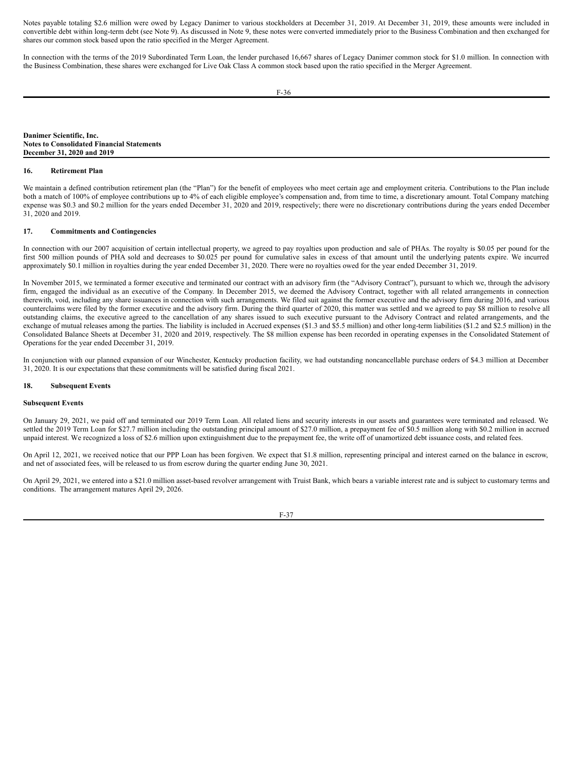Notes payable totaling $2.6 million were owed by Legacy Danimer to various stockholders at December 31, 2019. At December 31, 2019, these amounts were included in convertible debt within long-term debt (see Note 9). As discussed in Note 9, these notes were converted immediately prior to the Business Combination and then exchanged for shares our common stock based upon the ratio specified in the Merger Agreement.

In connection with the terms of the 2019 Subordinated Term Loan, the lender purchased 16,667 shares of Legacy Danimer common stock for $1.0 million. In connection with the Business Combination, these shares were exchanged for Live Oak Class A common stock based upon the ratio specified in the Merger Agreement.

## 16. Retirement Plan

We maintain a defined contribution retirement plan (the "Plan") for the benefit of employees who meet certain age and employment criteria. Contributions to the Plan include both a match of 100% of employee contributions up to 4% of each eligible employee's compensation and, from time to time, a discretionary amount. Total Company matching expense was $0.3 and $0.2 million for the years ended December 31, 2020 and 2019, respectively; there were no discretionary contributions during the years ended December 31, 2020 and 2019.

## 17. Commitments and Contingencies

In connection with our 2007 acquisition of certain intellectual property, we agreed to pay royalties upon production and sale of PHAs. The royalty is $0.05 per pound for the first 500 million pounds of PHA sold and decreases to $0.025 per pound for cumulative sales in excess of that amount until the underlying patents expire. We incurred approximately $0.1 million in royalties during the year ended December 31, 2020. There were no royalties owed for the year ended December 31, 2019.

In November 2015, we terminated a former executive and terminated our contract with an advisory firm (the "Advisory Contract"), pursuant to which we, through the advisory firm, engaged the individual as an executive of the Company. In December 2015, we deemed the Advisory Contract, together with all related arrangements in connection therewith, void, including any share issuances in connection with such arrangements. We filed suit against the former executive and the advisory firm during 2016, and various counterclaims were filed by the former executive and the advisory firm. During the third quarter of 2020, this matter was settled and we agreed to pay $8 million to resolve all outstanding claims, the executive agreed to the cancellation of any shares issued to such executive pursuant to the Advisory Contract and related arrangements, and the exchange of mutual releases among the parties. The liability is included in Accrued expenses ($1.3 and $5.5 million) and other long-term liabilities ($1.2 and $2.5 million) in the Consolidated Balance Sheets at December 31, 2020 and 2019, respectively. The $8 million expense has been recorded in operating expenses in the Consolidated Statement of Operations for the year ended December 31, 2019.

In conjunction with our planned expansion of our Winchester, Kentucky production facility, we had outstanding noncancellable purchase orders of $4.3 million at December 31, 2020. It is our expectations that these commitments will be satisfied during fiscal 2021.

## 18. Subsequent Events

**Subsequent Events**

On January 29, 2021, we paid off and terminated our 2019 Term Loan. All related liens and security interests in our assets and guarantees were terminated and released. We settled the 2019 Term Loan for $27.7 million including the outstanding principal amount of $27.0 million, a prepayment fee of $0.5 million along with $0.2 million in accrued unpaid interest. We recognized a loss of $2.6 million upon extinguishment due to the prepayment fee, the write off of unamortized debt issuance costs, and related fees.

On April 12, 2021, we received notice that our PPP Loan has been forgiven. We expect that $1.8 million, representing principal and interest earned on the balance in escrow, and net of associated fees, will be released to us from escrow during the quarter ending June 30, 2021.

On April 29, 2021, we entered into a $21.0 million asset-based revolver arrangement with Truist Bank, which bears a variable interest rate and is subject to customary terms and conditions. The arrangement matures April 29, 2026.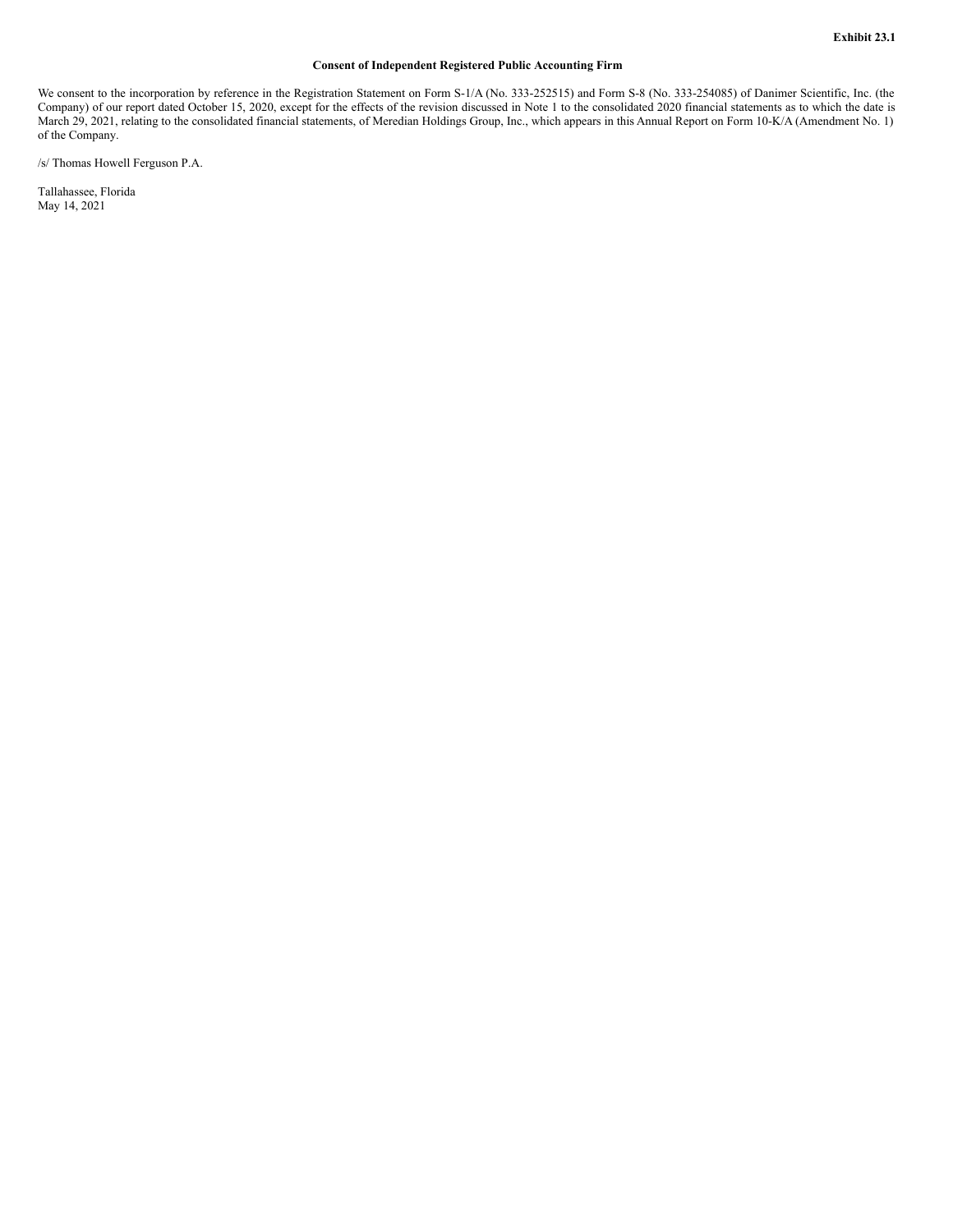**Exhibit 23.1**

**Consent of Independent Registered Public Accounting Firm**

We consent to the incorporation by reference in the Registration Statement on Form S-1/A (No. 333-252515) and Form S-8 (No. 333-254085) of Danimer Scientific, Inc. (the Company) of our report dated October 15, 2020, except for the effects of the revision discussed in Note 1 to the consolidated 2020 financial statements as to which the date is March 29, 2021, relating to the consolidated financial statements, of Meredian Holdings Group, Inc., which appears in this Annual Report on Form 10-K/A (Amendment No. 1) of the Company.

/s/ Thomas Howell Ferguson P.A.

Tallahassee, Florida
May 14, 2021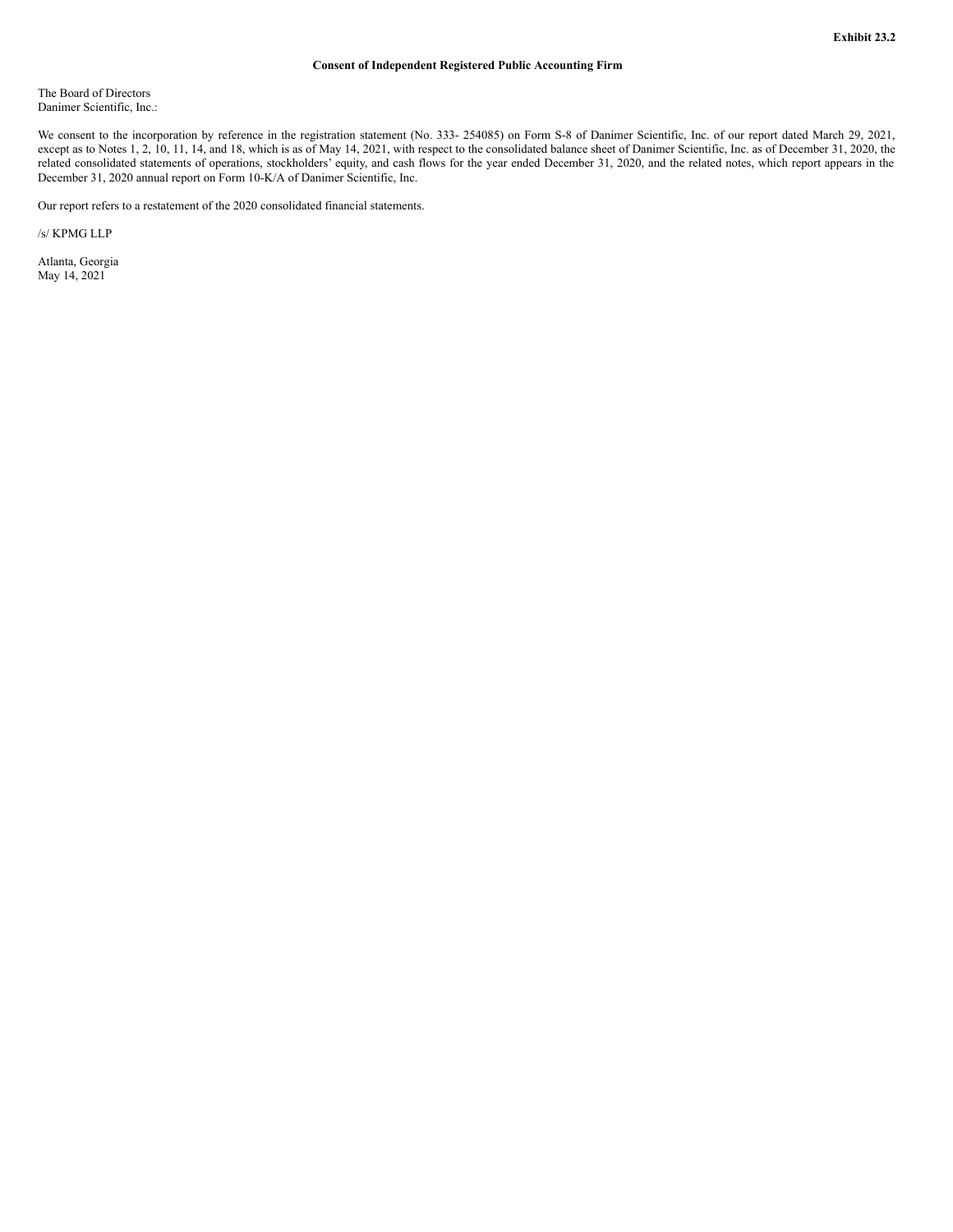**Exhibit 23.2**

**Consent of Independent Registered Public Accounting Firm**

The Board of Directors
Danimer Scientific, Inc.:

We consent to the incorporation by reference in the registration statement (No. 333- 254085) on Form S-8 of Danimer Scientific, Inc. of our report dated March 29, 2021, except as to Notes 1, 2, 10, 11, 14, and 18, which is as of May 14, 2021, with respect to the consolidated balance sheet of Danimer Scientific, Inc. as of December 31, 2020, the related consolidated statements of operations, stockholders' equity, and cash flows for the year ended December 31, 2020, and the related notes, which report appears in the December 31, 2020 annual report on Form 10-K/A of Danimer Scientific, Inc.

Our report refers to a restatement of the 2020 consolidated financial statements.

/s/ KPMG LLP

Atlanta, Georgia
May 14, 2021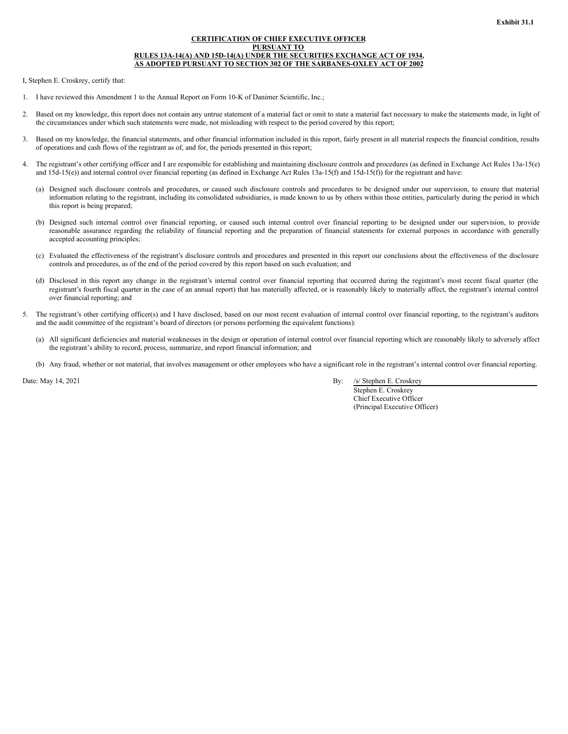**Exhibit 31.1**

**CERTIFICATION OF CHIEF EXECUTIVE OFFICER**
**PURSUANT TO**
**RULES 13A-14(A) AND 15D-14(A) UNDER THE SECURITIES EXCHANGE ACT OF 1934,**
**AS ADOPTED PURSUANT TO SECTION 302 OF THE SARBANES-OXLEY ACT OF 2002**

I, Stephen E. Croskrey, certify that:

1. I have reviewed this Amendment 1 to the Annual Report on Form 10-K of Danimer Scientific, Inc.;

2. Based on my knowledge, this report does not contain any untrue statement of a material fact or omit to state a material fact necessary to make the statements made, in light of the circumstances under which such statements were made, not misleading with respect to the period covered by this report;

3. Based on my knowledge, the financial statements, and other financial information included in this report, fairly present in all material respects the financial condition, results of operations and cash flows of the registrant as of, and for, the periods presented in this report;

4. The registrant's other certifying officer and I are responsible for establishing and maintaining disclosure controls and procedures (as defined in Exchange Act Rules 13a-15(e) and 15d-15(e)) and internal control over financial reporting (as defined in Exchange Act Rules 13a-15(f) and 15d-15(f)) for the registrant and have:

   (a) Designed such disclosure controls and procedures, or caused such disclosure controls and procedures to be designed under our supervision, to ensure that material information relating to the registrant, including its consolidated subsidiaries, is made known to us by others within those entities, particularly during the period in which this report is being prepared;

   (b) Designed such internal control over financial reporting, or caused such internal control over financial reporting to be designed under our supervision, to provide reasonable assurance regarding the reliability of financial reporting and the preparation of financial statements for external purposes in accordance with generally accepted accounting principles;

   (c) Evaluated the effectiveness of the registrant's disclosure controls and procedures and presented in this report our conclusions about the effectiveness of the disclosure controls and procedures, as of the end of the period covered by this report based on such evaluation; and

   (d) Disclosed in this report any change in the registrant's internal control over financial reporting that occurred during the registrant's most recent fiscal quarter (the registrant's fourth fiscal quarter in the case of an annual report) that has materially affected, or is reasonably likely to materially affect, the registrant's internal control over financial reporting; and

5. The registrant's other certifying officer(s) and I have disclosed, based on our most recent evaluation of internal control over financial reporting, to the registrant's auditors and the audit committee of the registrant's board of directors (or persons performing the equivalent functions):

   (a) All significant deficiencies and material weaknesses in the design or operation of internal control over financial reporting which are reasonably likely to adversely affect the registrant's ability to record, process, summarize, and report financial information; and

   (b) Any fraud, whether or not material, that involves management or other employees who have a significant role in the registrant's internal control over financial reporting.

Date: May 14, 2021

By: /s/ Stephen E. Croskrey
Stephen E. Croskrey
Chief Executive Officer
(Principal Executive Officer)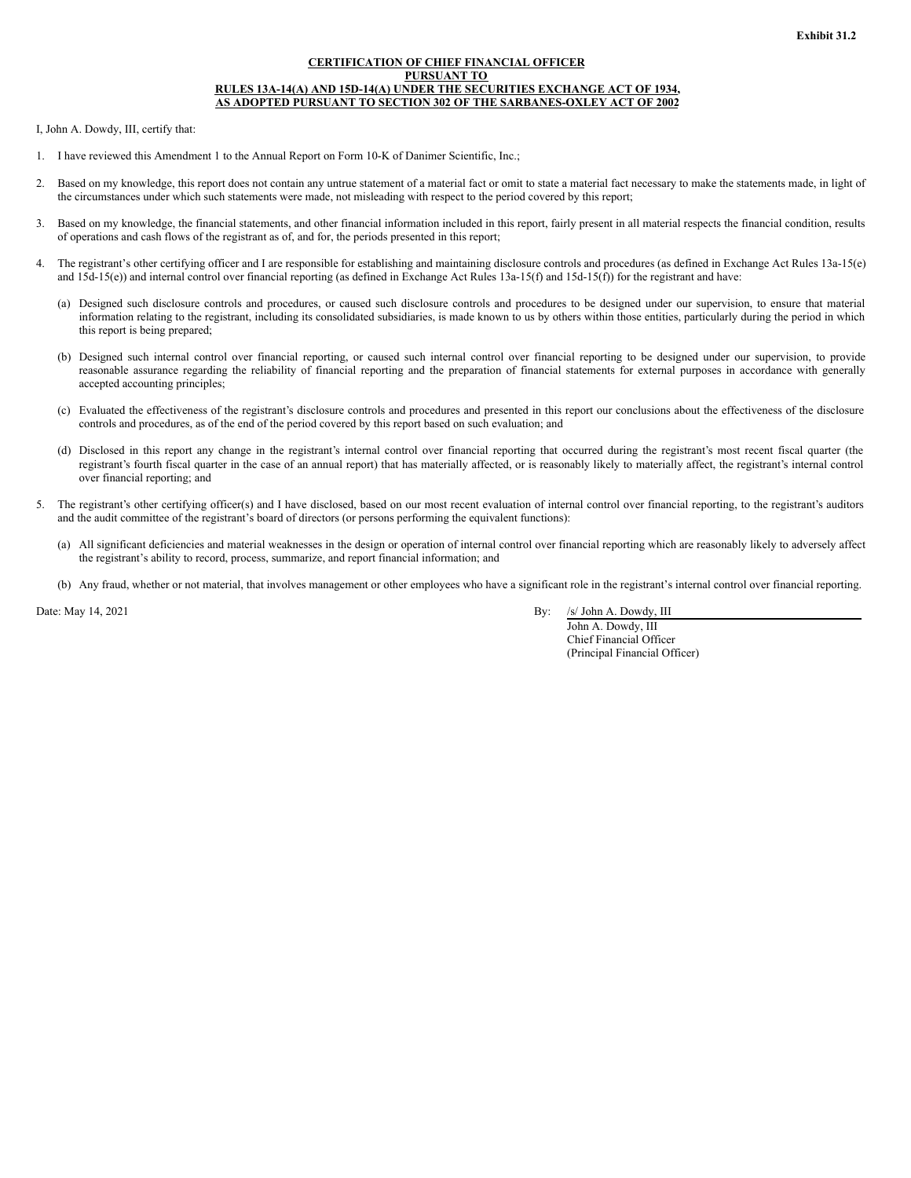Exhibit 31.2

**CERTIFICATION OF CHIEF FINANCIAL OFFICER**
**PURSUANT TO**
**RULES 13A-14(A) AND 15D-14(A) UNDER THE SECURITIES EXCHANGE ACT OF 1934,**
**AS ADOPTED PURSUANT TO SECTION 302 OF THE SARBANES-OXLEY ACT OF 2002**

I, John A. Dowdy, III, certify that:

1. I have reviewed this Amendment 1 to the Annual Report on Form 10-K of Danimer Scientific, Inc.;

2. Based on my knowledge, this report does not contain any untrue statement of a material fact or omit to state a material fact necessary to make the statements made, in light of the circumstances under which such statements were made, not misleading with respect to the period covered by this report;

3. Based on my knowledge, the financial statements, and other financial information included in this report, fairly present in all material respects the financial condition, results of operations and cash flows of the registrant as of, and for, the periods presented in this report;

4. The registrant's other certifying officer and I are responsible for establishing and maintaining disclosure controls and procedures (as defined in Exchange Act Rules 13a-15(e) and 15d-15(e)) and internal control over financial reporting (as defined in Exchange Act Rules 13a-15(f) and 15d-15(f)) for the registrant and have:

   (a) Designed such disclosure controls and procedures, or caused such disclosure controls and procedures to be designed under our supervision, to ensure that material information relating to the registrant, including its consolidated subsidiaries, is made known to us by others within those entities, particularly during the period in which this report is being prepared;

   (b) Designed such internal control over financial reporting, or caused such internal control over financial reporting to be designed under our supervision, to provide reasonable assurance regarding the reliability of financial reporting and the preparation of financial statements for external purposes in accordance with generally accepted accounting principles;

   (c) Evaluated the effectiveness of the registrant's disclosure controls and procedures and presented in this report our conclusions about the effectiveness of the disclosure controls and procedures, as of the end of the period covered by this report based on such evaluation; and

   (d) Disclosed in this report any change in the registrant's internal control over financial reporting that occurred during the registrant's most recent fiscal quarter (the registrant's fourth fiscal quarter in the case of an annual report) that has materially affected, or is reasonably likely to materially affect, the registrant's internal control over financial reporting; and

5. The registrant's other certifying officer(s) and I have disclosed, based on our most recent evaluation of internal control over financial reporting, to the registrant's auditors and the audit committee of the registrant's board of directors (or persons performing the equivalent functions):

   (a) All significant deficiencies and material weaknesses in the design or operation of internal control over financial reporting which are reasonably likely to adversely affect the registrant's ability to record, process, summarize, and report financial information; and

   (b) Any fraud, whether or not material, that involves management or other employees who have a significant role in the registrant's internal control over financial reporting.

Date: May 14, 2021

By: /s/ John A. Dowdy, III
John A. Dowdy, III
Chief Financial Officer
(Principal Financial Officer)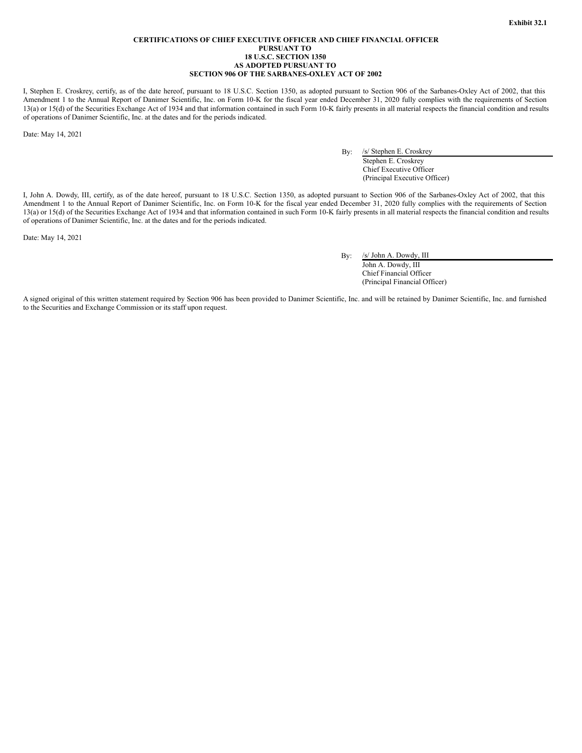**Exhibit 32.1**

**CERTIFICATIONS OF CHIEF EXECUTIVE OFFICER AND CHIEF FINANCIAL OFFICER PURSUANT TO 18 U.S.C. SECTION 1350 AS ADOPTED PURSUANT TO SECTION 906 OF THE SARBANES-OXLEY ACT OF 2002**

I, Stephen E. Croskrey, certify, as of the date hereof, pursuant to 18 U.S.C. Section 1350, as adopted pursuant to Section 906 of the Sarbanes-Oxley Act of 2002, that this Amendment 1 to the Annual Report of Danimer Scientific, Inc. on Form 10-K for the fiscal year ended December 31, 2020 fully complies with the requirements of Section 13(a) or 15(d) of the Securities Exchange Act of 1934 and that information contained in such Form 10-K fairly presents in all material respects the financial condition and results of operations of Danimer Scientific, Inc. at the dates and for the periods indicated.

Date: May 14, 2021

By: /s/ Stephen E. Croskrey
Stephen E. Croskrey
Chief Executive Officer
(Principal Executive Officer)

I, John A. Dowdy, III, certify, as of the date hereof, pursuant to 18 U.S.C. Section 1350, as adopted pursuant to Section 906 of the Sarbanes-Oxley Act of 2002, that this Amendment 1 to the Annual Report of Danimer Scientific, Inc. on Form 10-K for the fiscal year ended December 31, 2020 fully complies with the requirements of Section 13(a) or 15(d) of the Securities Exchange Act of 1934 and that information contained in such Form 10-K fairly presents in all material respects the financial condition and results of operations of Danimer Scientific, Inc. at the dates and for the periods indicated.

Date: May 14, 2021

By: /s/ John A. Dowdy, III
John A. Dowdy, III
Chief Financial Officer
(Principal Financial Officer)

A signed original of this written statement required by Section 906 has been provided to Danimer Scientific, Inc. and will be retained by Danimer Scientific, Inc. and furnished to the Securities and Exchange Commission or its staff upon request.